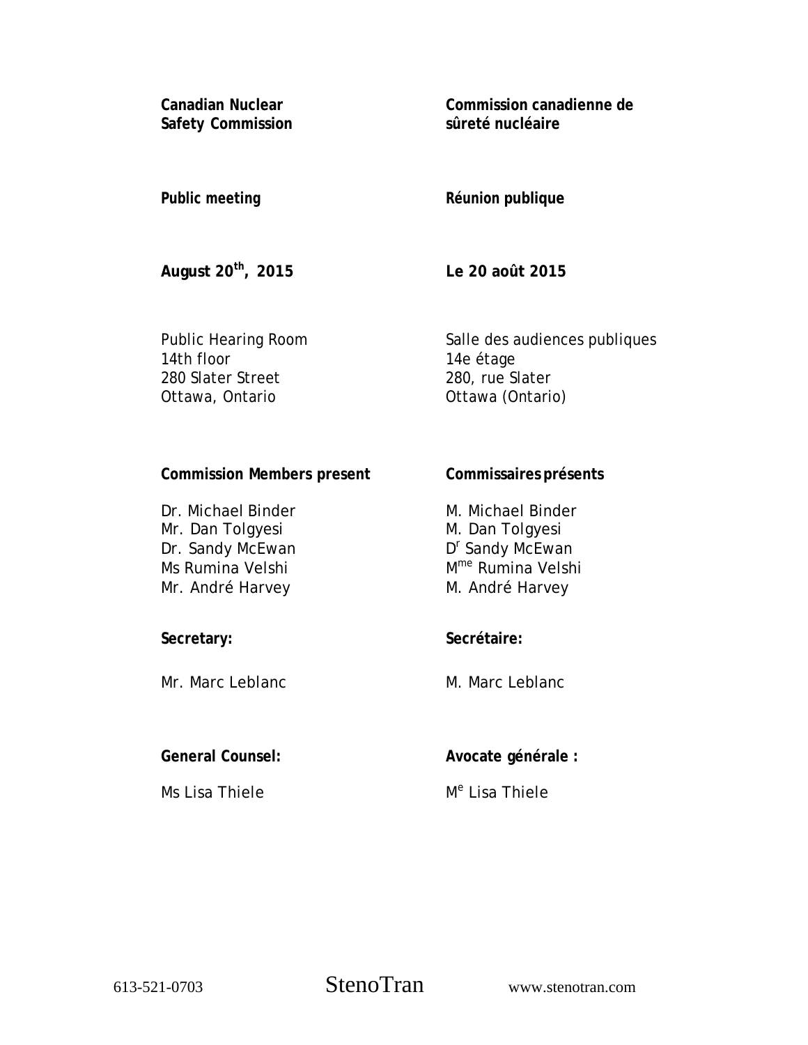**Canadian Nuclear Safety Commission**

**Commission canadienne de sûreté nucléaire**

**Public meeting**

**Réunion publique**

**August 20th, 2015**

**Le 20 août 2015**

Public Hearing Room
14th floor
280 Slater Street
Ottawa, Ontario

Salle des audiences publiques
14e étage
280, rue Slater
Ottawa (Ontario)

**Commission Members present**

Dr. Michael Binder
Mr. Dan Tolgyesi
Dr. Sandy McEwan
Ms Rumina Velshi
Mr. André Harvey

**Commissaires présents**

M. Michael Binder
M. Dan Tolgyesi
Dr Sandy McEwan
Mme Rumina Velshi
M. André Harvey

**Secretary:**

Mr. Marc Leblanc

**Secrétaire:**

M. Marc Leblanc

**General Counsel:**

Ms Lisa Thiele

**Avocate générale :**

Me Lisa Thiele

613-521-0703 StenoTran www.stenotran.com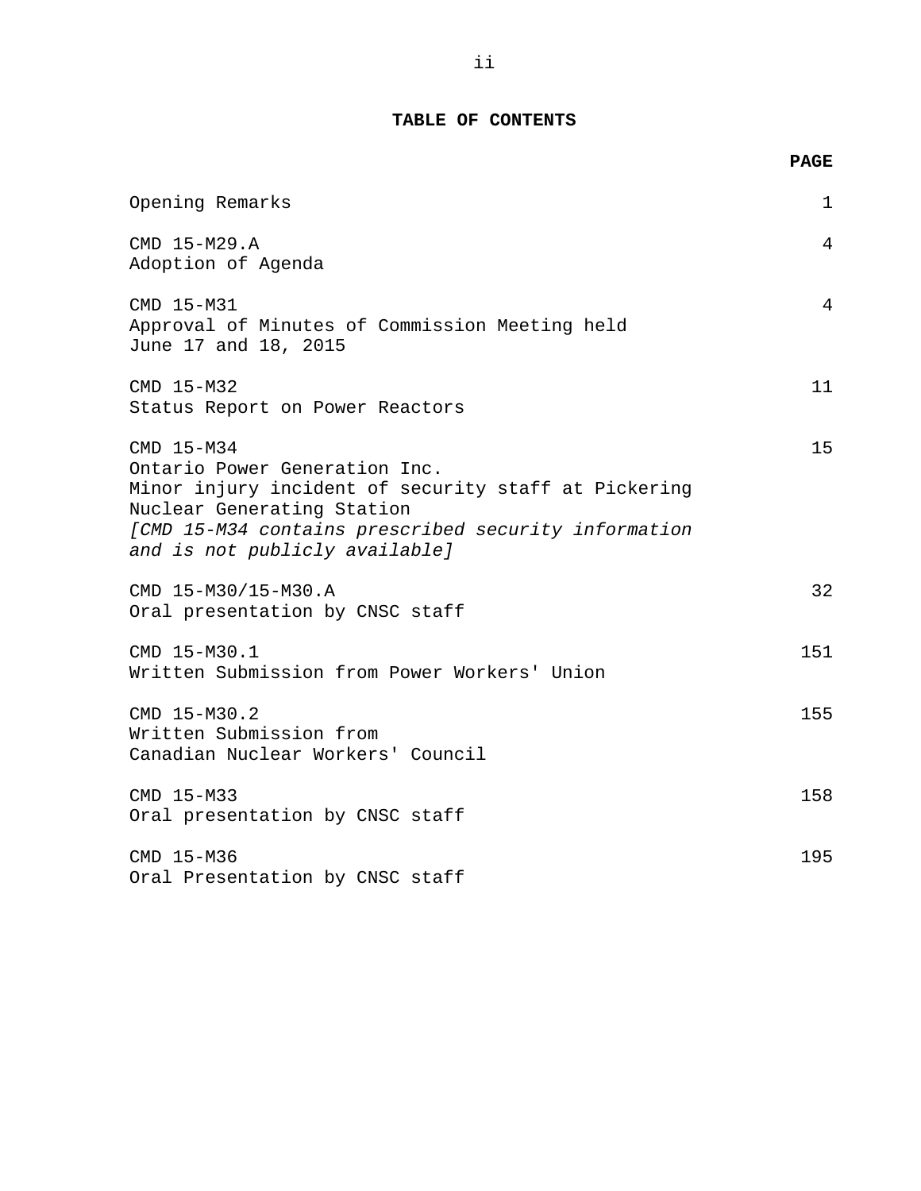# TABLE OF CONTENTS

| | PAGE |
|---|---|
| Opening Remarks | 1 |
| CMD 15-M29.A<br>Adoption of Agenda | 4 |
| CMD 15-M31<br>Approval of Minutes of Commission Meeting held June 17 and 18, 2015 | 4 |
| CMD 15-M32<br>Status Report on Power Reactors | 11 |
| CMD 15-M34<br>Ontario Power Generation Inc.<br>Minor injury incident of security staff at Pickering Nuclear Generating Station<br>*[CMD 15-M34 contains prescribed security information and is not publicly available]* | 15 |
| CMD 15-M30/15-M30.A<br>Oral presentation by CNSC staff | 32 |
| CMD 15-M30.1<br>Written Submission from Power Workers' Union | 151 |
| CMD 15-M30.2<br>Written Submission from Canadian Nuclear Workers' Council | 155 |
| CMD 15-M33<br>Oral presentation by CNSC staff | 158 |
| CMD 15-M36<br>Oral Presentation by CNSC staff | 195 |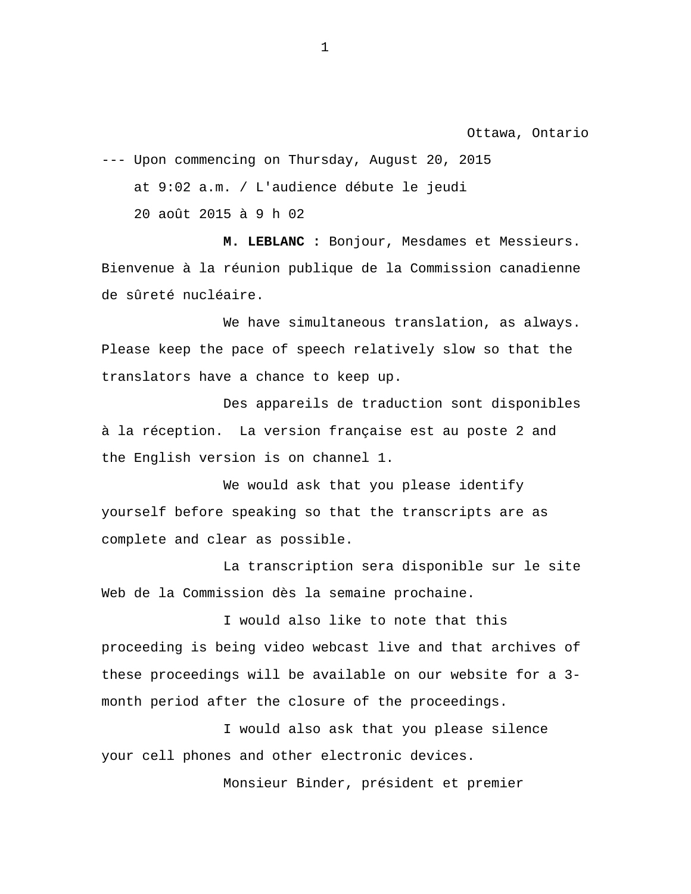Ottawa, Ontario

--- Upon commencing on Thursday, August 20, 2015
at 9:02 a.m. / L'audience débute le jeudi
20 août 2015 à 9 h 02

**M. LEBLANC :** Bonjour, Mesdames et Messieurs. Bienvenue à la réunion publique de la Commission canadienne de sûreté nucléaire.

We have simultaneous translation, as always. Please keep the pace of speech relatively slow so that the translators have a chance to keep up.

Des appareils de traduction sont disponibles à la réception. La version française est au poste 2 and the English version is on channel 1.

We would ask that you please identify yourself before speaking so that the transcripts are as complete and clear as possible.

La transcription sera disponible sur le site Web de la Commission dès la semaine prochaine.

I would also like to note that this proceeding is being video webcast live and that archives of these proceedings will be available on our website for a 3-month period after the closure of the proceedings.

I would also ask that you please silence your cell phones and other electronic devices.

Monsieur Binder, président et premier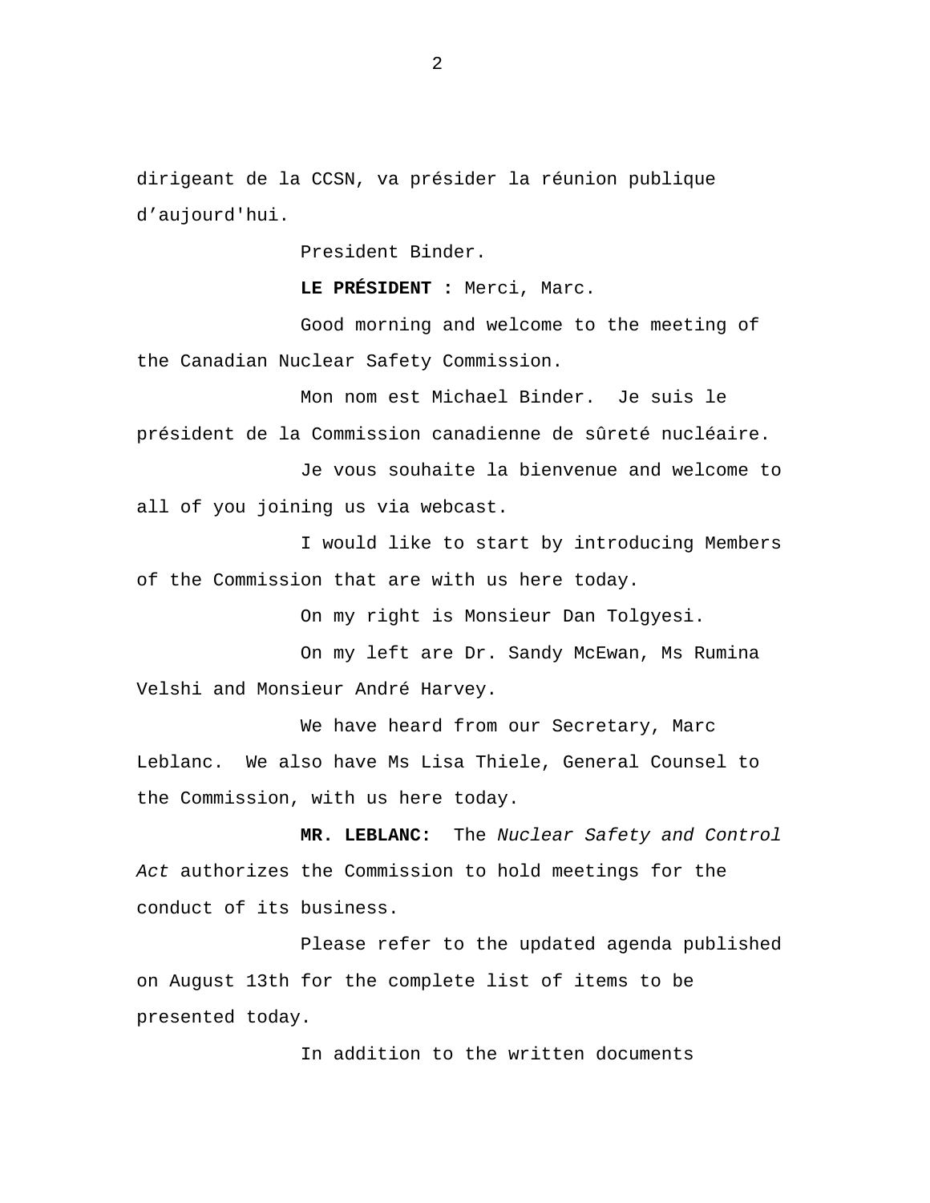dirigeant de la CCSN, va présider la réunion publique d'aujourd'hui.

President Binder.

**LE PRÉSIDENT :** Merci, Marc.

Good morning and welcome to the meeting of the Canadian Nuclear Safety Commission.

Mon nom est Michael Binder. Je suis le président de la Commission canadienne de sûreté nucléaire.

Je vous souhaite la bienvenue and welcome to all of you joining us via webcast.

I would like to start by introducing Members of the Commission that are with us here today.

On my right is Monsieur Dan Tolgyesi.

On my left are Dr. Sandy McEwan, Ms Rumina Velshi and Monsieur André Harvey.

We have heard from our Secretary, Marc Leblanc. We also have Ms Lisa Thiele, General Counsel to the Commission, with us here today.

**MR. LEBLANC:** The *Nuclear Safety and Control Act* authorizes the Commission to hold meetings for the conduct of its business.

Please refer to the updated agenda published on August 13th for the complete list of items to be presented today.

In addition to the written documents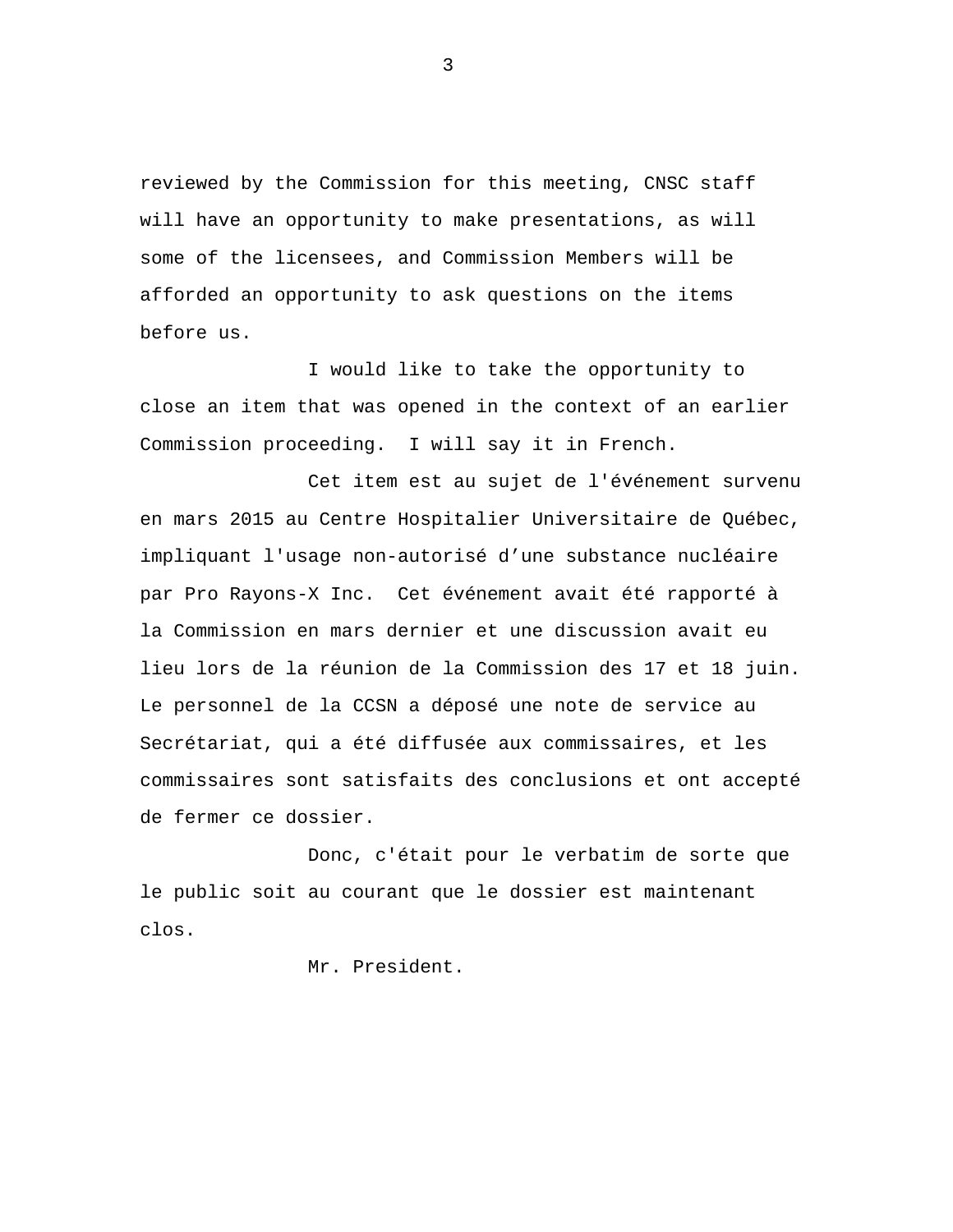reviewed by the Commission for this meeting, CNSC staff will have an opportunity to make presentations, as will some of the licensees, and Commission Members will be afforded an opportunity to ask questions on the items before us.

I would like to take the opportunity to close an item that was opened in the context of an earlier Commission proceeding. I will say it in French.

Cet item est au sujet de l'événement survenu en mars 2015 au Centre Hospitalier Universitaire de Québec, impliquant l'usage non-autorisé d’une substance nucléaire par Pro Rayons-X Inc. Cet événement avait été rapporté à la Commission en mars dernier et une discussion avait eu lieu lors de la réunion de la Commission des 17 et 18 juin. Le personnel de la CCSN a déposé une note de service au Secrétariat, qui a été diffusée aux commissaires, et les commissaires sont satisfaits des conclusions et ont accepté de fermer ce dossier.

Donc, c'était pour le verbatim de sorte que le public soit au courant que le dossier est maintenant clos.

Mr. President.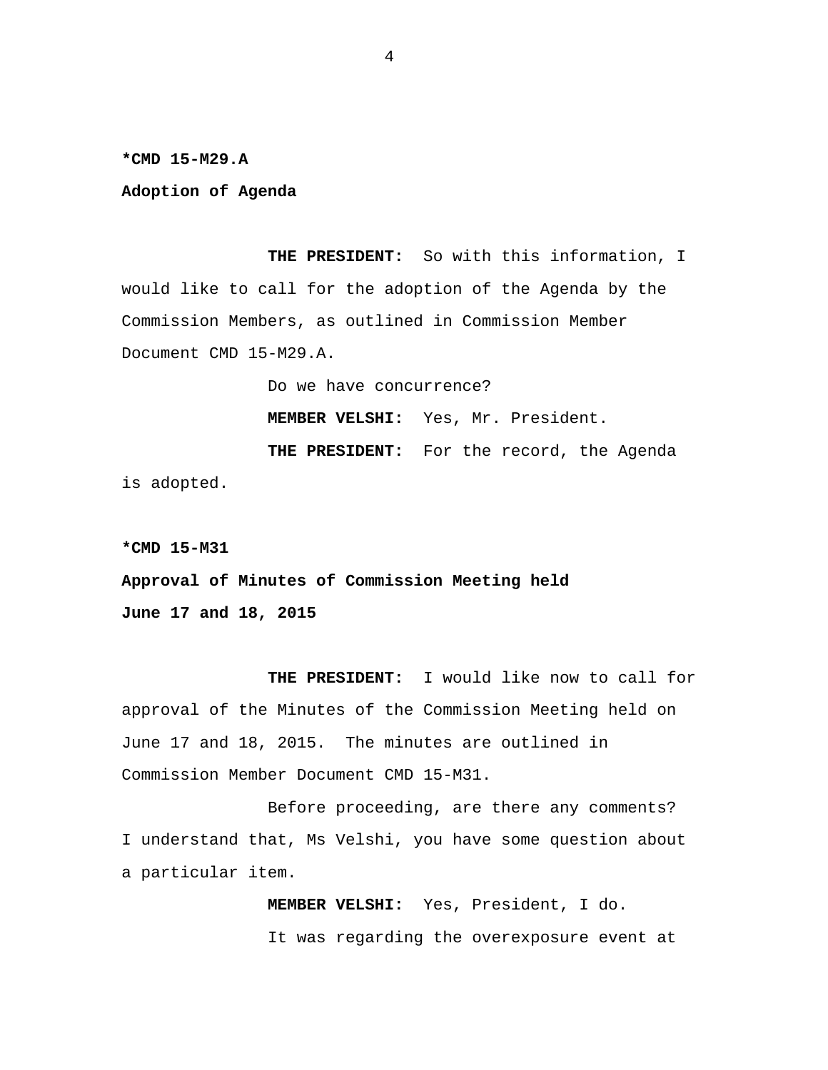**\*CMD 15-M29.A**

**Adoption of Agenda**

**THE PRESIDENT:** So with this information, I would like to call for the adoption of the Agenda by the Commission Members, as outlined in Commission Member Document CMD 15-M29.A.

Do we have concurrence?

**MEMBER VELSHI:** Yes, Mr. President.

**THE PRESIDENT:** For the record, the Agenda is adopted.

**\*CMD 15-M31**

**Approval of Minutes of Commission Meeting held June 17 and 18, 2015**

**THE PRESIDENT:** I would like now to call for approval of the Minutes of the Commission Meeting held on June 17 and 18, 2015. The minutes are outlined in Commission Member Document CMD 15-M31.

Before proceeding, are there any comments? I understand that, Ms Velshi, you have some question about a particular item.

**MEMBER VELSHI:** Yes, President, I do.

It was regarding the overexposure event at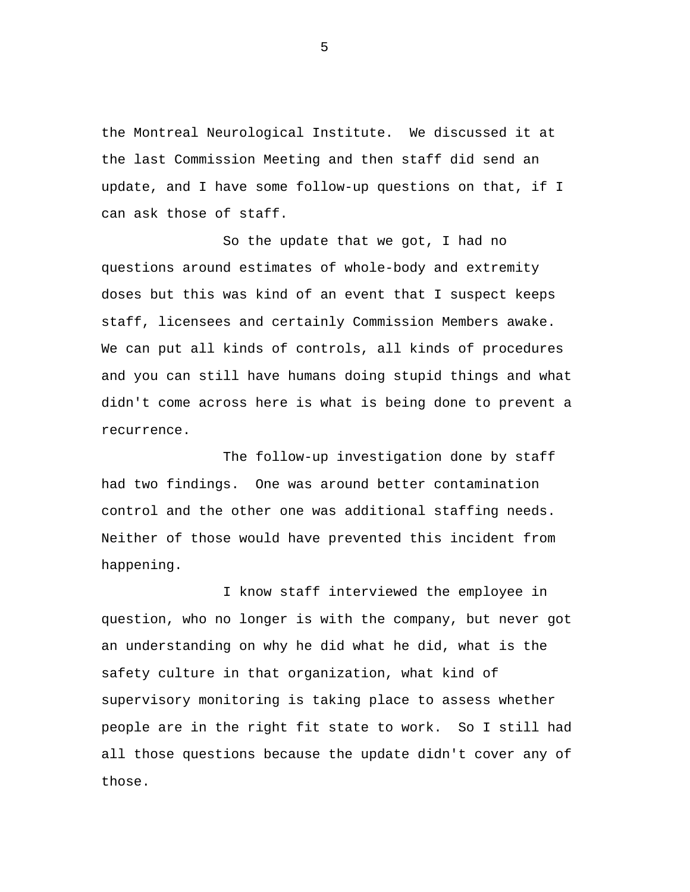the Montreal Neurological Institute. We discussed it at the last Commission Meeting and then staff did send an update, and I have some follow-up questions on that, if I can ask those of staff.

So the update that we got, I had no questions around estimates of whole-body and extremity doses but this was kind of an event that I suspect keeps staff, licensees and certainly Commission Members awake. We can put all kinds of controls, all kinds of procedures and you can still have humans doing stupid things and what didn't come across here is what is being done to prevent a recurrence.

The follow-up investigation done by staff had two findings. One was around better contamination control and the other one was additional staffing needs. Neither of those would have prevented this incident from happening.

I know staff interviewed the employee in question, who no longer is with the company, but never got an understanding on why he did what he did, what is the safety culture in that organization, what kind of supervisory monitoring is taking place to assess whether people are in the right fit state to work. So I still had all those questions because the update didn't cover any of those.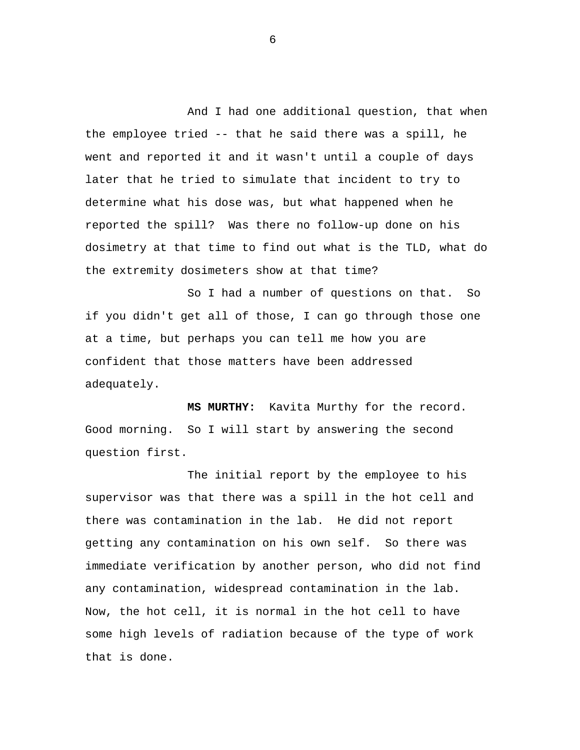And I had one additional question, that when the employee tried -- that he said there was a spill, he went and reported it and it wasn't until a couple of days later that he tried to simulate that incident to try to determine what his dose was, but what happened when he reported the spill? Was there no follow-up done on his dosimetry at that time to find out what is the TLD, what do the extremity dosimeters show at that time?

So I had a number of questions on that. So if you didn't get all of those, I can go through those one at a time, but perhaps you can tell me how you are confident that those matters have been addressed adequately.

**MS MURTHY:** Kavita Murthy for the record. Good morning. So I will start by answering the second question first.

The initial report by the employee to his supervisor was that there was a spill in the hot cell and there was contamination in the lab. He did not report getting any contamination on his own self. So there was immediate verification by another person, who did not find any contamination, widespread contamination in the lab. Now, the hot cell, it is normal in the hot cell to have some high levels of radiation because of the type of work that is done.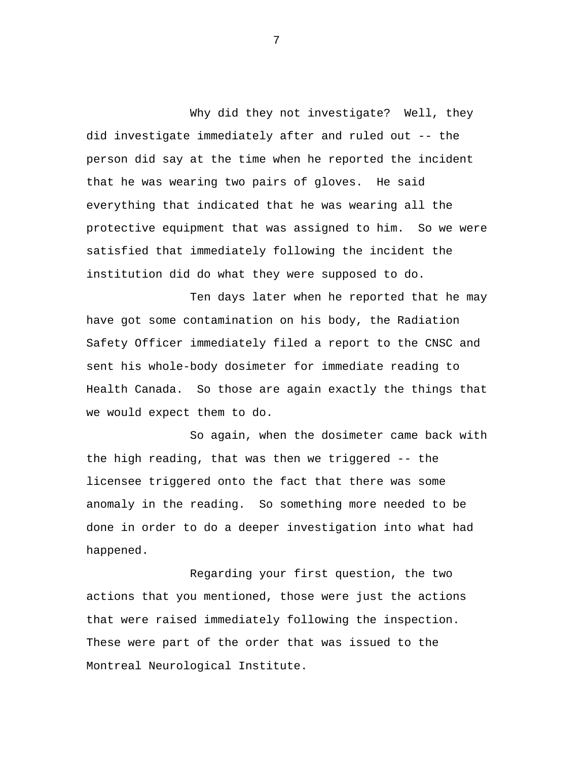Why did they not investigate? Well, they did investigate immediately after and ruled out -- the person did say at the time when he reported the incident that he was wearing two pairs of gloves. He said everything that indicated that he was wearing all the protective equipment that was assigned to him. So we were satisfied that immediately following the incident the institution did do what they were supposed to do.

Ten days later when he reported that he may have got some contamination on his body, the Radiation Safety Officer immediately filed a report to the CNSC and sent his whole-body dosimeter for immediate reading to Health Canada. So those are again exactly the things that we would expect them to do.

So again, when the dosimeter came back with the high reading, that was then we triggered -- the licensee triggered onto the fact that there was some anomaly in the reading. So something more needed to be done in order to do a deeper investigation into what had happened.

Regarding your first question, the two actions that you mentioned, those were just the actions that were raised immediately following the inspection. These were part of the order that was issued to the Montreal Neurological Institute.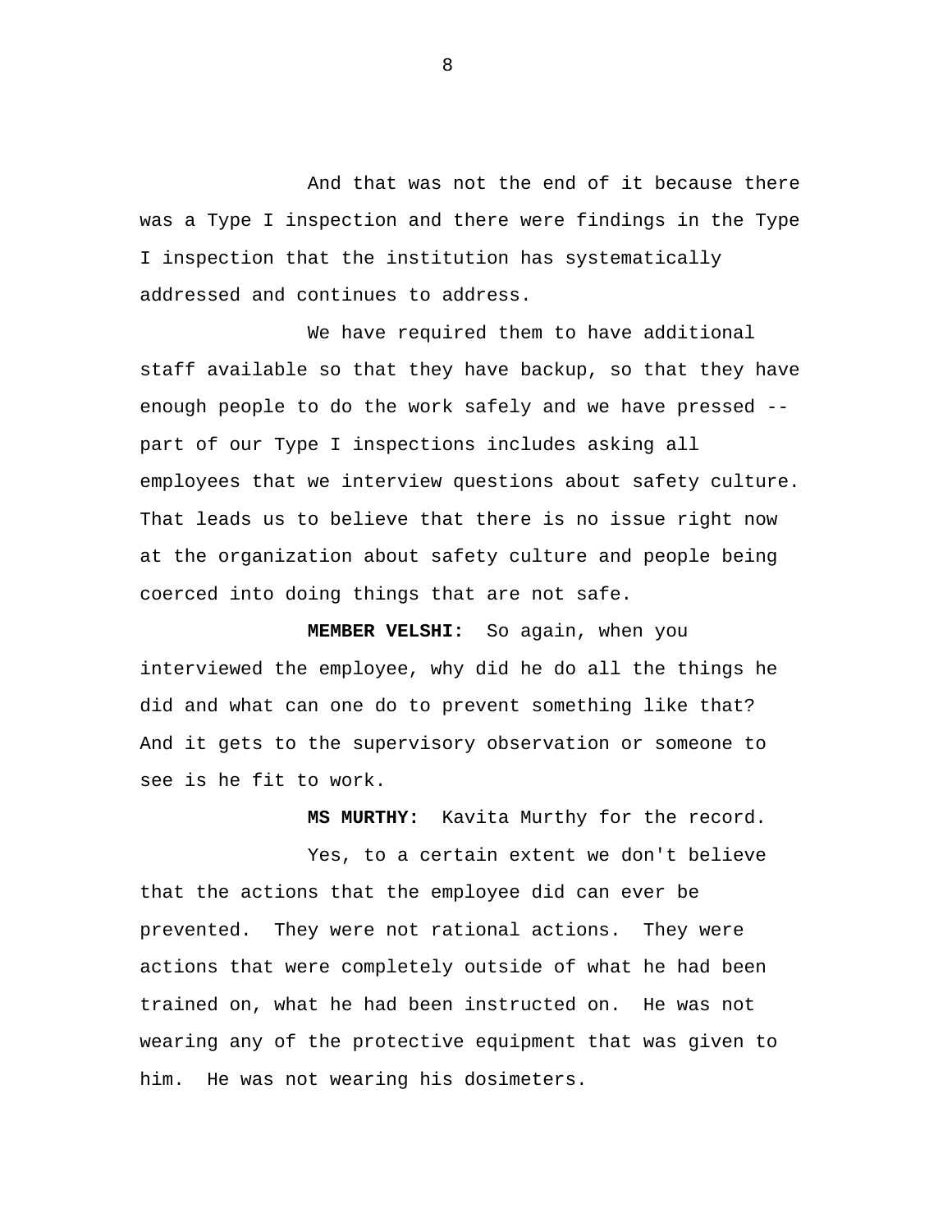And that was not the end of it because there was a Type I inspection and there were findings in the Type I inspection that the institution has systematically addressed and continues to address.

We have required them to have additional staff available so that they have backup, so that they have enough people to do the work safely and we have pressed -- part of our Type I inspections includes asking all employees that we interview questions about safety culture. That leads us to believe that there is no issue right now at the organization about safety culture and people being coerced into doing things that are not safe.

**MEMBER VELSHI:** So again, when you interviewed the employee, why did he do all the things he did and what can one do to prevent something like that? And it gets to the supervisory observation or someone to see is he fit to work.

**MS MURTHY:** Kavita Murthy for the record.

Yes, to a certain extent we don't believe that the actions that the employee did can ever be prevented. They were not rational actions. They were actions that were completely outside of what he had been trained on, what he had been instructed on. He was not wearing any of the protective equipment that was given to him. He was not wearing his dosimeters.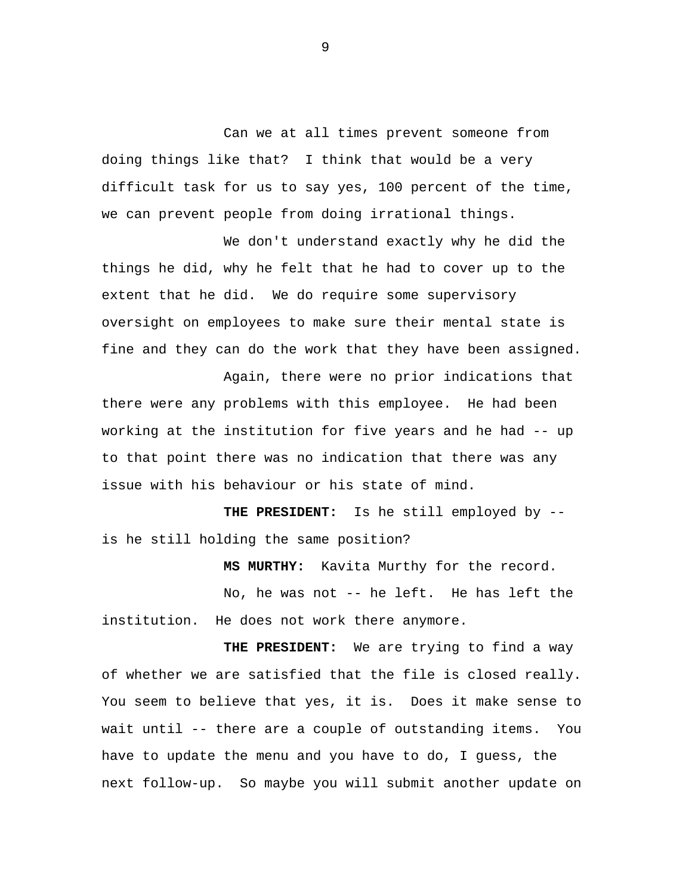Can we at all times prevent someone from doing things like that? I think that would be a very difficult task for us to say yes, 100 percent of the time, we can prevent people from doing irrational things.

We don't understand exactly why he did the things he did, why he felt that he had to cover up to the extent that he did. We do require some supervisory oversight on employees to make sure their mental state is fine and they can do the work that they have been assigned.

Again, there were no prior indications that there were any problems with this employee. He had been working at the institution for five years and he had -- up to that point there was no indication that there was any issue with his behaviour or his state of mind.

**THE PRESIDENT:** Is he still employed by -- is he still holding the same position?

**MS MURTHY:** Kavita Murthy for the record.

No, he was not -- he left. He has left the institution. He does not work there anymore.

**THE PRESIDENT:** We are trying to find a way of whether we are satisfied that the file is closed really. You seem to believe that yes, it is. Does it make sense to wait until -- there are a couple of outstanding items. You have to update the menu and you have to do, I guess, the next follow-up. So maybe you will submit another update on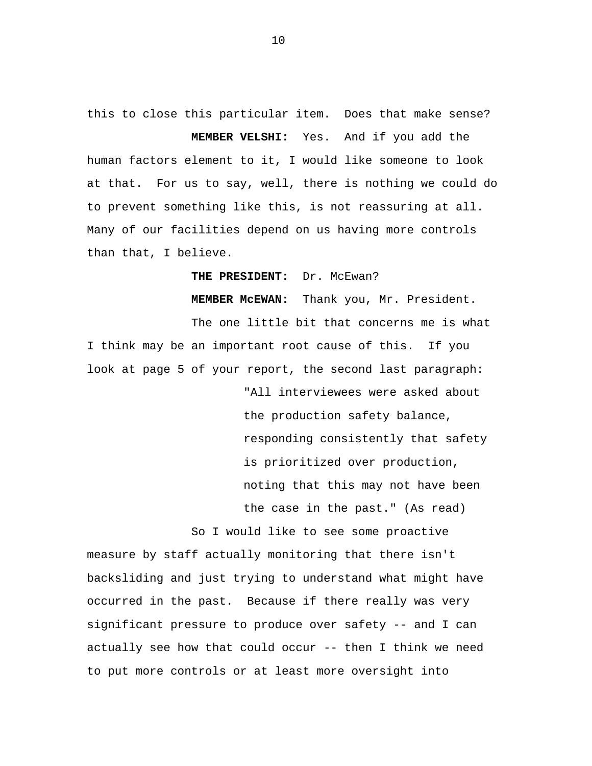this to close this particular item. Does that make sense?

**MEMBER VELSHI:** Yes. And if you add the human factors element to it, I would like someone to look at that. For us to say, well, there is nothing we could do to prevent something like this, is not reassuring at all. Many of our facilities depend on us having more controls than that, I believe.

**THE PRESIDENT:** Dr. McEwan?

**MEMBER McEWAN:** Thank you, Mr. President.

The one little bit that concerns me is what I think may be an important root cause of this. If you look at page 5 of your report, the second last paragraph:

> "All interviewees were asked about the production safety balance, responding consistently that safety is prioritized over production, noting that this may not have been the case in the past." (As read)

So I would like to see some proactive measure by staff actually monitoring that there isn't backsliding and just trying to understand what might have occurred in the past. Because if there really was very significant pressure to produce over safety -- and I can actually see how that could occur -- then I think we need to put more controls or at least more oversight into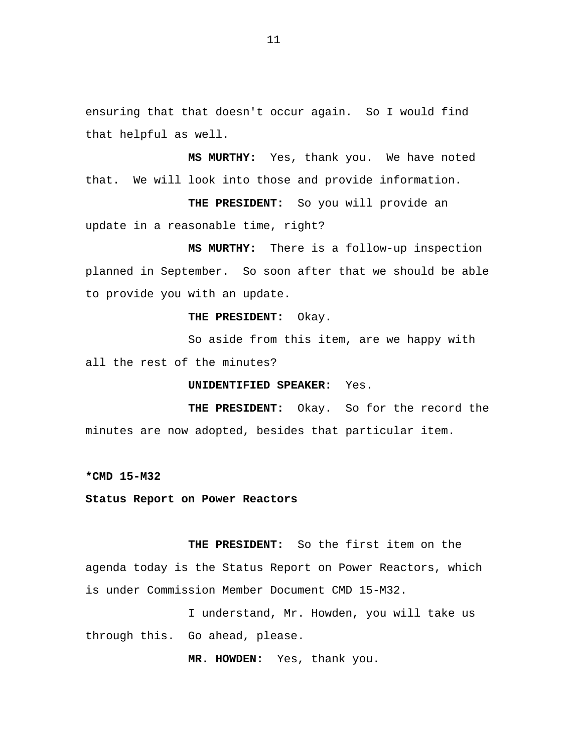ensuring that that doesn't occur again. So I would find that helpful as well.

**MS MURTHY:** Yes, thank you. We have noted that. We will look into those and provide information.

**THE PRESIDENT:** So you will provide an update in a reasonable time, right?

**MS MURTHY:** There is a follow-up inspection planned in September. So soon after that we should be able to provide you with an update.

**THE PRESIDENT:** Okay.

So aside from this item, are we happy with all the rest of the minutes?

**UNIDENTIFIED SPEAKER:** Yes.

**THE PRESIDENT:** Okay. So for the record the minutes are now adopted, besides that particular item.

**\*CMD 15-M32**

**Status Report on Power Reactors**

**THE PRESIDENT:** So the first item on the agenda today is the Status Report on Power Reactors, which is under Commission Member Document CMD 15-M32.

I understand, Mr. Howden, you will take us through this. Go ahead, please.

**MR. HOWDEN:** Yes, thank you.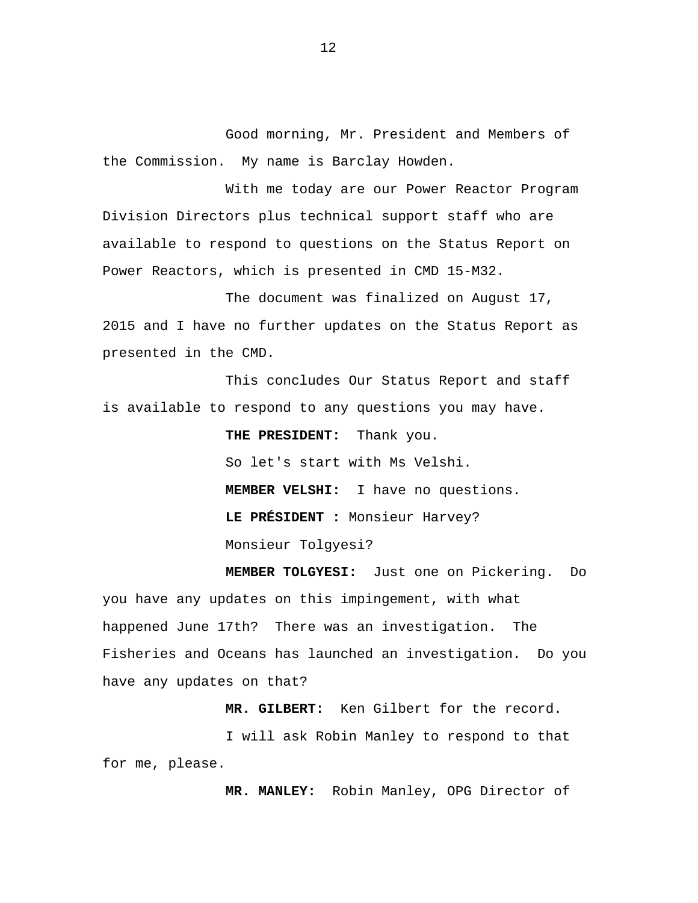Good morning, Mr. President and Members of the Commission. My name is Barclay Howden.

With me today are our Power Reactor Program Division Directors plus technical support staff who are available to respond to questions on the Status Report on Power Reactors, which is presented in CMD 15-M32.

The document was finalized on August 17, 2015 and I have no further updates on the Status Report as presented in the CMD.

This concludes Our Status Report and staff is available to respond to any questions you may have.

**THE PRESIDENT:** Thank you.

So let's start with Ms Velshi.

**MEMBER VELSHI:** I have no questions.

**LE PRÉSIDENT :** Monsieur Harvey?

Monsieur Tolgyesi?

**MEMBER TOLGYESI:** Just one on Pickering. Do you have any updates on this impingement, with what happened June 17th? There was an investigation. The Fisheries and Oceans has launched an investigation. Do you have any updates on that?

**MR. GILBERT:** Ken Gilbert for the record.

I will ask Robin Manley to respond to that for me, please.

**MR. MANLEY:** Robin Manley, OPG Director of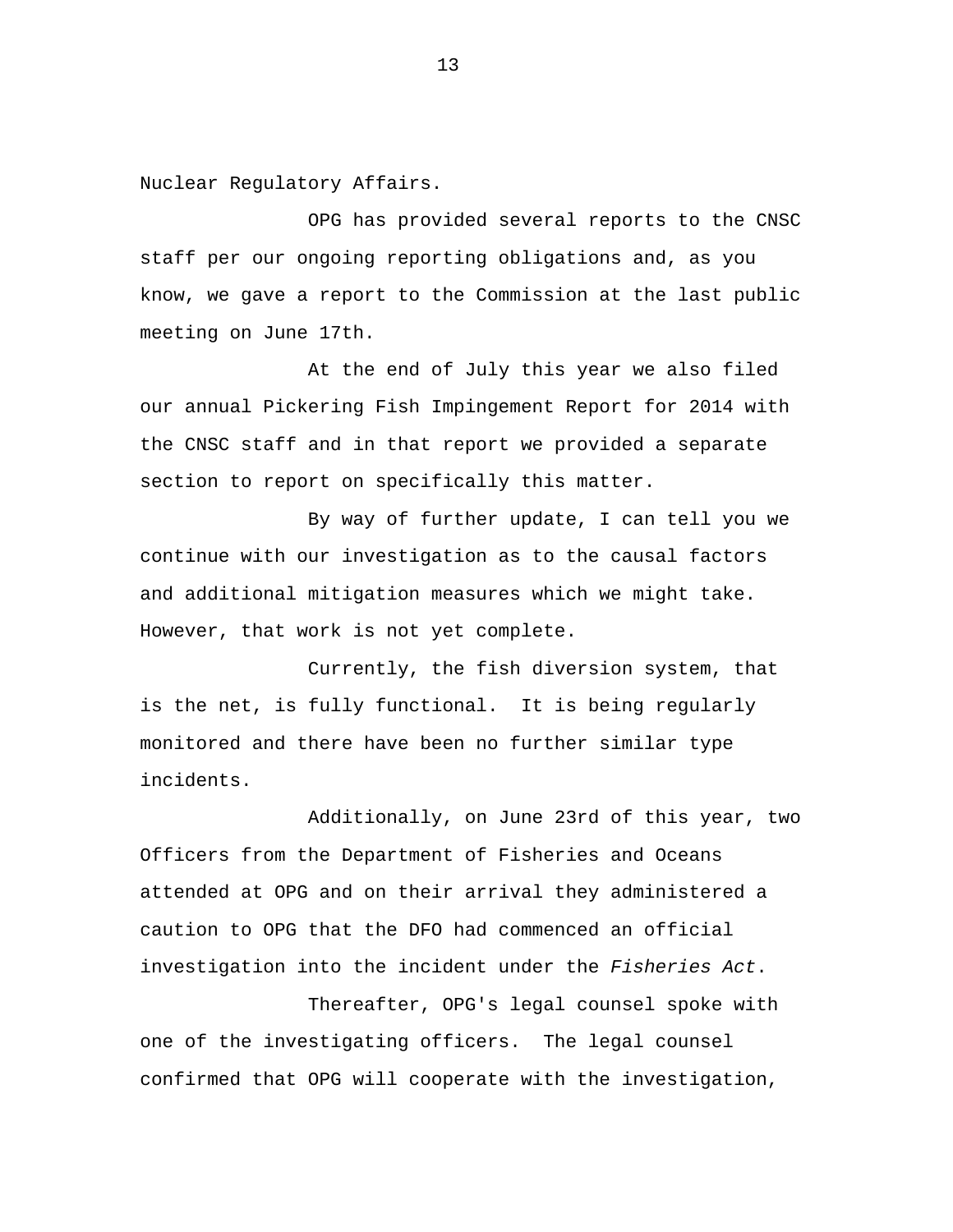Nuclear Regulatory Affairs.

OPG has provided several reports to the CNSC staff per our ongoing reporting obligations and, as you know, we gave a report to the Commission at the last public meeting on June 17th.

At the end of July this year we also filed our annual Pickering Fish Impingement Report for 2014 with the CNSC staff and in that report we provided a separate section to report on specifically this matter.

By way of further update, I can tell you we continue with our investigation as to the causal factors and additional mitigation measures which we might take. However, that work is not yet complete.

Currently, the fish diversion system, that is the net, is fully functional. It is being regularly monitored and there have been no further similar type incidents.

Additionally, on June 23rd of this year, two Officers from the Department of Fisheries and Oceans attended at OPG and on their arrival they administered a caution to OPG that the DFO had commenced an official investigation into the incident under the *Fisheries Act*.

Thereafter, OPG's legal counsel spoke with one of the investigating officers. The legal counsel confirmed that OPG will cooperate with the investigation,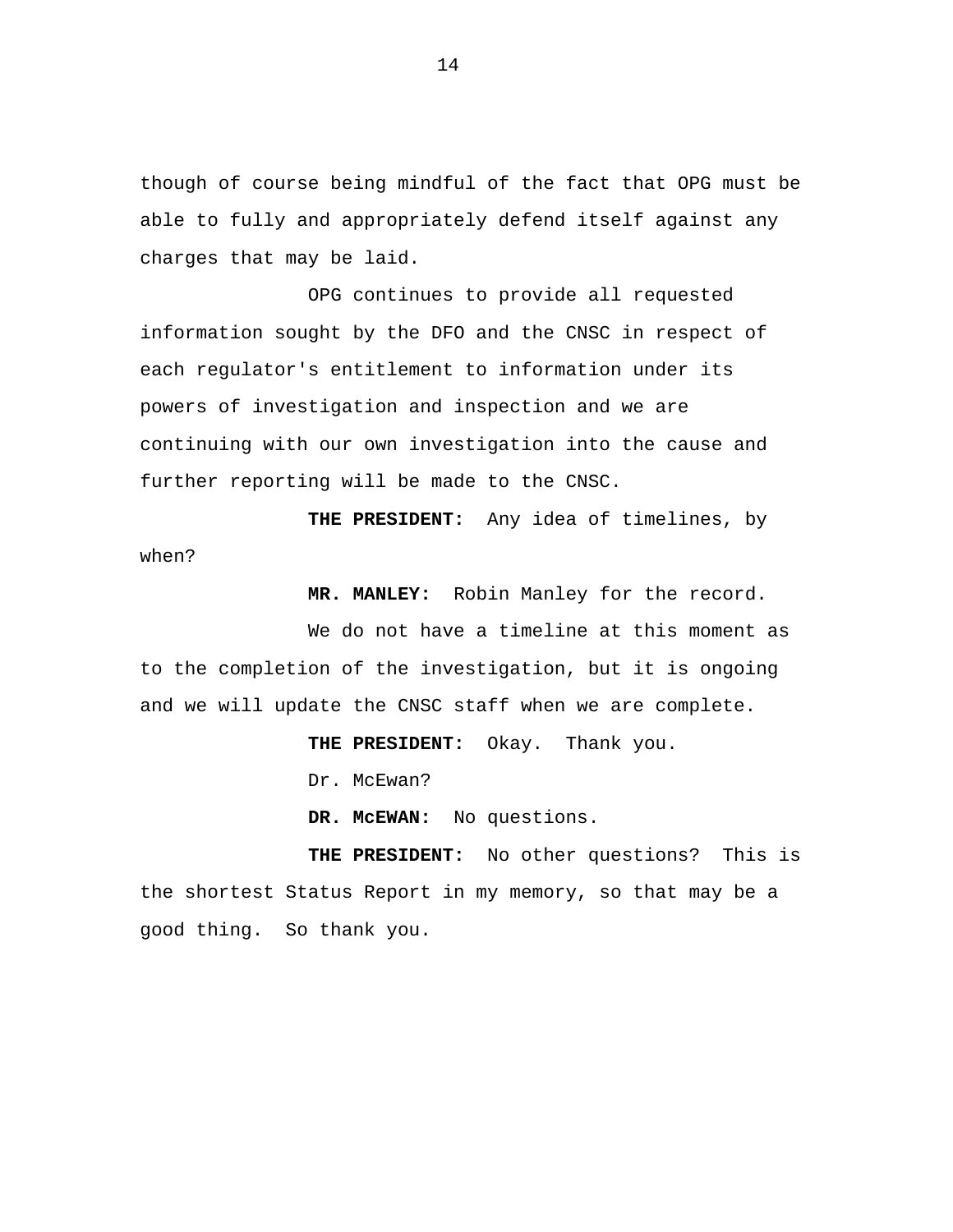though of course being mindful of the fact that OPG must be able to fully and appropriately defend itself against any charges that may be laid.

OPG continues to provide all requested information sought by the DFO and the CNSC in respect of each regulator's entitlement to information under its powers of investigation and inspection and we are continuing with our own investigation into the cause and further reporting will be made to the CNSC.

**THE PRESIDENT:** Any idea of timelines, by when?

**MR. MANLEY:** Robin Manley for the record.

We do not have a timeline at this moment as to the completion of the investigation, but it is ongoing and we will update the CNSC staff when we are complete.

**THE PRESIDENT:** Okay. Thank you.

Dr. McEwan?

**DR. McEWAN:** No questions.

**THE PRESIDENT:** No other questions? This is the shortest Status Report in my memory, so that may be a good thing. So thank you.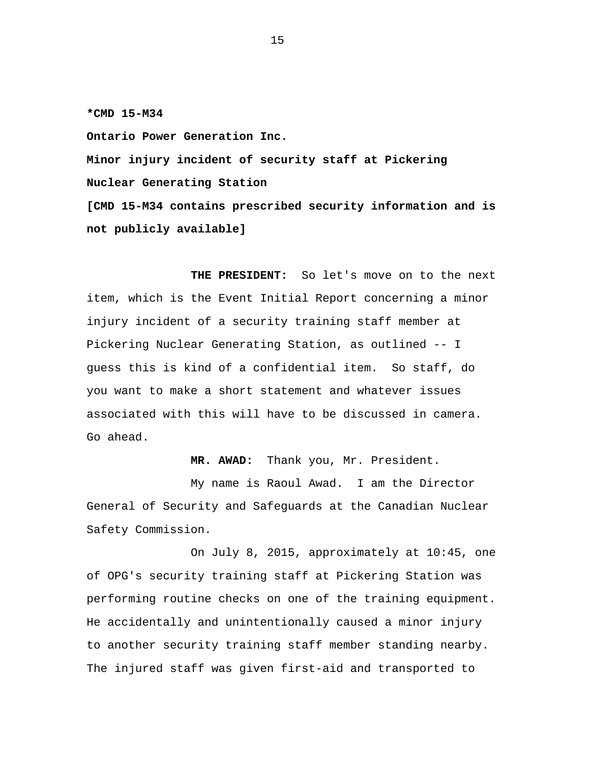**\*CMD 15-M34**

**Ontario Power Generation Inc.**

**Minor injury incident of security staff at Pickering Nuclear Generating Station**

**[CMD 15-M34 contains prescribed security information and is not publicly available]**

**THE PRESIDENT:** So let's move on to the next item, which is the Event Initial Report concerning a minor injury incident of a security training staff member at Pickering Nuclear Generating Station, as outlined -- I guess this is kind of a confidential item. So staff, do you want to make a short statement and whatever issues associated with this will have to be discussed in camera. Go ahead.

**MR. AWAD:** Thank you, Mr. President.

My name is Raoul Awad. I am the Director General of Security and Safeguards at the Canadian Nuclear Safety Commission.

On July 8, 2015, approximately at 10:45, one of OPG's security training staff at Pickering Station was performing routine checks on one of the training equipment. He accidentally and unintentionally caused a minor injury to another security training staff member standing nearby. The injured staff was given first-aid and transported to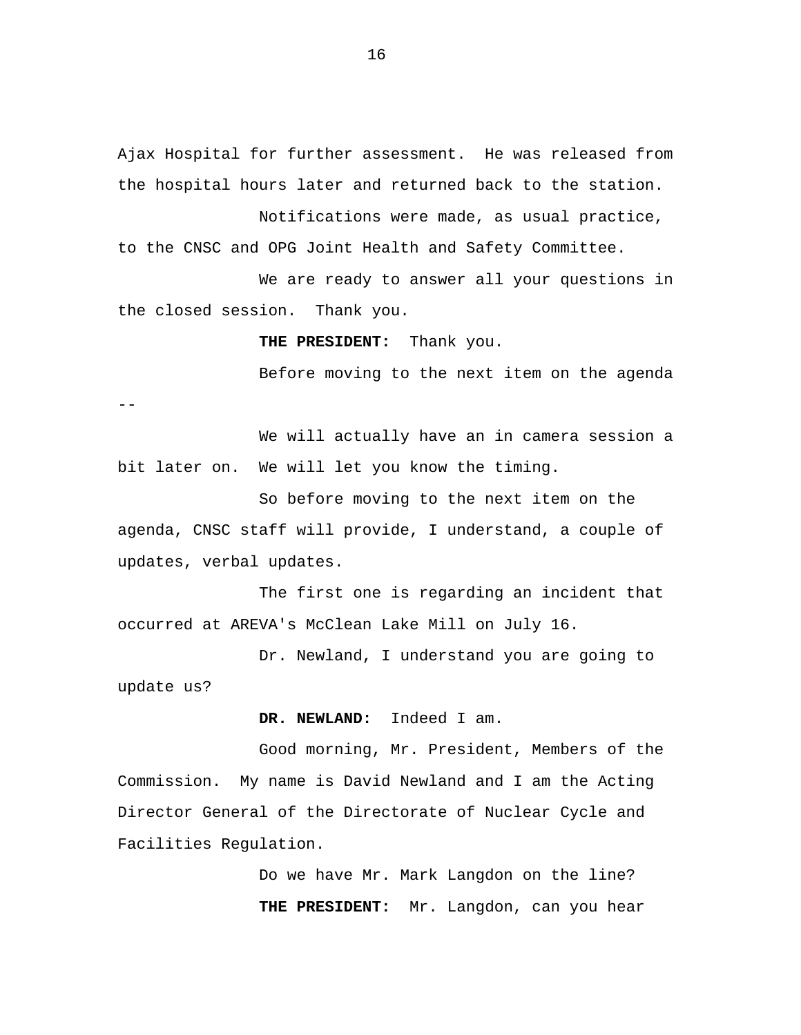Ajax Hospital for further assessment. He was released from the hospital hours later and returned back to the station.

Notifications were made, as usual practice, to the CNSC and OPG Joint Health and Safety Committee.

We are ready to answer all your questions in the closed session. Thank you.

**THE PRESIDENT:** Thank you.

Before moving to the next item on the agenda --

We will actually have an in camera session a bit later on. We will let you know the timing.

So before moving to the next item on the agenda, CNSC staff will provide, I understand, a couple of updates, verbal updates.

The first one is regarding an incident that occurred at AREVA's McClean Lake Mill on July 16.

Dr. Newland, I understand you are going to update us?

**DR. NEWLAND:** Indeed I am.

Good morning, Mr. President, Members of the Commission. My name is David Newland and I am the Acting Director General of the Directorate of Nuclear Cycle and Facilities Regulation.

Do we have Mr. Mark Langdon on the line?

**THE PRESIDENT:** Mr. Langdon, can you hear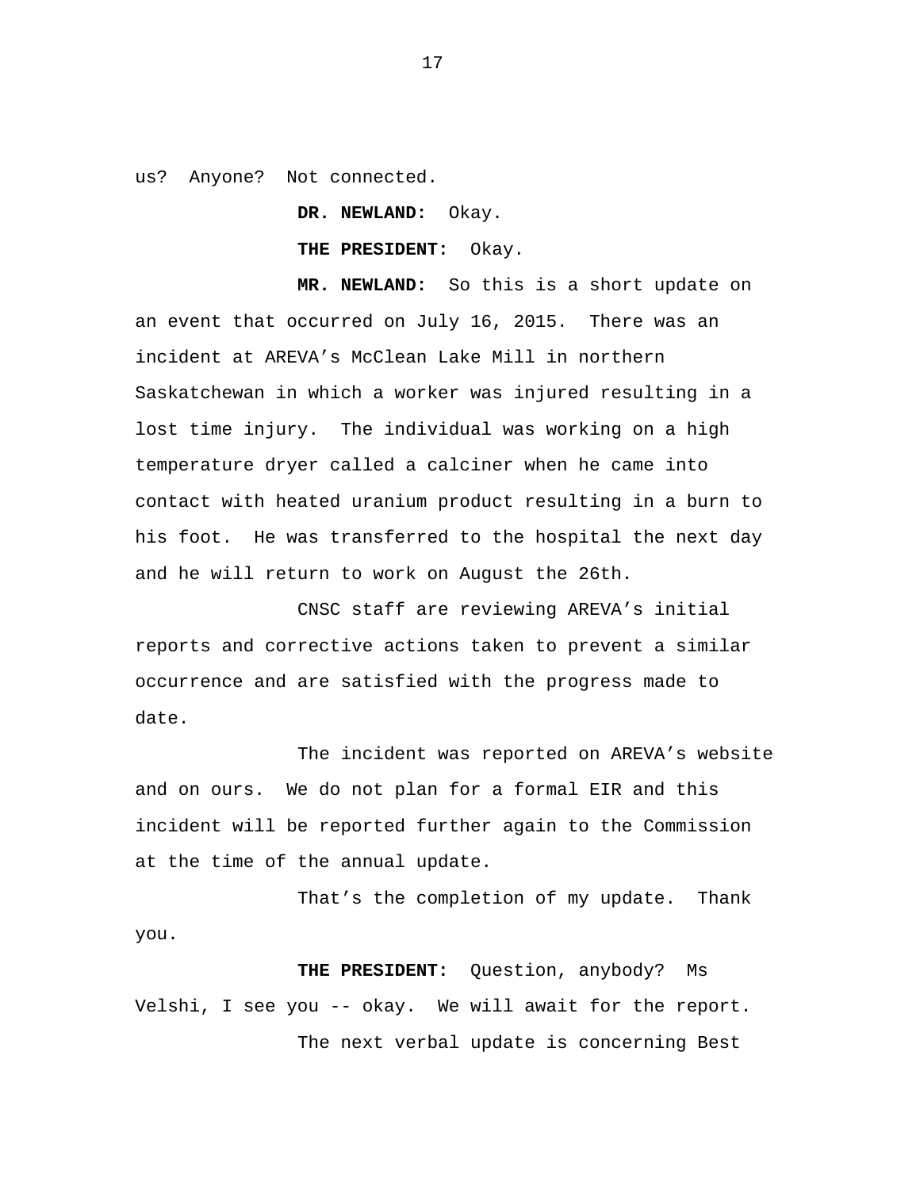us? Anyone? Not connected.

**DR. NEWLAND:** Okay.

**THE PRESIDENT:** Okay.

**MR. NEWLAND:** So this is a short update on an event that occurred on July 16, 2015. There was an incident at AREVA's McClean Lake Mill in northern Saskatchewan in which a worker was injured resulting in a lost time injury. The individual was working on a high temperature dryer called a calciner when he came into contact with heated uranium product resulting in a burn to his foot. He was transferred to the hospital the next day and he will return to work on August the 26th.

CNSC staff are reviewing AREVA's initial reports and corrective actions taken to prevent a similar occurrence and are satisfied with the progress made to date.

The incident was reported on AREVA's website and on ours. We do not plan for a formal EIR and this incident will be reported further again to the Commission at the time of the annual update.

That's the completion of my update. Thank you.

**THE PRESIDENT:** Question, anybody? Ms Velshi, I see you -- okay. We will await for the report.

The next verbal update is concerning Best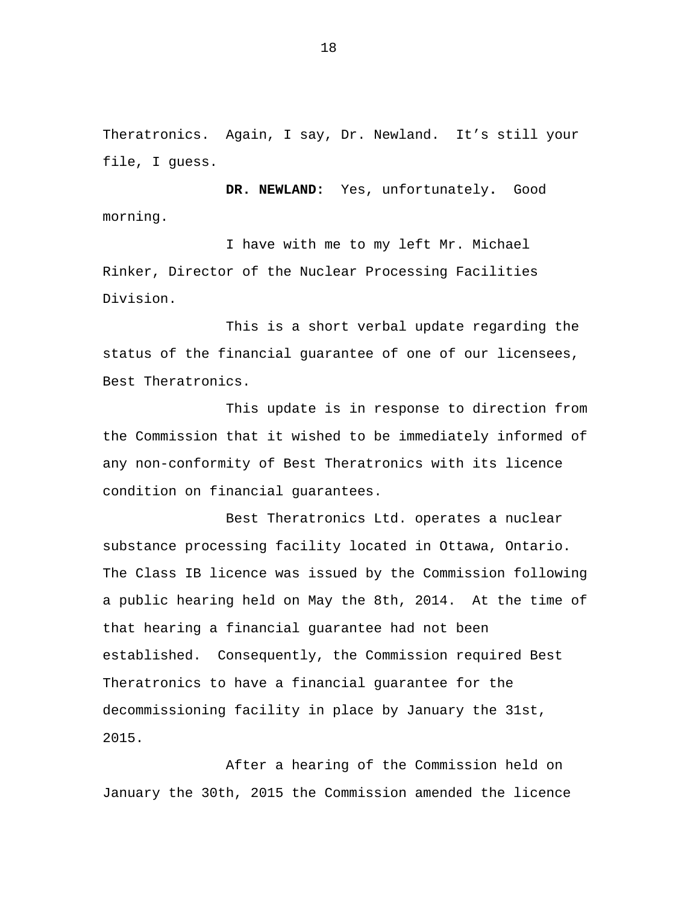Theratronics. Again, I say, Dr. Newland. It's still your file, I guess.

**DR. NEWLAND:** Yes, unfortunately. Good morning.

I have with me to my left Mr. Michael Rinker, Director of the Nuclear Processing Facilities Division.

This is a short verbal update regarding the status of the financial guarantee of one of our licensees, Best Theratronics.

This update is in response to direction from the Commission that it wished to be immediately informed of any non-conformity of Best Theratronics with its licence condition on financial guarantees.

Best Theratronics Ltd. operates a nuclear substance processing facility located in Ottawa, Ontario. The Class IB licence was issued by the Commission following a public hearing held on May the 8th, 2014. At the time of that hearing a financial guarantee had not been established. Consequently, the Commission required Best Theratronics to have a financial guarantee for the decommissioning facility in place by January the 31st, 2015.

After a hearing of the Commission held on January the 30th, 2015 the Commission amended the licence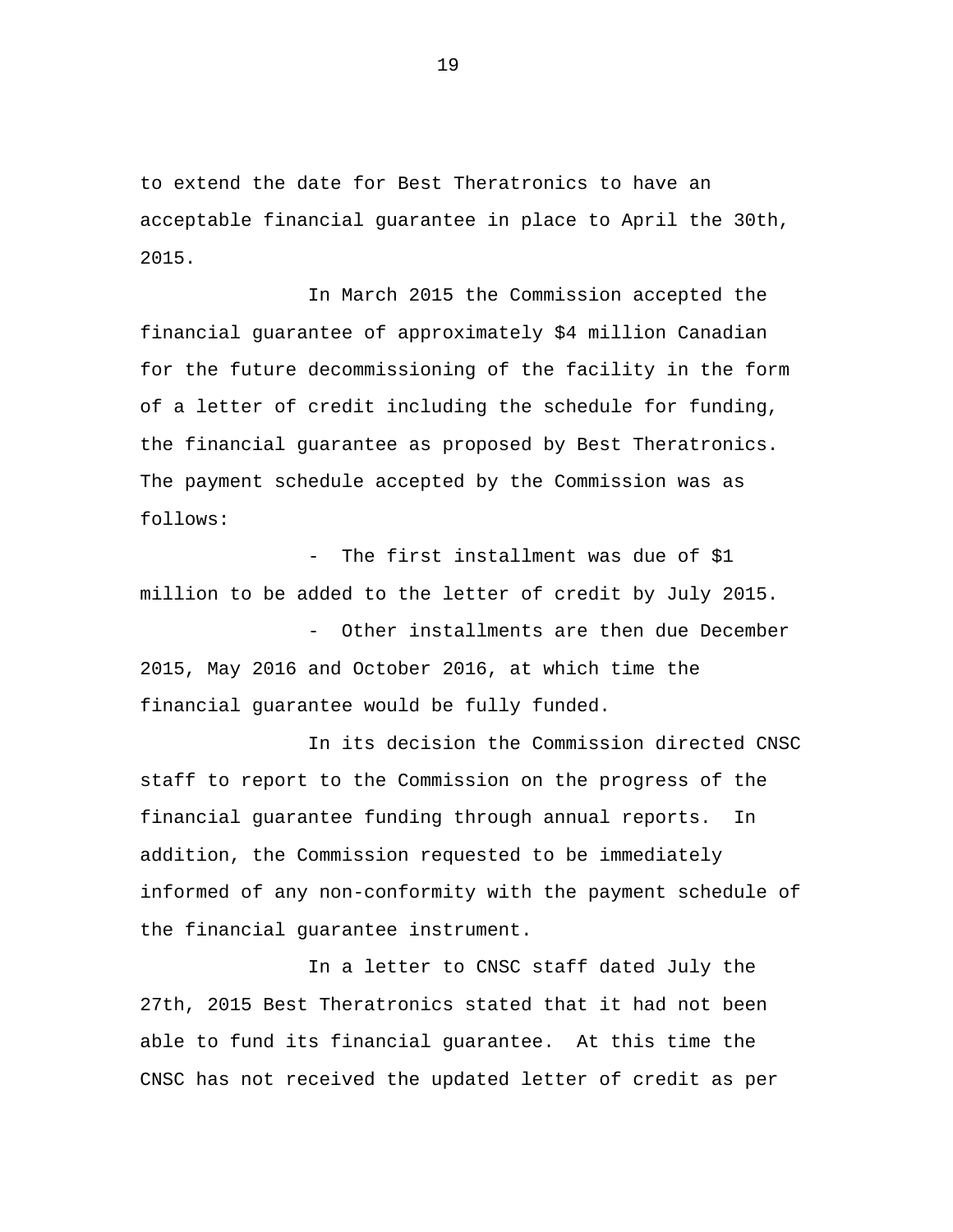to extend the date for Best Theratronics to have an acceptable financial guarantee in place to April the 30th, 2015.

In March 2015 the Commission accepted the financial guarantee of approximately $4 million Canadian for the future decommissioning of the facility in the form of a letter of credit including the schedule for funding, the financial guarantee as proposed by Best Theratronics. The payment schedule accepted by the Commission was as follows:

- The first installment was due of $1 million to be added to the letter of credit by July 2015.
- Other installments are then due December 2015, May 2016 and October 2016, at which time the financial guarantee would be fully funded.

In its decision the Commission directed CNSC staff to report to the Commission on the progress of the financial guarantee funding through annual reports. In addition, the Commission requested to be immediately informed of any non-conformity with the payment schedule of the financial guarantee instrument.

In a letter to CNSC staff dated July the 27th, 2015 Best Theratronics stated that it had not been able to fund its financial guarantee. At this time the CNSC has not received the updated letter of credit as per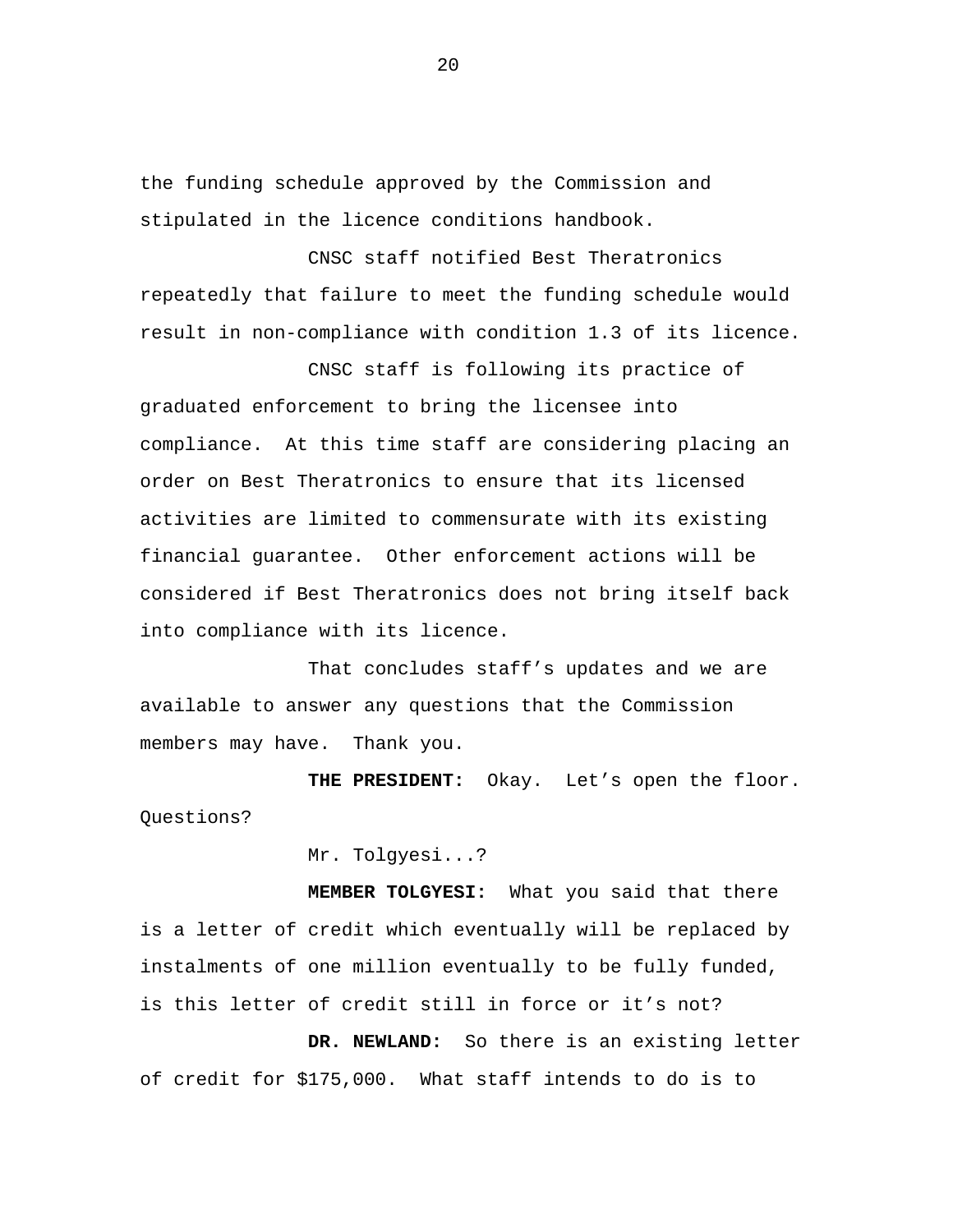the funding schedule approved by the Commission and stipulated in the licence conditions handbook.

CNSC staff notified Best Theratronics repeatedly that failure to meet the funding schedule would result in non-compliance with condition 1.3 of its licence.

CNSC staff is following its practice of graduated enforcement to bring the licensee into compliance. At this time staff are considering placing an order on Best Theratronics to ensure that its licensed activities are limited to commensurate with its existing financial guarantee. Other enforcement actions will be considered if Best Theratronics does not bring itself back into compliance with its licence.

That concludes staff's updates and we are available to answer any questions that the Commission members may have. Thank you.

**THE PRESIDENT:** Okay. Let's open the floor. Questions?

Mr. Tolgyesi...?

**MEMBER TOLGYESI:** What you said that there is a letter of credit which eventually will be replaced by instalments of one million eventually to be fully funded, is this letter of credit still in force or it's not?

**DR. NEWLAND:** So there is an existing letter of credit for $175,000. What staff intends to do is to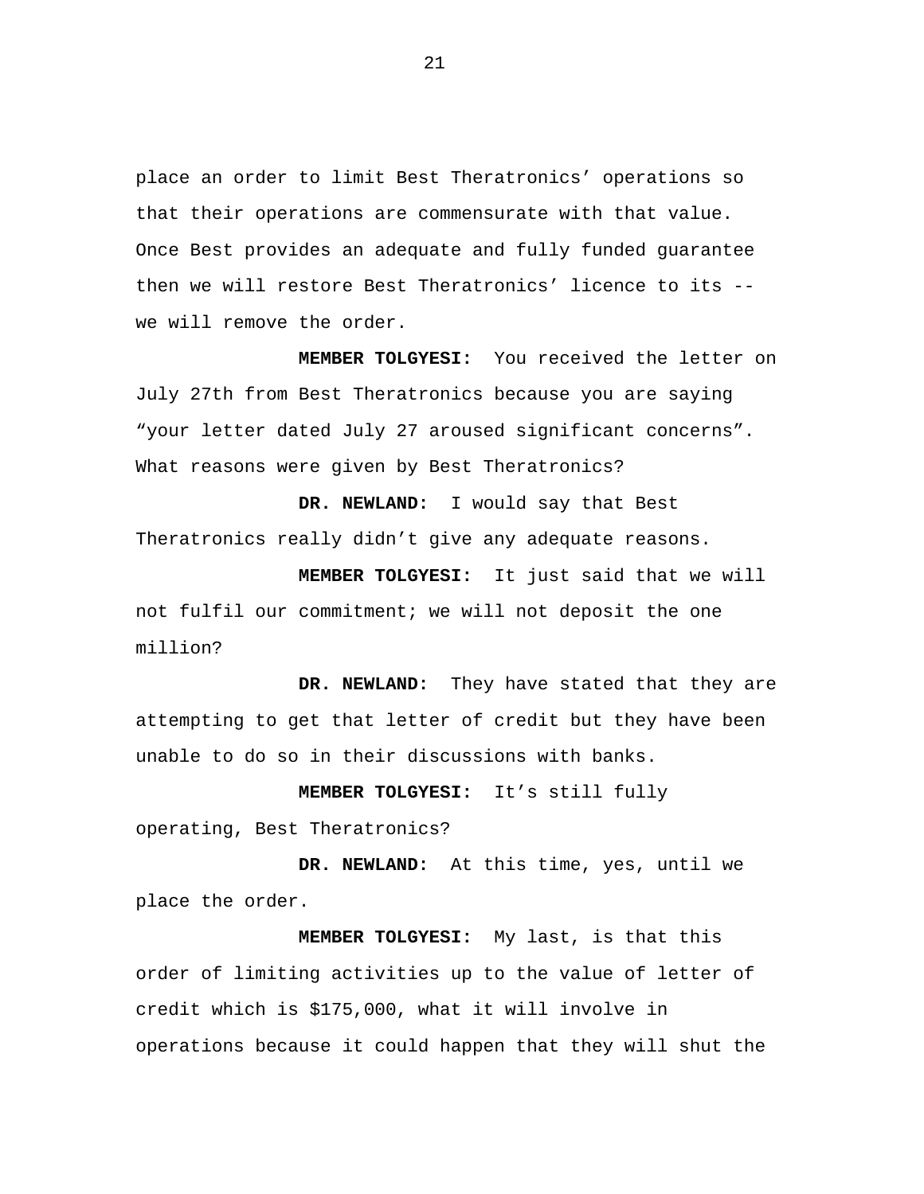place an order to limit Best Theratronics' operations so that their operations are commensurate with that value. Once Best provides an adequate and fully funded guarantee then we will restore Best Theratronics' licence to its -- we will remove the order.

**MEMBER TOLGYESI:** You received the letter on July 27th from Best Theratronics because you are saying "your letter dated July 27 aroused significant concerns". What reasons were given by Best Theratronics?

**DR. NEWLAND:** I would say that Best Theratronics really didn't give any adequate reasons.

**MEMBER TOLGYESI:** It just said that we will not fulfil our commitment; we will not deposit the one million?

**DR. NEWLAND:** They have stated that they are attempting to get that letter of credit but they have been unable to do so in their discussions with banks.

**MEMBER TOLGYESI:** It's still fully operating, Best Theratronics?

**DR. NEWLAND:** At this time, yes, until we place the order.

**MEMBER TOLGYESI:** My last, is that this order of limiting activities up to the value of letter of credit which is $175,000, what it will involve in operations because it could happen that they will shut the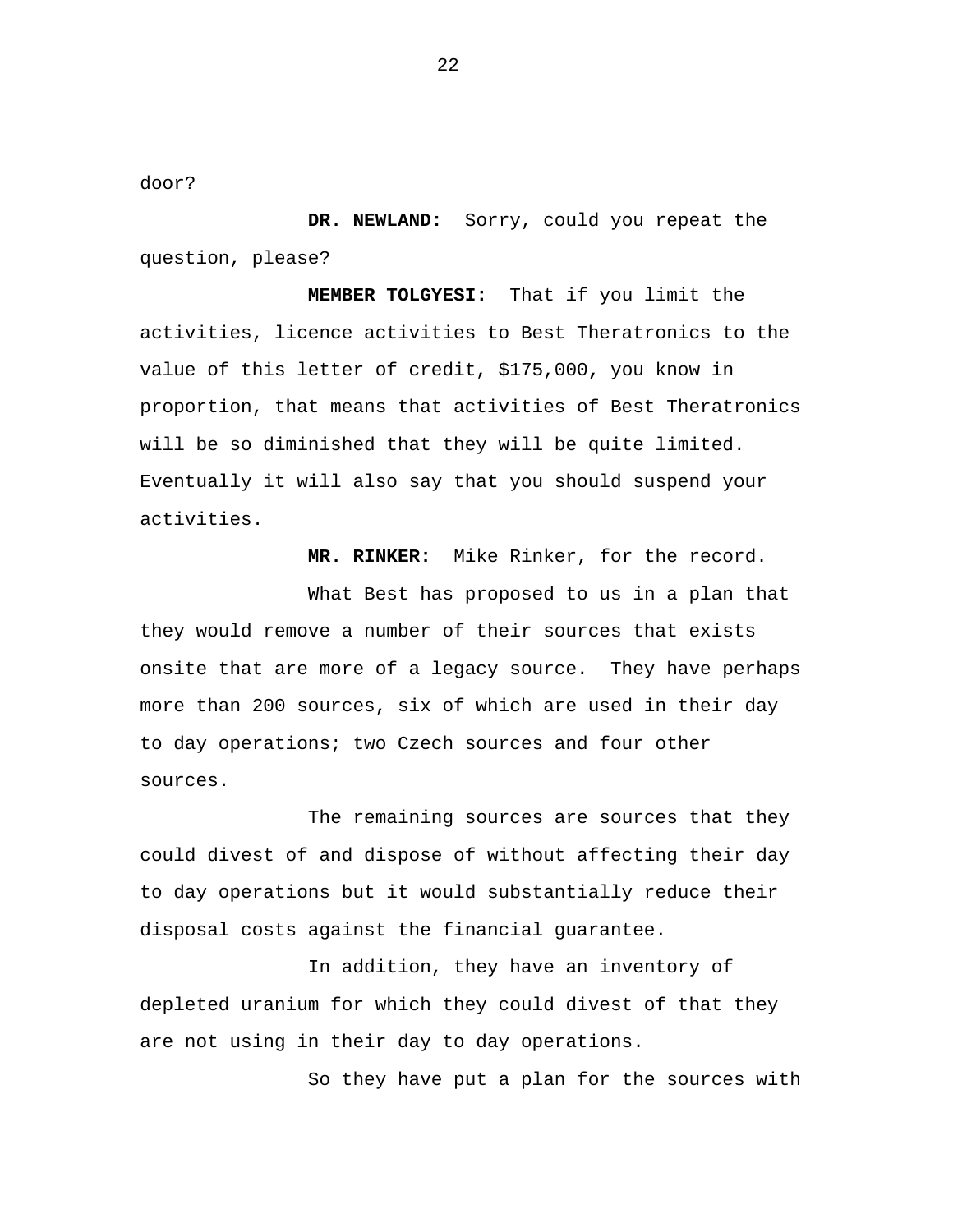door?

**DR. NEWLAND:** Sorry, could you repeat the question, please?

**MEMBER TOLGYESI:** That if you limit the activities, licence activities to Best Theratronics to the value of this letter of credit, $175,000, you know in proportion, that means that activities of Best Theratronics will be so diminished that they will be quite limited. Eventually it will also say that you should suspend your activities.

**MR. RINKER:** Mike Rinker, for the record.

What Best has proposed to us in a plan that they would remove a number of their sources that exists onsite that are more of a legacy source. They have perhaps more than 200 sources, six of which are used in their day to day operations; two Czech sources and four other sources.

The remaining sources are sources that they could divest of and dispose of without affecting their day to day operations but it would substantially reduce their disposal costs against the financial guarantee.

In addition, they have an inventory of depleted uranium for which they could divest of that they are not using in their day to day operations.

So they have put a plan for the sources with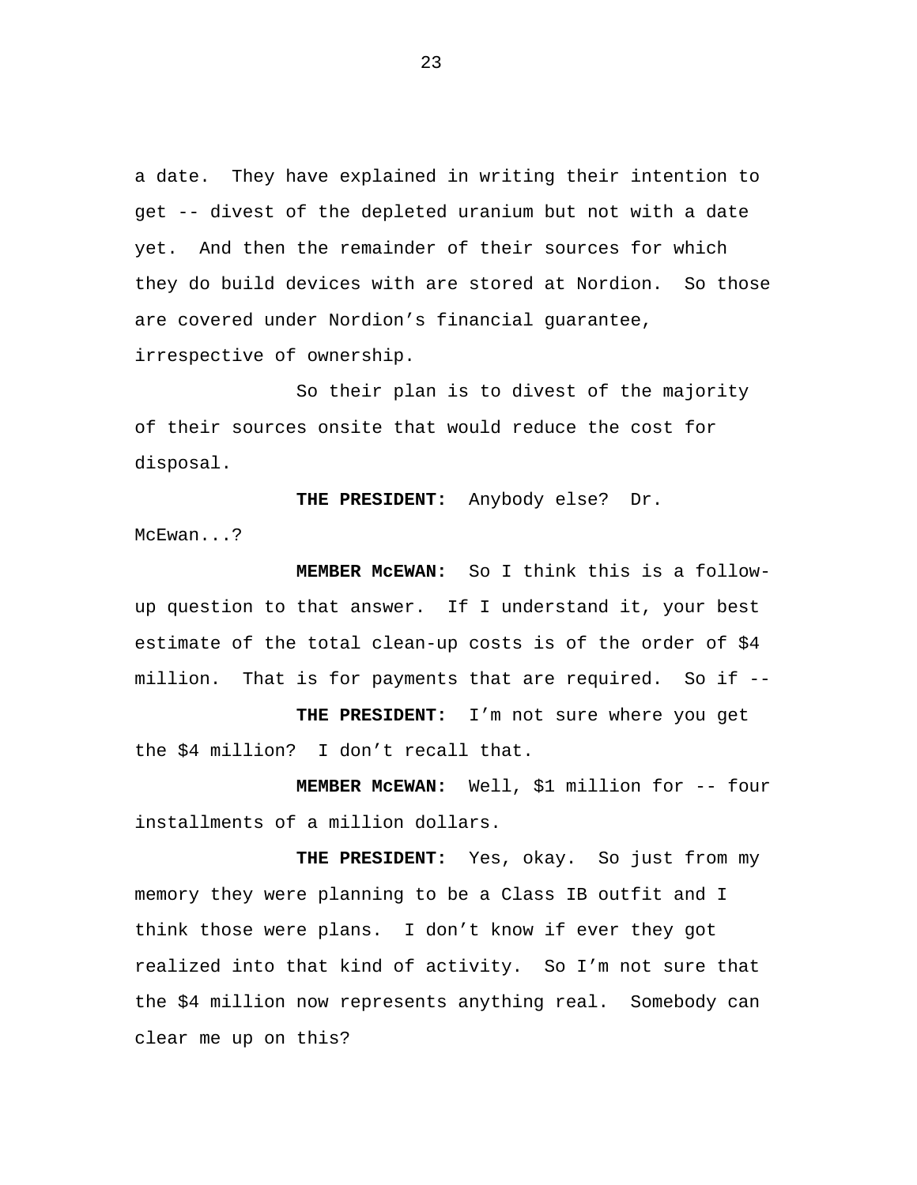a date. They have explained in writing their intention to get -- divest of the depleted uranium but not with a date yet. And then the remainder of their sources for which they do build devices with are stored at Nordion. So those are covered under Nordion's financial guarantee, irrespective of ownership.

So their plan is to divest of the majority of their sources onsite that would reduce the cost for disposal.

**THE PRESIDENT:** Anybody else? Dr. McEwan...?

**MEMBER McEWAN:** So I think this is a follow-up question to that answer. If I understand it, your best estimate of the total clean-up costs is of the order of $4 million. That is for payments that are required. So if --

**THE PRESIDENT:** I'm not sure where you get the $4 million? I don't recall that.

**MEMBER McEWAN:** Well, $1 million for -- four installments of a million dollars.

**THE PRESIDENT:** Yes, okay. So just from my memory they were planning to be a Class IB outfit and I think those were plans. I don't know if ever they got realized into that kind of activity. So I'm not sure that the $4 million now represents anything real. Somebody can clear me up on this?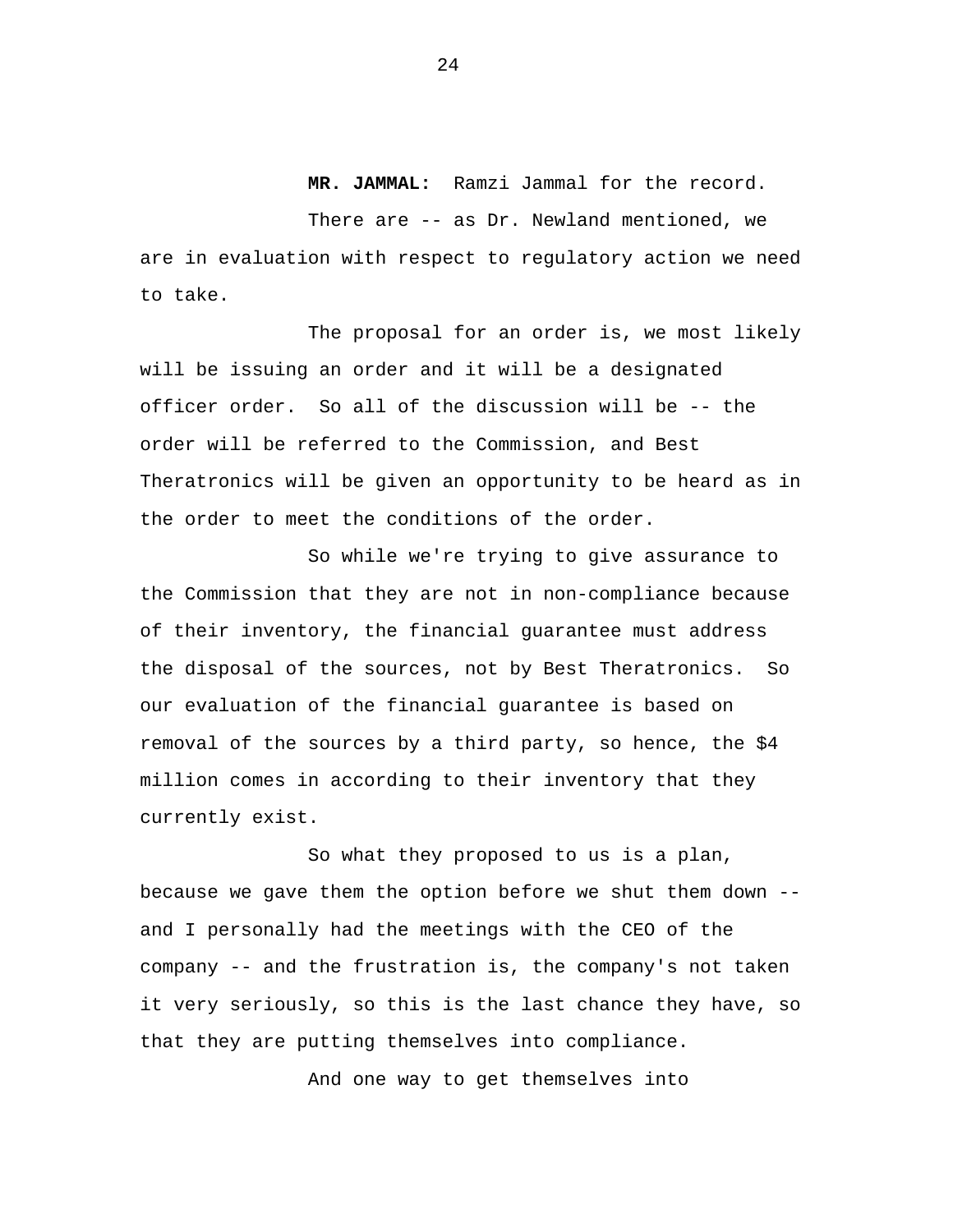**MR. JAMMAL:** Ramzi Jammal for the record.

There are -- as Dr. Newland mentioned, we are in evaluation with respect to regulatory action we need to take.

The proposal for an order is, we most likely will be issuing an order and it will be a designated officer order. So all of the discussion will be -- the order will be referred to the Commission, and Best Theratronics will be given an opportunity to be heard as in the order to meet the conditions of the order.

So while we're trying to give assurance to the Commission that they are not in non-compliance because of their inventory, the financial guarantee must address the disposal of the sources, not by Best Theratronics. So our evaluation of the financial guarantee is based on removal of the sources by a third party, so hence, the $4 million comes in according to their inventory that they currently exist.

So what they proposed to us is a plan, because we gave them the option before we shut them down -- and I personally had the meetings with the CEO of the company -- and the frustration is, the company's not taken it very seriously, so this is the last chance they have, so that they are putting themselves into compliance.

And one way to get themselves into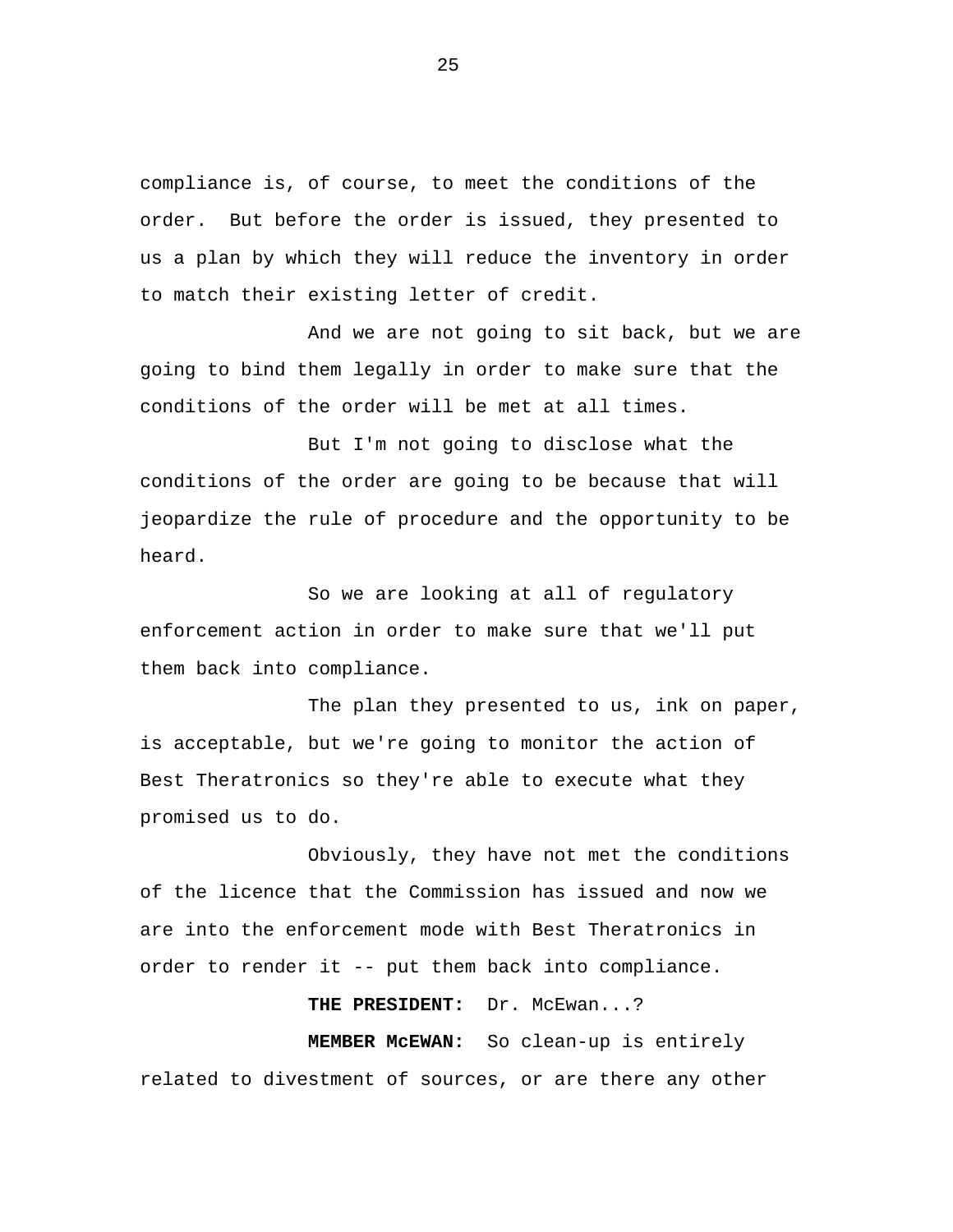compliance is, of course, to meet the conditions of the order.  But before the order is issued, they presented to us a plan by which they will reduce the inventory in order to match their existing letter of credit.

And we are not going to sit back, but we are going to bind them legally in order to make sure that the conditions of the order will be met at all times.

But I'm not going to disclose what the conditions of the order are going to be because that will jeopardize the rule of procedure and the opportunity to be heard.

So we are looking at all of regulatory enforcement action in order to make sure that we'll put them back into compliance.

The plan they presented to us, ink on paper, is acceptable, but we're going to monitor the action of Best Theratronics so they're able to execute what they promised us to do.

Obviously, they have not met the conditions of the licence that the Commission has issued and now we are into the enforcement mode with Best Theratronics in order to render it -- put them back into compliance.

**THE PRESIDENT:**  Dr. McEwan...?

**MEMBER McEWAN:**  So clean-up is entirely related to divestment of sources, or are there any other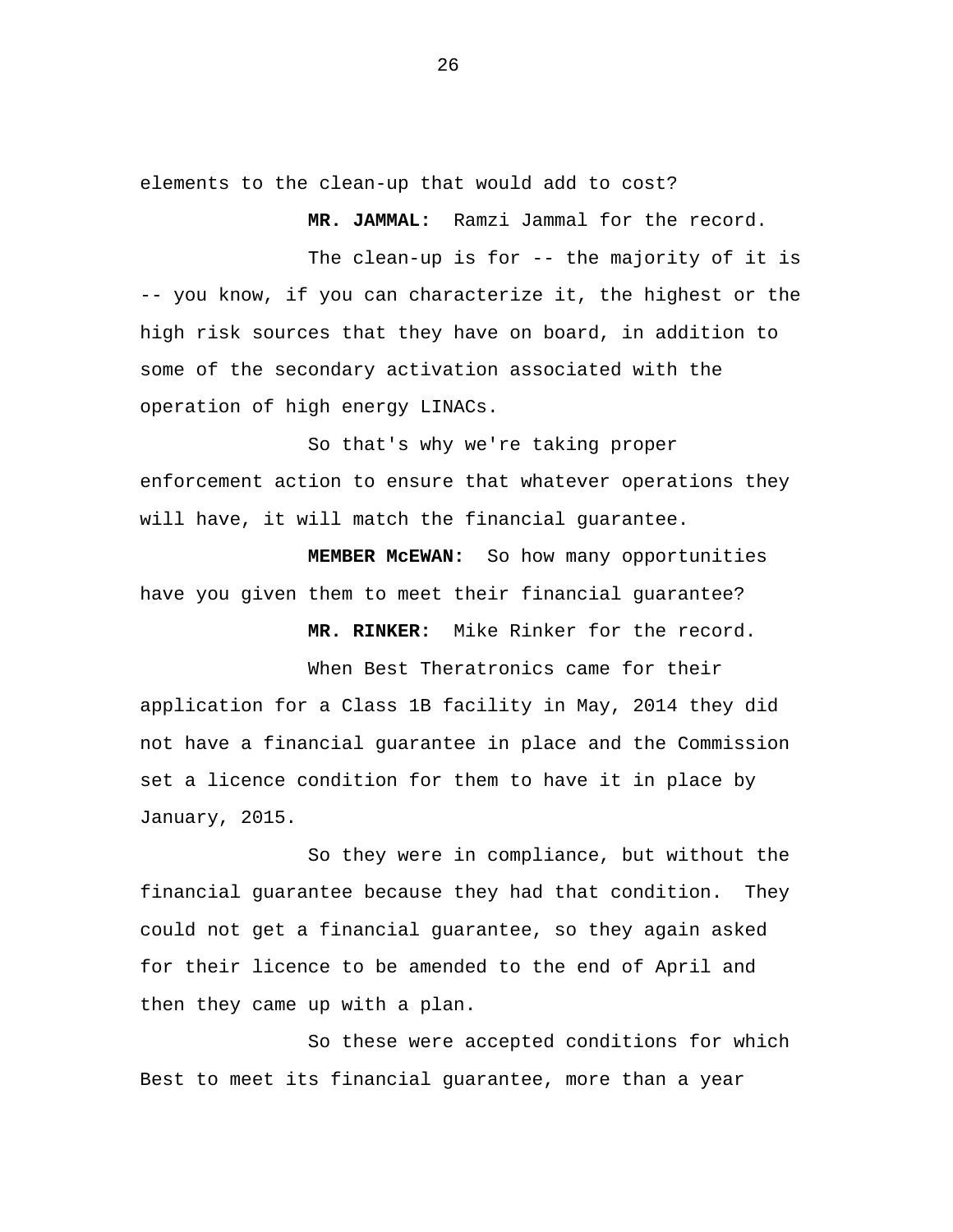elements to the clean-up that would add to cost?

**MR. JAMMAL:** Ramzi Jammal for the record.

The clean-up is for -- the majority of it is -- you know, if you can characterize it, the highest or the high risk sources that they have on board, in addition to some of the secondary activation associated with the operation of high energy LINACs.

So that's why we're taking proper enforcement action to ensure that whatever operations they will have, it will match the financial guarantee.

**MEMBER McEWAN:** So how many opportunities have you given them to meet their financial guarantee?

**MR. RINKER:** Mike Rinker for the record.

When Best Theratronics came for their application for a Class 1B facility in May, 2014 they did not have a financial guarantee in place and the Commission set a licence condition for them to have it in place by January, 2015.

So they were in compliance, but without the financial guarantee because they had that condition. They could not get a financial guarantee, so they again asked for their licence to be amended to the end of April and then they came up with a plan.

So these were accepted conditions for which Best to meet its financial guarantee, more than a year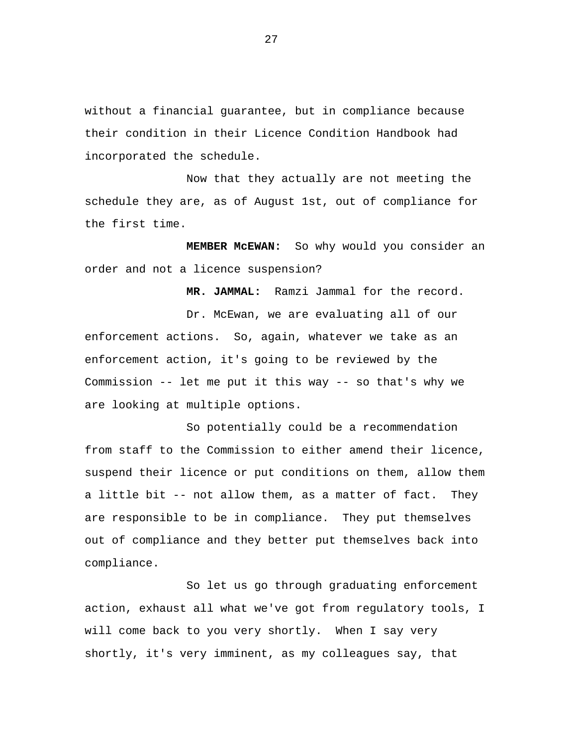without a financial guarantee, but in compliance because their condition in their Licence Condition Handbook had incorporated the schedule.

Now that they actually are not meeting the schedule they are, as of August 1st, out of compliance for the first time.

**MEMBER McEWAN:** So why would you consider an order and not a licence suspension?

**MR. JAMMAL:** Ramzi Jammal for the record.

Dr. McEwan, we are evaluating all of our enforcement actions. So, again, whatever we take as an enforcement action, it's going to be reviewed by the Commission -- let me put it this way -- so that's why we are looking at multiple options.

So potentially could be a recommendation from staff to the Commission to either amend their licence, suspend their licence or put conditions on them, allow them a little bit -- not allow them, as a matter of fact. They are responsible to be in compliance. They put themselves out of compliance and they better put themselves back into compliance.

So let us go through graduating enforcement action, exhaust all what we've got from regulatory tools, I will come back to you very shortly. When I say very shortly, it's very imminent, as my colleagues say, that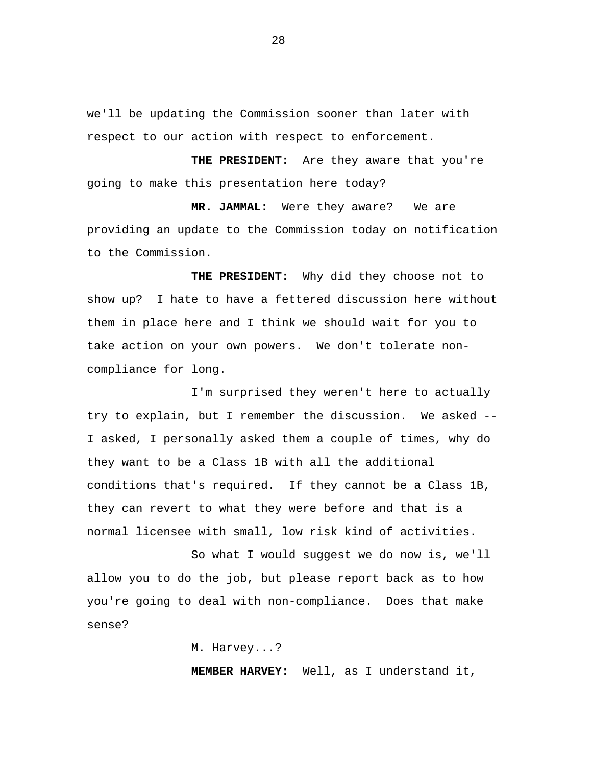we'll be updating the Commission sooner than later with respect to our action with respect to enforcement.

**THE PRESIDENT:** Are they aware that you're going to make this presentation here today?

**MR. JAMMAL:** Were they aware? We are providing an update to the Commission today on notification to the Commission.

**THE PRESIDENT:** Why did they choose not to show up? I hate to have a fettered discussion here without them in place here and I think we should wait for you to take action on your own powers. We don't tolerate non-compliance for long.

I'm surprised they weren't here to actually try to explain, but I remember the discussion. We asked -- I asked, I personally asked them a couple of times, why do they want to be a Class 1B with all the additional conditions that's required. If they cannot be a Class 1B, they can revert to what they were before and that is a normal licensee with small, low risk kind of activities.

So what I would suggest we do now is, we'll allow you to do the job, but please report back as to how you're going to deal with non-compliance. Does that make sense?

M. Harvey...?

**MEMBER HARVEY:** Well, as I understand it,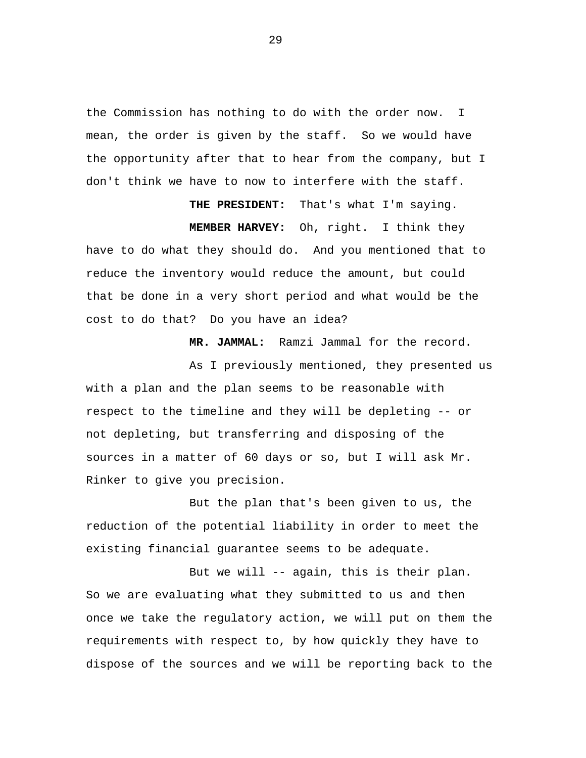the Commission has nothing to do with the order now. I mean, the order is given by the staff. So we would have the opportunity after that to hear from the company, but I don't think we have to now to interfere with the staff.

**THE PRESIDENT:** That's what I'm saying.

**MEMBER HARVEY:** Oh, right. I think they have to do what they should do. And you mentioned that to reduce the inventory would reduce the amount, but could that be done in a very short period and what would be the cost to do that? Do you have an idea?

**MR. JAMMAL:** Ramzi Jammal for the record.

As I previously mentioned, they presented us with a plan and the plan seems to be reasonable with respect to the timeline and they will be depleting -- or not depleting, but transferring and disposing of the sources in a matter of 60 days or so, but I will ask Mr. Rinker to give you precision.

But the plan that's been given to us, the reduction of the potential liability in order to meet the existing financial guarantee seems to be adequate.

But we will -- again, this is their plan. So we are evaluating what they submitted to us and then once we take the regulatory action, we will put on them the requirements with respect to, by how quickly they have to dispose of the sources and we will be reporting back to the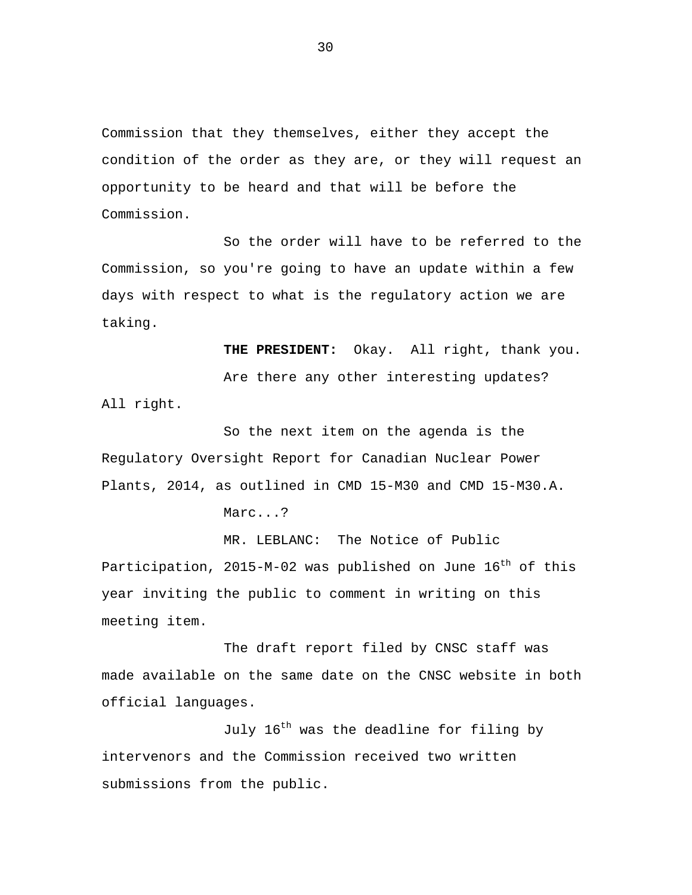Commission that they themselves, either they accept the condition of the order as they are, or they will request an opportunity to be heard and that will be before the Commission.

So the order will have to be referred to the Commission, so you're going to have an update within a few days with respect to what is the regulatory action we are taking.

**THE PRESIDENT:** Okay. All right, thank you.

Are there any other interesting updates? All right.

So the next item on the agenda is the Regulatory Oversight Report for Canadian Nuclear Power Plants, 2014, as outlined in CMD 15-M30 and CMD 15-M30.A.

Marc...?

MR. LEBLANC: The Notice of Public Participation, 2015-M-02 was published on June 16th of this year inviting the public to comment in writing on this meeting item.

The draft report filed by CNSC staff was made available on the same date on the CNSC website in both official languages.

July 16th was the deadline for filing by intervenors and the Commission received two written submissions from the public.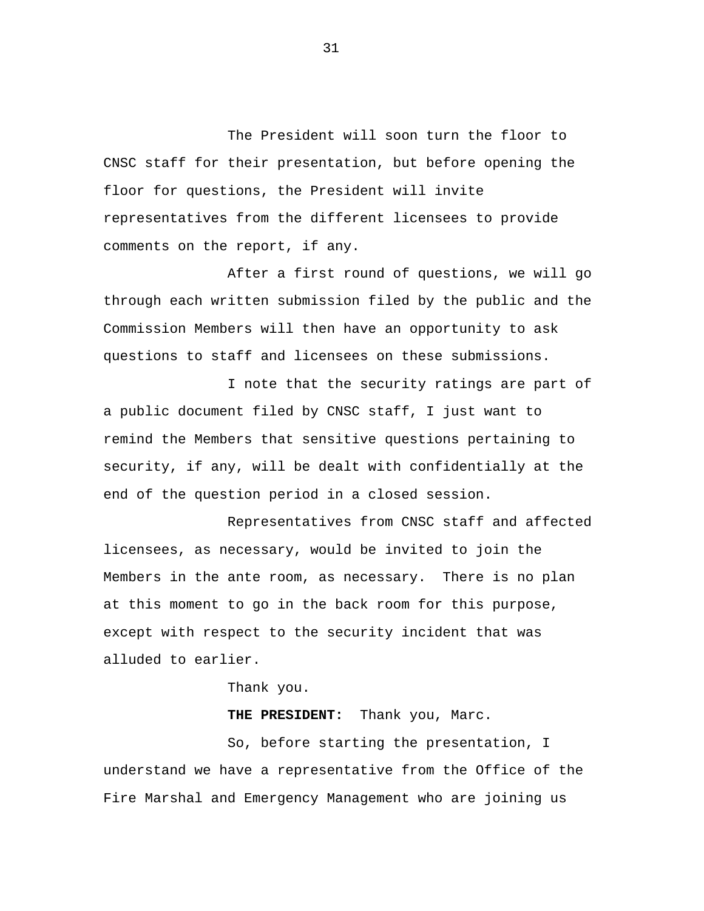The President will soon turn the floor to CNSC staff for their presentation, but before opening the floor for questions, the President will invite representatives from the different licensees to provide comments on the report, if any.

After a first round of questions, we will go through each written submission filed by the public and the Commission Members will then have an opportunity to ask questions to staff and licensees on these submissions.

I note that the security ratings are part of a public document filed by CNSC staff, I just want to remind the Members that sensitive questions pertaining to security, if any, will be dealt with confidentially at the end of the question period in a closed session.

Representatives from CNSC staff and affected licensees, as necessary, would be invited to join the Members in the ante room, as necessary. There is no plan at this moment to go in the back room for this purpose, except with respect to the security incident that was alluded to earlier.

Thank you.

**THE PRESIDENT:** Thank you, Marc.

So, before starting the presentation, I understand we have a representative from the Office of the Fire Marshal and Emergency Management who are joining us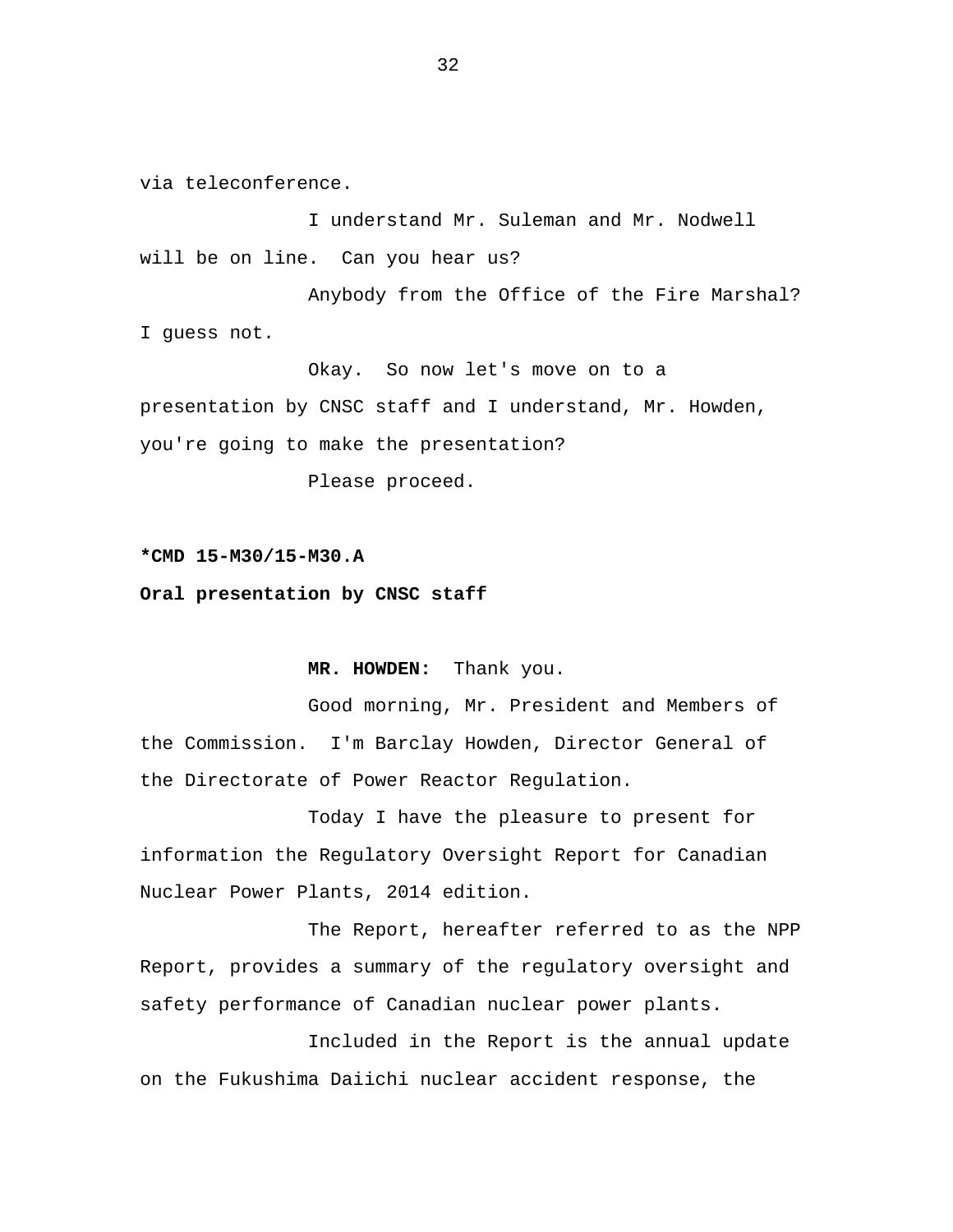via teleconference.

I understand Mr. Suleman and Mr. Nodwell will be on line. Can you hear us?

Anybody from the Office of the Fire Marshal? I guess not.

Okay. So now let's move on to a presentation by CNSC staff and I understand, Mr. Howden, you're going to make the presentation?

Please proceed.

**\*CMD 15-M30/15-M30.A**

**Oral presentation by CNSC staff**

**MR. HOWDEN:** Thank you.

Good morning, Mr. President and Members of the Commission. I'm Barclay Howden, Director General of the Directorate of Power Reactor Regulation.

Today I have the pleasure to present for information the Regulatory Oversight Report for Canadian Nuclear Power Plants, 2014 edition.

The Report, hereafter referred to as the NPP Report, provides a summary of the regulatory oversight and safety performance of Canadian nuclear power plants.

Included in the Report is the annual update on the Fukushima Daiichi nuclear accident response, the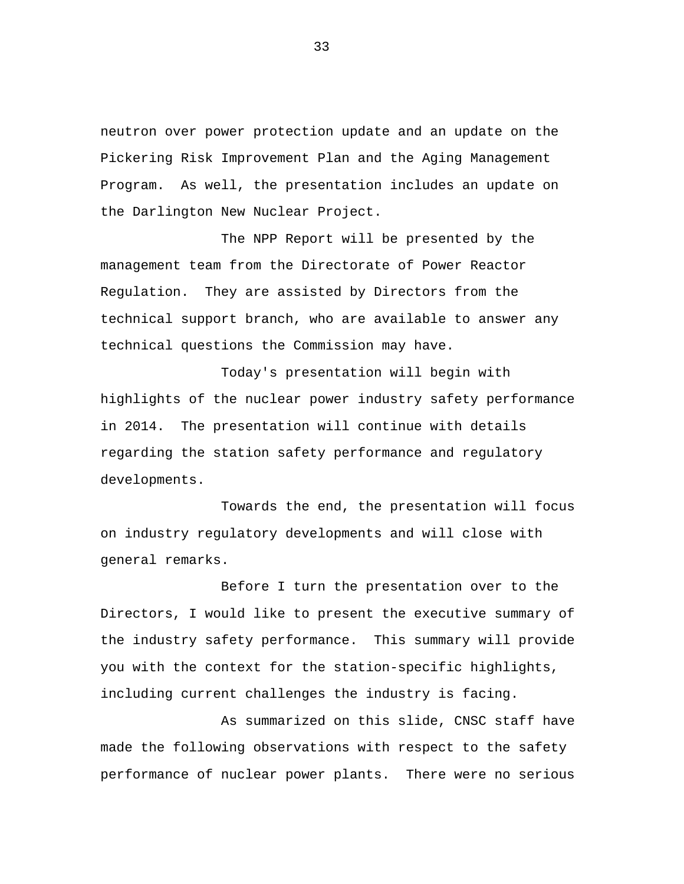neutron over power protection update and an update on the Pickering Risk Improvement Plan and the Aging Management Program. As well, the presentation includes an update on the Darlington New Nuclear Project.

The NPP Report will be presented by the management team from the Directorate of Power Reactor Regulation. They are assisted by Directors from the technical support branch, who are available to answer any technical questions the Commission may have.

Today's presentation will begin with highlights of the nuclear power industry safety performance in 2014. The presentation will continue with details regarding the station safety performance and regulatory developments.

Towards the end, the presentation will focus on industry regulatory developments and will close with general remarks.

Before I turn the presentation over to the Directors, I would like to present the executive summary of the industry safety performance. This summary will provide you with the context for the station-specific highlights, including current challenges the industry is facing.

As summarized on this slide, CNSC staff have made the following observations with respect to the safety performance of nuclear power plants. There were no serious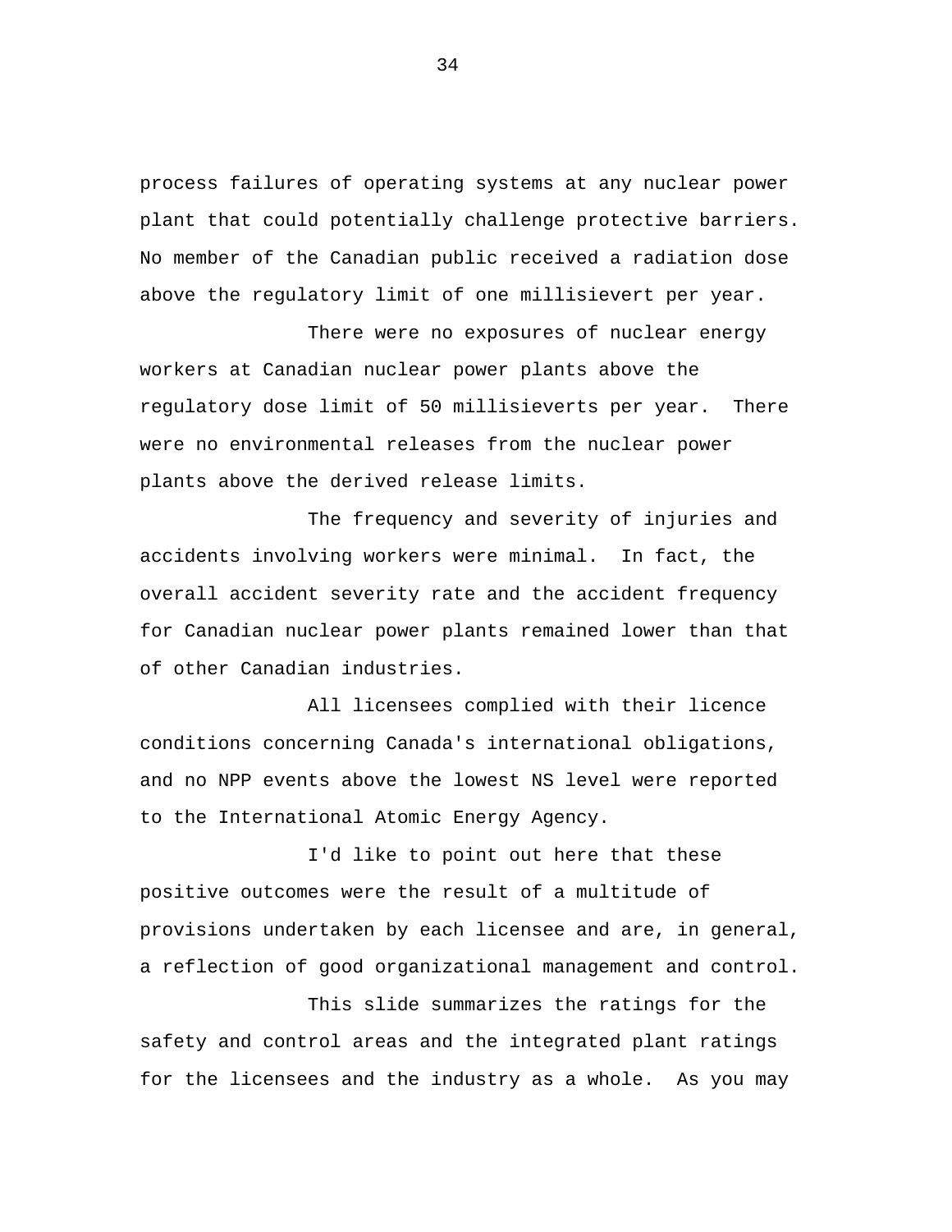process failures of operating systems at any nuclear power plant that could potentially challenge protective barriers. No member of the Canadian public received a radiation dose above the regulatory limit of one millisievert per year.

There were no exposures of nuclear energy workers at Canadian nuclear power plants above the regulatory dose limit of 50 millisieverts per year. There were no environmental releases from the nuclear power plants above the derived release limits.

The frequency and severity of injuries and accidents involving workers were minimal. In fact, the overall accident severity rate and the accident frequency for Canadian nuclear power plants remained lower than that of other Canadian industries.

All licensees complied with their licence conditions concerning Canada's international obligations, and no NPP events above the lowest NS level were reported to the International Atomic Energy Agency.

I'd like to point out here that these positive outcomes were the result of a multitude of provisions undertaken by each licensee and are, in general, a reflection of good organizational management and control.

This slide summarizes the ratings for the safety and control areas and the integrated plant ratings for the licensees and the industry as a whole. As you may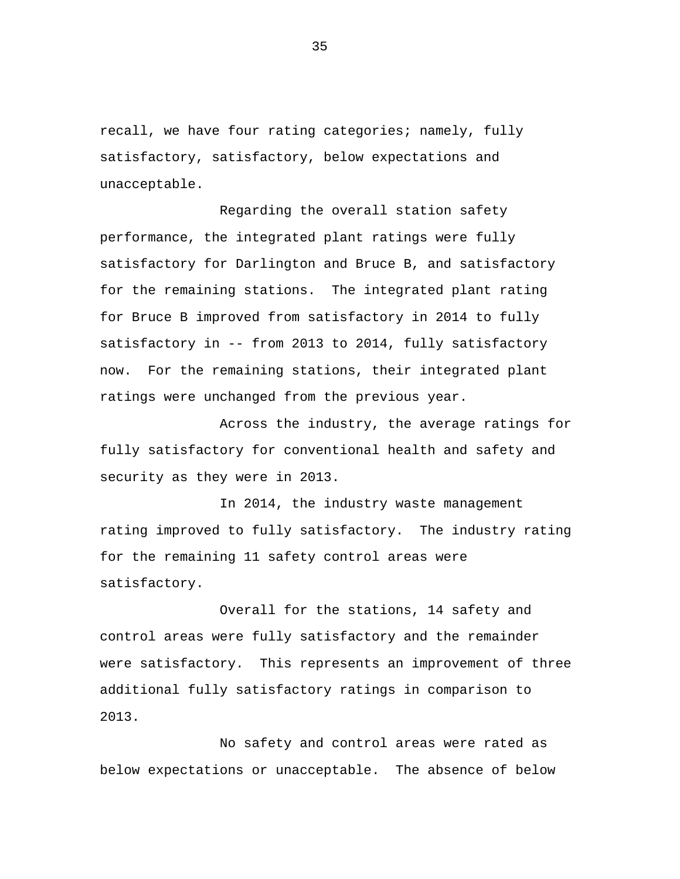recall, we have four rating categories; namely, fully satisfactory, satisfactory, below expectations and unacceptable.

Regarding the overall station safety performance, the integrated plant ratings were fully satisfactory for Darlington and Bruce B, and satisfactory for the remaining stations. The integrated plant rating for Bruce B improved from satisfactory in 2014 to fully satisfactory in -- from 2013 to 2014, fully satisfactory now. For the remaining stations, their integrated plant ratings were unchanged from the previous year.

Across the industry, the average ratings for fully satisfactory for conventional health and safety and security as they were in 2013.

In 2014, the industry waste management rating improved to fully satisfactory. The industry rating for the remaining 11 safety control areas were satisfactory.

Overall for the stations, 14 safety and control areas were fully satisfactory and the remainder were satisfactory. This represents an improvement of three additional fully satisfactory ratings in comparison to 2013.

No safety and control areas were rated as below expectations or unacceptable. The absence of below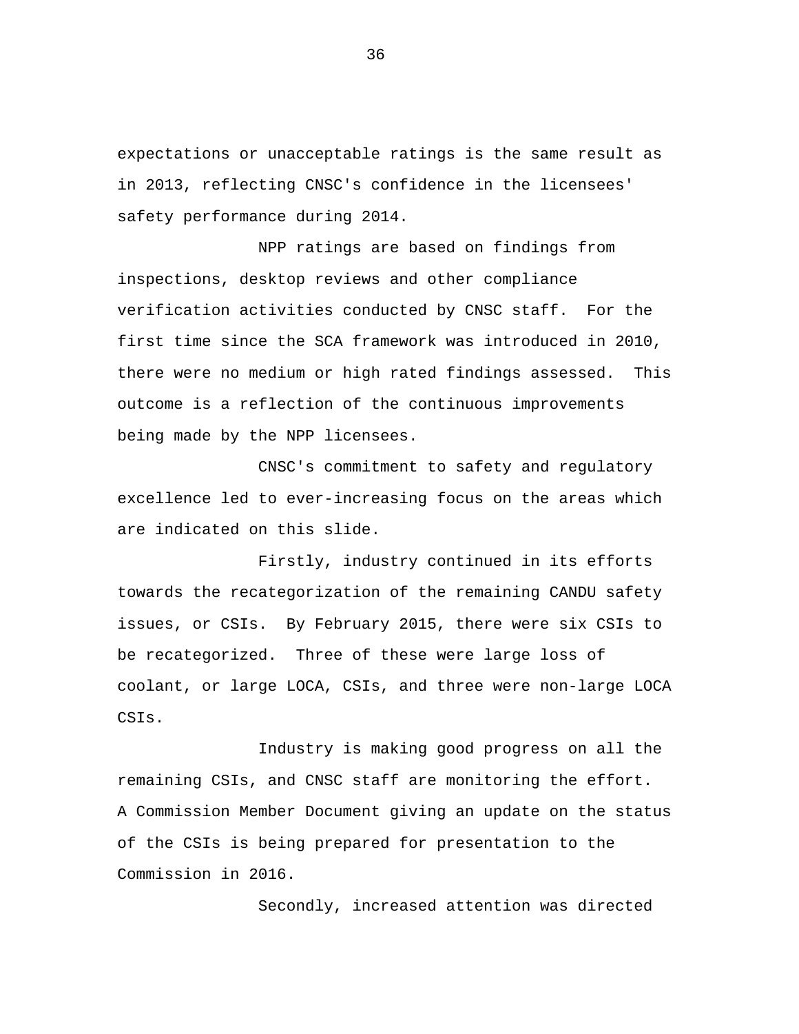expectations or unacceptable ratings is the same result as in 2013, reflecting CNSC's confidence in the licensees' safety performance during 2014.

NPP ratings are based on findings from inspections, desktop reviews and other compliance verification activities conducted by CNSC staff. For the first time since the SCA framework was introduced in 2010, there were no medium or high rated findings assessed. This outcome is a reflection of the continuous improvements being made by the NPP licensees.

CNSC's commitment to safety and regulatory excellence led to ever-increasing focus on the areas which are indicated on this slide.

Firstly, industry continued in its efforts towards the recategorization of the remaining CANDU safety issues, or CSIs. By February 2015, there were six CSIs to be recategorized. Three of these were large loss of coolant, or large LOCA, CSIs, and three were non-large LOCA CSIs.

Industry is making good progress on all the remaining CSIs, and CNSC staff are monitoring the effort. A Commission Member Document giving an update on the status of the CSIs is being prepared for presentation to the Commission in 2016.

Secondly, increased attention was directed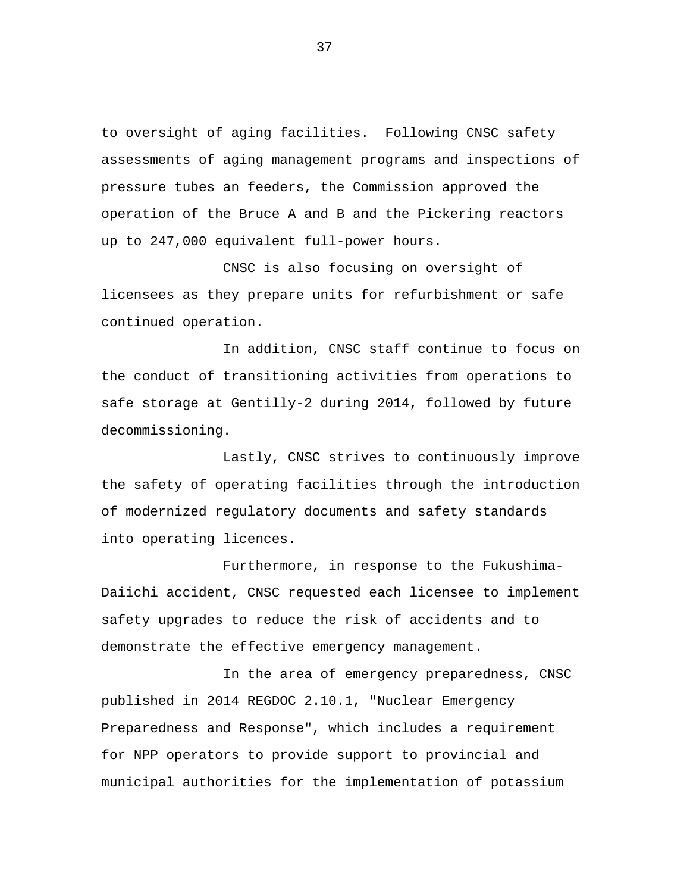to oversight of aging facilities. Following CNSC safety assessments of aging management programs and inspections of pressure tubes an feeders, the Commission approved the operation of the Bruce A and B and the Pickering reactors up to 247,000 equivalent full-power hours.

CNSC is also focusing on oversight of licensees as they prepare units for refurbishment or safe continued operation.

In addition, CNSC staff continue to focus on the conduct of transitioning activities from operations to safe storage at Gentilly-2 during 2014, followed by future decommissioning.

Lastly, CNSC strives to continuously improve the safety of operating facilities through the introduction of modernized regulatory documents and safety standards into operating licences.

Furthermore, in response to the Fukushima-Daiichi accident, CNSC requested each licensee to implement safety upgrades to reduce the risk of accidents and to demonstrate the effective emergency management.

In the area of emergency preparedness, CNSC published in 2014 REGDOC 2.10.1, "Nuclear Emergency Preparedness and Response", which includes a requirement for NPP operators to provide support to provincial and municipal authorities for the implementation of potassium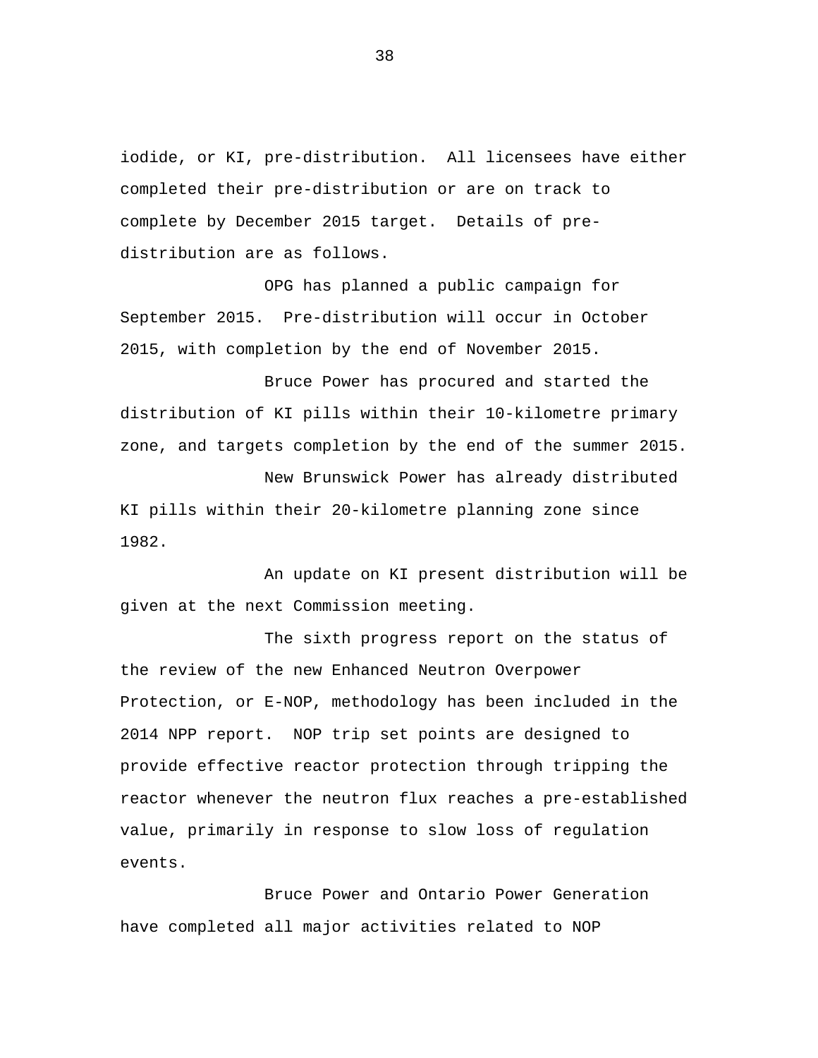iodide, or KI, pre-distribution. All licensees have either completed their pre-distribution or are on track to complete by December 2015 target. Details of pre-distribution are as follows.

OPG has planned a public campaign for September 2015. Pre-distribution will occur in October 2015, with completion by the end of November 2015.

Bruce Power has procured and started the distribution of KI pills within their 10-kilometre primary zone, and targets completion by the end of the summer 2015.

New Brunswick Power has already distributed KI pills within their 20-kilometre planning zone since 1982.

An update on KI present distribution will be given at the next Commission meeting.

The sixth progress report on the status of the review of the new Enhanced Neutron Overpower Protection, or E-NOP, methodology has been included in the 2014 NPP report. NOP trip set points are designed to provide effective reactor protection through tripping the reactor whenever the neutron flux reaches a pre-established value, primarily in response to slow loss of regulation events.

Bruce Power and Ontario Power Generation have completed all major activities related to NOP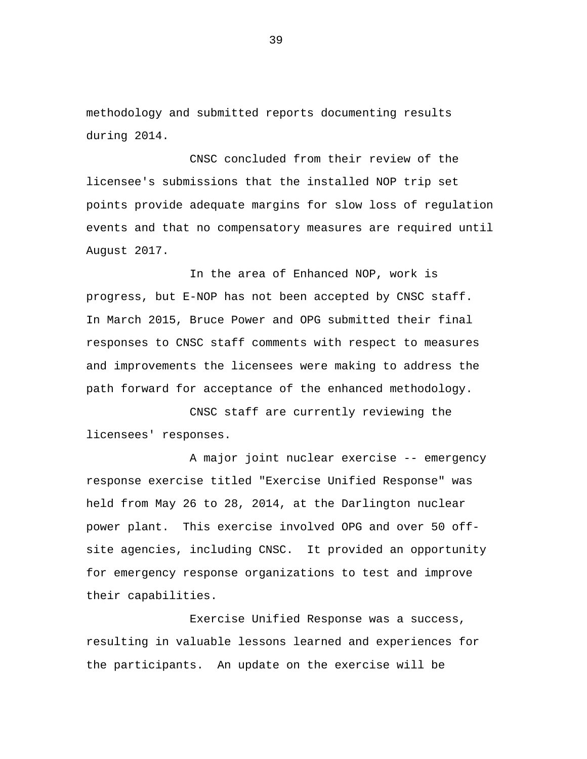methodology and submitted reports documenting results during 2014.

CNSC concluded from their review of the licensee's submissions that the installed NOP trip set points provide adequate margins for slow loss of regulation events and that no compensatory measures are required until August 2017.

In the area of Enhanced NOP, work is progress, but E-NOP has not been accepted by CNSC staff. In March 2015, Bruce Power and OPG submitted their final responses to CNSC staff comments with respect to measures and improvements the licensees were making to address the path forward for acceptance of the enhanced methodology.

CNSC staff are currently reviewing the licensees' responses.

A major joint nuclear exercise -- emergency response exercise titled "Exercise Unified Response" was held from May 26 to 28, 2014, at the Darlington nuclear power plant. This exercise involved OPG and over 50 off-site agencies, including CNSC. It provided an opportunity for emergency response organizations to test and improve their capabilities.

Exercise Unified Response was a success, resulting in valuable lessons learned and experiences for the participants. An update on the exercise will be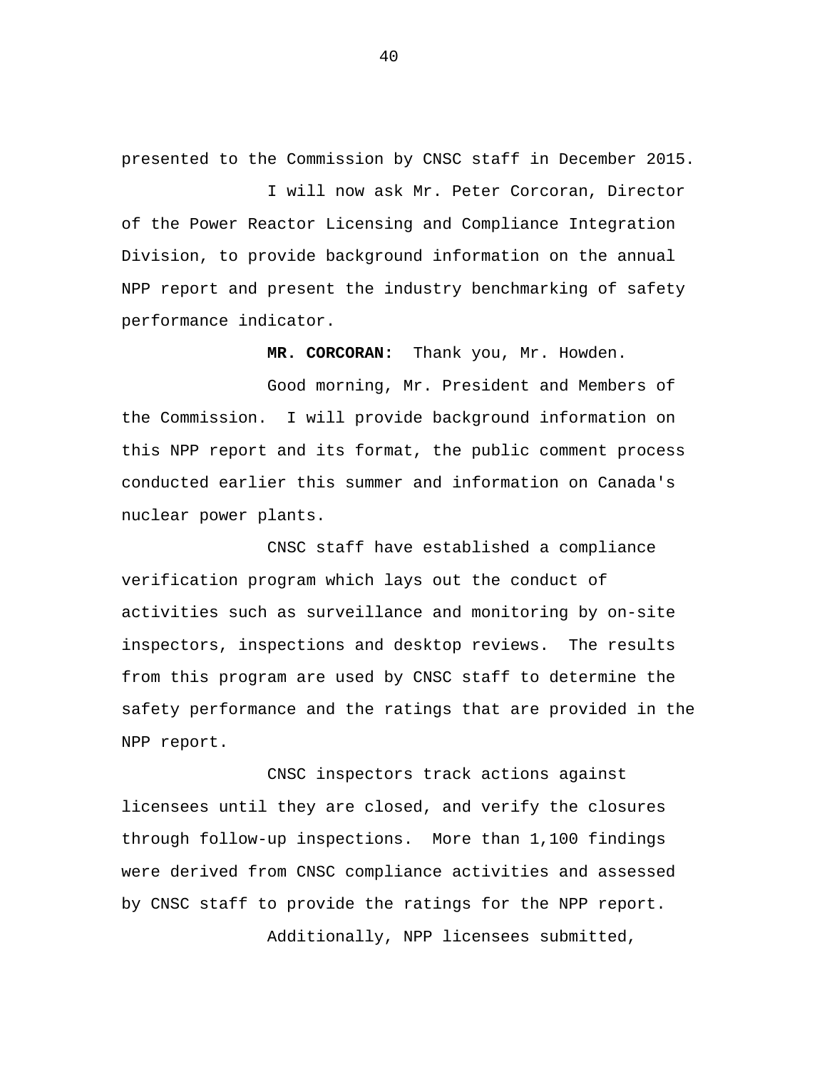presented to the Commission by CNSC staff in December 2015.

I will now ask Mr. Peter Corcoran, Director of the Power Reactor Licensing and Compliance Integration Division, to provide background information on the annual NPP report and present the industry benchmarking of safety performance indicator.

**MR. CORCORAN:** Thank you, Mr. Howden.

Good morning, Mr. President and Members of the Commission. I will provide background information on this NPP report and its format, the public comment process conducted earlier this summer and information on Canada's nuclear power plants.

CNSC staff have established a compliance verification program which lays out the conduct of activities such as surveillance and monitoring by on-site inspectors, inspections and desktop reviews. The results from this program are used by CNSC staff to determine the safety performance and the ratings that are provided in the NPP report.

CNSC inspectors track actions against licensees until they are closed, and verify the closures through follow-up inspections. More than 1,100 findings were derived from CNSC compliance activities and assessed by CNSC staff to provide the ratings for the NPP report.

Additionally, NPP licensees submitted,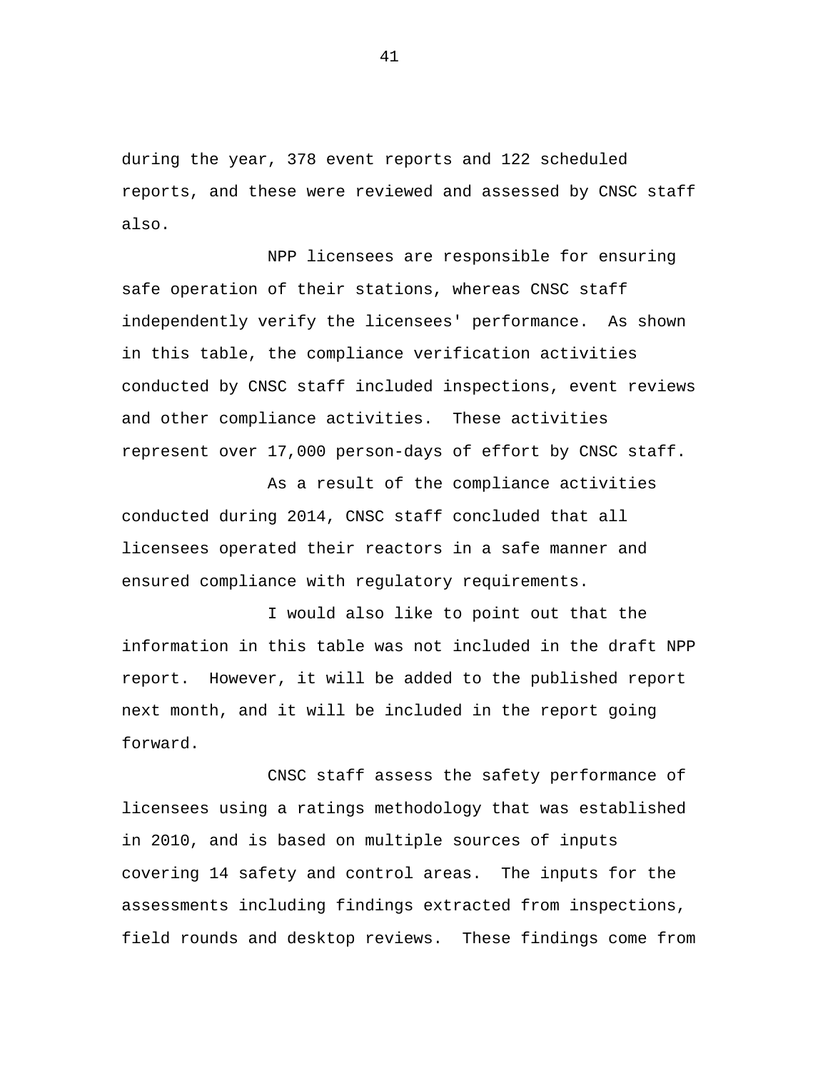during the year, 378 event reports and 122 scheduled reports, and these were reviewed and assessed by CNSC staff also.

NPP licensees are responsible for ensuring safe operation of their stations, whereas CNSC staff independently verify the licensees' performance. As shown in this table, the compliance verification activities conducted by CNSC staff included inspections, event reviews and other compliance activities. These activities represent over 17,000 person-days of effort by CNSC staff.

As a result of the compliance activities conducted during 2014, CNSC staff concluded that all licensees operated their reactors in a safe manner and ensured compliance with regulatory requirements.

I would also like to point out that the information in this table was not included in the draft NPP report. However, it will be added to the published report next month, and it will be included in the report going forward.

CNSC staff assess the safety performance of licensees using a ratings methodology that was established in 2010, and is based on multiple sources of inputs covering 14 safety and control areas. The inputs for the assessments including findings extracted from inspections, field rounds and desktop reviews. These findings come from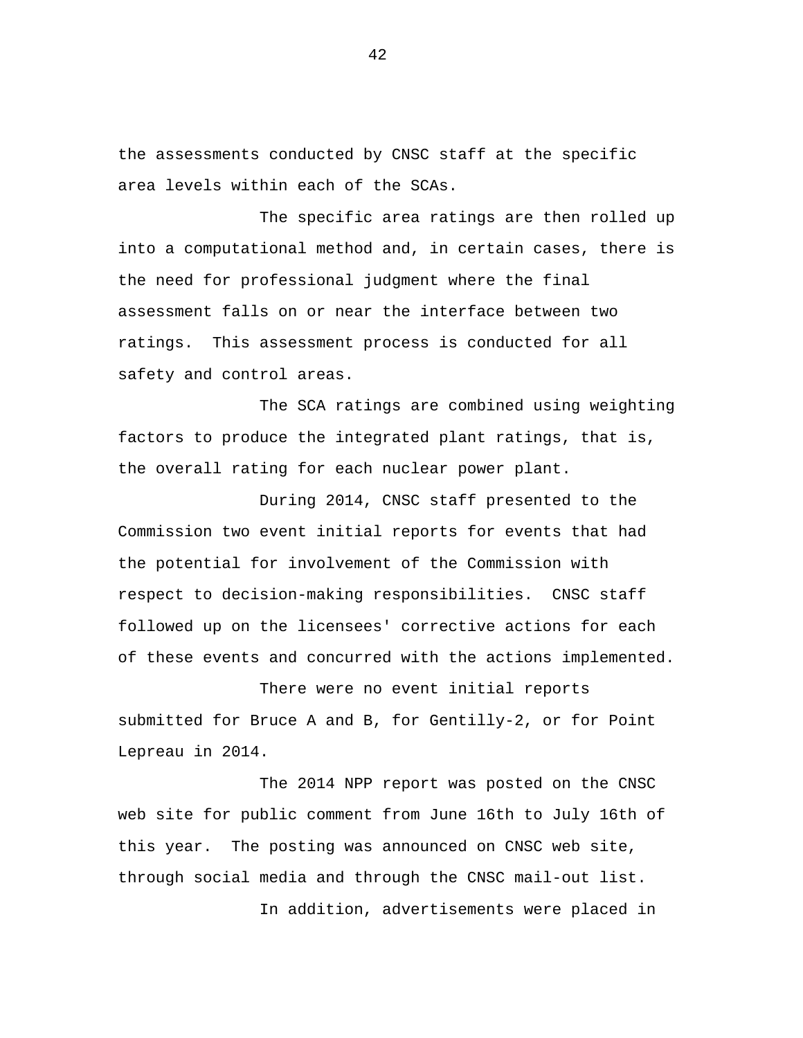the assessments conducted by CNSC staff at the specific area levels within each of the SCAs.

The specific area ratings are then rolled up into a computational method and, in certain cases, there is the need for professional judgment where the final assessment falls on or near the interface between two ratings. This assessment process is conducted for all safety and control areas.

The SCA ratings are combined using weighting factors to produce the integrated plant ratings, that is, the overall rating for each nuclear power plant.

During 2014, CNSC staff presented to the Commission two event initial reports for events that had the potential for involvement of the Commission with respect to decision-making responsibilities. CNSC staff followed up on the licensees' corrective actions for each of these events and concurred with the actions implemented.

There were no event initial reports submitted for Bruce A and B, for Gentilly-2, or for Point Lepreau in 2014.

The 2014 NPP report was posted on the CNSC web site for public comment from June 16th to July 16th of this year. The posting was announced on CNSC web site, through social media and through the CNSC mail-out list.

In addition, advertisements were placed in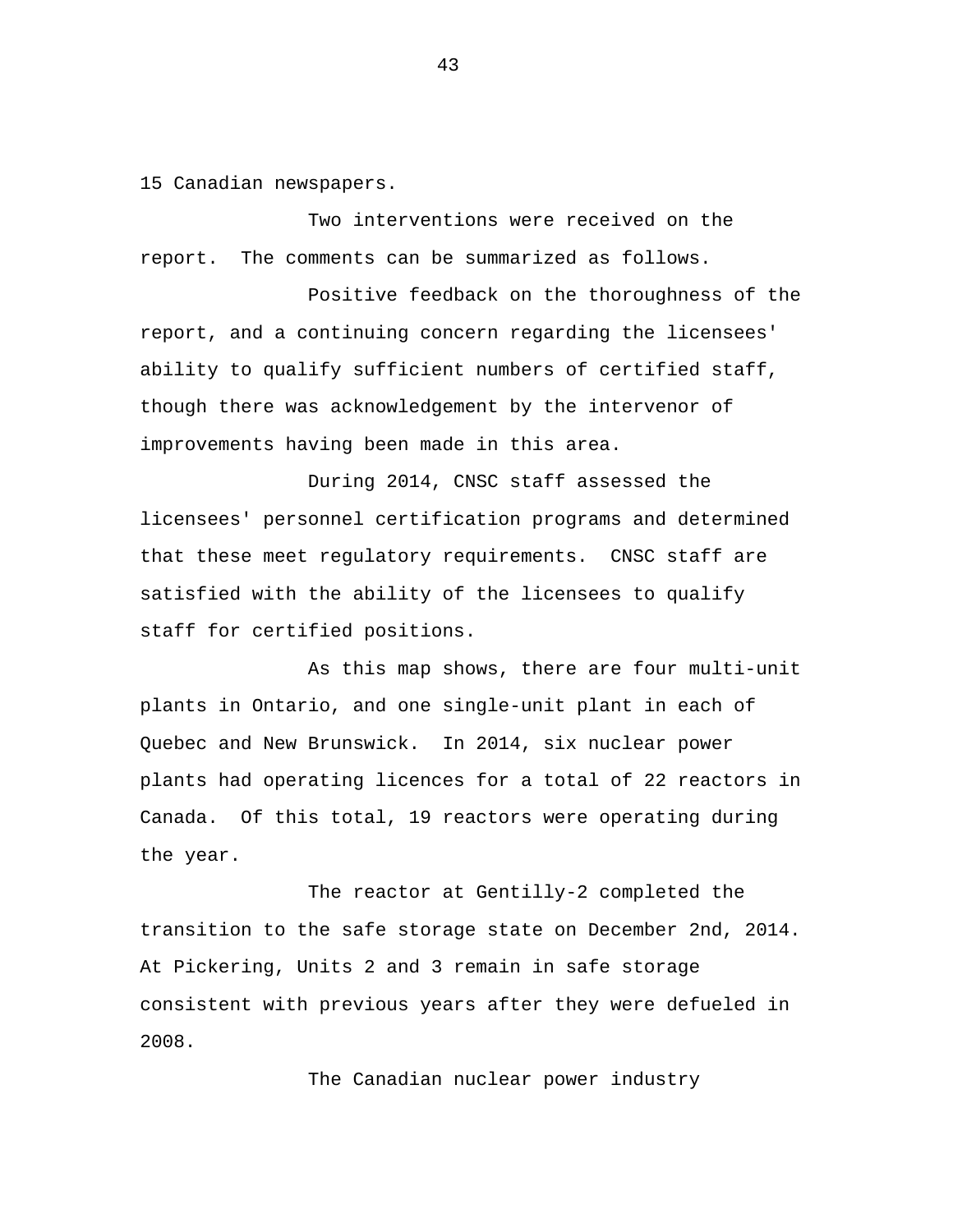15 Canadian newspapers.

Two interventions were received on the report. The comments can be summarized as follows.

Positive feedback on the thoroughness of the report, and a continuing concern regarding the licensees' ability to qualify sufficient numbers of certified staff, though there was acknowledgement by the intervenor of improvements having been made in this area.

During 2014, CNSC staff assessed the licensees' personnel certification programs and determined that these meet regulatory requirements. CNSC staff are satisfied with the ability of the licensees to qualify staff for certified positions.

As this map shows, there are four multi-unit plants in Ontario, and one single-unit plant in each of Quebec and New Brunswick. In 2014, six nuclear power plants had operating licences for a total of 22 reactors in Canada. Of this total, 19 reactors were operating during the year.

The reactor at Gentilly-2 completed the transition to the safe storage state on December 2nd, 2014. At Pickering, Units 2 and 3 remain in safe storage consistent with previous years after they were defueled in 2008.

The Canadian nuclear power industry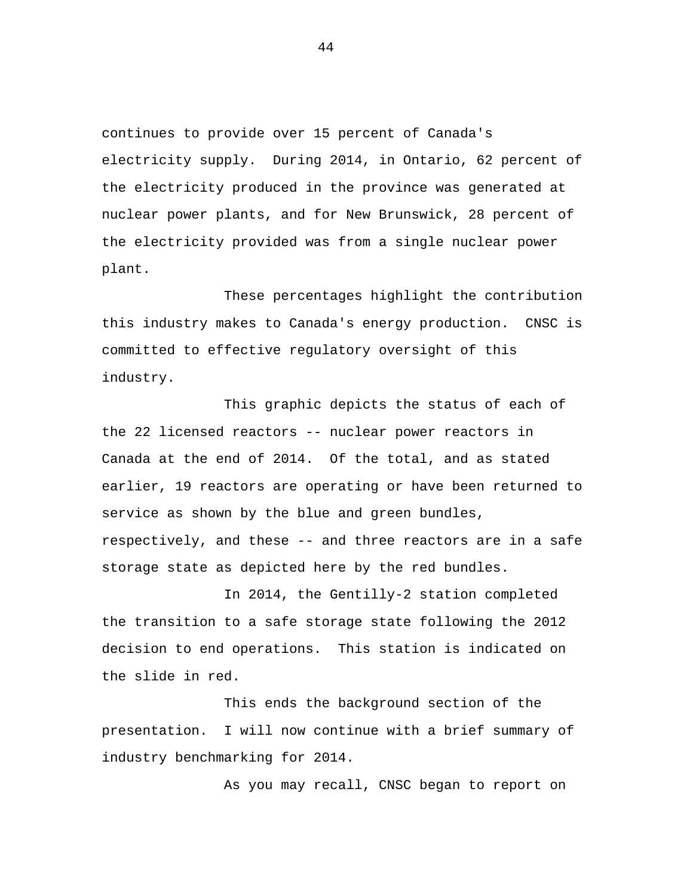continues to provide over 15 percent of Canada's electricity supply. During 2014, in Ontario, 62 percent of the electricity produced in the province was generated at nuclear power plants, and for New Brunswick, 28 percent of the electricity provided was from a single nuclear power plant.

These percentages highlight the contribution this industry makes to Canada's energy production. CNSC is committed to effective regulatory oversight of this industry.

This graphic depicts the status of each of the 22 licensed reactors -- nuclear power reactors in Canada at the end of 2014. Of the total, and as stated earlier, 19 reactors are operating or have been returned to service as shown by the blue and green bundles, respectively, and these -- and three reactors are in a safe storage state as depicted here by the red bundles.

In 2014, the Gentilly-2 station completed the transition to a safe storage state following the 2012 decision to end operations. This station is indicated on the slide in red.

This ends the background section of the presentation. I will now continue with a brief summary of industry benchmarking for 2014.

As you may recall, CNSC began to report on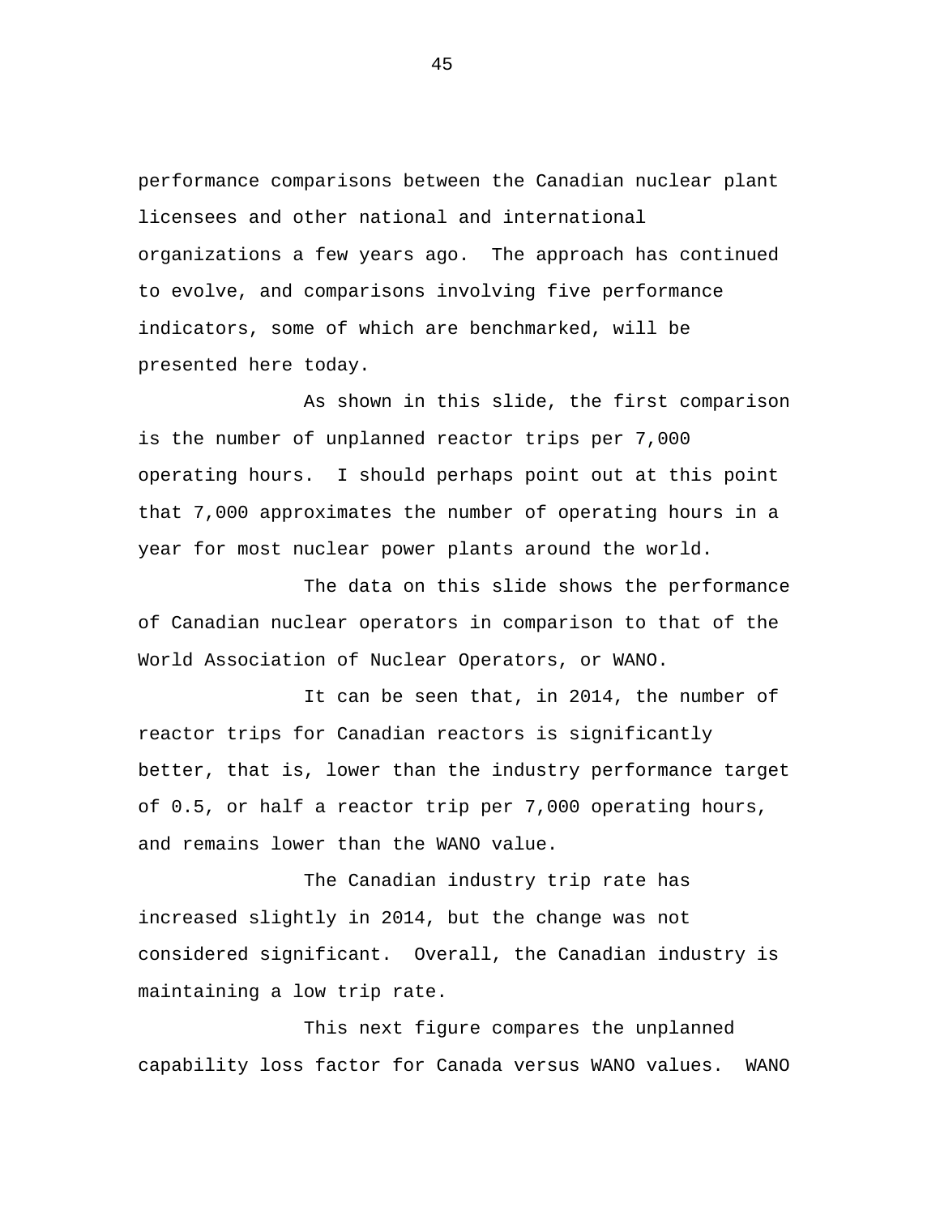performance comparisons between the Canadian nuclear plant licensees and other national and international organizations a few years ago. The approach has continued to evolve, and comparisons involving five performance indicators, some of which are benchmarked, will be presented here today.

As shown in this slide, the first comparison is the number of unplanned reactor trips per 7,000 operating hours. I should perhaps point out at this point that 7,000 approximates the number of operating hours in a year for most nuclear power plants around the world.

The data on this slide shows the performance of Canadian nuclear operators in comparison to that of the World Association of Nuclear Operators, or WANO.

It can be seen that, in 2014, the number of reactor trips for Canadian reactors is significantly better, that is, lower than the industry performance target of 0.5, or half a reactor trip per 7,000 operating hours, and remains lower than the WANO value.

The Canadian industry trip rate has increased slightly in 2014, but the change was not considered significant. Overall, the Canadian industry is maintaining a low trip rate.

This next figure compares the unplanned capability loss factor for Canada versus WANO values. WANO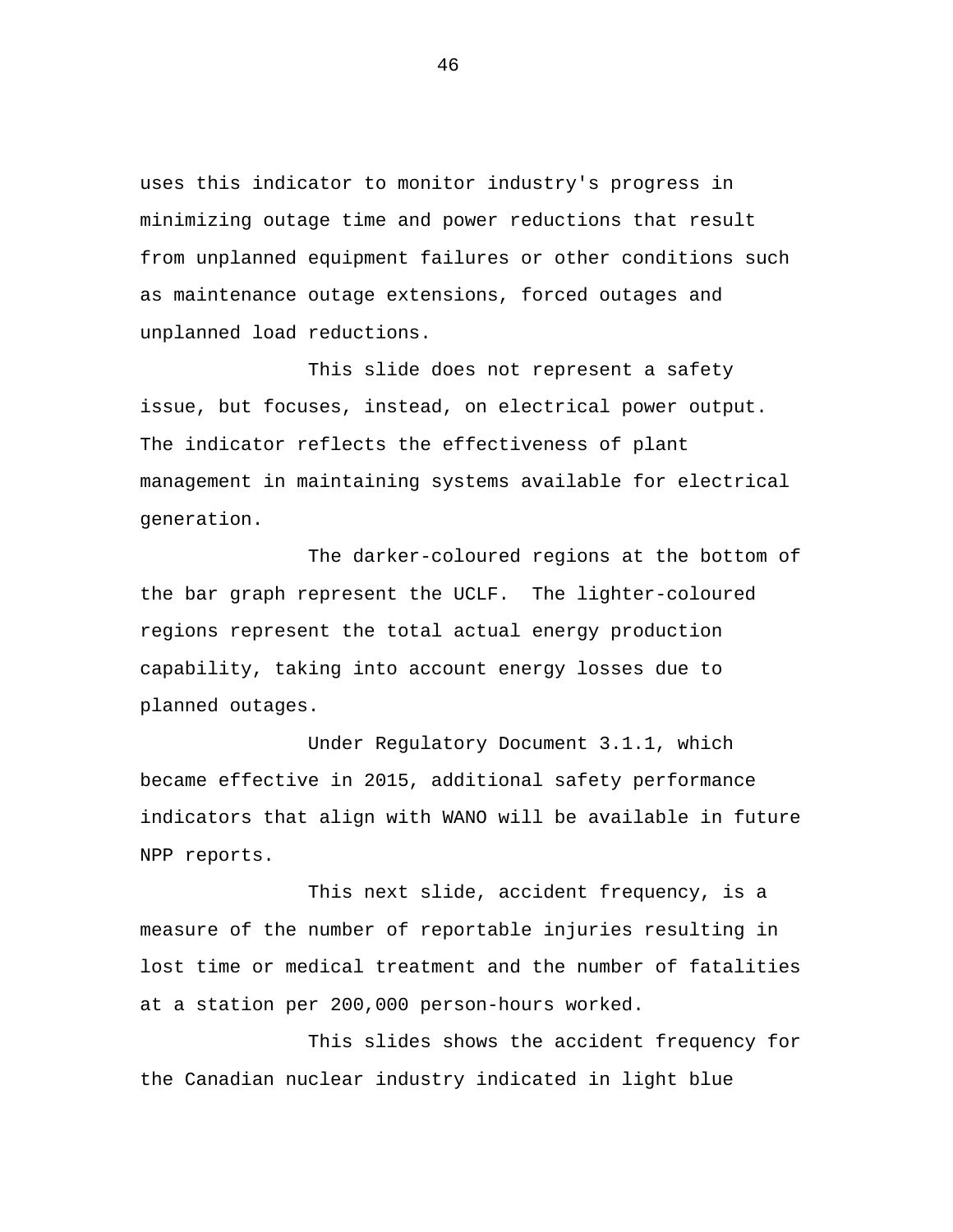uses this indicator to monitor industry's progress in minimizing outage time and power reductions that result from unplanned equipment failures or other conditions such as maintenance outage extensions, forced outages and unplanned load reductions.

This slide does not represent a safety issue, but focuses, instead, on electrical power output. The indicator reflects the effectiveness of plant management in maintaining systems available for electrical generation.

The darker-coloured regions at the bottom of the bar graph represent the UCLF.  The lighter-coloured regions represent the total actual energy production capability, taking into account energy losses due to planned outages.

Under Regulatory Document 3.1.1, which became effective in 2015, additional safety performance indicators that align with WANO will be available in future NPP reports.

This next slide, accident frequency, is a measure of the number of reportable injuries resulting in lost time or medical treatment and the number of fatalities at a station per 200,000 person-hours worked.

This slides shows the accident frequency for the Canadian nuclear industry indicated in light blue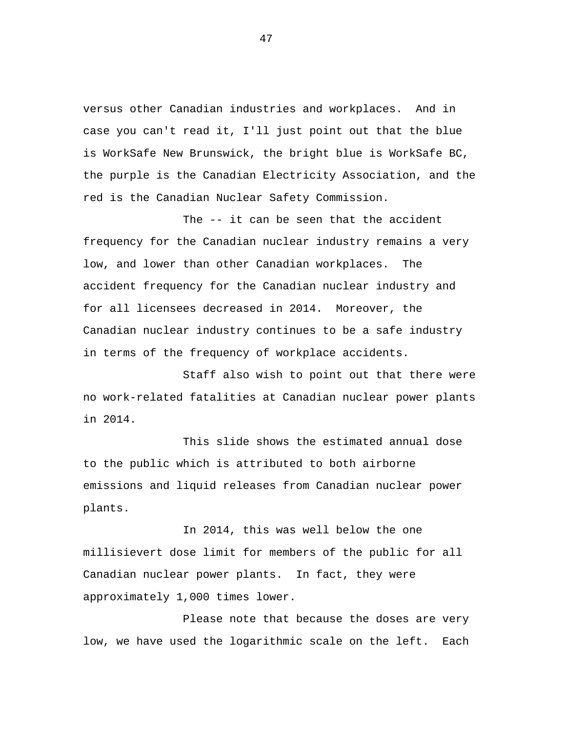versus other Canadian industries and workplaces. And in case you can't read it, I'll just point out that the blue is WorkSafe New Brunswick, the bright blue is WorkSafe BC, the purple is the Canadian Electricity Association, and the red is the Canadian Nuclear Safety Commission.

The -- it can be seen that the accident frequency for the Canadian nuclear industry remains a very low, and lower than other Canadian workplaces. The accident frequency for the Canadian nuclear industry and for all licensees decreased in 2014. Moreover, the Canadian nuclear industry continues to be a safe industry in terms of the frequency of workplace accidents.

Staff also wish to point out that there were no work-related fatalities at Canadian nuclear power plants in 2014.

This slide shows the estimated annual dose to the public which is attributed to both airborne emissions and liquid releases from Canadian nuclear power plants.

In 2014, this was well below the one millisievert dose limit for members of the public for all Canadian nuclear power plants. In fact, they were approximately 1,000 times lower.

Please note that because the doses are very low, we have used the logarithmic scale on the left. Each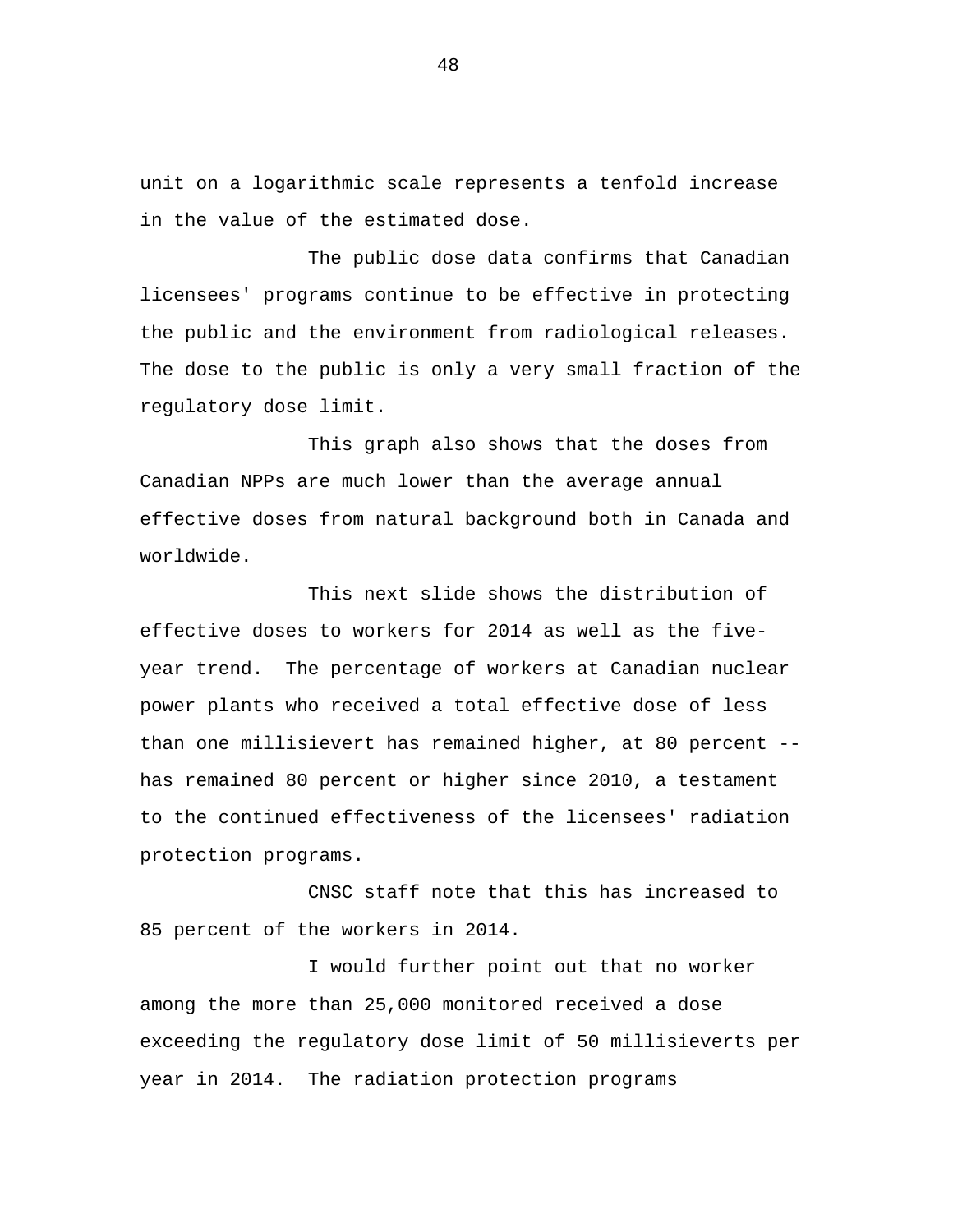unit on a logarithmic scale represents a tenfold increase in the value of the estimated dose.

The public dose data confirms that Canadian licensees' programs continue to be effective in protecting the public and the environment from radiological releases. The dose to the public is only a very small fraction of the regulatory dose limit.

This graph also shows that the doses from Canadian NPPs are much lower than the average annual effective doses from natural background both in Canada and worldwide.

This next slide shows the distribution of effective doses to workers for 2014 as well as the five-year trend. The percentage of workers at Canadian nuclear power plants who received a total effective dose of less than one millisievert has remained higher, at 80 percent -- has remained 80 percent or higher since 2010, a testament to the continued effectiveness of the licensees' radiation protection programs.

CNSC staff note that this has increased to 85 percent of the workers in 2014.

I would further point out that no worker among the more than 25,000 monitored received a dose exceeding the regulatory dose limit of 50 millisieverts per year in 2014. The radiation protection programs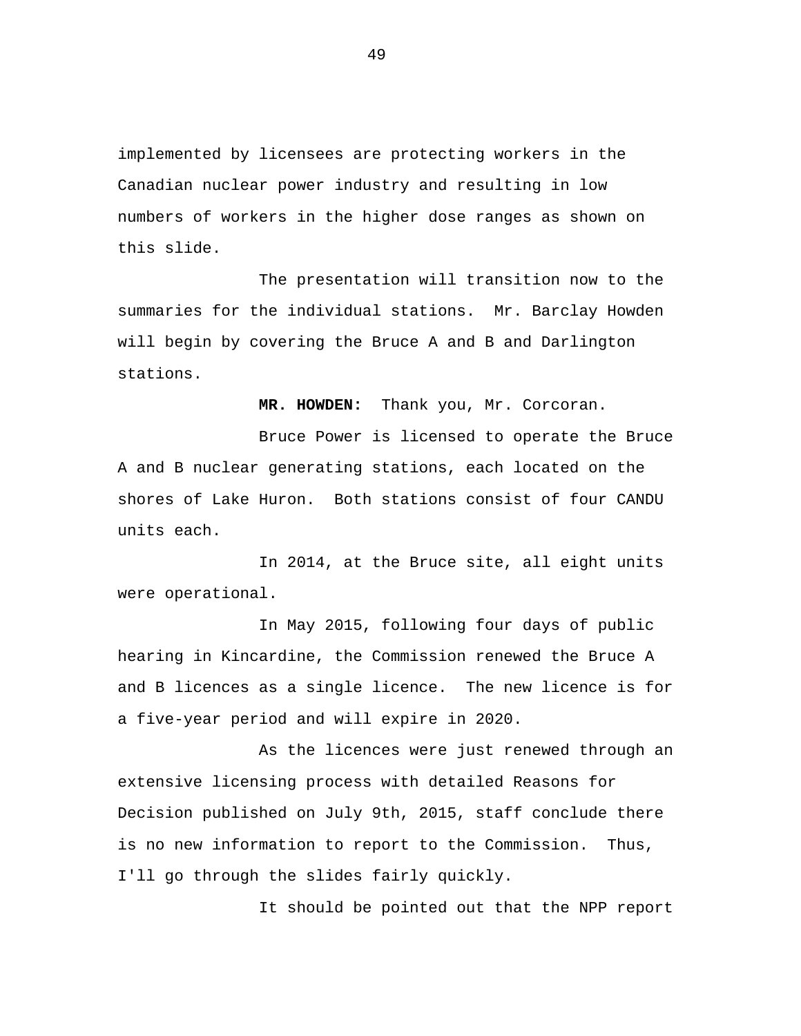implemented by licensees are protecting workers in the Canadian nuclear power industry and resulting in low numbers of workers in the higher dose ranges as shown on this slide.

The presentation will transition now to the summaries for the individual stations. Mr. Barclay Howden will begin by covering the Bruce A and B and Darlington stations.

**MR. HOWDEN:** Thank you, Mr. Corcoran.

Bruce Power is licensed to operate the Bruce A and B nuclear generating stations, each located on the shores of Lake Huron. Both stations consist of four CANDU units each.

In 2014, at the Bruce site, all eight units were operational.

In May 2015, following four days of public hearing in Kincardine, the Commission renewed the Bruce A and B licences as a single licence. The new licence is for a five-year period and will expire in 2020.

As the licences were just renewed through an extensive licensing process with detailed Reasons for Decision published on July 9th, 2015, staff conclude there is no new information to report to the Commission. Thus, I'll go through the slides fairly quickly.

It should be pointed out that the NPP report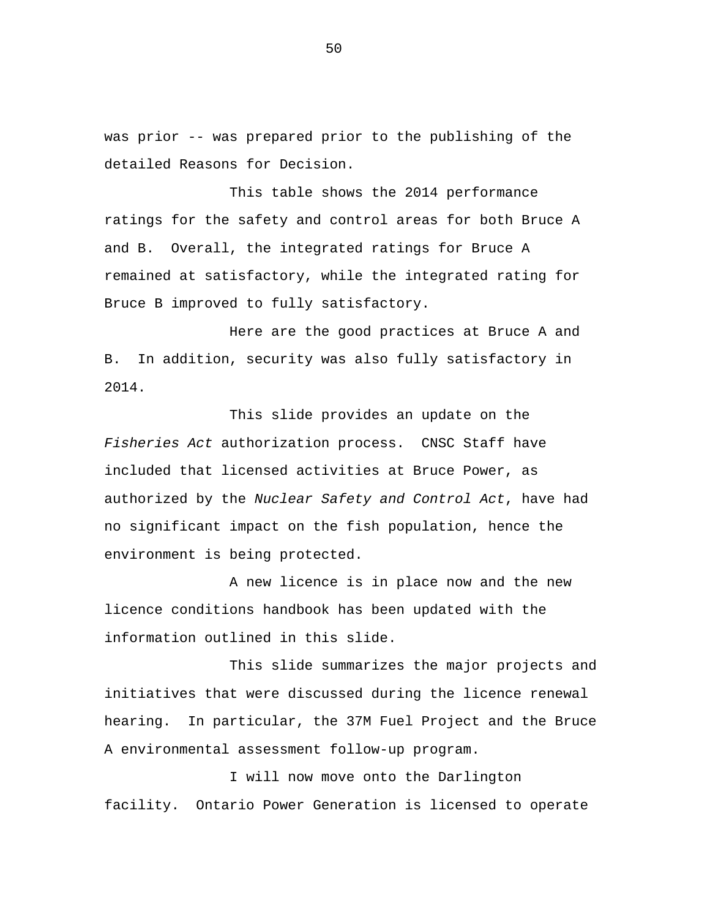was prior -- was prepared prior to the publishing of the detailed Reasons for Decision.

This table shows the 2014 performance ratings for the safety and control areas for both Bruce A and B. Overall, the integrated ratings for Bruce A remained at satisfactory, while the integrated rating for Bruce B improved to fully satisfactory.

Here are the good practices at Bruce A and B. In addition, security was also fully satisfactory in 2014.

This slide provides an update on the *Fisheries Act* authorization process. CNSC Staff have included that licensed activities at Bruce Power, as authorized by the *Nuclear Safety and Control Act*, have had no significant impact on the fish population, hence the environment is being protected.

A new licence is in place now and the new licence conditions handbook has been updated with the information outlined in this slide.

This slide summarizes the major projects and initiatives that were discussed during the licence renewal hearing. In particular, the 37M Fuel Project and the Bruce A environmental assessment follow-up program.

I will now move onto the Darlington facility. Ontario Power Generation is licensed to operate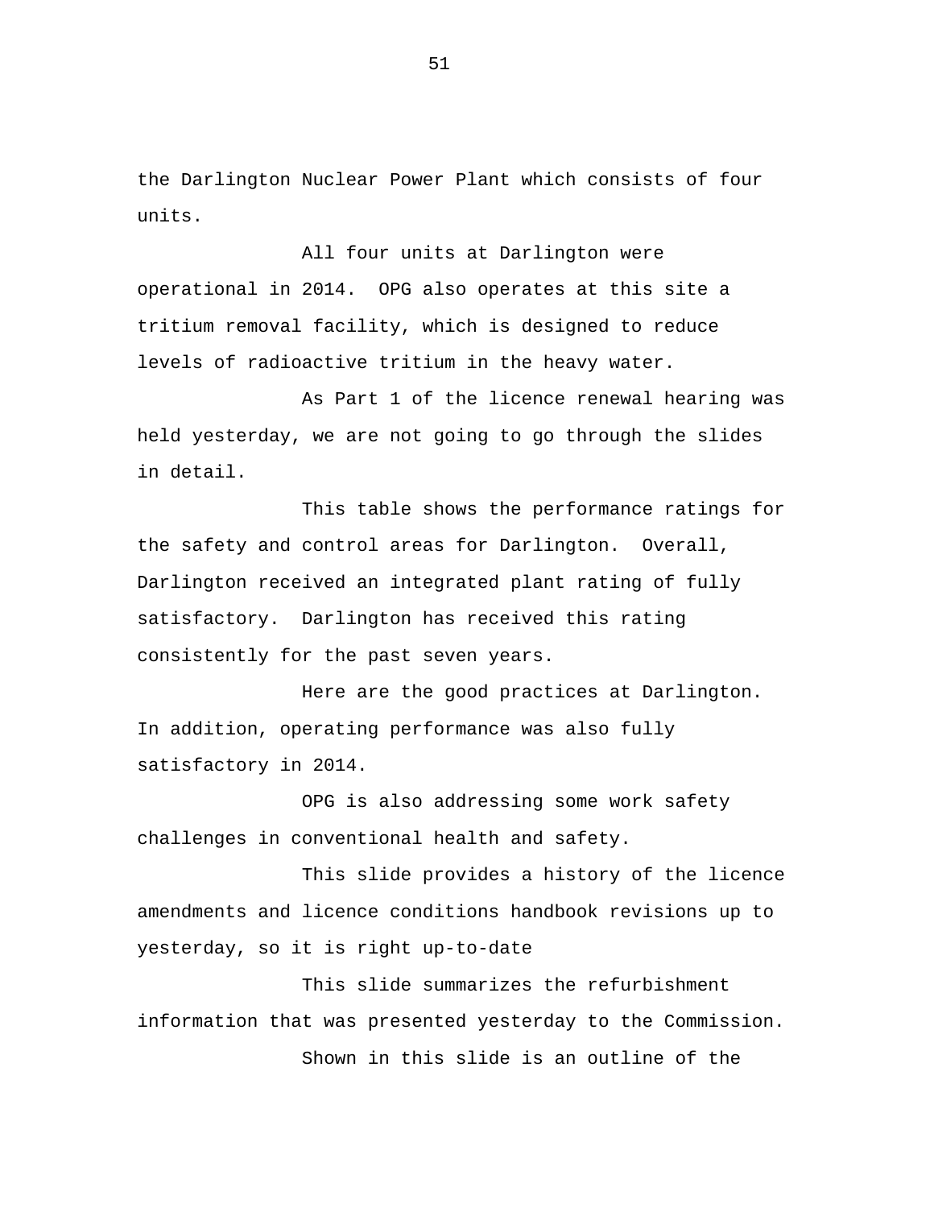the Darlington Nuclear Power Plant which consists of four units.

All four units at Darlington were operational in 2014. OPG also operates at this site a tritium removal facility, which is designed to reduce levels of radioactive tritium in the heavy water.

As Part 1 of the licence renewal hearing was held yesterday, we are not going to go through the slides in detail.

This table shows the performance ratings for the safety and control areas for Darlington. Overall, Darlington received an integrated plant rating of fully satisfactory. Darlington has received this rating consistently for the past seven years.

Here are the good practices at Darlington. In addition, operating performance was also fully satisfactory in 2014.

OPG is also addressing some work safety challenges in conventional health and safety.

This slide provides a history of the licence amendments and licence conditions handbook revisions up to yesterday, so it is right up-to-date

This slide summarizes the refurbishment information that was presented yesterday to the Commission.

Shown in this slide is an outline of the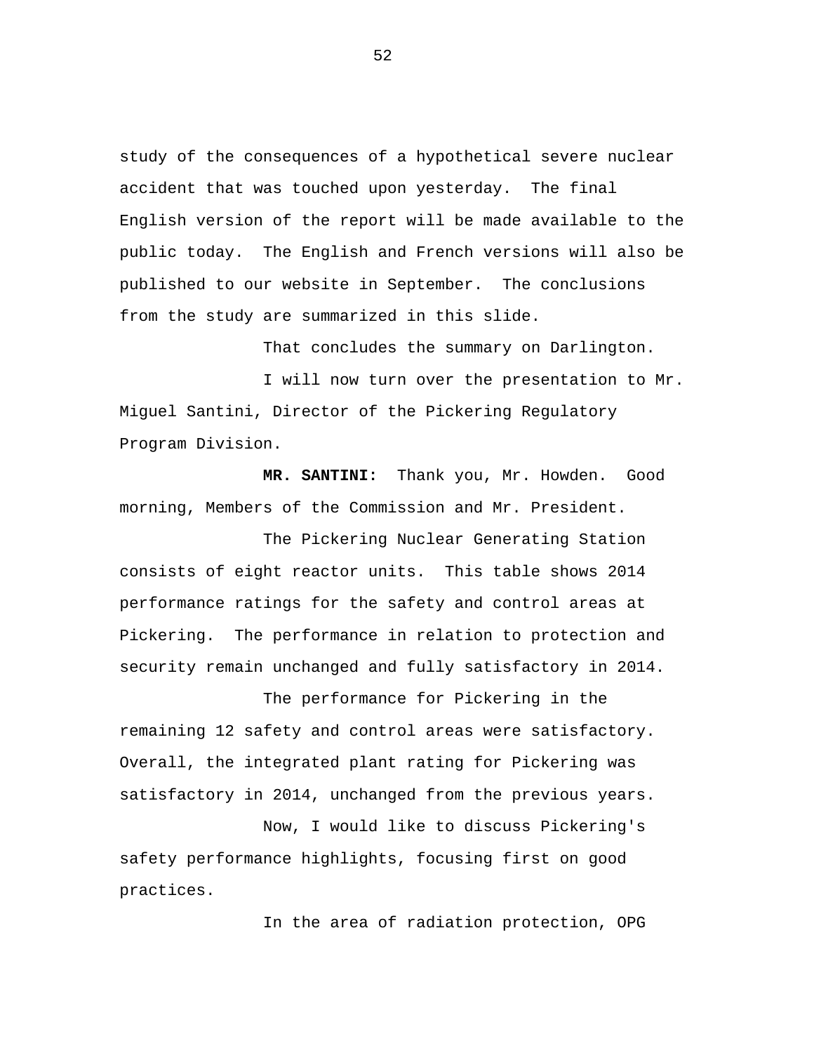study of the consequences of a hypothetical severe nuclear accident that was touched upon yesterday. The final English version of the report will be made available to the public today. The English and French versions will also be published to our website in September. The conclusions from the study are summarized in this slide.

That concludes the summary on Darlington.

I will now turn over the presentation to Mr. Miguel Santini, Director of the Pickering Regulatory Program Division.

**MR. SANTINI:** Thank you, Mr. Howden. Good morning, Members of the Commission and Mr. President.

The Pickering Nuclear Generating Station consists of eight reactor units. This table shows 2014 performance ratings for the safety and control areas at Pickering. The performance in relation to protection and security remain unchanged and fully satisfactory in 2014.

The performance for Pickering in the remaining 12 safety and control areas were satisfactory. Overall, the integrated plant rating for Pickering was satisfactory in 2014, unchanged from the previous years.

Now, I would like to discuss Pickering's safety performance highlights, focusing first on good practices.

In the area of radiation protection, OPG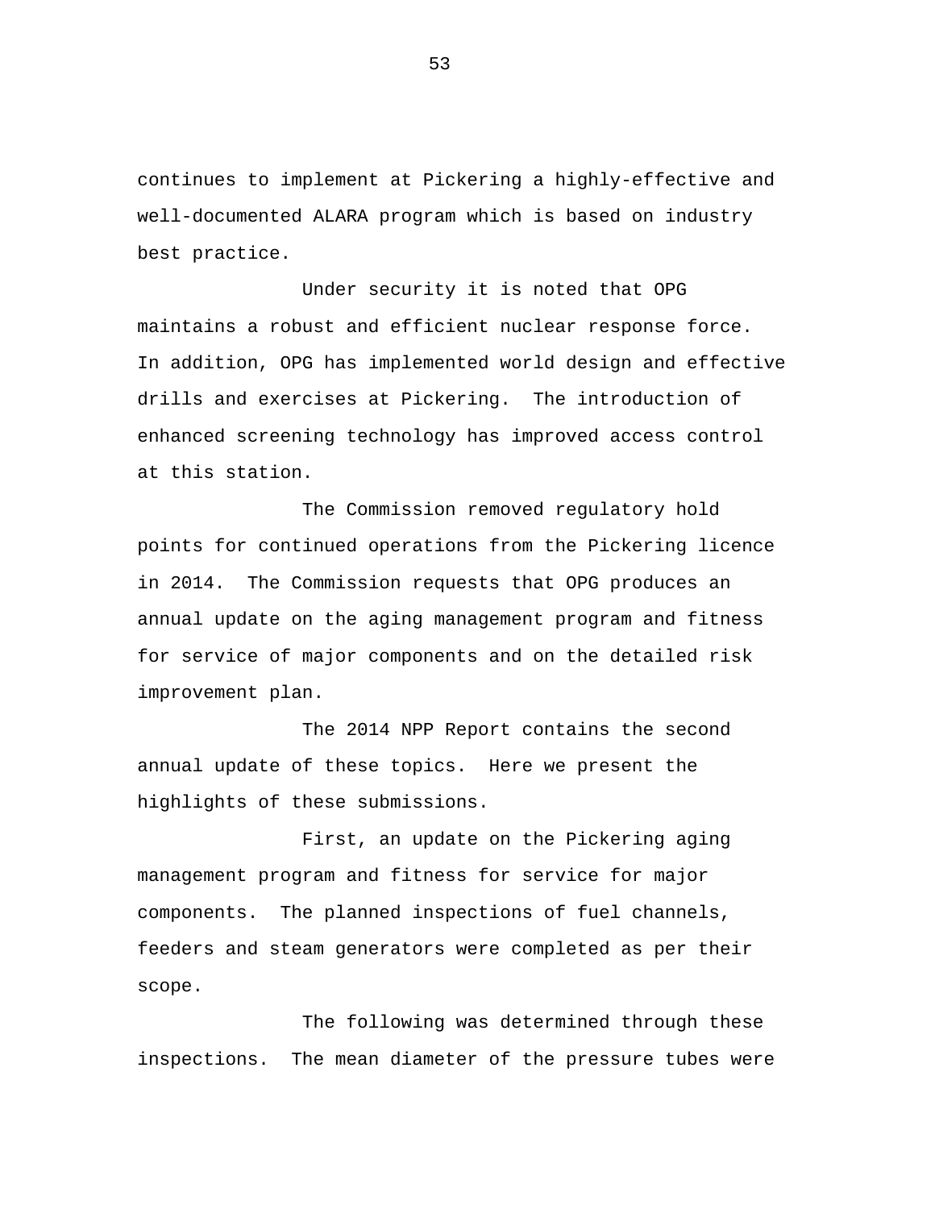continues to implement at Pickering a highly-effective and well-documented ALARA program which is based on industry best practice.

Under security it is noted that OPG maintains a robust and efficient nuclear response force. In addition, OPG has implemented world design and effective drills and exercises at Pickering. The introduction of enhanced screening technology has improved access control at this station.

The Commission removed regulatory hold points for continued operations from the Pickering licence in 2014. The Commission requests that OPG produces an annual update on the aging management program and fitness for service of major components and on the detailed risk improvement plan.

The 2014 NPP Report contains the second annual update of these topics. Here we present the highlights of these submissions.

First, an update on the Pickering aging management program and fitness for service for major components. The planned inspections of fuel channels, feeders and steam generators were completed as per their scope.

The following was determined through these inspections. The mean diameter of the pressure tubes were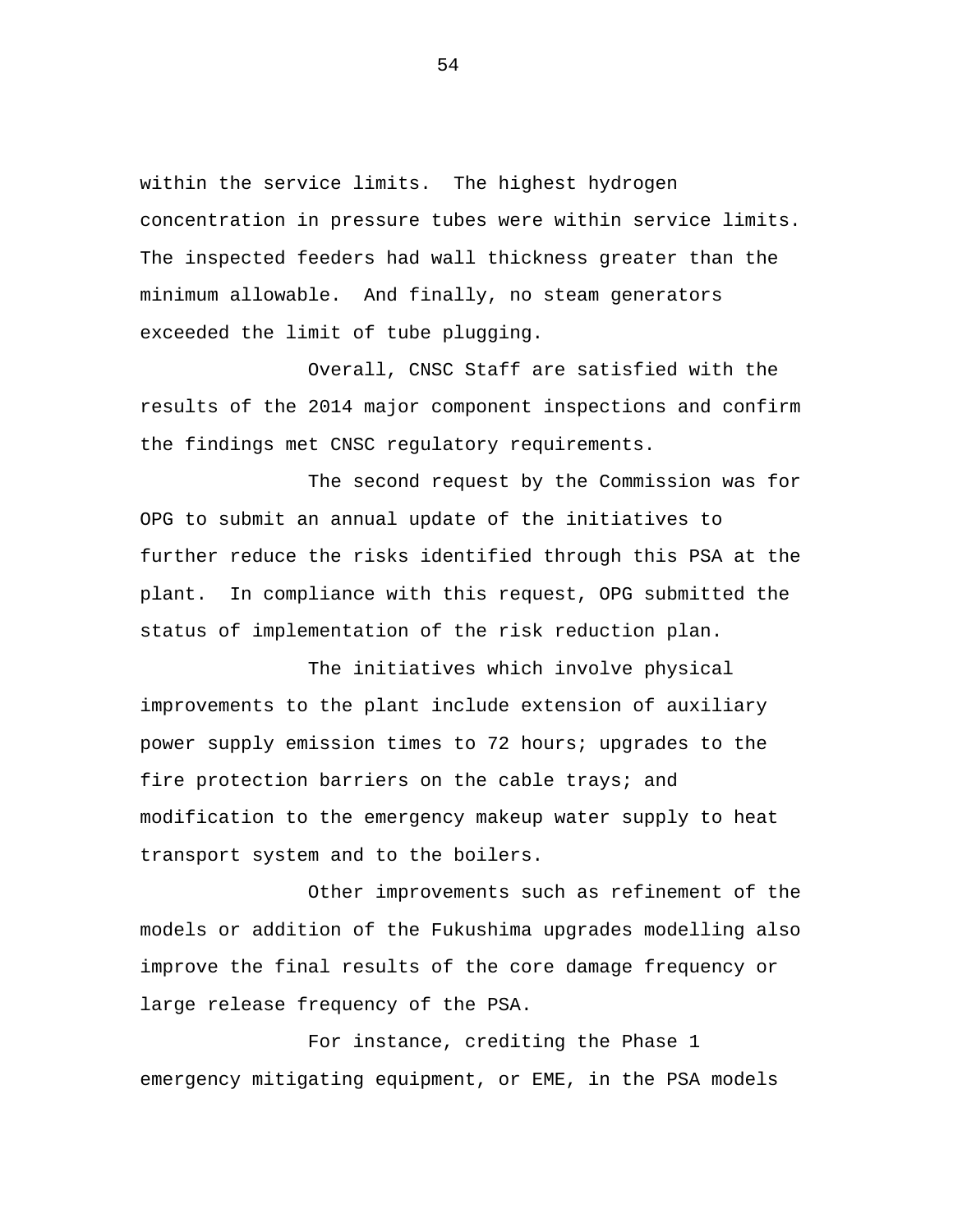within the service limits. The highest hydrogen concentration in pressure tubes were within service limits. The inspected feeders had wall thickness greater than the minimum allowable. And finally, no steam generators exceeded the limit of tube plugging.

Overall, CNSC Staff are satisfied with the results of the 2014 major component inspections and confirm the findings met CNSC regulatory requirements.

The second request by the Commission was for OPG to submit an annual update of the initiatives to further reduce the risks identified through this PSA at the plant. In compliance with this request, OPG submitted the status of implementation of the risk reduction plan.

The initiatives which involve physical improvements to the plant include extension of auxiliary power supply emission times to 72 hours; upgrades to the fire protection barriers on the cable trays; and modification to the emergency makeup water supply to heat transport system and to the boilers.

Other improvements such as refinement of the models or addition of the Fukushima upgrades modelling also improve the final results of the core damage frequency or large release frequency of the PSA.

For instance, crediting the Phase 1 emergency mitigating equipment, or EME, in the PSA models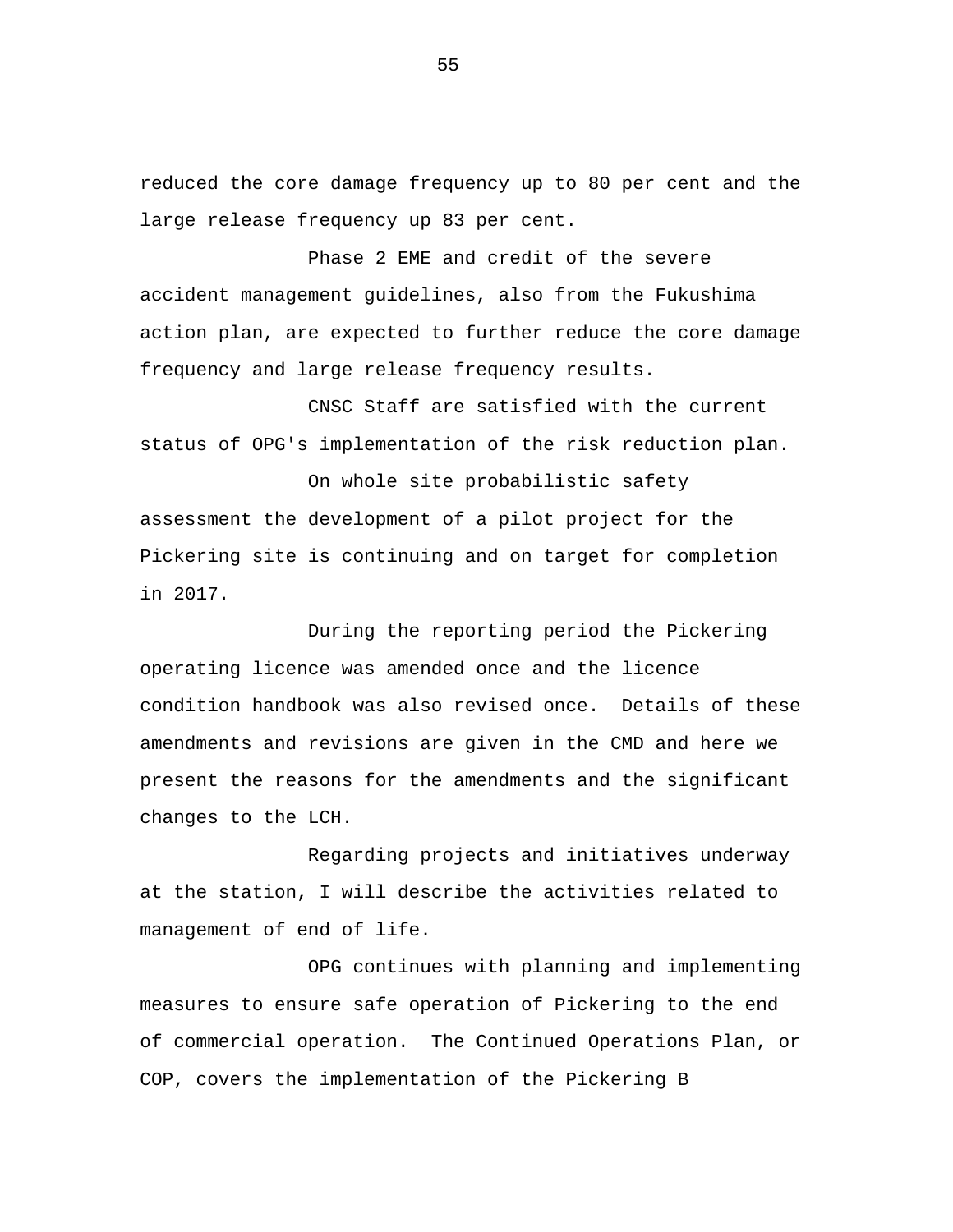reduced the core damage frequency up to 80 per cent and the large release frequency up 83 per cent.

Phase 2 EME and credit of the severe accident management guidelines, also from the Fukushima action plan, are expected to further reduce the core damage frequency and large release frequency results.

CNSC Staff are satisfied with the current status of OPG's implementation of the risk reduction plan.

On whole site probabilistic safety assessment the development of a pilot project for the Pickering site is continuing and on target for completion in 2017.

During the reporting period the Pickering operating licence was amended once and the licence condition handbook was also revised once. Details of these amendments and revisions are given in the CMD and here we present the reasons for the amendments and the significant changes to the LCH.

Regarding projects and initiatives underway at the station, I will describe the activities related to management of end of life.

OPG continues with planning and implementing measures to ensure safe operation of Pickering to the end of commercial operation. The Continued Operations Plan, or COP, covers the implementation of the Pickering B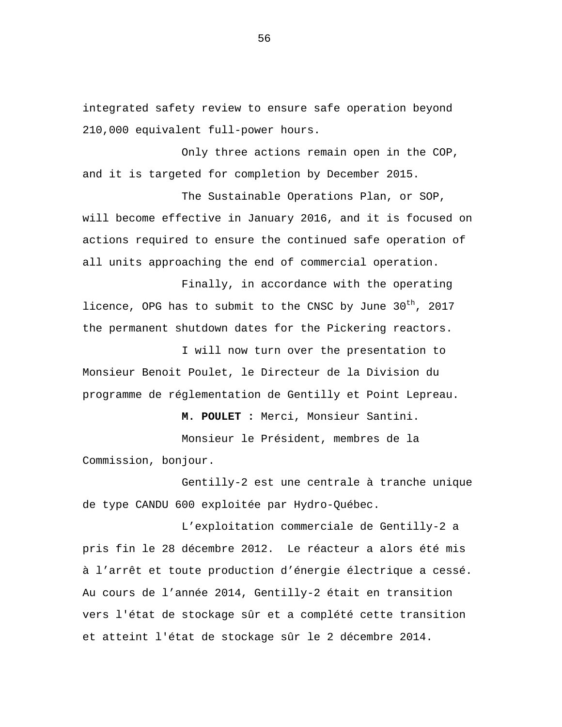integrated safety review to ensure safe operation beyond 210,000 equivalent full-power hours.

Only three actions remain open in the COP, and it is targeted for completion by December 2015.

The Sustainable Operations Plan, or SOP, will become effective in January 2016, and it is focused on actions required to ensure the continued safe operation of all units approaching the end of commercial operation.

Finally, in accordance with the operating licence, OPG has to submit to the CNSC by June 30th, 2017 the permanent shutdown dates for the Pickering reactors.

I will now turn over the presentation to Monsieur Benoit Poulet, le Directeur de la Division du programme de réglementation de Gentilly et Point Lepreau.

**M. POULET :** Merci, Monsieur Santini.

Monsieur le Président, membres de la Commission, bonjour.

Gentilly-2 est une centrale à tranche unique de type CANDU 600 exploitée par Hydro-Québec.

L'exploitation commerciale de Gentilly-2 a pris fin le 28 décembre 2012. Le réacteur a alors été mis à l'arrêt et toute production d'énergie électrique a cessé. Au cours de l'année 2014, Gentilly-2 était en transition vers l'état de stockage sûr et a complété cette transition et atteint l'état de stockage sûr le 2 décembre 2014.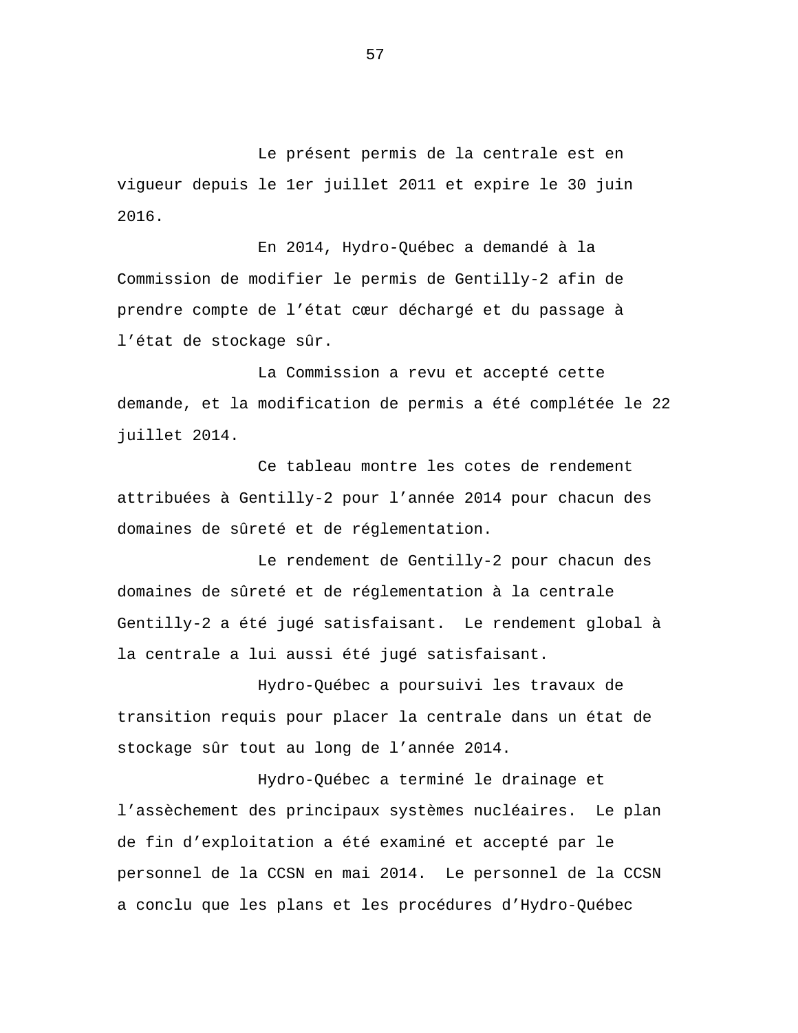Le présent permis de la centrale est en vigueur depuis le 1er juillet 2011 et expire le 30 juin 2016.

En 2014, Hydro-Québec a demandé à la Commission de modifier le permis de Gentilly-2 afin de prendre compte de l'état cœur déchargé et du passage à l'état de stockage sûr.

La Commission a revu et accepté cette demande, et la modification de permis a été complétée le 22 juillet 2014.

Ce tableau montre les cotes de rendement attribuées à Gentilly-2 pour l'année 2014 pour chacun des domaines de sûreté et de réglementation.

Le rendement de Gentilly-2 pour chacun des domaines de sûreté et de réglementation à la centrale Gentilly-2 a été jugé satisfaisant. Le rendement global à la centrale a lui aussi été jugé satisfaisant.

Hydro-Québec a poursuivi les travaux de transition requis pour placer la centrale dans un état de stockage sûr tout au long de l'année 2014.

Hydro-Québec a terminé le drainage et l'assèchement des principaux systèmes nucléaires. Le plan de fin d'exploitation a été examiné et accepté par le personnel de la CCSN en mai 2014. Le personnel de la CCSN a conclu que les plans et les procédures d'Hydro-Québec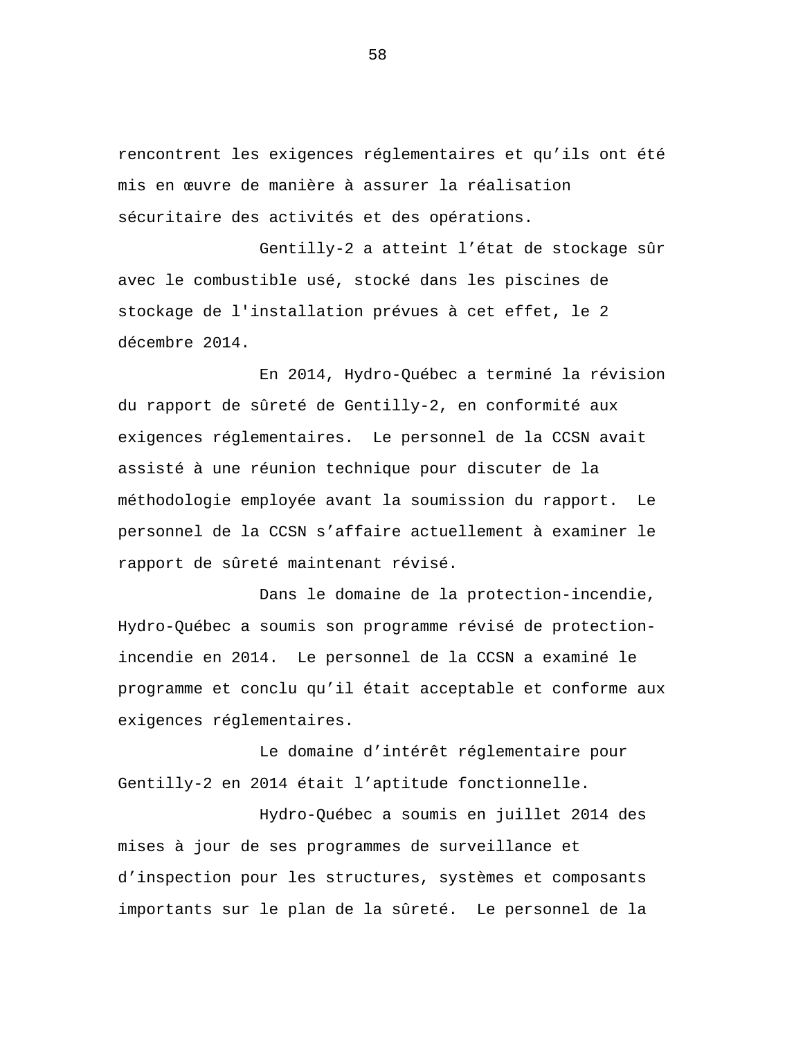rencontrent les exigences réglementaires et qu’ils ont été mis en œuvre de manière à assurer la réalisation sécuritaire des activités et des opérations.

Gentilly-2 a atteint l’état de stockage sûr avec le combustible usé, stocké dans les piscines de stockage de l'installation prévues à cet effet, le 2 décembre 2014.

En 2014, Hydro-Québec a terminé la révision du rapport de sûreté de Gentilly-2, en conformité aux exigences réglementaires. Le personnel de la CCSN avait assisté à une réunion technique pour discuter de la méthodologie employée avant la soumission du rapport. Le personnel de la CCSN s’affaire actuellement à examiner le rapport de sûreté maintenant révisé.

Dans le domaine de la protection-incendie, Hydro-Québec a soumis son programme révisé de protection-incendie en 2014. Le personnel de la CCSN a examiné le programme et conclu qu’il était acceptable et conforme aux exigences réglementaires.

Le domaine d’intérêt réglementaire pour Gentilly-2 en 2014 était l’aptitude fonctionnelle.

Hydro-Québec a soumis en juillet 2014 des mises à jour de ses programmes de surveillance et d’inspection pour les structures, systèmes et composants importants sur le plan de la sûreté. Le personnel de la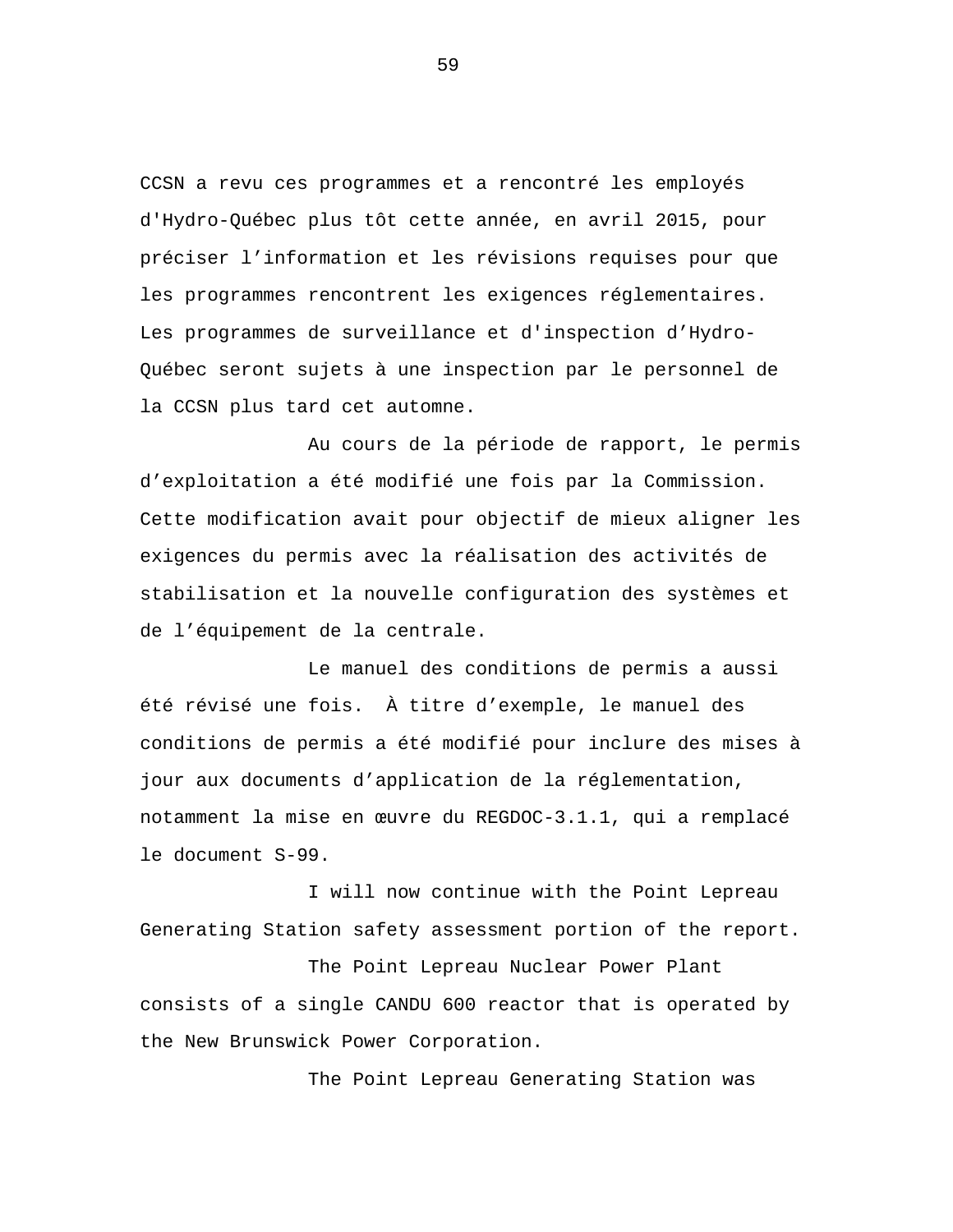CCSN a revu ces programmes et a rencontré les employés d'Hydro-Québec plus tôt cette année, en avril 2015, pour préciser l'information et les révisions requises pour que les programmes rencontrent les exigences réglementaires. Les programmes de surveillance et d'inspection d'Hydro-Québec seront sujets à une inspection par le personnel de la CCSN plus tard cet automne.

Au cours de la période de rapport, le permis d'exploitation a été modifié une fois par la Commission. Cette modification avait pour objectif de mieux aligner les exigences du permis avec la réalisation des activités de stabilisation et la nouvelle configuration des systèmes et de l'équipement de la centrale.

Le manuel des conditions de permis a aussi été révisé une fois. À titre d'exemple, le manuel des conditions de permis a été modifié pour inclure des mises à jour aux documents d'application de la réglementation, notamment la mise en œuvre du REGDOC-3.1.1, qui a remplacé le document S-99.

I will now continue with the Point Lepreau Generating Station safety assessment portion of the report.

The Point Lepreau Nuclear Power Plant consists of a single CANDU 600 reactor that is operated by the New Brunswick Power Corporation.

The Point Lepreau Generating Station was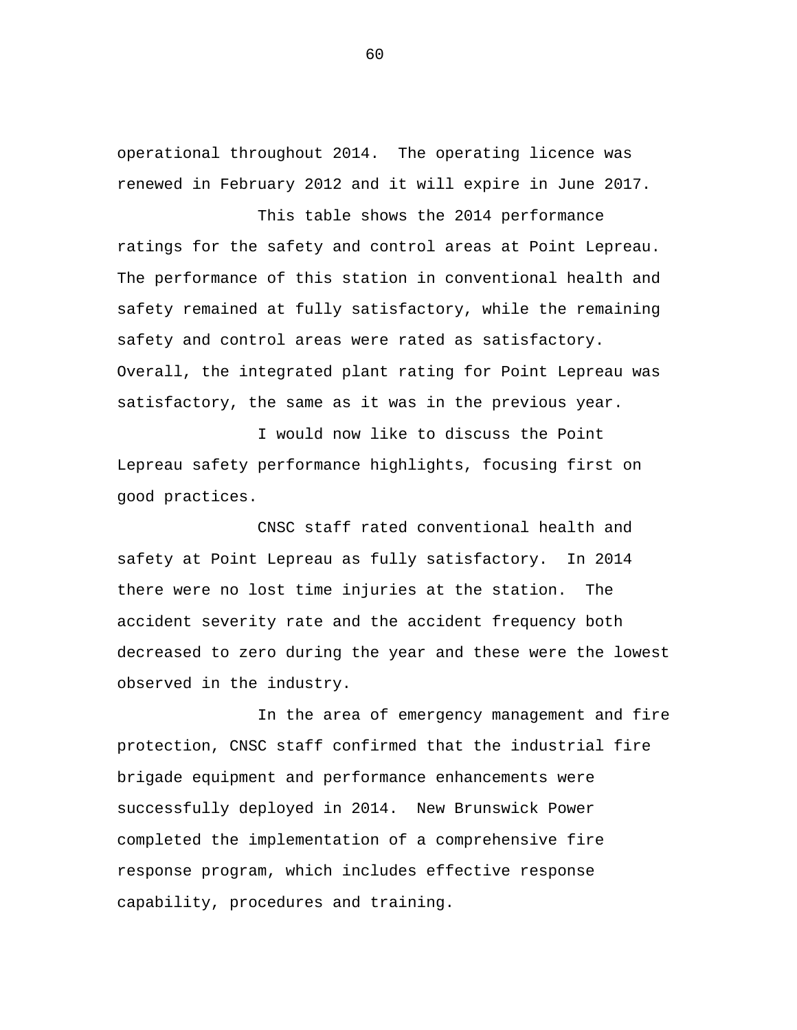operational throughout 2014. The operating licence was renewed in February 2012 and it will expire in June 2017.

This table shows the 2014 performance ratings for the safety and control areas at Point Lepreau. The performance of this station in conventional health and safety remained at fully satisfactory, while the remaining safety and control areas were rated as satisfactory. Overall, the integrated plant rating for Point Lepreau was satisfactory, the same as it was in the previous year.

I would now like to discuss the Point Lepreau safety performance highlights, focusing first on good practices.

CNSC staff rated conventional health and safety at Point Lepreau as fully satisfactory. In 2014 there were no lost time injuries at the station. The accident severity rate and the accident frequency both decreased to zero during the year and these were the lowest observed in the industry.

In the area of emergency management and fire protection, CNSC staff confirmed that the industrial fire brigade equipment and performance enhancements were successfully deployed in 2014. New Brunswick Power completed the implementation of a comprehensive fire response program, which includes effective response capability, procedures and training.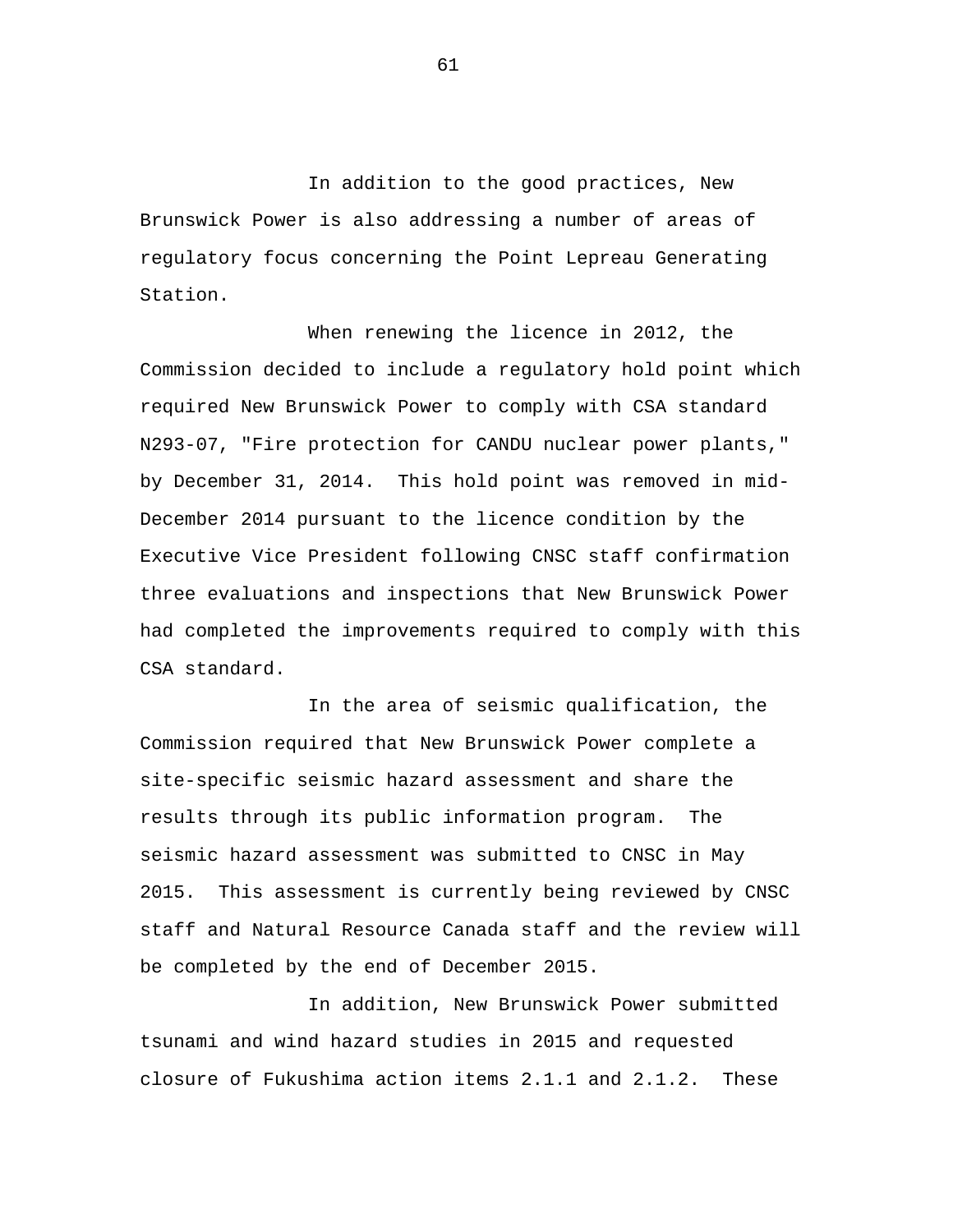In addition to the good practices, New Brunswick Power is also addressing a number of areas of regulatory focus concerning the Point Lepreau Generating Station.

When renewing the licence in 2012, the Commission decided to include a regulatory hold point which required New Brunswick Power to comply with CSA standard N293-07, "Fire protection for CANDU nuclear power plants," by December 31, 2014. This hold point was removed in mid-December 2014 pursuant to the licence condition by the Executive Vice President following CNSC staff confirmation three evaluations and inspections that New Brunswick Power had completed the improvements required to comply with this CSA standard.

In the area of seismic qualification, the Commission required that New Brunswick Power complete a site-specific seismic hazard assessment and share the results through its public information program. The seismic hazard assessment was submitted to CNSC in May 2015. This assessment is currently being reviewed by CNSC staff and Natural Resource Canada staff and the review will be completed by the end of December 2015.

In addition, New Brunswick Power submitted tsunami and wind hazard studies in 2015 and requested closure of Fukushima action items 2.1.1 and 2.1.2. These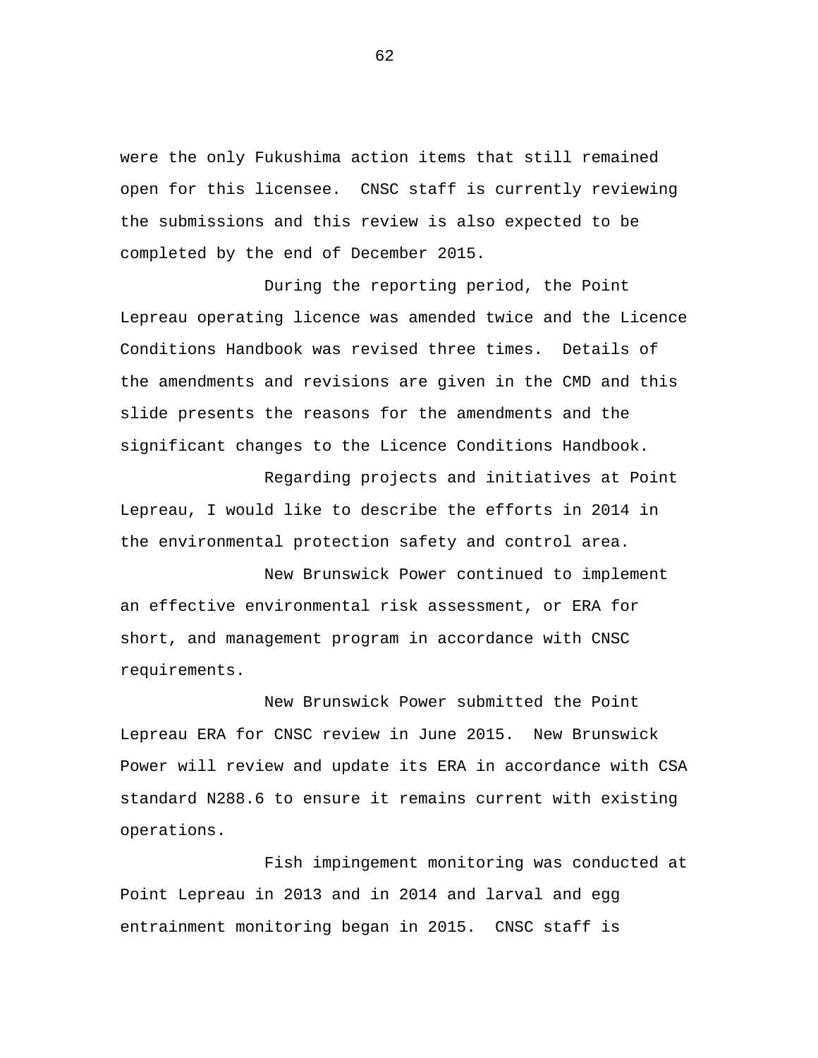were the only Fukushima action items that still remained open for this licensee.  CNSC staff is currently reviewing the submissions and this review is also expected to be completed by the end of December 2015.

During the reporting period, the Point Lepreau operating licence was amended twice and the Licence Conditions Handbook was revised three times.  Details of the amendments and revisions are given in the CMD and this slide presents the reasons for the amendments and the significant changes to the Licence Conditions Handbook.

Regarding projects and initiatives at Point Lepreau, I would like to describe the efforts in 2014 in the environmental protection safety and control area.

New Brunswick Power continued to implement an effective environmental risk assessment, or ERA for short, and management program in accordance with CNSC requirements.

New Brunswick Power submitted the Point Lepreau ERA for CNSC review in June 2015.  New Brunswick Power will review and update its ERA in accordance with CSA standard N288.6 to ensure it remains current with existing operations.

Fish impingement monitoring was conducted at Point Lepreau in 2013 and in 2014 and larval and egg entrainment monitoring began in 2015.  CNSC staff is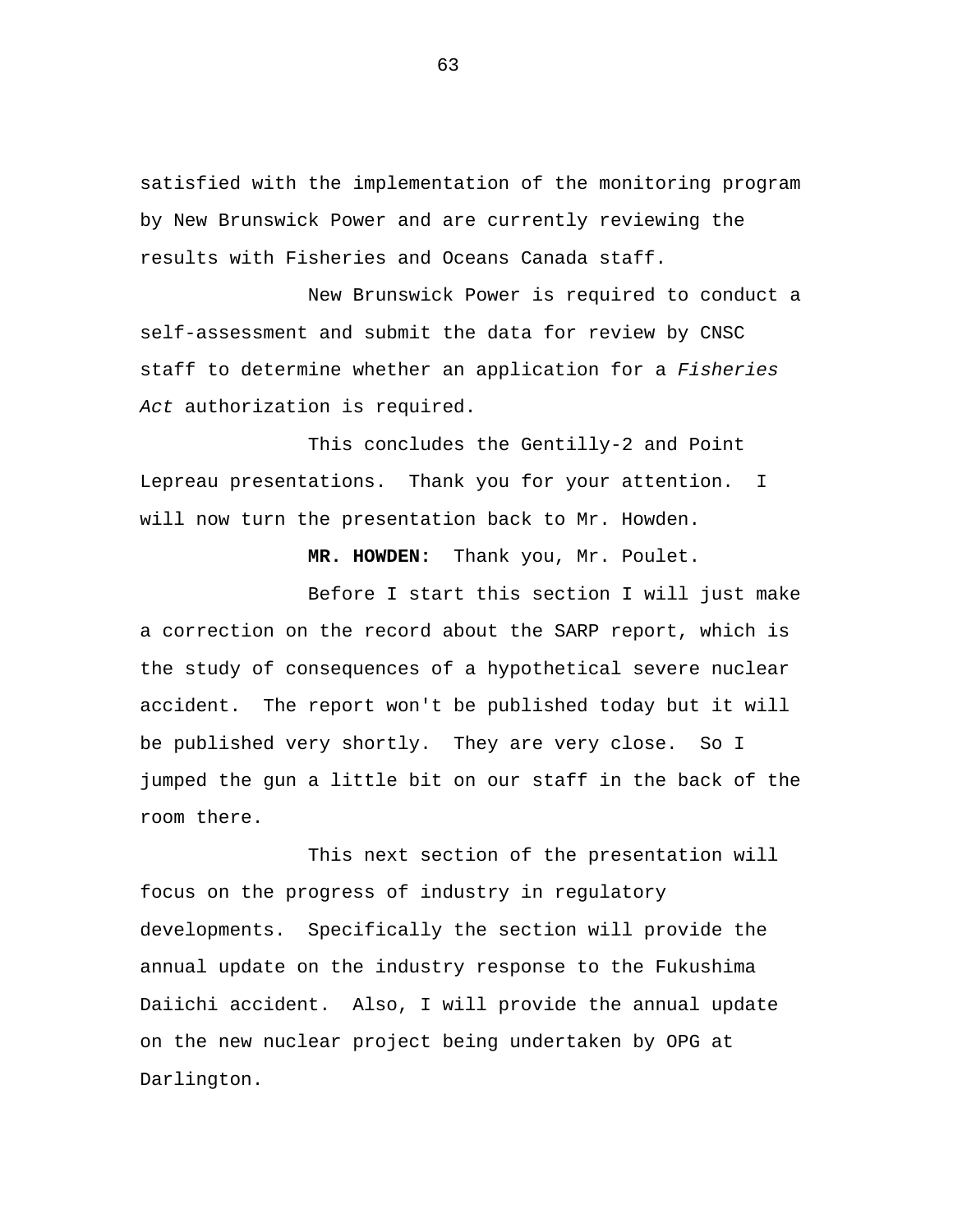satisfied with the implementation of the monitoring program by New Brunswick Power and are currently reviewing the results with Fisheries and Oceans Canada staff.

New Brunswick Power is required to conduct a self-assessment and submit the data for review by CNSC staff to determine whether an application for a *Fisheries Act* authorization is required.

This concludes the Gentilly-2 and Point Lepreau presentations. Thank you for your attention. I will now turn the presentation back to Mr. Howden.

**MR. HOWDEN:** Thank you, Mr. Poulet.

Before I start this section I will just make a correction on the record about the SARP report, which is the study of consequences of a hypothetical severe nuclear accident. The report won't be published today but it will be published very shortly. They are very close. So I jumped the gun a little bit on our staff in the back of the room there.

This next section of the presentation will focus on the progress of industry in regulatory developments. Specifically the section will provide the annual update on the industry response to the Fukushima Daiichi accident. Also, I will provide the annual update on the new nuclear project being undertaken by OPG at Darlington.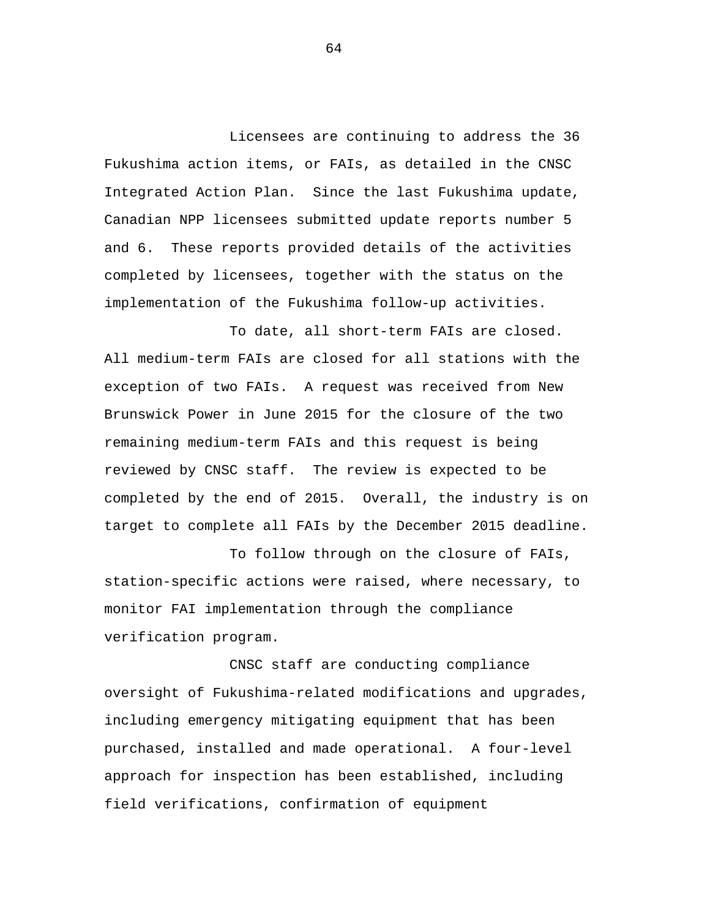Licensees are continuing to address the 36 Fukushima action items, or FAIs, as detailed in the CNSC Integrated Action Plan. Since the last Fukushima update, Canadian NPP licensees submitted update reports number 5 and 6. These reports provided details of the activities completed by licensees, together with the status on the implementation of the Fukushima follow-up activities.

To date, all short-term FAIs are closed. All medium-term FAIs are closed for all stations with the exception of two FAIs. A request was received from New Brunswick Power in June 2015 for the closure of the two remaining medium-term FAIs and this request is being reviewed by CNSC staff. The review is expected to be completed by the end of 2015. Overall, the industry is on target to complete all FAIs by the December 2015 deadline.

To follow through on the closure of FAIs, station-specific actions were raised, where necessary, to monitor FAI implementation through the compliance verification program.

CNSC staff are conducting compliance oversight of Fukushima-related modifications and upgrades, including emergency mitigating equipment that has been purchased, installed and made operational. A four-level approach for inspection has been established, including field verifications, confirmation of equipment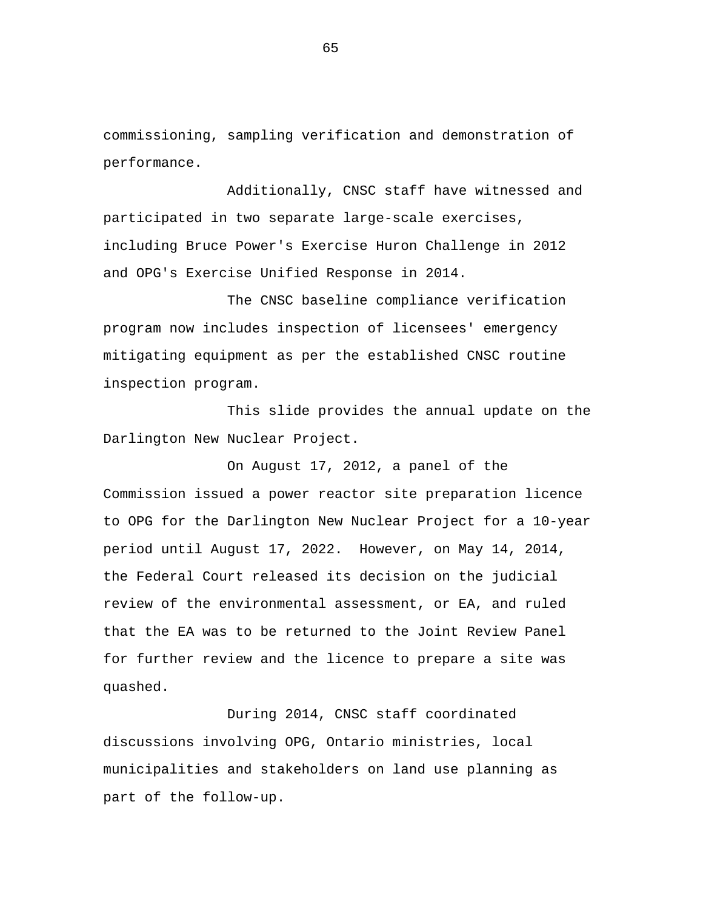commissioning, sampling verification and demonstration of performance.

Additionally, CNSC staff have witnessed and participated in two separate large-scale exercises, including Bruce Power's Exercise Huron Challenge in 2012 and OPG's Exercise Unified Response in 2014.

The CNSC baseline compliance verification program now includes inspection of licensees' emergency mitigating equipment as per the established CNSC routine inspection program.

This slide provides the annual update on the Darlington New Nuclear Project.

On August 17, 2012, a panel of the Commission issued a power reactor site preparation licence to OPG for the Darlington New Nuclear Project for a 10-year period until August 17, 2022. However, on May 14, 2014, the Federal Court released its decision on the judicial review of the environmental assessment, or EA, and ruled that the EA was to be returned to the Joint Review Panel for further review and the licence to prepare a site was quashed.

During 2014, CNSC staff coordinated discussions involving OPG, Ontario ministries, local municipalities and stakeholders on land use planning as part of the follow-up.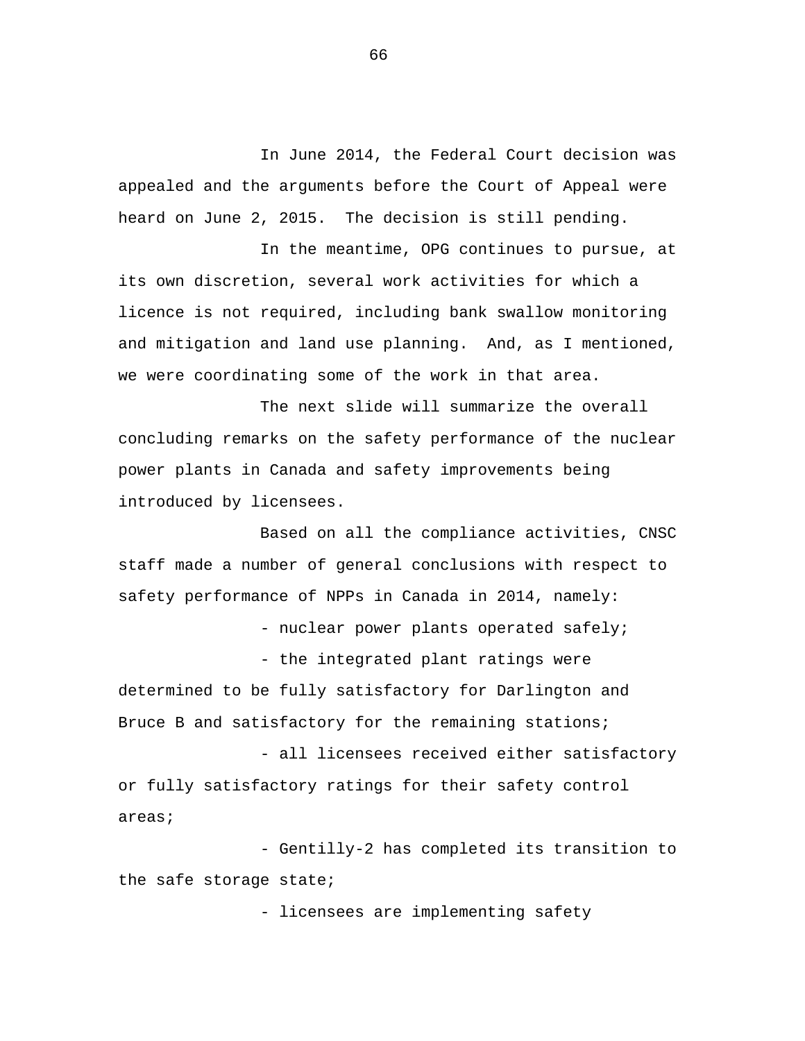In June 2014, the Federal Court decision was appealed and the arguments before the Court of Appeal were heard on June 2, 2015. The decision is still pending.

In the meantime, OPG continues to pursue, at its own discretion, several work activities for which a licence is not required, including bank swallow monitoring and mitigation and land use planning. And, as I mentioned, we were coordinating some of the work in that area.

The next slide will summarize the overall concluding remarks on the safety performance of the nuclear power plants in Canada and safety improvements being introduced by licensees.

Based on all the compliance activities, CNSC staff made a number of general conclusions with respect to safety performance of NPPs in Canada in 2014, namely:

- nuclear power plants operated safely;
- the integrated plant ratings were determined to be fully satisfactory for Darlington and Bruce B and satisfactory for the remaining stations;
- all licensees received either satisfactory or fully satisfactory ratings for their safety control areas;
- Gentilly-2 has completed its transition to the safe storage state;
- licensees are implementing safety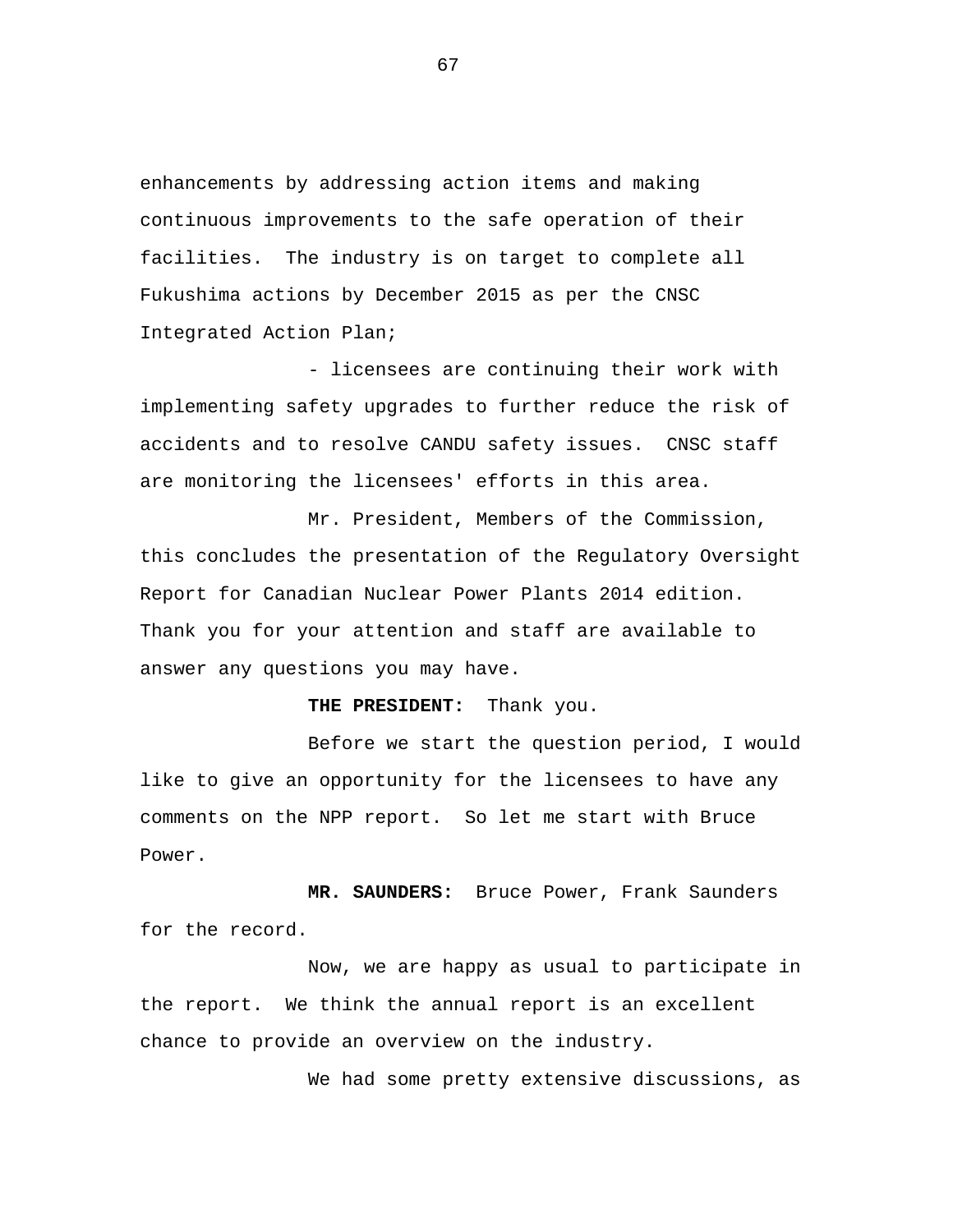enhancements by addressing action items and making continuous improvements to the safe operation of their facilities. The industry is on target to complete all Fukushima actions by December 2015 as per the CNSC Integrated Action Plan;

- licensees are continuing their work with implementing safety upgrades to further reduce the risk of accidents and to resolve CANDU safety issues. CNSC staff are monitoring the licensees' efforts in this area.

Mr. President, Members of the Commission, this concludes the presentation of the Regulatory Oversight Report for Canadian Nuclear Power Plants 2014 edition. Thank you for your attention and staff are available to answer any questions you may have.

**THE PRESIDENT:** Thank you.

Before we start the question period, I would like to give an opportunity for the licensees to have any comments on the NPP report. So let me start with Bruce Power.

**MR. SAUNDERS:** Bruce Power, Frank Saunders for the record.

Now, we are happy as usual to participate in the report. We think the annual report is an excellent chance to provide an overview on the industry.

We had some pretty extensive discussions, as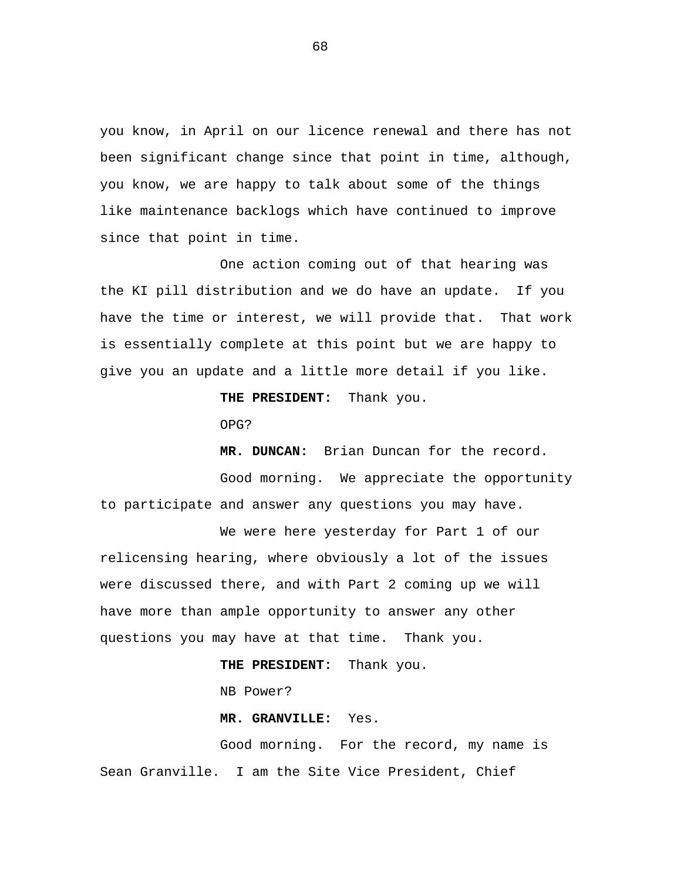you know, in April on our licence renewal and there has not been significant change since that point in time, although, you know, we are happy to talk about some of the things like maintenance backlogs which have continued to improve since that point in time.

One action coming out of that hearing was the KI pill distribution and we do have an update. If you have the time or interest, we will provide that. That work is essentially complete at this point but we are happy to give you an update and a little more detail if you like.

**THE PRESIDENT:** Thank you.

OPG?

**MR. DUNCAN:** Brian Duncan for the record.

Good morning. We appreciate the opportunity to participate and answer any questions you may have.

We were here yesterday for Part 1 of our relicensing hearing, where obviously a lot of the issues were discussed there, and with Part 2 coming up we will have more than ample opportunity to answer any other questions you may have at that time. Thank you.

**THE PRESIDENT:** Thank you.

NB Power?

**MR. GRANVILLE:** Yes.

Good morning. For the record, my name is Sean Granville. I am the Site Vice President, Chief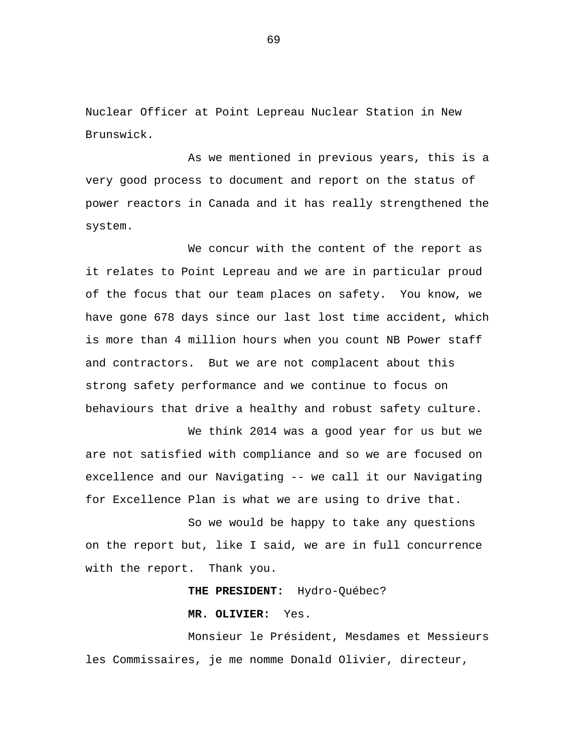Nuclear Officer at Point Lepreau Nuclear Station in New Brunswick.

As we mentioned in previous years, this is a very good process to document and report on the status of power reactors in Canada and it has really strengthened the system.

We concur with the content of the report as it relates to Point Lepreau and we are in particular proud of the focus that our team places on safety. You know, we have gone 678 days since our last lost time accident, which is more than 4 million hours when you count NB Power staff and contractors. But we are not complacent about this strong safety performance and we continue to focus on behaviours that drive a healthy and robust safety culture.

We think 2014 was a good year for us but we are not satisfied with compliance and so we are focused on excellence and our Navigating -- we call it our Navigating for Excellence Plan is what we are using to drive that.

So we would be happy to take any questions on the report but, like I said, we are in full concurrence with the report. Thank you.

**THE PRESIDENT:** Hydro-Québec?

**MR. OLIVIER:** Yes.

Monsieur le Président, Mesdames et Messieurs les Commissaires, je me nomme Donald Olivier, directeur,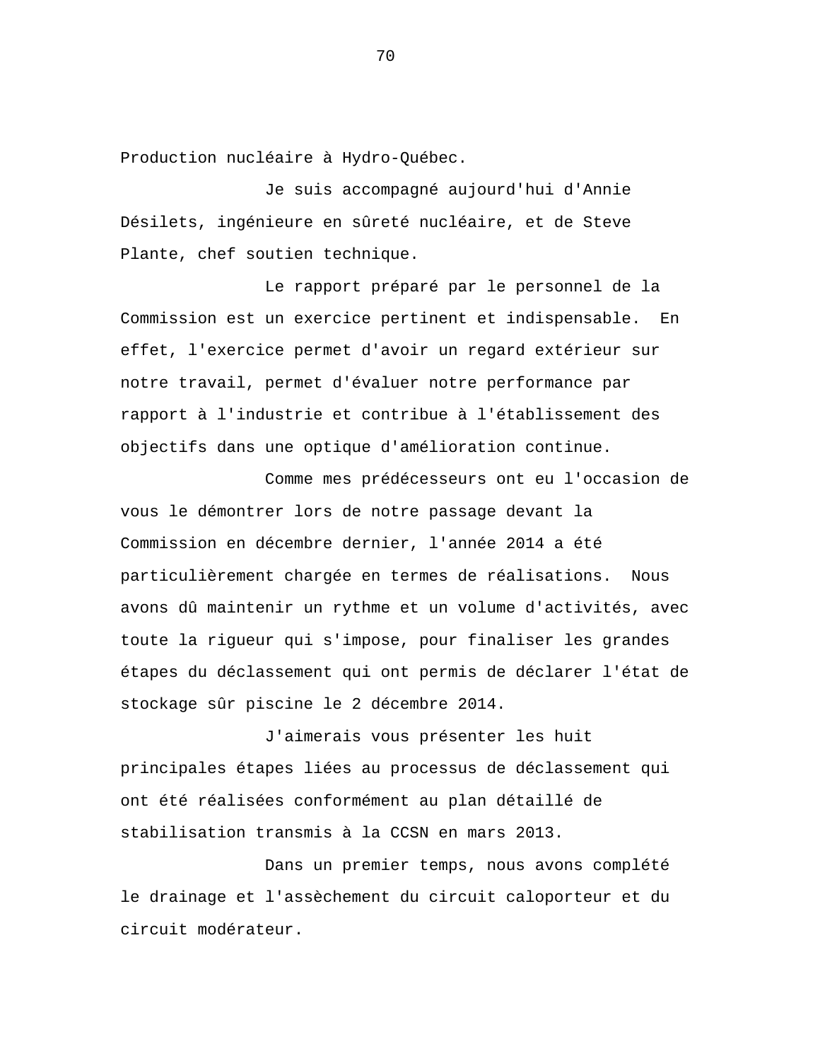Production nucléaire à Hydro-Québec.

Je suis accompagné aujourd'hui d'Annie Désilets, ingénieure en sûreté nucléaire, et de Steve Plante, chef soutien technique.

Le rapport préparé par le personnel de la Commission est un exercice pertinent et indispensable. En effet, l'exercice permet d'avoir un regard extérieur sur notre travail, permet d'évaluer notre performance par rapport à l'industrie et contribue à l'établissement des objectifs dans une optique d'amélioration continue.

Comme mes prédécesseurs ont eu l'occasion de vous le démontrer lors de notre passage devant la Commission en décembre dernier, l'année 2014 a été particulièrement chargée en termes de réalisations. Nous avons dû maintenir un rythme et un volume d'activités, avec toute la rigueur qui s'impose, pour finaliser les grandes étapes du déclassement qui ont permis de déclarer l'état de stockage sûr piscine le 2 décembre 2014.

J'aimerais vous présenter les huit principales étapes liées au processus de déclassement qui ont été réalisées conformément au plan détaillé de stabilisation transmis à la CCSN en mars 2013.

Dans un premier temps, nous avons complété le drainage et l'assèchement du circuit caloporteur et du circuit modérateur.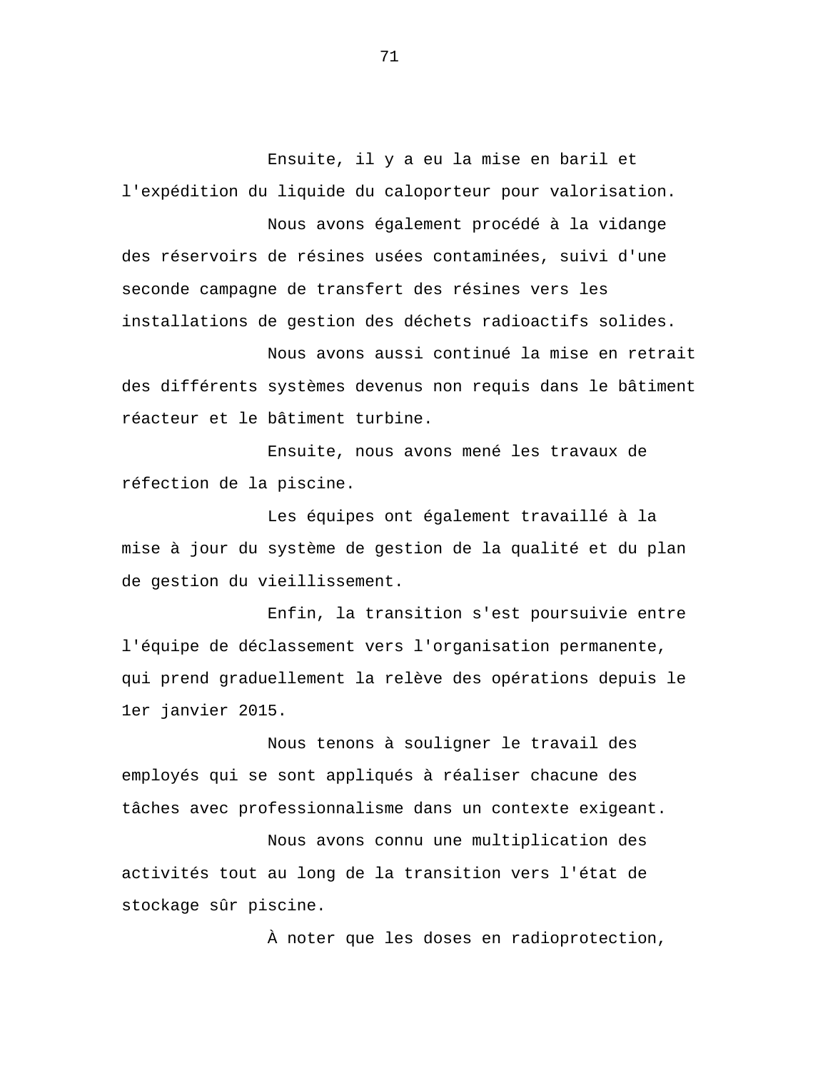Ensuite, il y a eu la mise en baril et l'expédition du liquide du caloporteur pour valorisation.

Nous avons également procédé à la vidange des réservoirs de résines usées contaminées, suivi d'une seconde campagne de transfert des résines vers les installations de gestion des déchets radioactifs solides.

Nous avons aussi continué la mise en retrait des différents systèmes devenus non requis dans le bâtiment réacteur et le bâtiment turbine.

Ensuite, nous avons mené les travaux de réfection de la piscine.

Les équipes ont également travaillé à la mise à jour du système de gestion de la qualité et du plan de gestion du vieillissement.

Enfin, la transition s'est poursuivie entre l'équipe de déclassement vers l'organisation permanente, qui prend graduellement la relève des opérations depuis le 1er janvier 2015.

Nous tenons à souligner le travail des employés qui se sont appliqués à réaliser chacune des tâches avec professionnalisme dans un contexte exigeant.

Nous avons connu une multiplication des activités tout au long de la transition vers l'état de stockage sûr piscine.

À noter que les doses en radioprotection,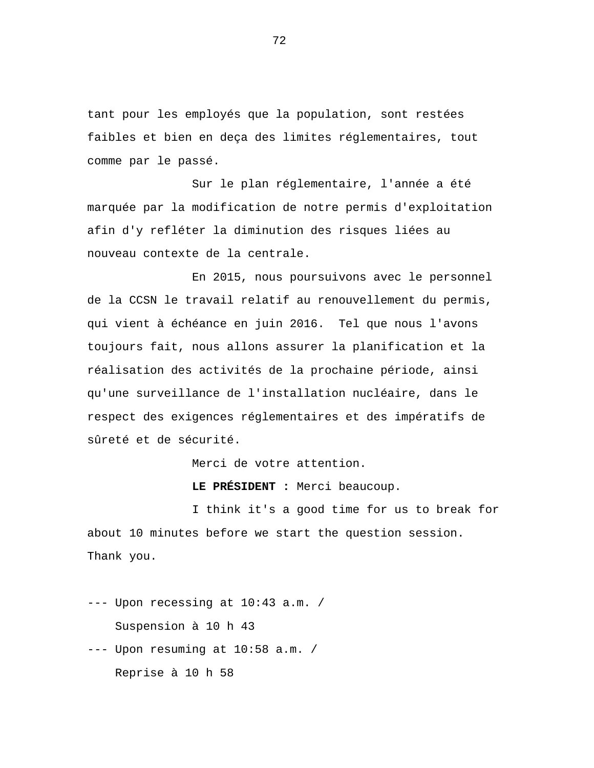tant pour les employés que la population, sont restées faibles et bien en deça des limites réglementaires, tout comme par le passé.

Sur le plan réglementaire, l'année a été marquée par la modification de notre permis d'exploitation afin d'y refléter la diminution des risques liées au nouveau contexte de la centrale.

En 2015, nous poursuivons avec le personnel de la CCSN le travail relatif au renouvellement du permis, qui vient à échéance en juin 2016. Tel que nous l'avons toujours fait, nous allons assurer la planification et la réalisation des activités de la prochaine période, ainsi qu'une surveillance de l'installation nucléaire, dans le respect des exigences réglementaires et des impératifs de sûreté et de sécurité.

Merci de votre attention.

**LE PRÉSIDENT :** Merci beaucoup.

I think it's a good time for us to break for about 10 minutes before we start the question session. Thank you.

--- Upon recessing at 10:43 a.m. /
Suspension à 10 h 43

--- Upon resuming at 10:58 a.m. /
Reprise à 10 h 58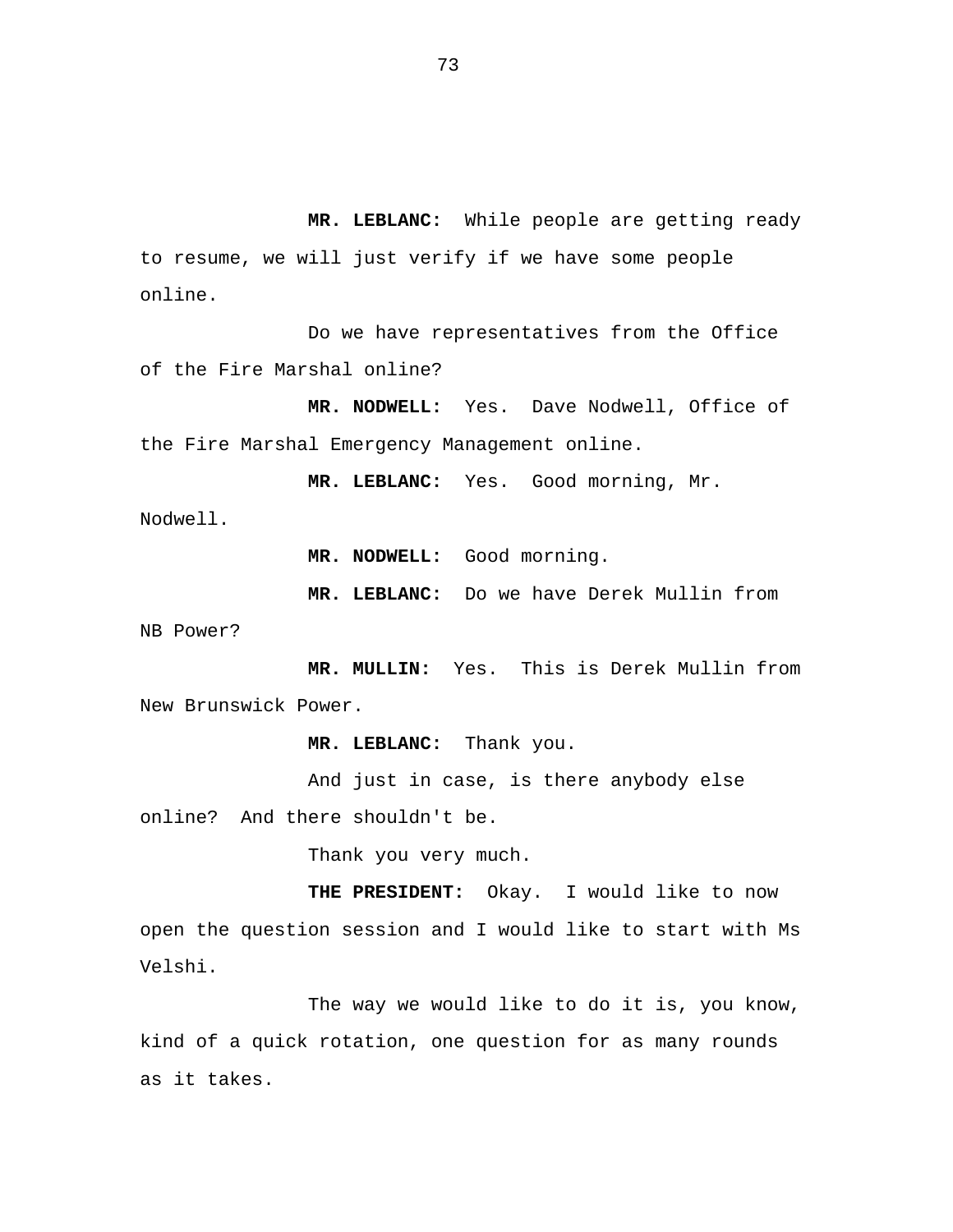**MR. LEBLANC:** While people are getting ready to resume, we will just verify if we have some people online.

Do we have representatives from the Office of the Fire Marshal online?

**MR. NODWELL:** Yes. Dave Nodwell, Office of the Fire Marshal Emergency Management online.

**MR. LEBLANC:** Yes. Good morning, Mr. Nodwell.

**MR. NODWELL:** Good morning.

**MR. LEBLANC:** Do we have Derek Mullin from NB Power?

**MR. MULLIN:** Yes. This is Derek Mullin from New Brunswick Power.

**MR. LEBLANC:** Thank you.

And just in case, is there anybody else online? And there shouldn't be.

Thank you very much.

**THE PRESIDENT:** Okay. I would like to now open the question session and I would like to start with Ms Velshi.

The way we would like to do it is, you know, kind of a quick rotation, one question for as many rounds as it takes.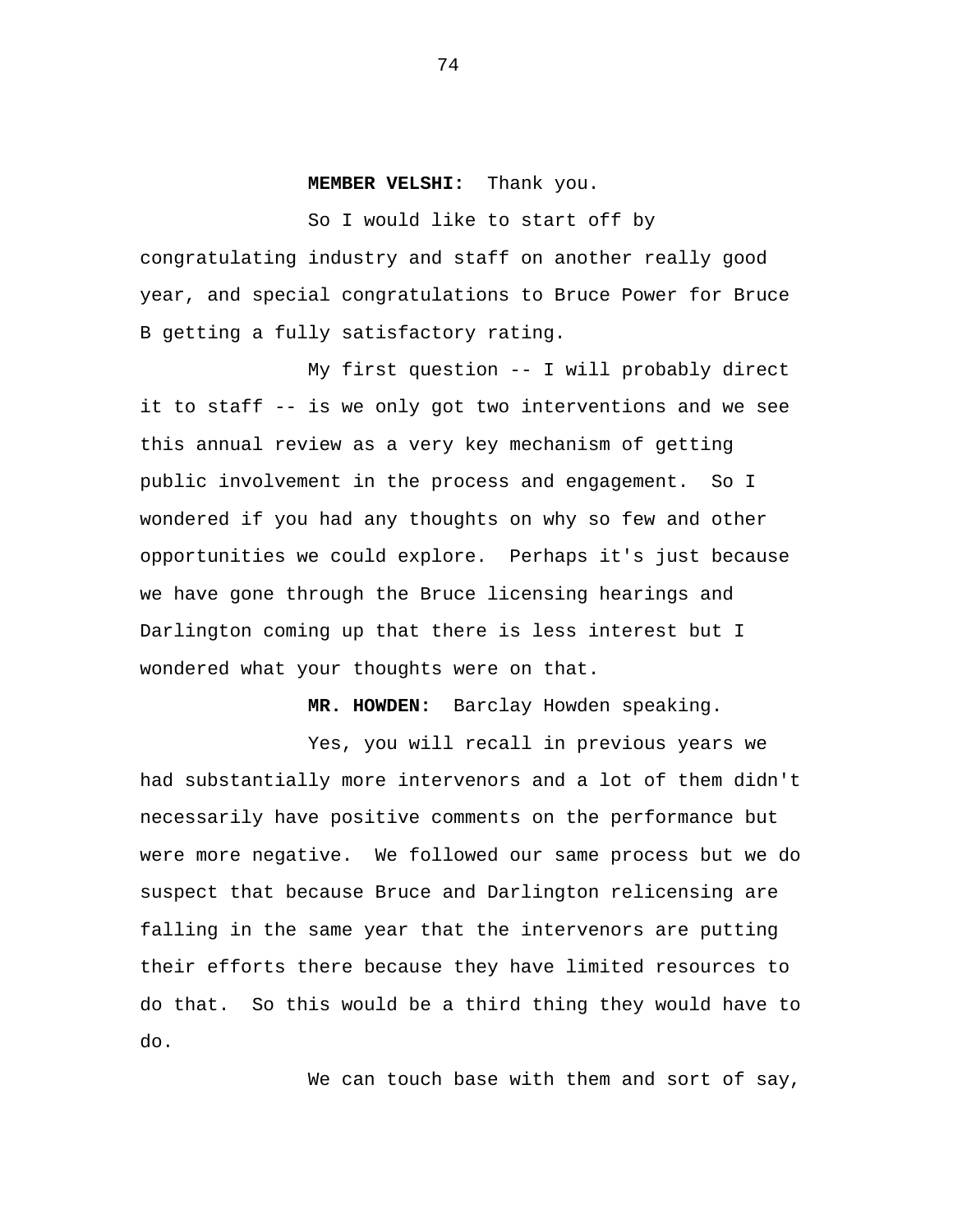**MEMBER VELSHI:** Thank you.

So I would like to start off by congratulating industry and staff on another really good year, and special congratulations to Bruce Power for Bruce B getting a fully satisfactory rating.

My first question -- I will probably direct it to staff -- is we only got two interventions and we see this annual review as a very key mechanism of getting public involvement in the process and engagement. So I wondered if you had any thoughts on why so few and other opportunities we could explore. Perhaps it's just because we have gone through the Bruce licensing hearings and Darlington coming up that there is less interest but I wondered what your thoughts were on that.

**MR. HOWDEN:** Barclay Howden speaking.

Yes, you will recall in previous years we had substantially more intervenors and a lot of them didn't necessarily have positive comments on the performance but were more negative. We followed our same process but we do suspect that because Bruce and Darlington relicensing are falling in the same year that the intervenors are putting their efforts there because they have limited resources to do that. So this would be a third thing they would have to do.

We can touch base with them and sort of say,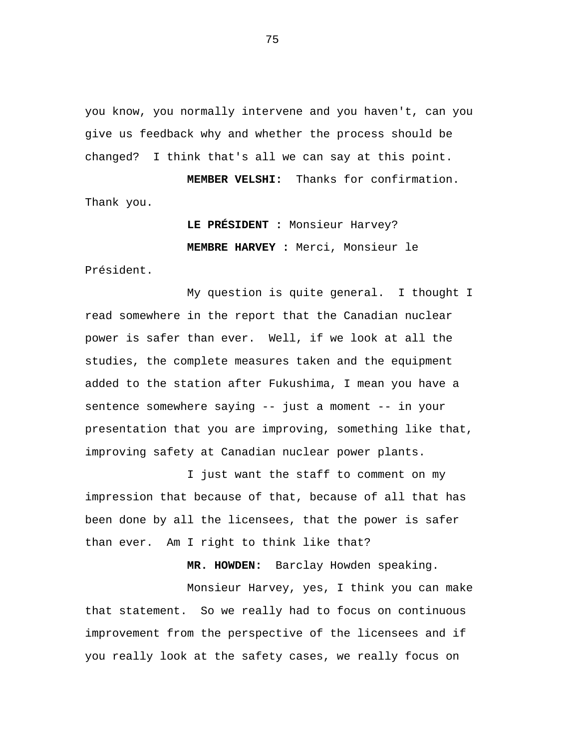you know, you normally intervene and you haven't, can you give us feedback why and whether the process should be changed? I think that's all we can say at this point.

**MEMBER VELSHI:** Thanks for confirmation. Thank you.

**LE PRÉSIDENT :** Monsieur Harvey?

**MEMBRE HARVEY :** Merci, Monsieur le Président.

My question is quite general. I thought I read somewhere in the report that the Canadian nuclear power is safer than ever. Well, if we look at all the studies, the complete measures taken and the equipment added to the station after Fukushima, I mean you have a sentence somewhere saying -- just a moment -- in your presentation that you are improving, something like that, improving safety at Canadian nuclear power plants.

I just want the staff to comment on my impression that because of that, because of all that has been done by all the licensees, that the power is safer than ever. Am I right to think like that?

**MR. HOWDEN:** Barclay Howden speaking.

Monsieur Harvey, yes, I think you can make that statement. So we really had to focus on continuous improvement from the perspective of the licensees and if you really look at the safety cases, we really focus on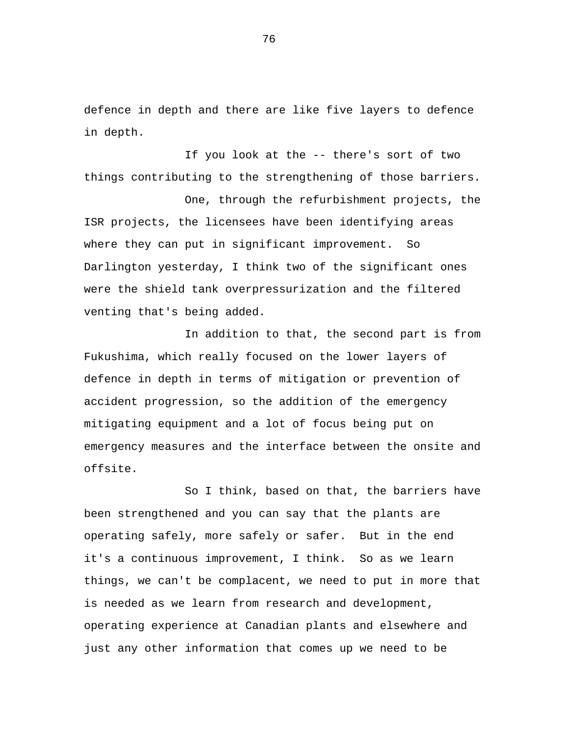defence in depth and there are like five layers to defence in depth.

If you look at the -- there's sort of two things contributing to the strengthening of those barriers.

One, through the refurbishment projects, the ISR projects, the licensees have been identifying areas where they can put in significant improvement. So Darlington yesterday, I think two of the significant ones were the shield tank overpressurization and the filtered venting that's being added.

In addition to that, the second part is from Fukushima, which really focused on the lower layers of defence in depth in terms of mitigation or prevention of accident progression, so the addition of the emergency mitigating equipment and a lot of focus being put on emergency measures and the interface between the onsite and offsite.

So I think, based on that, the barriers have been strengthened and you can say that the plants are operating safely, more safely or safer. But in the end it's a continuous improvement, I think. So as we learn things, we can't be complacent, we need to put in more that is needed as we learn from research and development, operating experience at Canadian plants and elsewhere and just any other information that comes up we need to be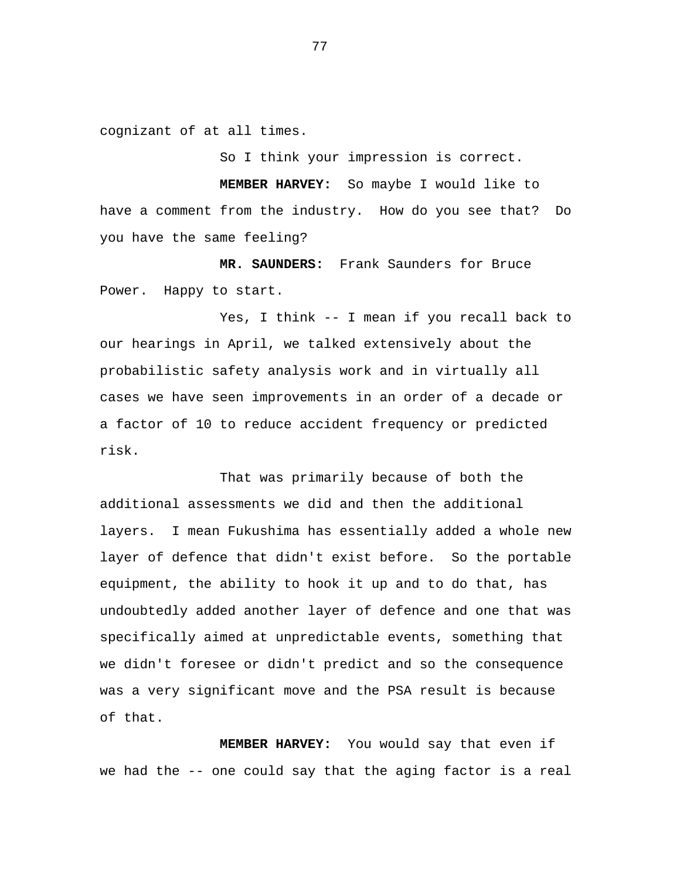cognizant of at all times.

So I think your impression is correct.

**MEMBER HARVEY:** So maybe I would like to have a comment from the industry. How do you see that? Do you have the same feeling?

**MR. SAUNDERS:** Frank Saunders for Bruce Power. Happy to start.

Yes, I think -- I mean if you recall back to our hearings in April, we talked extensively about the probabilistic safety analysis work and in virtually all cases we have seen improvements in an order of a decade or a factor of 10 to reduce accident frequency or predicted risk.

That was primarily because of both the additional assessments we did and then the additional layers. I mean Fukushima has essentially added a whole new layer of defence that didn't exist before. So the portable equipment, the ability to hook it up and to do that, has undoubtedly added another layer of defence and one that was specifically aimed at unpredictable events, something that we didn't foresee or didn't predict and so the consequence was a very significant move and the PSA result is because of that.

**MEMBER HARVEY:** You would say that even if we had the -- one could say that the aging factor is a real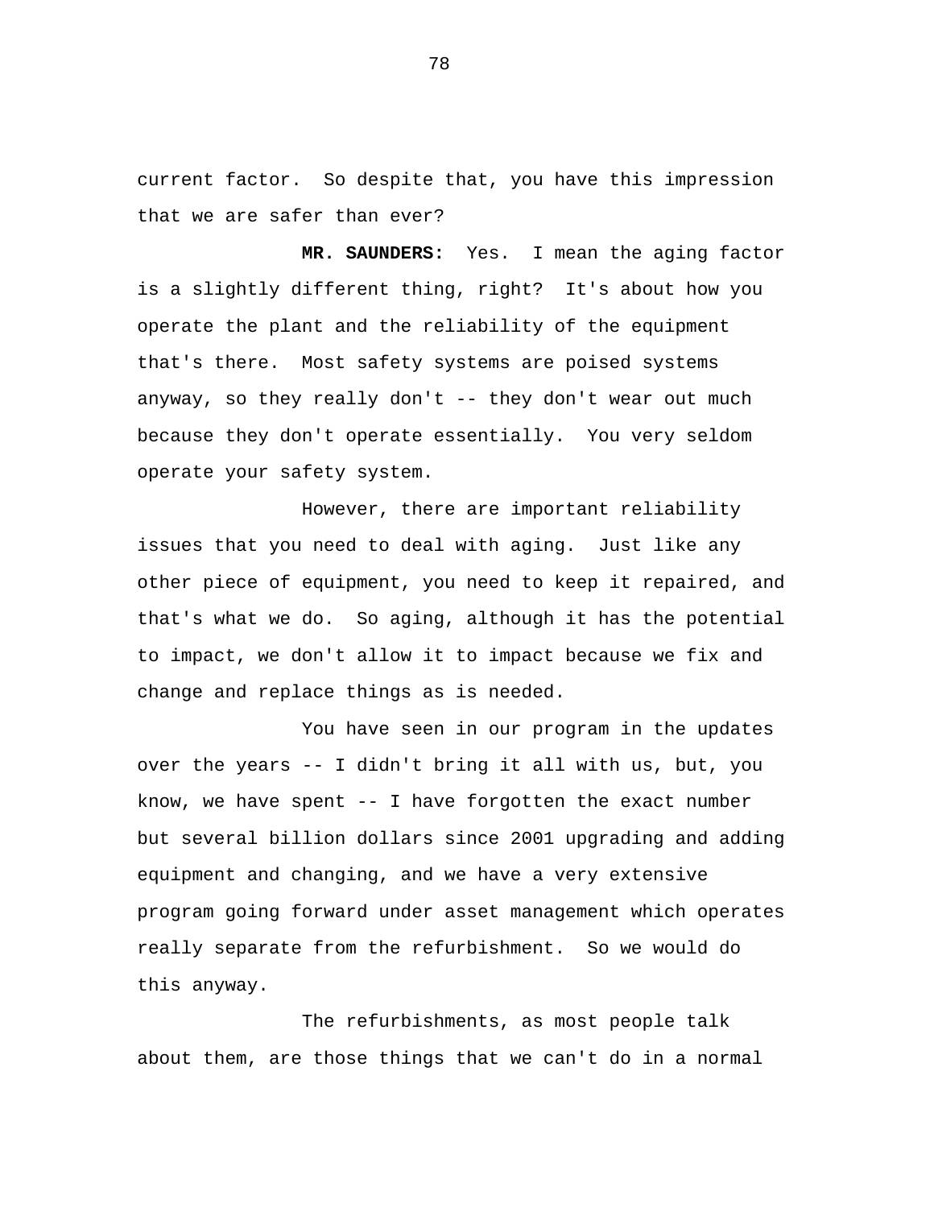current factor. So despite that, you have this impression that we are safer than ever?

**MR. SAUNDERS:** Yes. I mean the aging factor is a slightly different thing, right? It's about how you operate the plant and the reliability of the equipment that's there. Most safety systems are poised systems anyway, so they really don't -- they don't wear out much because they don't operate essentially. You very seldom operate your safety system.

However, there are important reliability issues that you need to deal with aging. Just like any other piece of equipment, you need to keep it repaired, and that's what we do. So aging, although it has the potential to impact, we don't allow it to impact because we fix and change and replace things as is needed.

You have seen in our program in the updates over the years -- I didn't bring it all with us, but, you know, we have spent -- I have forgotten the exact number but several billion dollars since 2001 upgrading and adding equipment and changing, and we have a very extensive program going forward under asset management which operates really separate from the refurbishment. So we would do this anyway.

The refurbishments, as most people talk about them, are those things that we can't do in a normal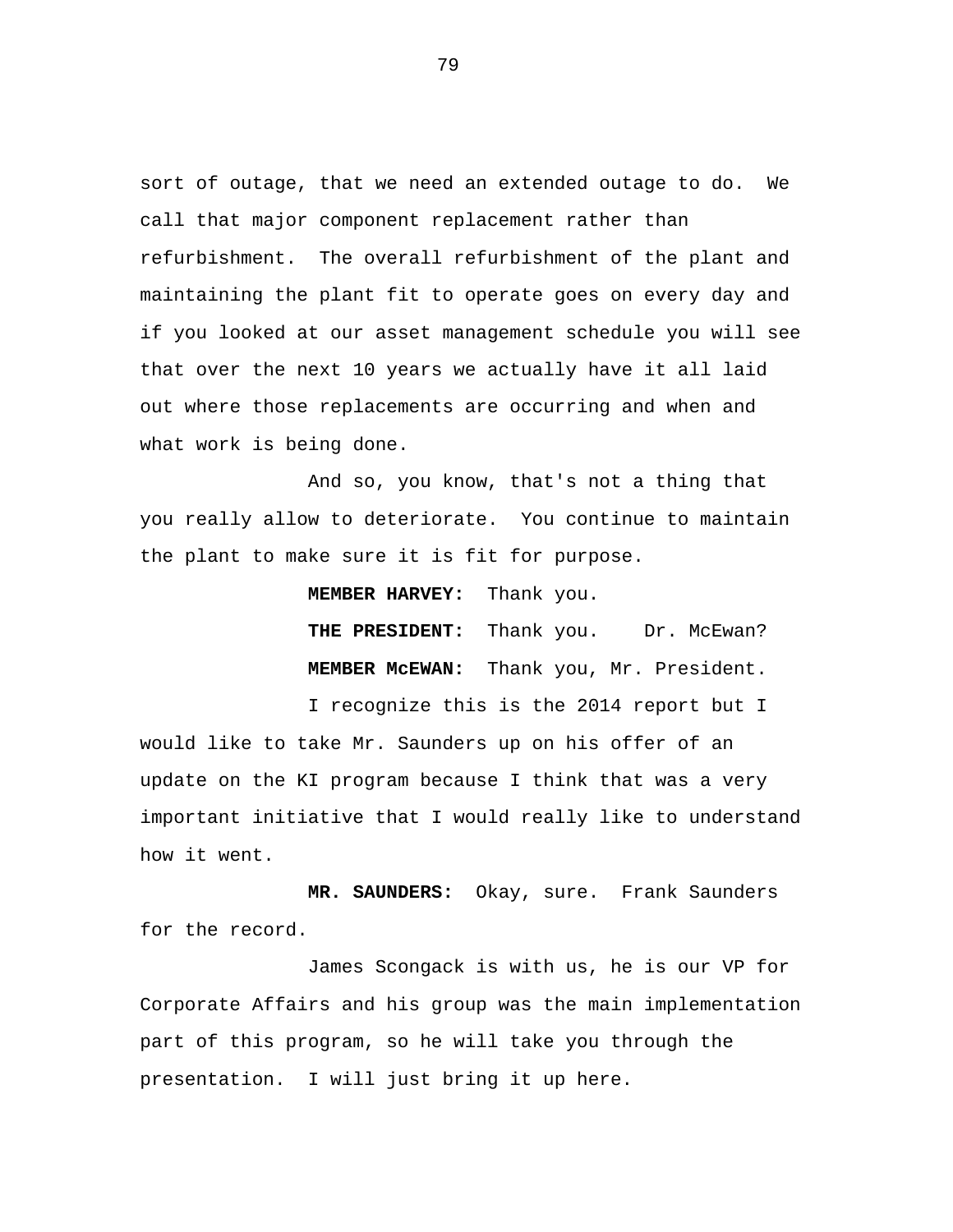sort of outage, that we need an extended outage to do. We call that major component replacement rather than refurbishment. The overall refurbishment of the plant and maintaining the plant fit to operate goes on every day and if you looked at our asset management schedule you will see that over the next 10 years we actually have it all laid out where those replacements are occurring and when and what work is being done.

And so, you know, that's not a thing that you really allow to deteriorate. You continue to maintain the plant to make sure it is fit for purpose.

**MEMBER HARVEY:** Thank you.

**THE PRESIDENT:** Thank you. Dr. McEwan?

**MEMBER McEWAN:** Thank you, Mr. President.

I recognize this is the 2014 report but I would like to take Mr. Saunders up on his offer of an update on the KI program because I think that was a very important initiative that I would really like to understand how it went.

**MR. SAUNDERS:** Okay, sure. Frank Saunders for the record.

James Scongack is with us, he is our VP for Corporate Affairs and his group was the main implementation part of this program, so he will take you through the presentation. I will just bring it up here.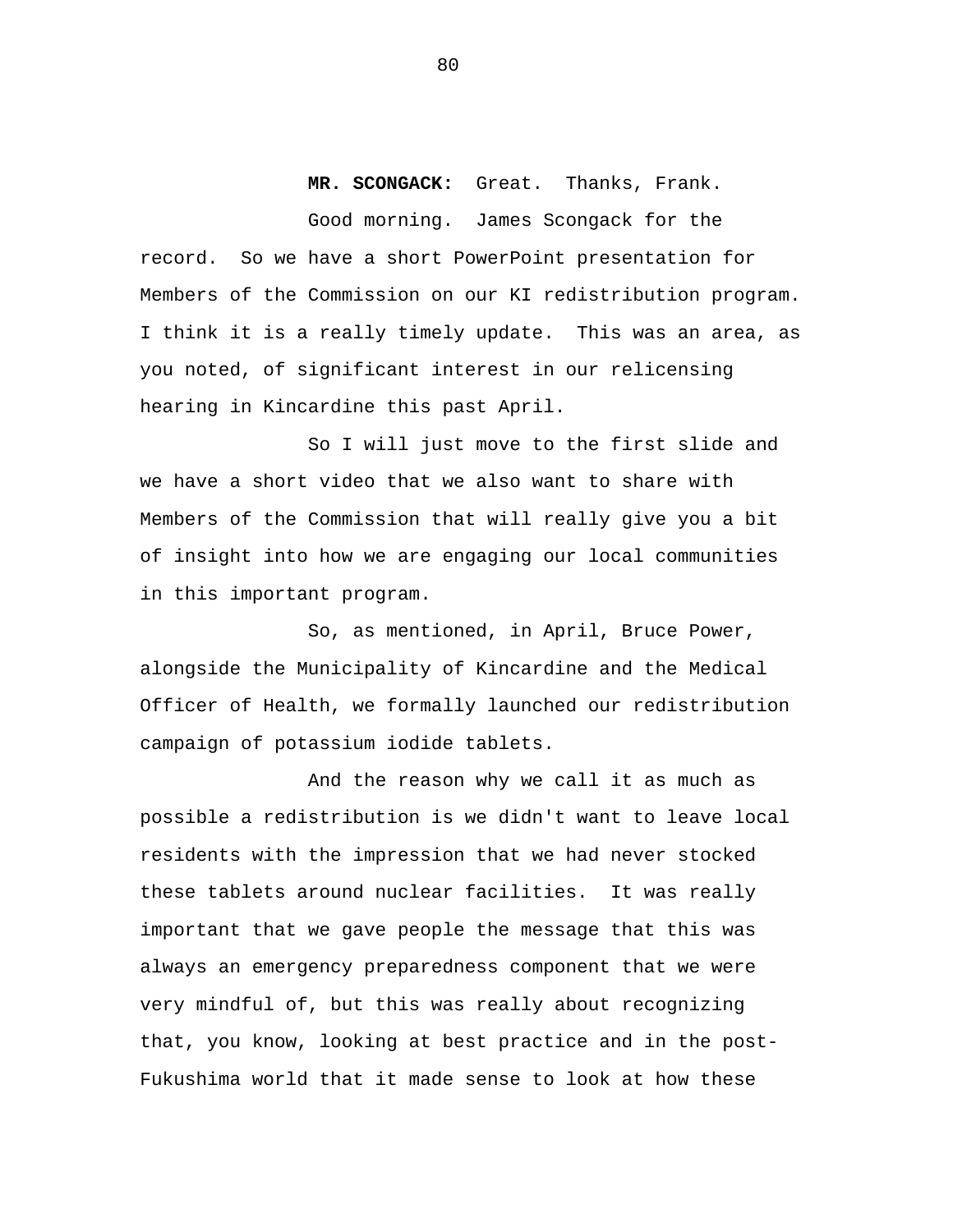**MR. SCONGACK:** Great. Thanks, Frank.

Good morning. James Scongack for the record. So we have a short PowerPoint presentation for Members of the Commission on our KI redistribution program. I think it is a really timely update. This was an area, as you noted, of significant interest in our relicensing hearing in Kincardine this past April.

So I will just move to the first slide and we have a short video that we also want to share with Members of the Commission that will really give you a bit of insight into how we are engaging our local communities in this important program.

So, as mentioned, in April, Bruce Power, alongside the Municipality of Kincardine and the Medical Officer of Health, we formally launched our redistribution campaign of potassium iodide tablets.

And the reason why we call it as much as possible a redistribution is we didn't want to leave local residents with the impression that we had never stocked these tablets around nuclear facilities. It was really important that we gave people the message that this was always an emergency preparedness component that we were very mindful of, but this was really about recognizing that, you know, looking at best practice and in the post-Fukushima world that it made sense to look at how these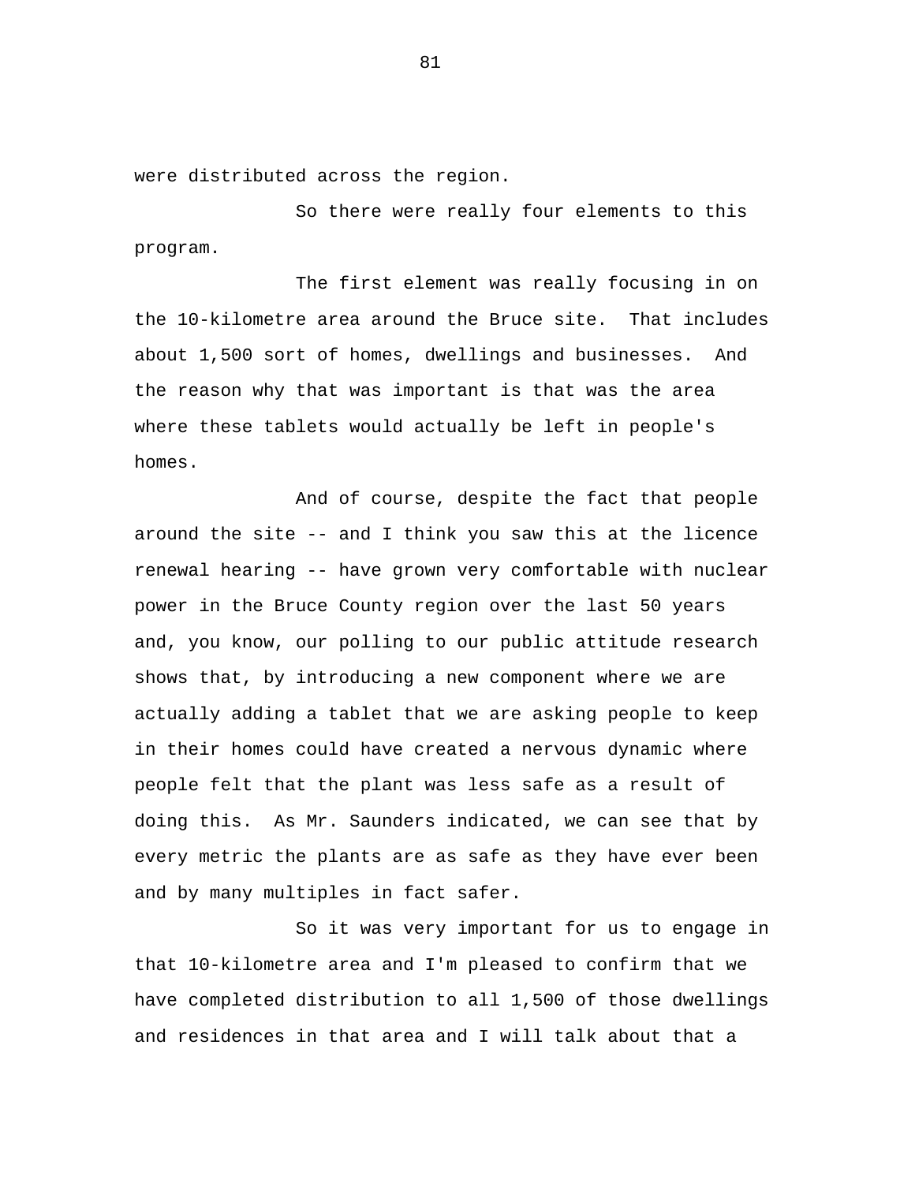were distributed across the region.

So there were really four elements to this program.

The first element was really focusing in on the 10-kilometre area around the Bruce site. That includes about 1,500 sort of homes, dwellings and businesses. And the reason why that was important is that was the area where these tablets would actually be left in people's homes.

And of course, despite the fact that people around the site -- and I think you saw this at the licence renewal hearing -- have grown very comfortable with nuclear power in the Bruce County region over the last 50 years and, you know, our polling to our public attitude research shows that, by introducing a new component where we are actually adding a tablet that we are asking people to keep in their homes could have created a nervous dynamic where people felt that the plant was less safe as a result of doing this. As Mr. Saunders indicated, we can see that by every metric the plants are as safe as they have ever been and by many multiples in fact safer.

So it was very important for us to engage in that 10-kilometre area and I'm pleased to confirm that we have completed distribution to all 1,500 of those dwellings and residences in that area and I will talk about that a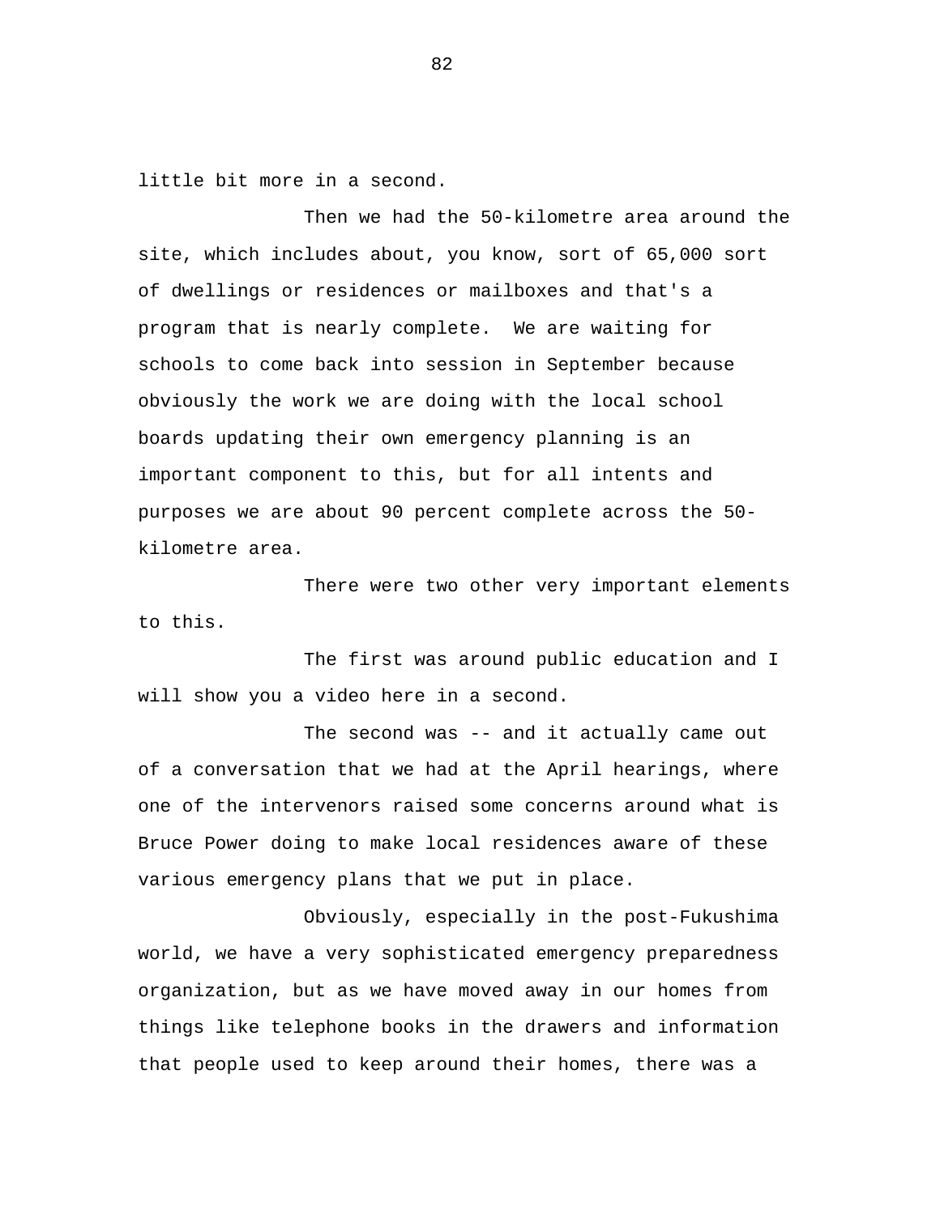little bit more in a second.

Then we had the 50-kilometre area around the site, which includes about, you know, sort of 65,000 sort of dwellings or residences or mailboxes and that's a program that is nearly complete. We are waiting for schools to come back into session in September because obviously the work we are doing with the local school boards updating their own emergency planning is an important component to this, but for all intents and purposes we are about 90 percent complete across the 50-kilometre area.

There were two other very important elements to this.

The first was around public education and I will show you a video here in a second.

The second was -- and it actually came out of a conversation that we had at the April hearings, where one of the intervenors raised some concerns around what is Bruce Power doing to make local residences aware of these various emergency plans that we put in place.

Obviously, especially in the post-Fukushima world, we have a very sophisticated emergency preparedness organization, but as we have moved away in our homes from things like telephone books in the drawers and information that people used to keep around their homes, there was a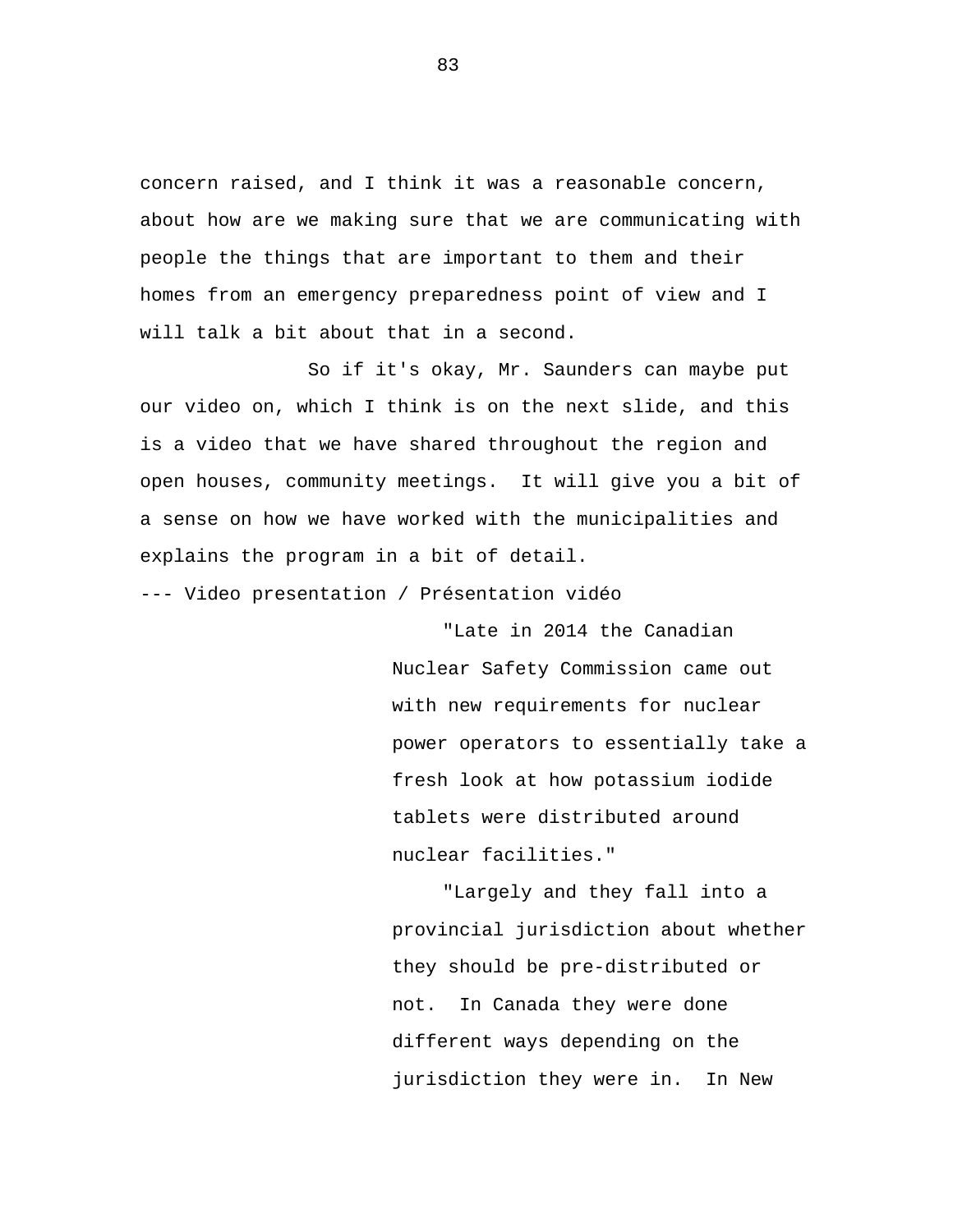concern raised, and I think it was a reasonable concern, about how are we making sure that we are communicating with people the things that are important to them and their homes from an emergency preparedness point of view and I will talk a bit about that in a second.

So if it's okay, Mr. Saunders can maybe put our video on, which I think is on the next slide, and this is a video that we have shared throughout the region and open houses, community meetings. It will give you a bit of a sense on how we have worked with the municipalities and explains the program in a bit of detail.

--- Video presentation / Présentation vidéo

> "Late in 2014 the Canadian Nuclear Safety Commission came out with new requirements for nuclear power operators to essentially take a fresh look at how potassium iodide tablets were distributed around nuclear facilities."
>
> "Largely and they fall into a provincial jurisdiction about whether they should be pre-distributed or not. In Canada they were done different ways depending on the jurisdiction they were in. In New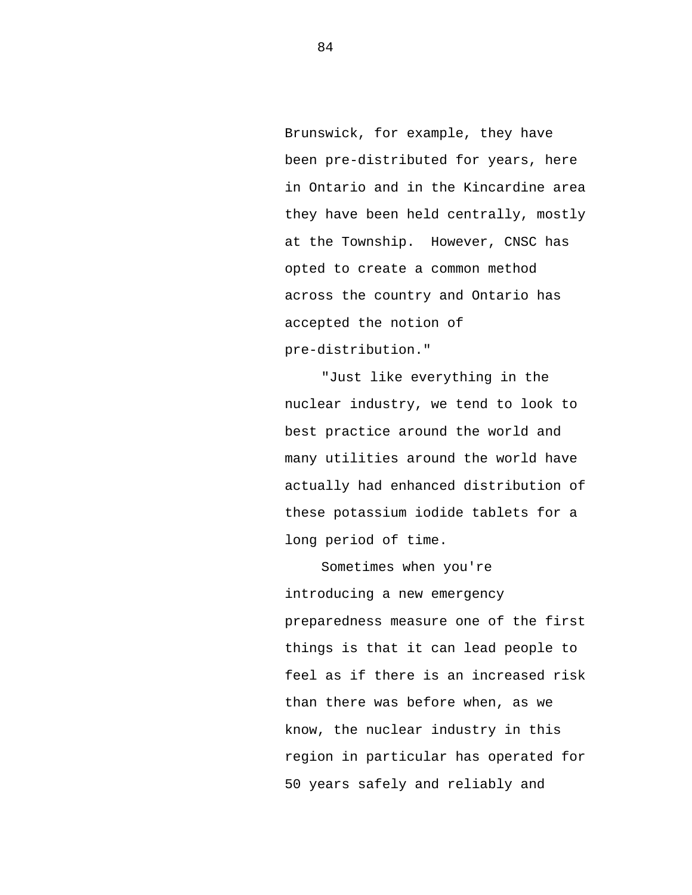Brunswick, for example, they have been pre-distributed for years, here in Ontario and in the Kincardine area they have been held centrally, mostly at the Township.  However, CNSC has opted to create a common method across the country and Ontario has accepted the notion of pre-distribution."

"Just like everything in the nuclear industry, we tend to look to best practice around the world and many utilities around the world have actually had enhanced distribution of these potassium iodide tablets for a long period of time.

Sometimes when you're introducing a new emergency preparedness measure one of the first things is that it can lead people to feel as if there is an increased risk than there was before when, as we know, the nuclear industry in this region in particular has operated for 50 years safely and reliably and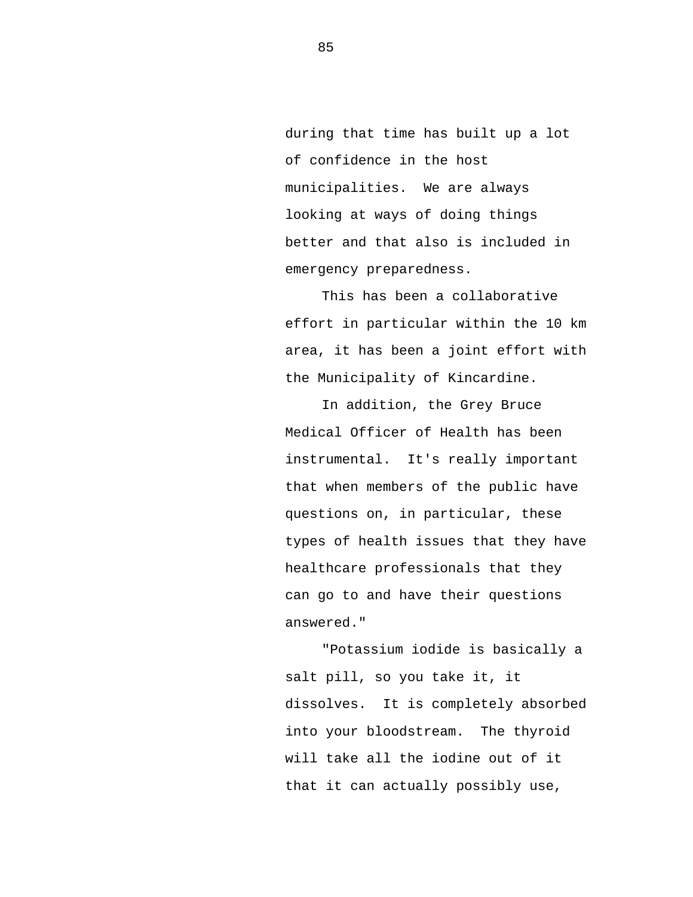during that time has built up a lot of confidence in the host municipalities. We are always looking at ways of doing things better and that also is included in emergency preparedness.

This has been a collaborative effort in particular within the 10 km area, it has been a joint effort with the Municipality of Kincardine.

In addition, the Grey Bruce Medical Officer of Health has been instrumental. It's really important that when members of the public have questions on, in particular, these types of health issues that they have healthcare professionals that they can go to and have their questions answered."

"Potassium iodide is basically a salt pill, so you take it, it dissolves. It is completely absorbed into your bloodstream. The thyroid will take all the iodine out of it that it can actually possibly use,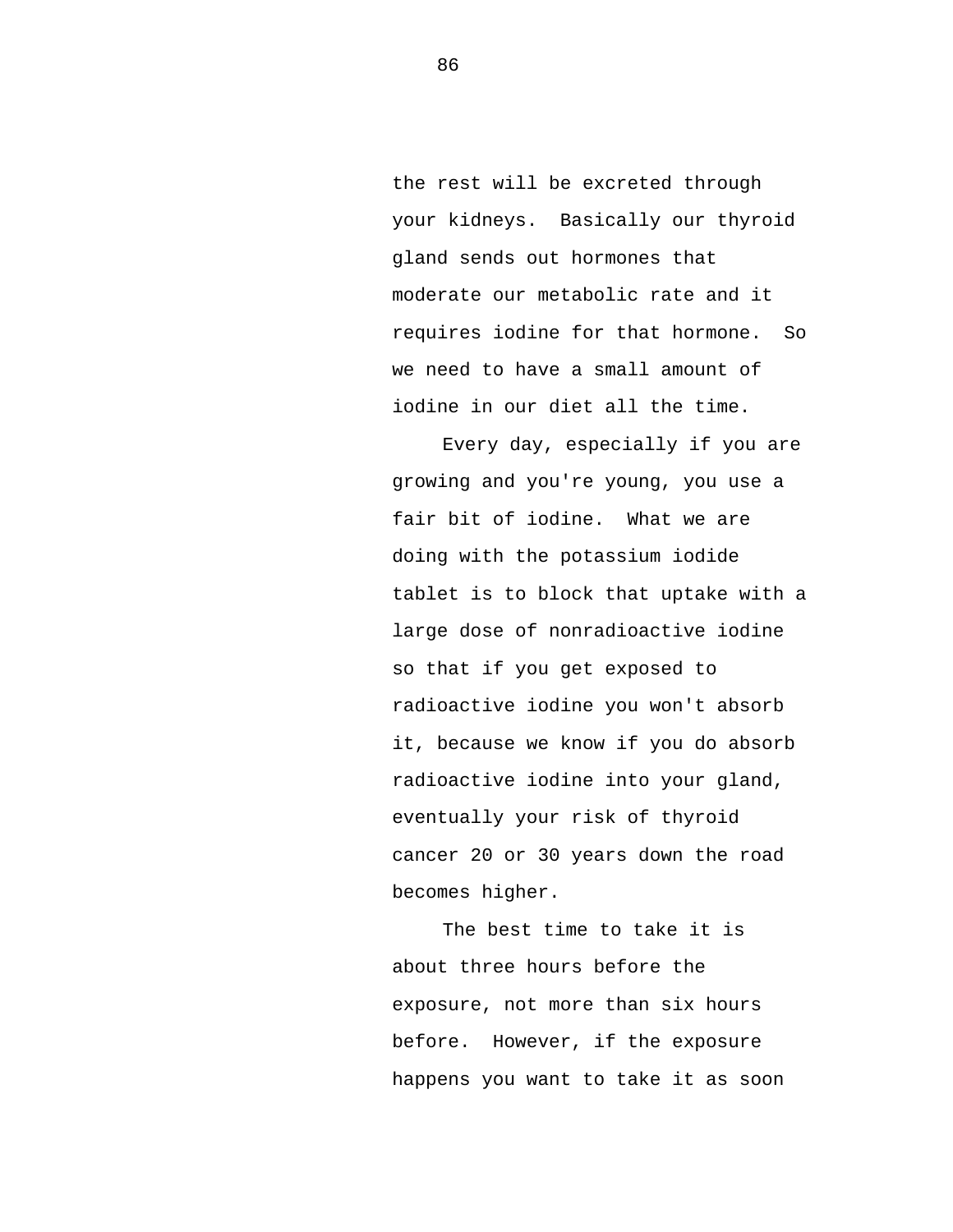the rest will be excreted through your kidneys.  Basically our thyroid gland sends out hormones that moderate our metabolic rate and it requires iodine for that hormone.  So we need to have a small amount of iodine in our diet all the time.

Every day, especially if you are growing and you're young, you use a fair bit of iodine.  What we are doing with the potassium iodide tablet is to block that uptake with a large dose of nonradioactive iodine so that if you get exposed to radioactive iodine you won't absorb it, because we know if you do absorb radioactive iodine into your gland, eventually your risk of thyroid cancer 20 or 30 years down the road becomes higher.

The best time to take it is about three hours before the exposure, not more than six hours before.  However, if the exposure happens you want to take it as soon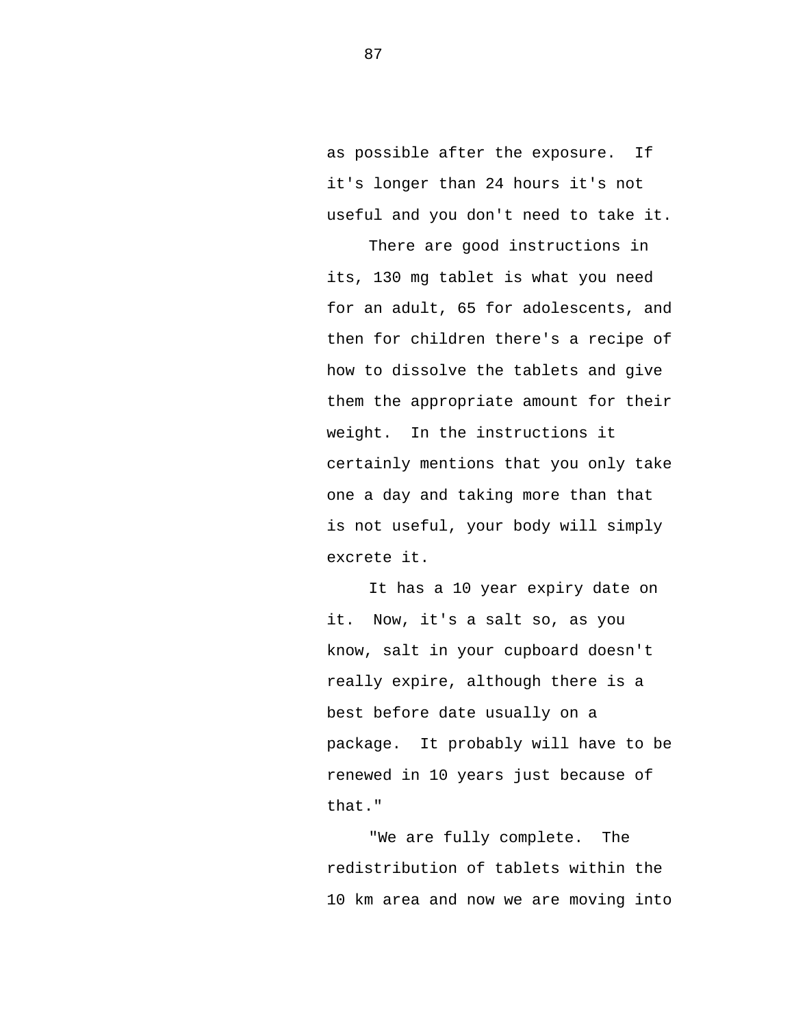as possible after the exposure. If it's longer than 24 hours it's not useful and you don't need to take it.

There are good instructions in its, 130 mg tablet is what you need for an adult, 65 for adolescents, and then for children there's a recipe of how to dissolve the tablets and give them the appropriate amount for their weight. In the instructions it certainly mentions that you only take one a day and taking more than that is not useful, your body will simply excrete it.

It has a 10 year expiry date on it. Now, it's a salt so, as you know, salt in your cupboard doesn't really expire, although there is a best before date usually on a package. It probably will have to be renewed in 10 years just because of that."

"We are fully complete. The redistribution of tablets within the 10 km area and now we are moving into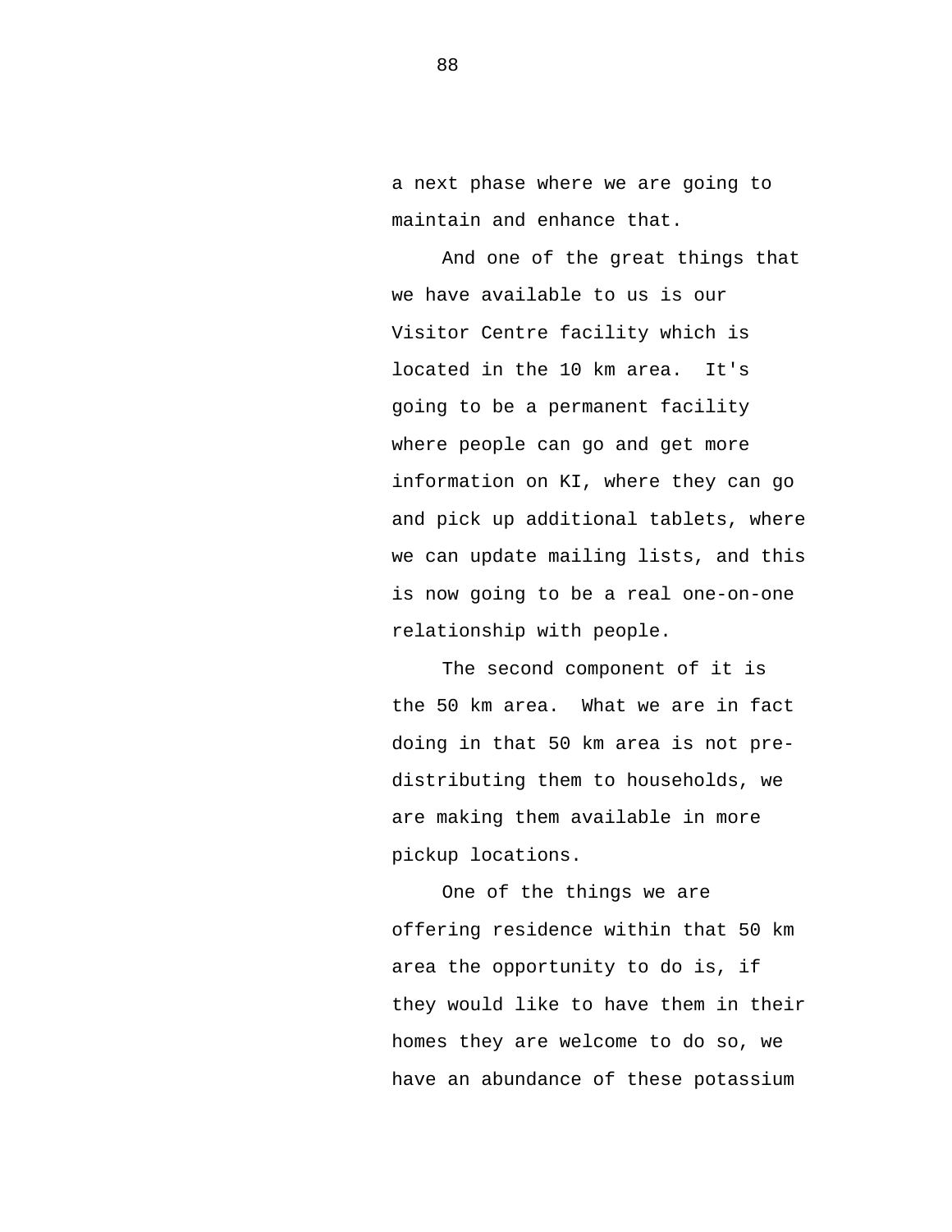a next phase where we are going to maintain and enhance that.

And one of the great things that we have available to us is our Visitor Centre facility which is located in the 10 km area.  It's going to be a permanent facility where people can go and get more information on KI, where they can go and pick up additional tablets, where we can update mailing lists, and this is now going to be a real one-on-one relationship with people.

The second component of it is the 50 km area.  What we are in fact doing in that 50 km area is not pre-distributing them to households, we are making them available in more pickup locations.

One of the things we are offering residence within that 50 km area the opportunity to do is, if they would like to have them in their homes they are welcome to do so, we have an abundance of these potassium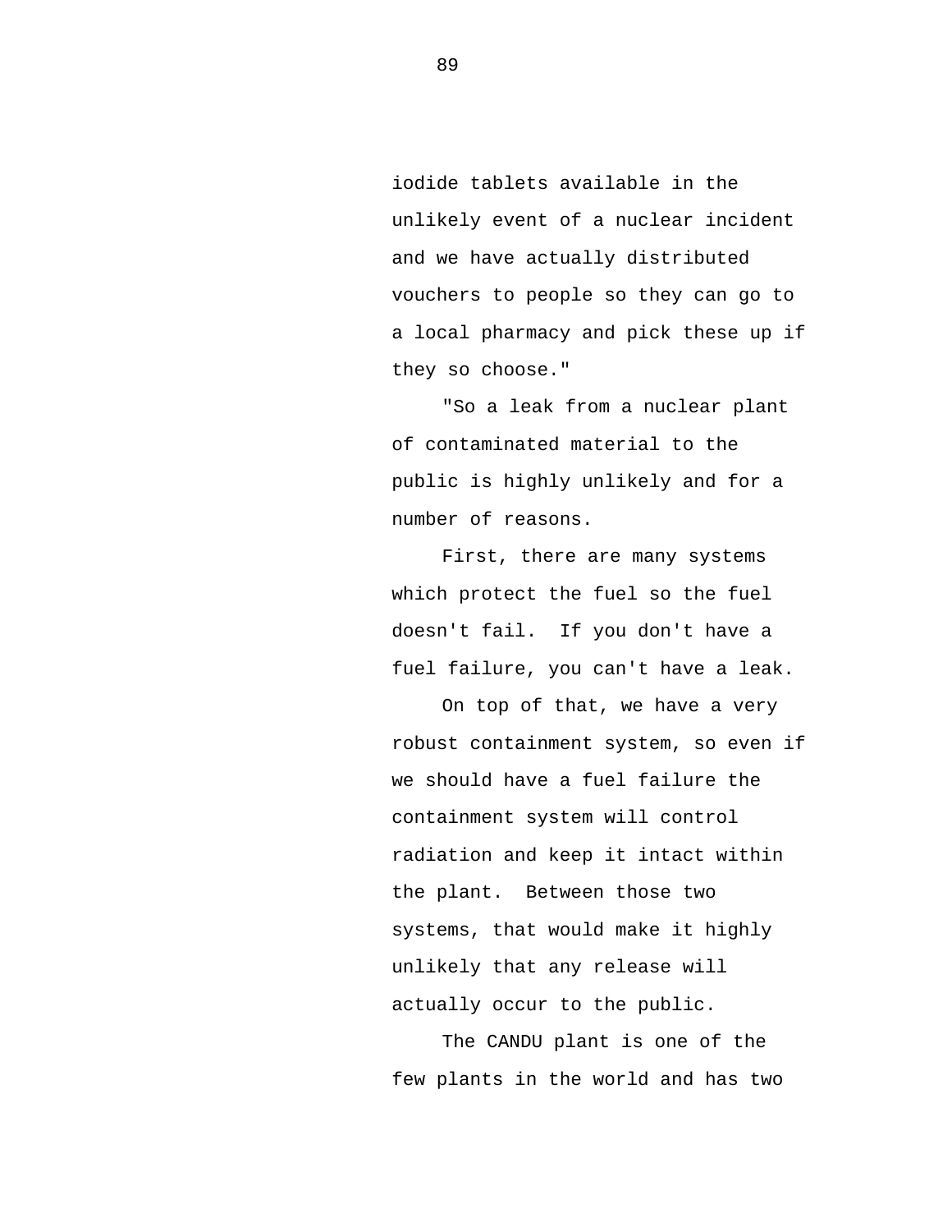iodide tablets available in the unlikely event of a nuclear incident and we have actually distributed vouchers to people so they can go to a local pharmacy and pick these up if they so choose."

"So a leak from a nuclear plant of contaminated material to the public is highly unlikely and for a number of reasons.

First, there are many systems which protect the fuel so the fuel doesn't fail. If you don't have a fuel failure, you can't have a leak.

On top of that, we have a very robust containment system, so even if we should have a fuel failure the containment system will control radiation and keep it intact within the plant. Between those two systems, that would make it highly unlikely that any release will actually occur to the public.

The CANDU plant is one of the few plants in the world and has two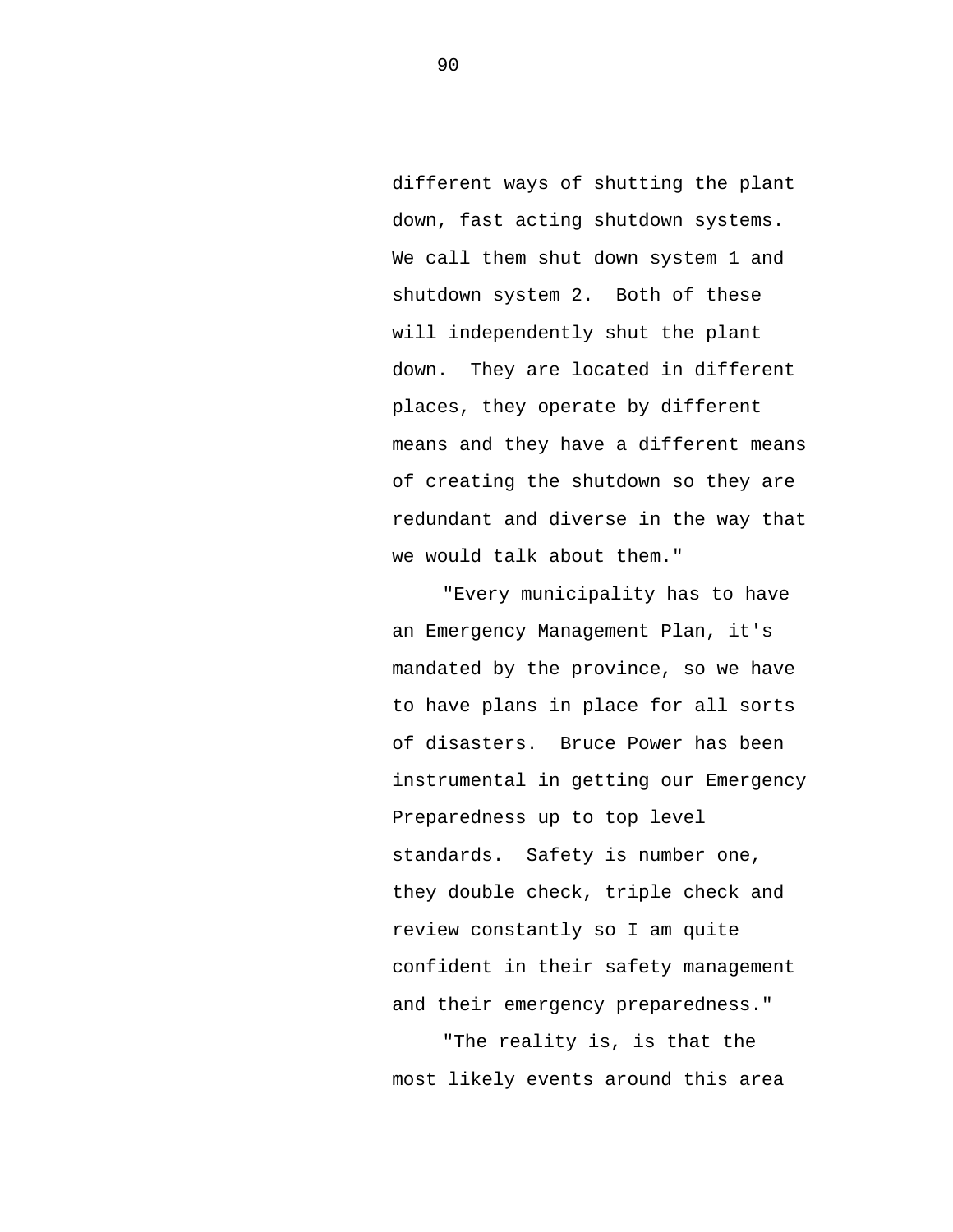different ways of shutting the plant down, fast acting shutdown systems. We call them shut down system 1 and shutdown system 2. Both of these will independently shut the plant down. They are located in different places, they operate by different means and they have a different means of creating the shutdown so they are redundant and diverse in the way that we would talk about them."

"Every municipality has to have an Emergency Management Plan, it's mandated by the province, so we have to have plans in place for all sorts of disasters. Bruce Power has been instrumental in getting our Emergency Preparedness up to top level standards. Safety is number one, they double check, triple check and review constantly so I am quite confident in their safety management and their emergency preparedness."

"The reality is, is that the most likely events around this area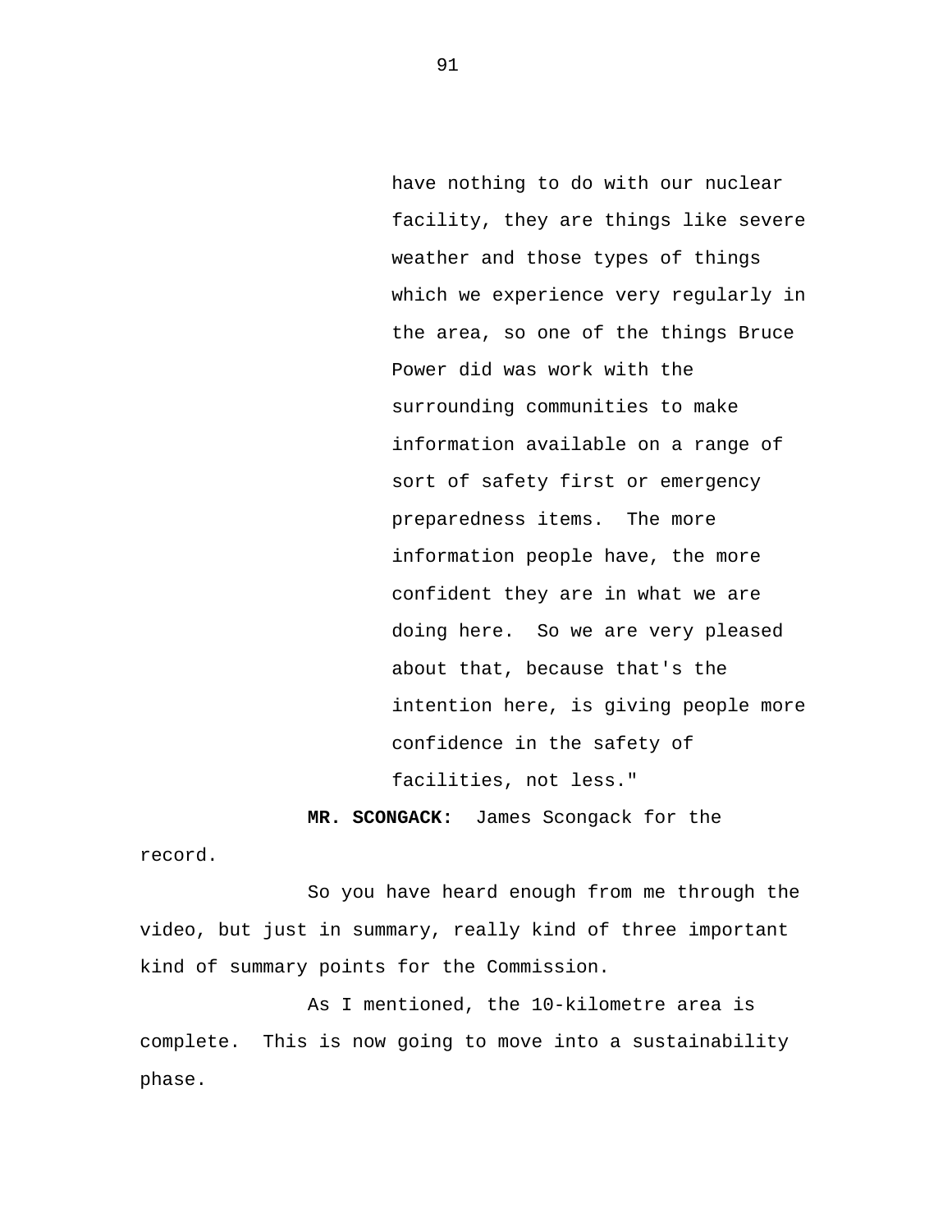have nothing to do with our nuclear facility, they are things like severe weather and those types of things which we experience very regularly in the area, so one of the things Bruce Power did was work with the surrounding communities to make information available on a range of sort of safety first or emergency preparedness items.  The more information people have, the more confident they are in what we are doing here.  So we are very pleased about that, because that's the intention here, is giving people more confidence in the safety of facilities, not less."

**MR. SCONGACK:** James Scongack for the record.

So you have heard enough from me through the video, but just in summary, really kind of three important kind of summary points for the Commission.

As I mentioned, the 10-kilometre area is complete.  This is now going to move into a sustainability phase.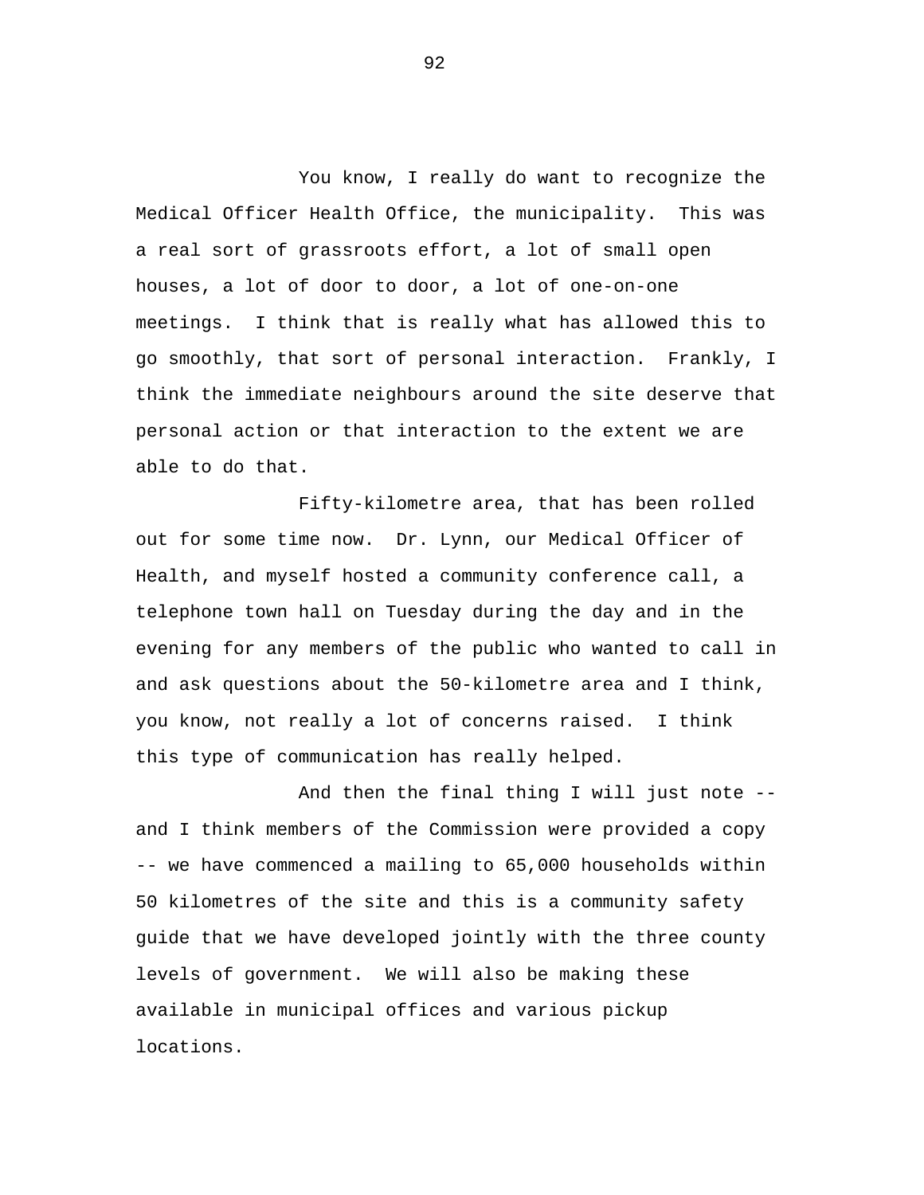You know, I really do want to recognize the Medical Officer Health Office, the municipality. This was a real sort of grassroots effort, a lot of small open houses, a lot of door to door, a lot of one-on-one meetings. I think that is really what has allowed this to go smoothly, that sort of personal interaction. Frankly, I think the immediate neighbours around the site deserve that personal action or that interaction to the extent we are able to do that.

Fifty-kilometre area, that has been rolled out for some time now. Dr. Lynn, our Medical Officer of Health, and myself hosted a community conference call, a telephone town hall on Tuesday during the day and in the evening for any members of the public who wanted to call in and ask questions about the 50-kilometre area and I think, you know, not really a lot of concerns raised. I think this type of communication has really helped.

And then the final thing I will just note -- and I think members of the Commission were provided a copy -- we have commenced a mailing to 65,000 households within 50 kilometres of the site and this is a community safety guide that we have developed jointly with the three county levels of government. We will also be making these available in municipal offices and various pickup locations.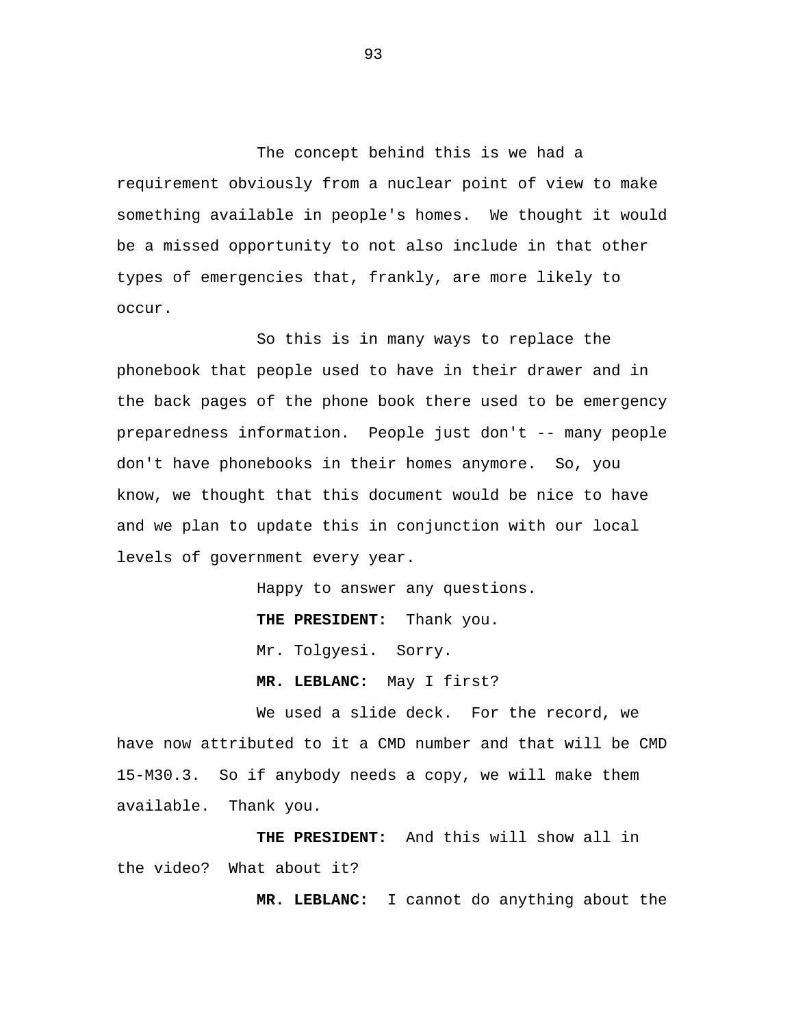The concept behind this is we had a requirement obviously from a nuclear point of view to make something available in people's homes. We thought it would be a missed opportunity to not also include in that other types of emergencies that, frankly, are more likely to occur.

So this is in many ways to replace the phonebook that people used to have in their drawer and in the back pages of the phone book there used to be emergency preparedness information. People just don't -- many people don't have phonebooks in their homes anymore. So, you know, we thought that this document would be nice to have and we plan to update this in conjunction with our local levels of government every year.

Happy to answer any questions.

**THE PRESIDENT:** Thank you.

Mr. Tolgyesi. Sorry.

**MR. LEBLANC:** May I first?

We used a slide deck. For the record, we have now attributed to it a CMD number and that will be CMD 15-M30.3. So if anybody needs a copy, we will make them available. Thank you.

**THE PRESIDENT:** And this will show all in the video? What about it?

**MR. LEBLANC:** I cannot do anything about the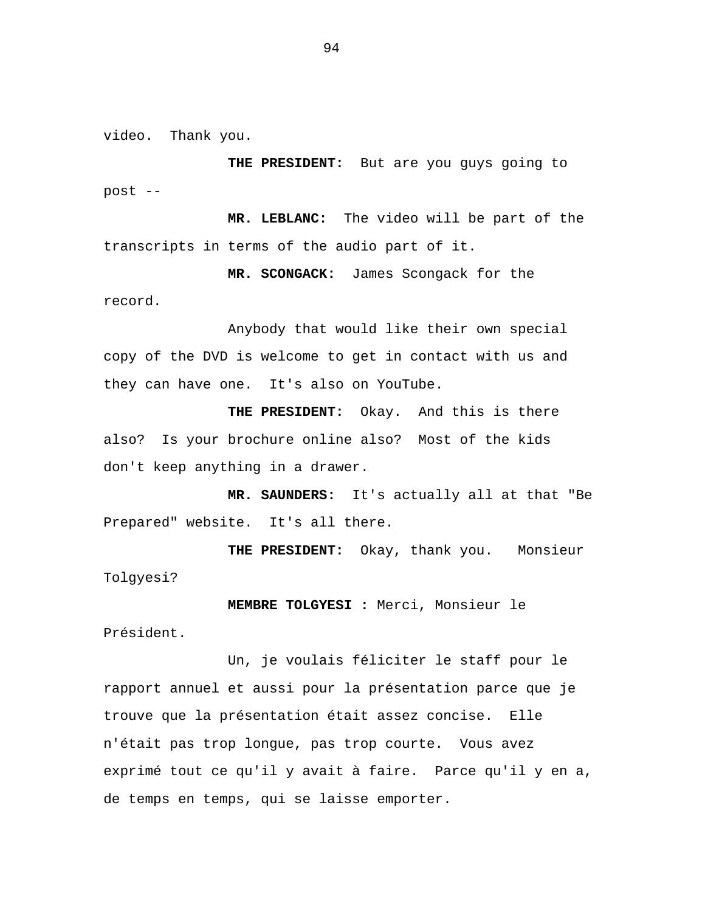video. Thank you.

**THE PRESIDENT:** But are you guys going to post --

**MR. LEBLANC:** The video will be part of the transcripts in terms of the audio part of it.

**MR. SCONGACK:** James Scongack for the record.

Anybody that would like their own special copy of the DVD is welcome to get in contact with us and they can have one. It's also on YouTube.

**THE PRESIDENT:** Okay. And this is there also? Is your brochure online also? Most of the kids don't keep anything in a drawer.

**MR. SAUNDERS:** It's actually all at that "Be Prepared" website. It's all there.

**THE PRESIDENT:** Okay, thank you. Monsieur Tolgyesi?

**MEMBRE TOLGYESI :** Merci, Monsieur le Président.

Un, je voulais féliciter le staff pour le rapport annuel et aussi pour la présentation parce que je trouve que la présentation était assez concise. Elle n'était pas trop longue, pas trop courte. Vous avez exprimé tout ce qu'il y avait à faire. Parce qu'il y en a, de temps en temps, qui se laisse emporter.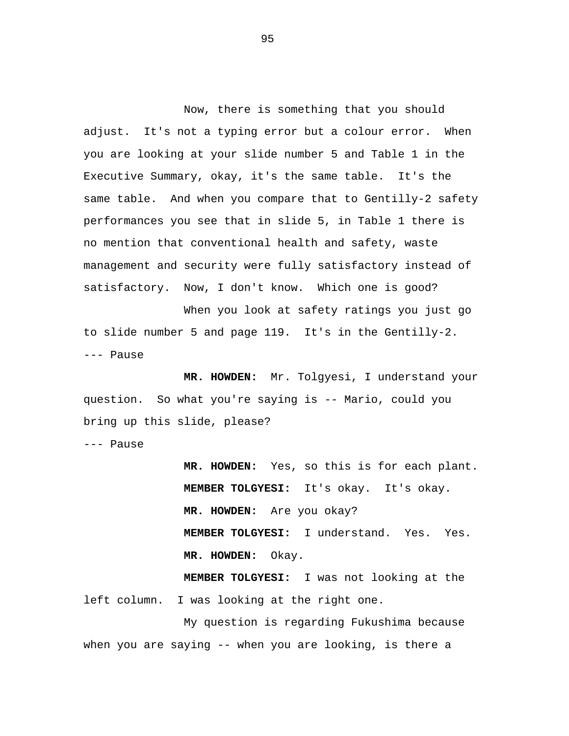Now, there is something that you should adjust. It's not a typing error but a colour error. When you are looking at your slide number 5 and Table 1 in the Executive Summary, okay, it's the same table. It's the same table. And when you compare that to Gentilly-2 safety performances you see that in slide 5, in Table 1 there is no mention that conventional health and safety, waste management and security were fully satisfactory instead of satisfactory. Now, I don't know. Which one is good?

When you look at safety ratings you just go to slide number 5 and page 119. It's in the Gentilly-2.

--- Pause

**MR. HOWDEN:** Mr. Tolgyesi, I understand your question. So what you're saying is -- Mario, could you bring up this slide, please?

--- Pause

**MR. HOWDEN:** Yes, so this is for each plant.

**MEMBER TOLGYESI:** It's okay. It's okay.

**MR. HOWDEN:** Are you okay?

**MEMBER TOLGYESI:** I understand. Yes. Yes.

**MR. HOWDEN:** Okay.

**MEMBER TOLGYESI:** I was not looking at the left column. I was looking at the right one.

My question is regarding Fukushima because when you are saying -- when you are looking, is there a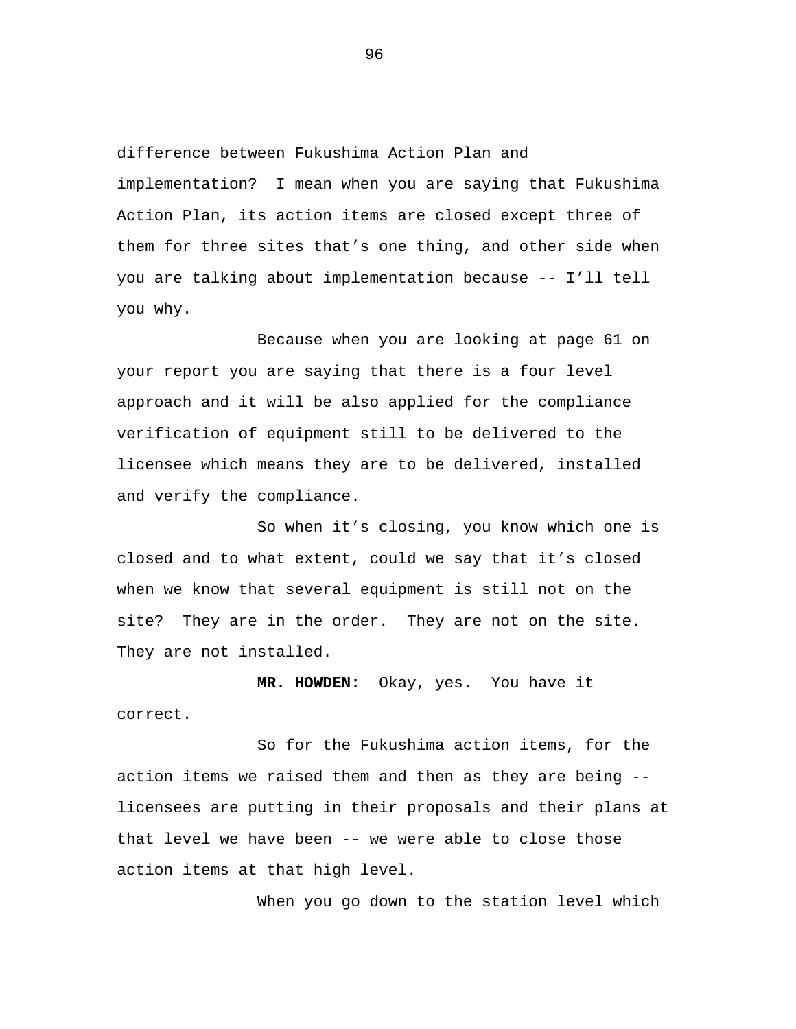difference between Fukushima Action Plan and implementation? I mean when you are saying that Fukushima Action Plan, its action items are closed except three of them for three sites that's one thing, and other side when you are talking about implementation because -- I'll tell you why.

Because when you are looking at page 61 on your report you are saying that there is a four level approach and it will be also applied for the compliance verification of equipment still to be delivered to the licensee which means they are to be delivered, installed and verify the compliance.

So when it's closing, you know which one is closed and to what extent, could we say that it's closed when we know that several equipment is still not on the site? They are in the order. They are not on the site. They are not installed.

**MR. HOWDEN:** Okay, yes. You have it correct.

So for the Fukushima action items, for the action items we raised them and then as they are being -- licensees are putting in their proposals and their plans at that level we have been -- we were able to close those action items at that high level.

When you go down to the station level which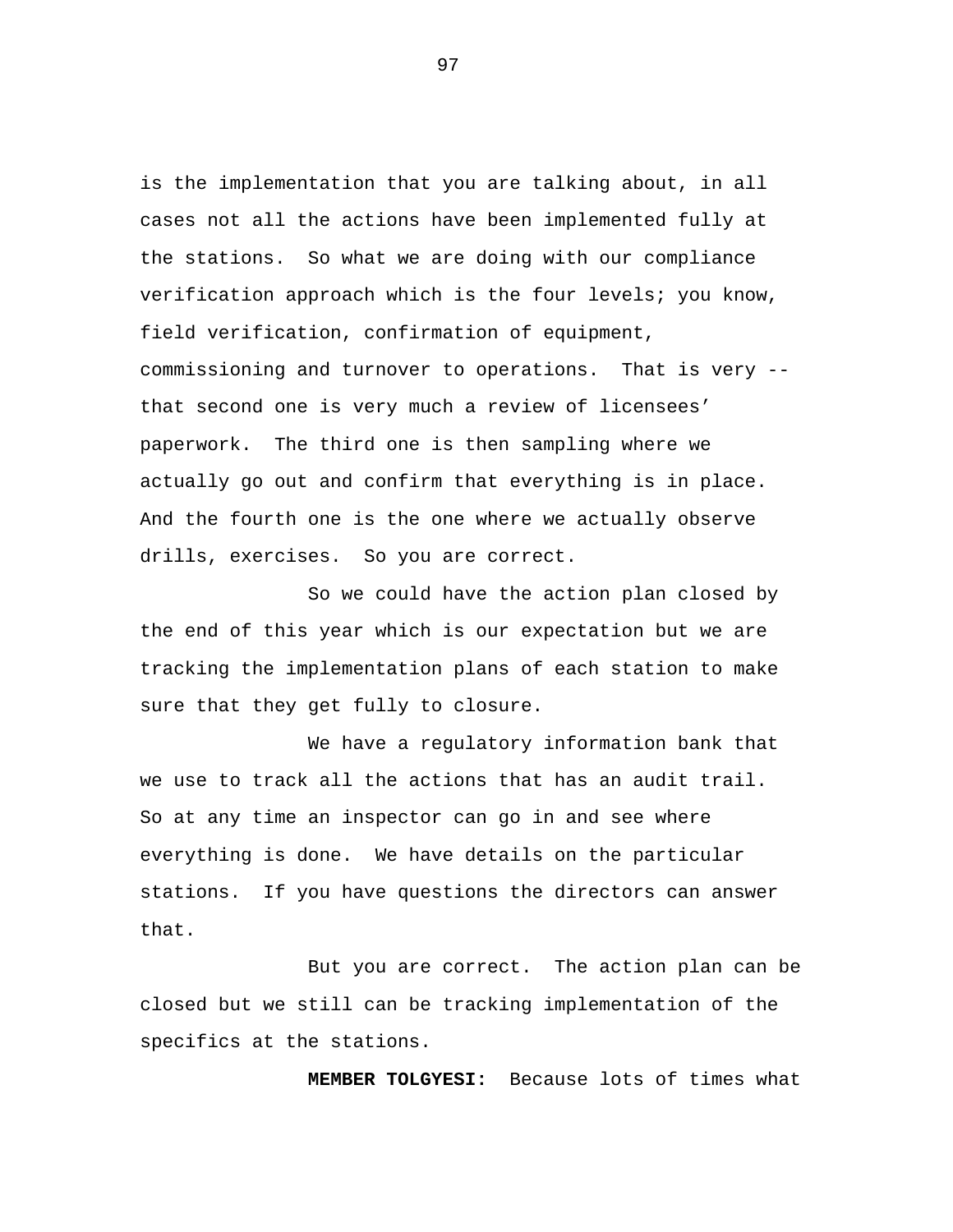is the implementation that you are talking about, in all cases not all the actions have been implemented fully at the stations. So what we are doing with our compliance verification approach which is the four levels; you know, field verification, confirmation of equipment, commissioning and turnover to operations. That is very -- that second one is very much a review of licensees' paperwork. The third one is then sampling where we actually go out and confirm that everything is in place. And the fourth one is the one where we actually observe drills, exercises. So you are correct.

So we could have the action plan closed by the end of this year which is our expectation but we are tracking the implementation plans of each station to make sure that they get fully to closure.

We have a regulatory information bank that we use to track all the actions that has an audit trail. So at any time an inspector can go in and see where everything is done. We have details on the particular stations. If you have questions the directors can answer that.

But you are correct. The action plan can be closed but we still can be tracking implementation of the specifics at the stations.

**MEMBER TOLGYESI:** Because lots of times what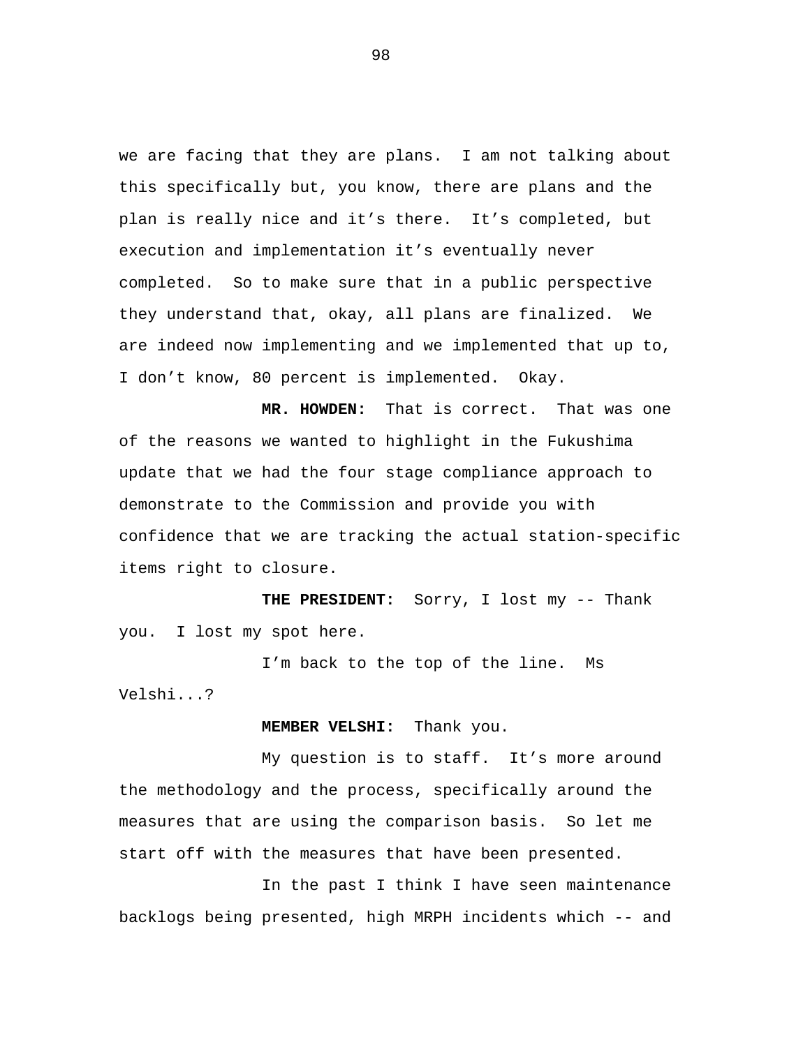we are facing that they are plans. I am not talking about this specifically but, you know, there are plans and the plan is really nice and it's there. It's completed, but execution and implementation it's eventually never completed. So to make sure that in a public perspective they understand that, okay, all plans are finalized. We are indeed now implementing and we implemented that up to, I don't know, 80 percent is implemented. Okay.

**MR. HOWDEN:** That is correct. That was one of the reasons we wanted to highlight in the Fukushima update that we had the four stage compliance approach to demonstrate to the Commission and provide you with confidence that we are tracking the actual station-specific items right to closure.

**THE PRESIDENT:** Sorry, I lost my -- Thank you. I lost my spot here.

I'm back to the top of the line. Ms Velshi...?

**MEMBER VELSHI:** Thank you.

My question is to staff. It's more around the methodology and the process, specifically around the measures that are using the comparison basis. So let me start off with the measures that have been presented.

In the past I think I have seen maintenance backlogs being presented, high MRPH incidents which -- and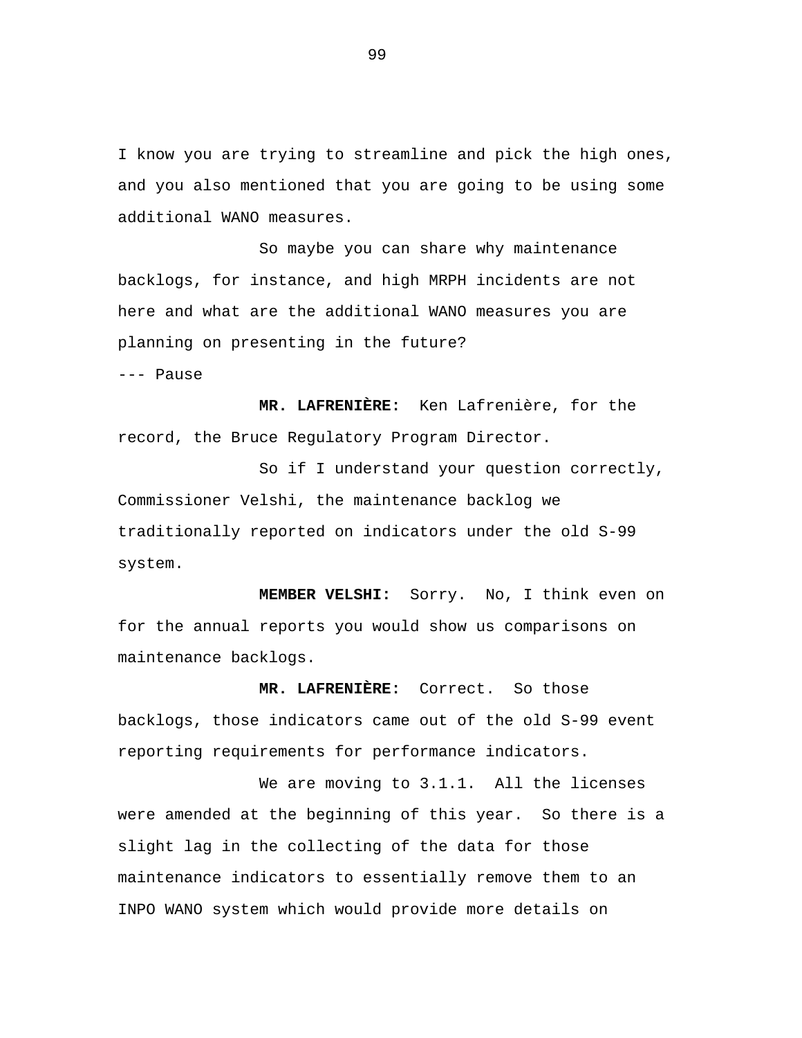I know you are trying to streamline and pick the high ones, and you also mentioned that you are going to be using some additional WANO measures.

So maybe you can share why maintenance backlogs, for instance, and high MRPH incidents are not here and what are the additional WANO measures you are planning on presenting in the future?

--- Pause

**MR. LAFRENIÈRE:** Ken Lafrenière, for the record, the Bruce Regulatory Program Director.

So if I understand your question correctly, Commissioner Velshi, the maintenance backlog we traditionally reported on indicators under the old S-99 system.

**MEMBER VELSHI:** Sorry. No, I think even on for the annual reports you would show us comparisons on maintenance backlogs.

**MR. LAFRENIÈRE:** Correct. So those backlogs, those indicators came out of the old S-99 event reporting requirements for performance indicators.

We are moving to 3.1.1. All the licenses were amended at the beginning of this year. So there is a slight lag in the collecting of the data for those maintenance indicators to essentially remove them to an INPO WANO system which would provide more details on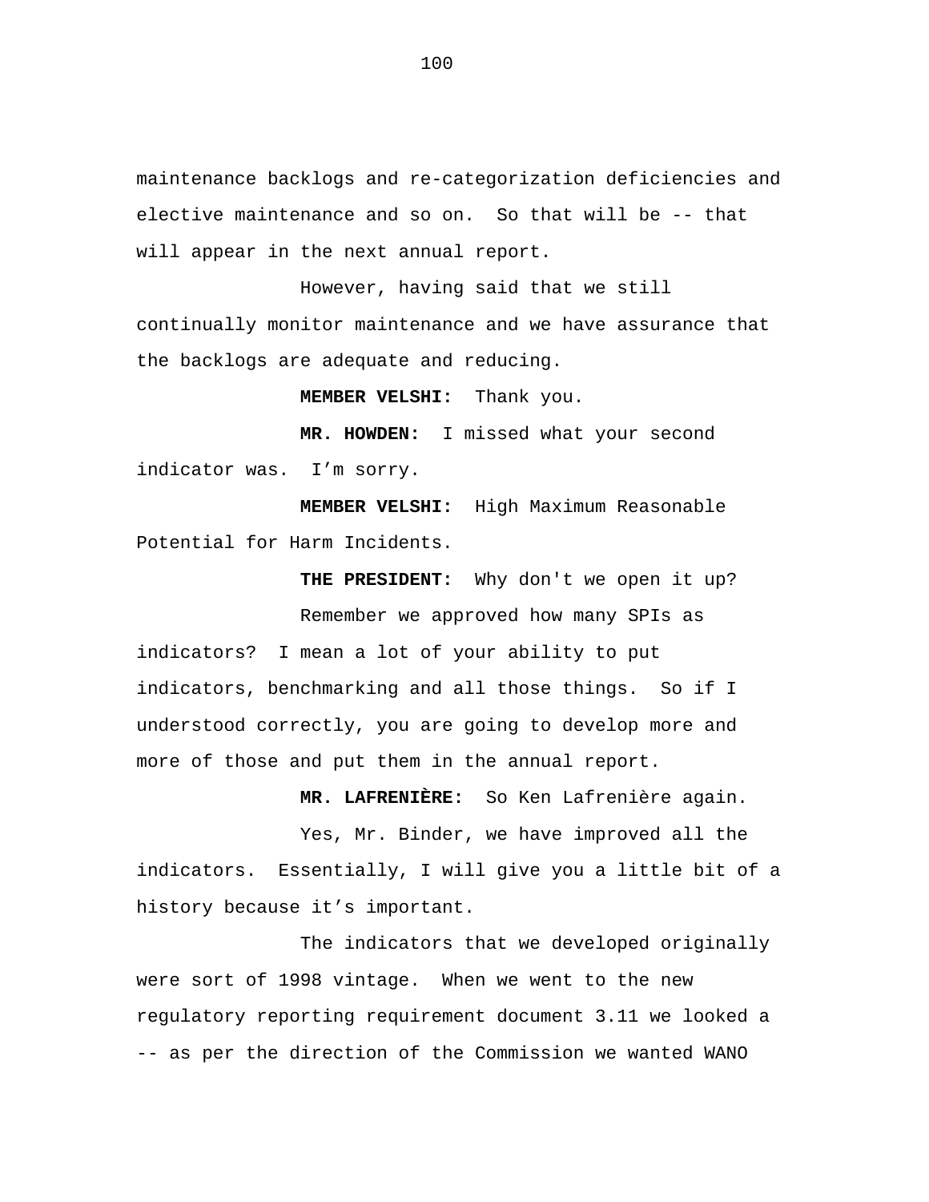maintenance backlogs and re-categorization deficiencies and elective maintenance and so on.  So that will be -- that will appear in the next annual report.

However, having said that we still continually monitor maintenance and we have assurance that the backlogs are adequate and reducing.

**MEMBER VELSHI:**  Thank you.

**MR. HOWDEN:**  I missed what your second indicator was.  I'm sorry.

**MEMBER VELSHI:**  High Maximum Reasonable Potential for Harm Incidents.

**THE PRESIDENT:**  Why don't we open it up?

Remember we approved how many SPIs as indicators?  I mean a lot of your ability to put indicators, benchmarking and all those things.  So if I understood correctly, you are going to develop more and more of those and put them in the annual report.

**MR. LAFRENIÈRE:**  So Ken Lafrenière again.

Yes, Mr. Binder, we have improved all the indicators.  Essentially, I will give you a little bit of a history because it's important.

The indicators that we developed originally were sort of 1998 vintage.  When we went to the new regulatory reporting requirement document 3.11 we looked a -- as per the direction of the Commission we wanted WANO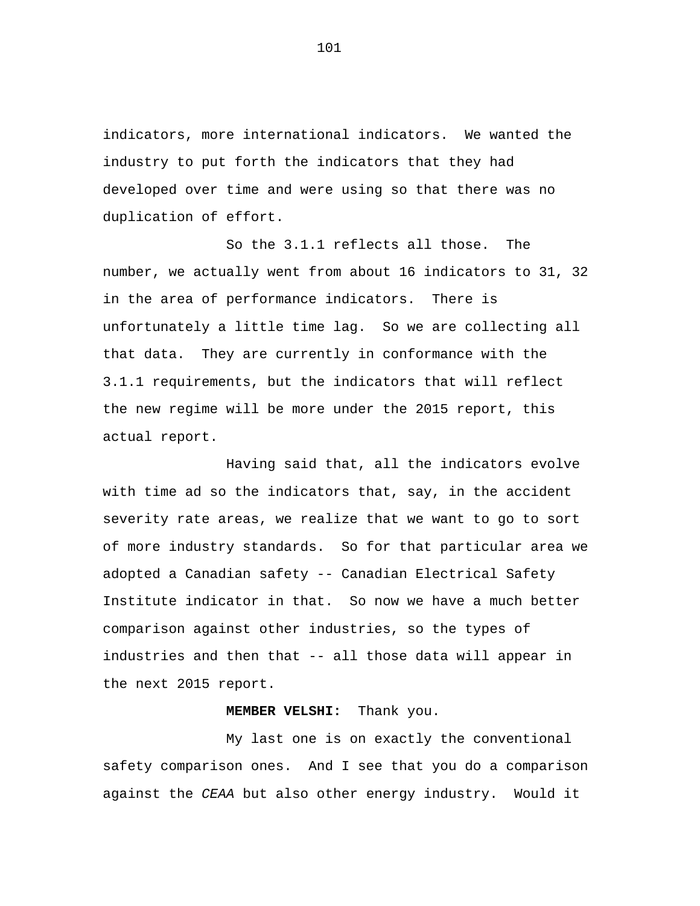indicators, more international indicators. We wanted the industry to put forth the indicators that they had developed over time and were using so that there was no duplication of effort.

So the 3.1.1 reflects all those. The number, we actually went from about 16 indicators to 31, 32 in the area of performance indicators. There is unfortunately a little time lag. So we are collecting all that data. They are currently in conformance with the 3.1.1 requirements, but the indicators that will reflect the new regime will be more under the 2015 report, this actual report.

Having said that, all the indicators evolve with time ad so the indicators that, say, in the accident severity rate areas, we realize that we want to go to sort of more industry standards. So for that particular area we adopted a Canadian safety -- Canadian Electrical Safety Institute indicator in that. So now we have a much better comparison against other industries, so the types of industries and then that -- all those data will appear in the next 2015 report.

**MEMBER VELSHI:** Thank you.

My last one is on exactly the conventional safety comparison ones. And I see that you do a comparison against the *CEAA* but also other energy industry. Would it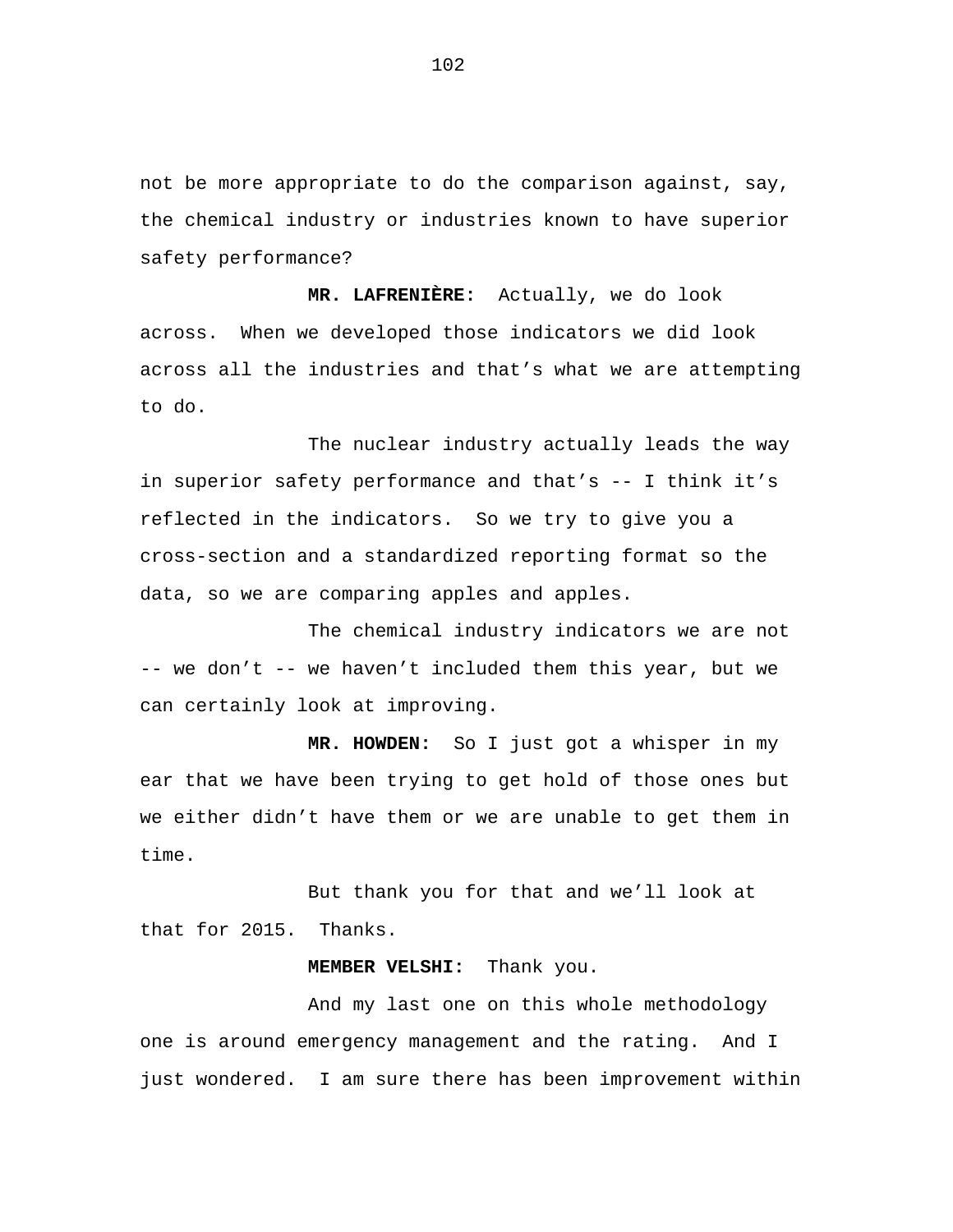not be more appropriate to do the comparison against, say, the chemical industry or industries known to have superior safety performance?

**MR. LAFRENIÈRE:** Actually, we do look across. When we developed those indicators we did look across all the industries and that's what we are attempting to do.

The nuclear industry actually leads the way in superior safety performance and that's -- I think it's reflected in the indicators. So we try to give you a cross-section and a standardized reporting format so the data, so we are comparing apples and apples.

The chemical industry indicators we are not -- we don't -- we haven't included them this year, but we can certainly look at improving.

**MR. HOWDEN:** So I just got a whisper in my ear that we have been trying to get hold of those ones but we either didn't have them or we are unable to get them in time.

But thank you for that and we'll look at that for 2015. Thanks.

**MEMBER VELSHI:** Thank you.

And my last one on this whole methodology one is around emergency management and the rating. And I just wondered. I am sure there has been improvement within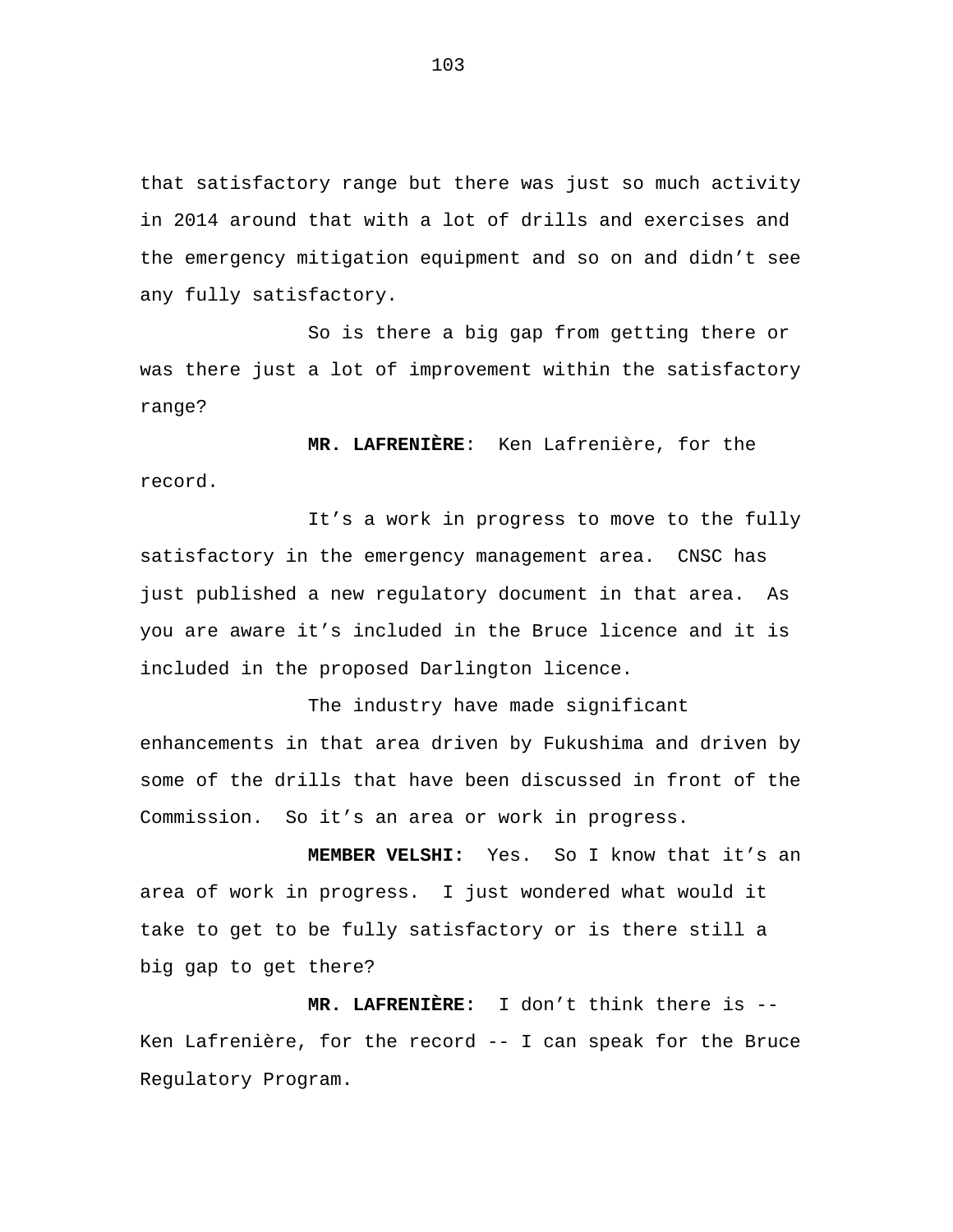that satisfactory range but there was just so much activity in 2014 around that with a lot of drills and exercises and the emergency mitigation equipment and so on and didn't see any fully satisfactory.

So is there a big gap from getting there or was there just a lot of improvement within the satisfactory range?

**MR. LAFRENIÈRE**: Ken Lafrenière, for the record.

It's a work in progress to move to the fully satisfactory in the emergency management area. CNSC has just published a new regulatory document in that area. As you are aware it's included in the Bruce licence and it is included in the proposed Darlington licence.

The industry have made significant enhancements in that area driven by Fukushima and driven by some of the drills that have been discussed in front of the Commission. So it's an area or work in progress.

**MEMBER VELSHI:** Yes. So I know that it's an area of work in progress. I just wondered what would it take to get to be fully satisfactory or is there still a big gap to get there?

**MR. LAFRENIÈRE:** I don't think there is -- Ken Lafrenière, for the record -- I can speak for the Bruce Regulatory Program.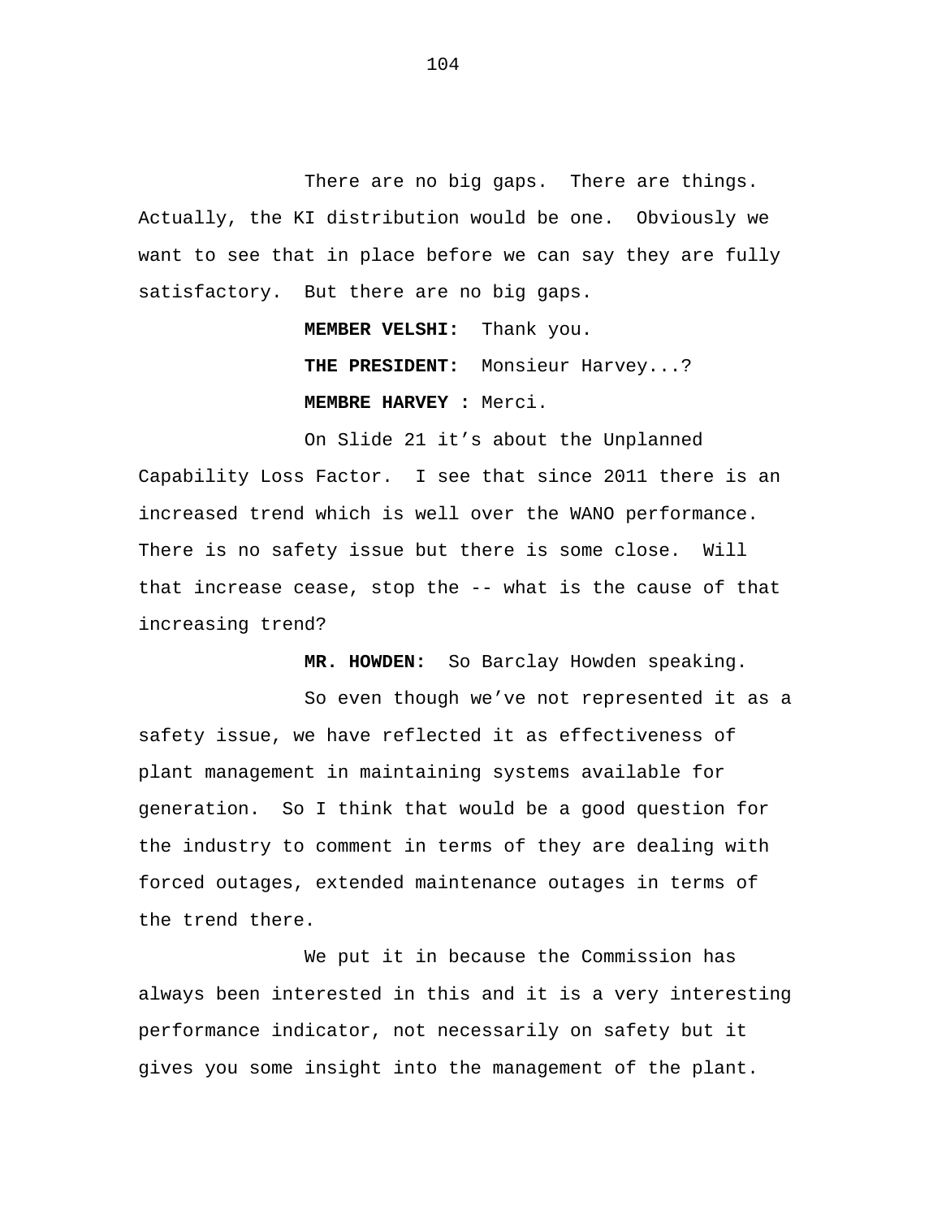There are no big gaps. There are things. Actually, the KI distribution would be one. Obviously we want to see that in place before we can say they are fully satisfactory. But there are no big gaps.

**MEMBER VELSHI:** Thank you.

**THE PRESIDENT:** Monsieur Harvey...?

**MEMBRE HARVEY :** Merci.

On Slide 21 it's about the Unplanned Capability Loss Factor. I see that since 2011 there is an increased trend which is well over the WANO performance. There is no safety issue but there is some close. Will that increase cease, stop the -- what is the cause of that increasing trend?

**MR. HOWDEN:** So Barclay Howden speaking.

So even though we've not represented it as a safety issue, we have reflected it as effectiveness of plant management in maintaining systems available for generation. So I think that would be a good question for the industry to comment in terms of they are dealing with forced outages, extended maintenance outages in terms of the trend there.

We put it in because the Commission has always been interested in this and it is a very interesting performance indicator, not necessarily on safety but it gives you some insight into the management of the plant.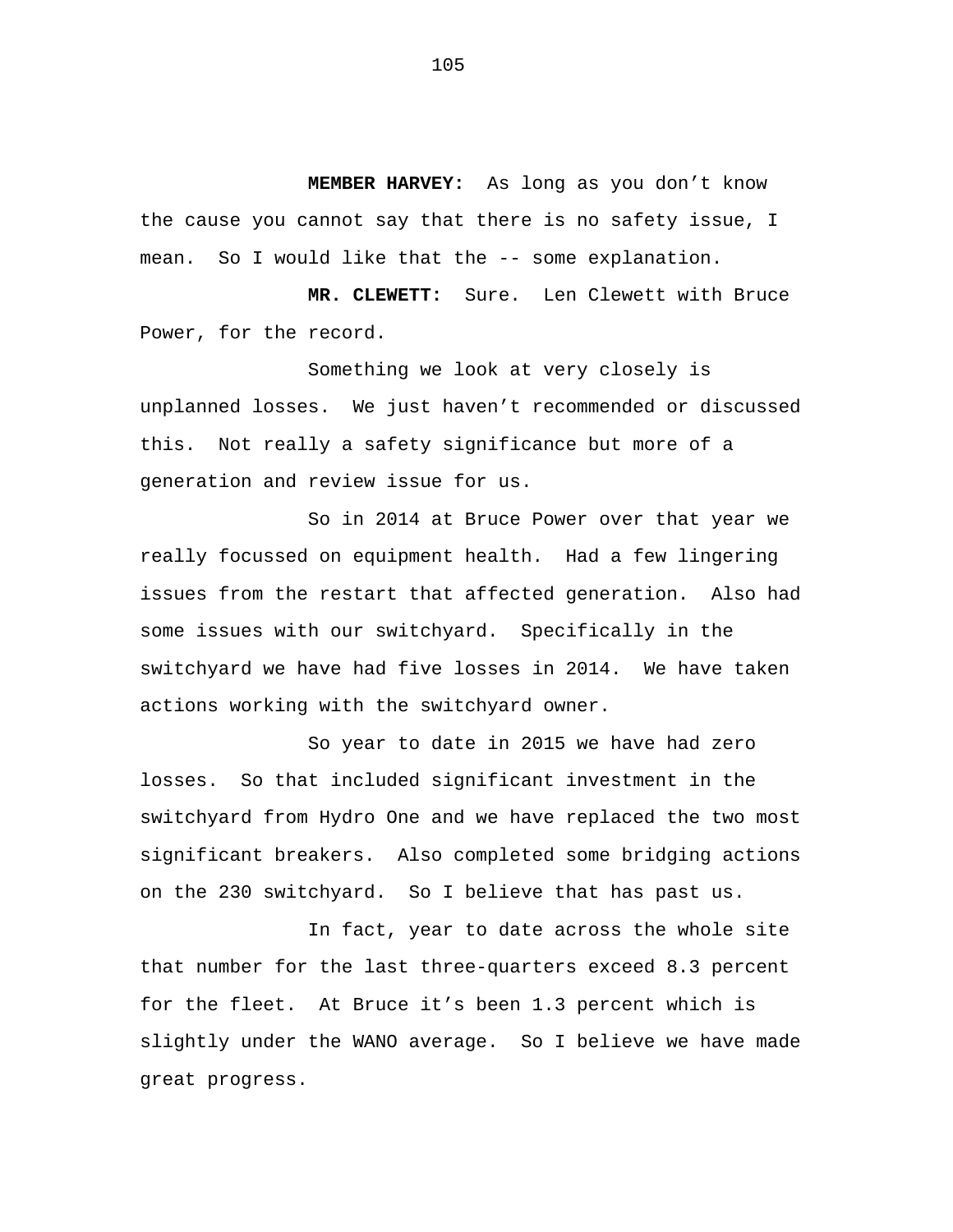**MEMBER HARVEY:** As long as you don't know the cause you cannot say that there is no safety issue, I mean. So I would like that the -- some explanation.

**MR. CLEWETT:** Sure. Len Clewett with Bruce Power, for the record.

Something we look at very closely is unplanned losses. We just haven't recommended or discussed this. Not really a safety significance but more of a generation and review issue for us.

So in 2014 at Bruce Power over that year we really focussed on equipment health. Had a few lingering issues from the restart that affected generation. Also had some issues with our switchyard. Specifically in the switchyard we have had five losses in 2014. We have taken actions working with the switchyard owner.

So year to date in 2015 we have had zero losses. So that included significant investment in the switchyard from Hydro One and we have replaced the two most significant breakers. Also completed some bridging actions on the 230 switchyard. So I believe that has past us.

In fact, year to date across the whole site that number for the last three-quarters exceed 8.3 percent for the fleet. At Bruce it's been 1.3 percent which is slightly under the WANO average. So I believe we have made great progress.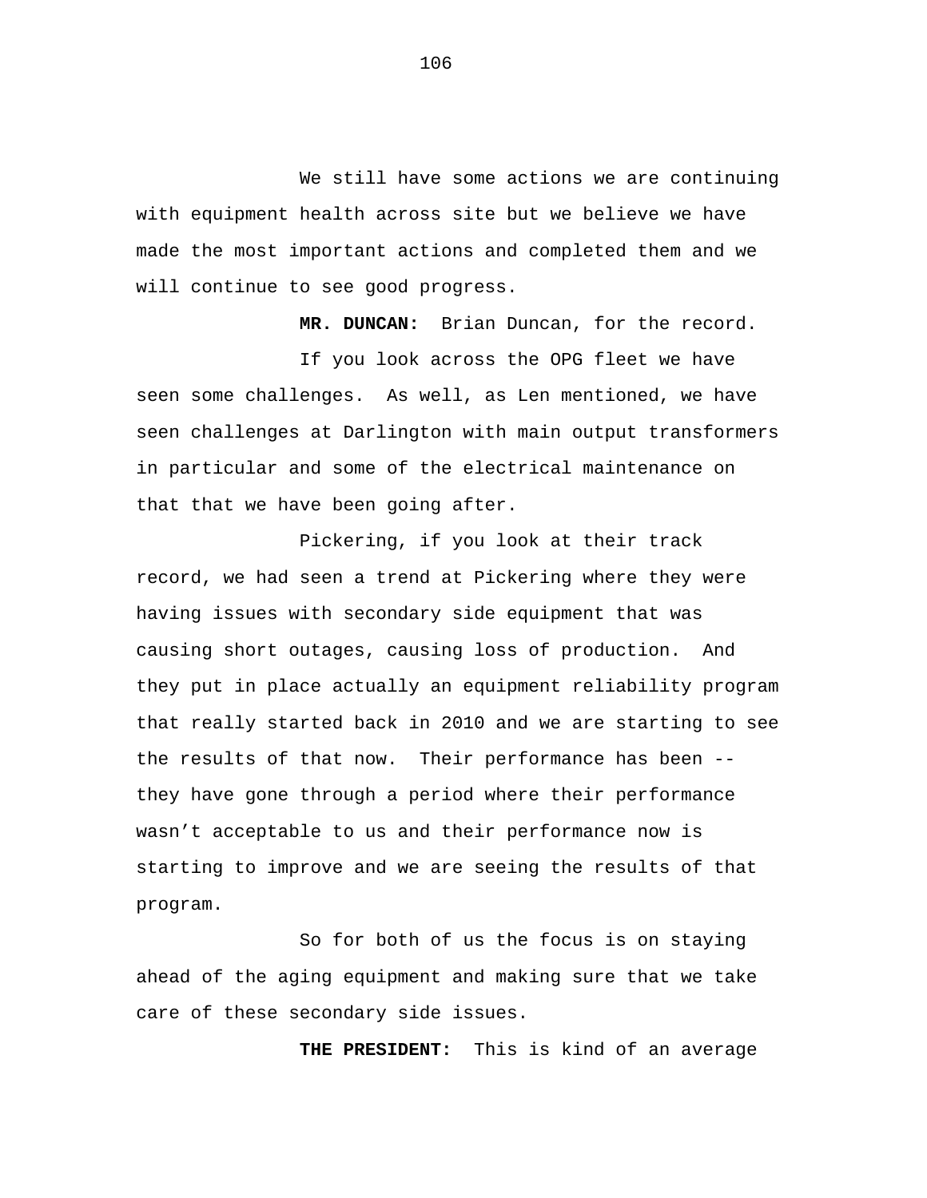We still have some actions we are continuing with equipment health across site but we believe we have made the most important actions and completed them and we will continue to see good progress.

**MR. DUNCAN:** Brian Duncan, for the record.

If you look across the OPG fleet we have seen some challenges. As well, as Len mentioned, we have seen challenges at Darlington with main output transformers in particular and some of the electrical maintenance on that that we have been going after.

Pickering, if you look at their track record, we had seen a trend at Pickering where they were having issues with secondary side equipment that was causing short outages, causing loss of production. And they put in place actually an equipment reliability program that really started back in 2010 and we are starting to see the results of that now. Their performance has been -- they have gone through a period where their performance wasn’t acceptable to us and their performance now is starting to improve and we are seeing the results of that program.

So for both of us the focus is on staying ahead of the aging equipment and making sure that we take care of these secondary side issues.

**THE PRESIDENT:** This is kind of an average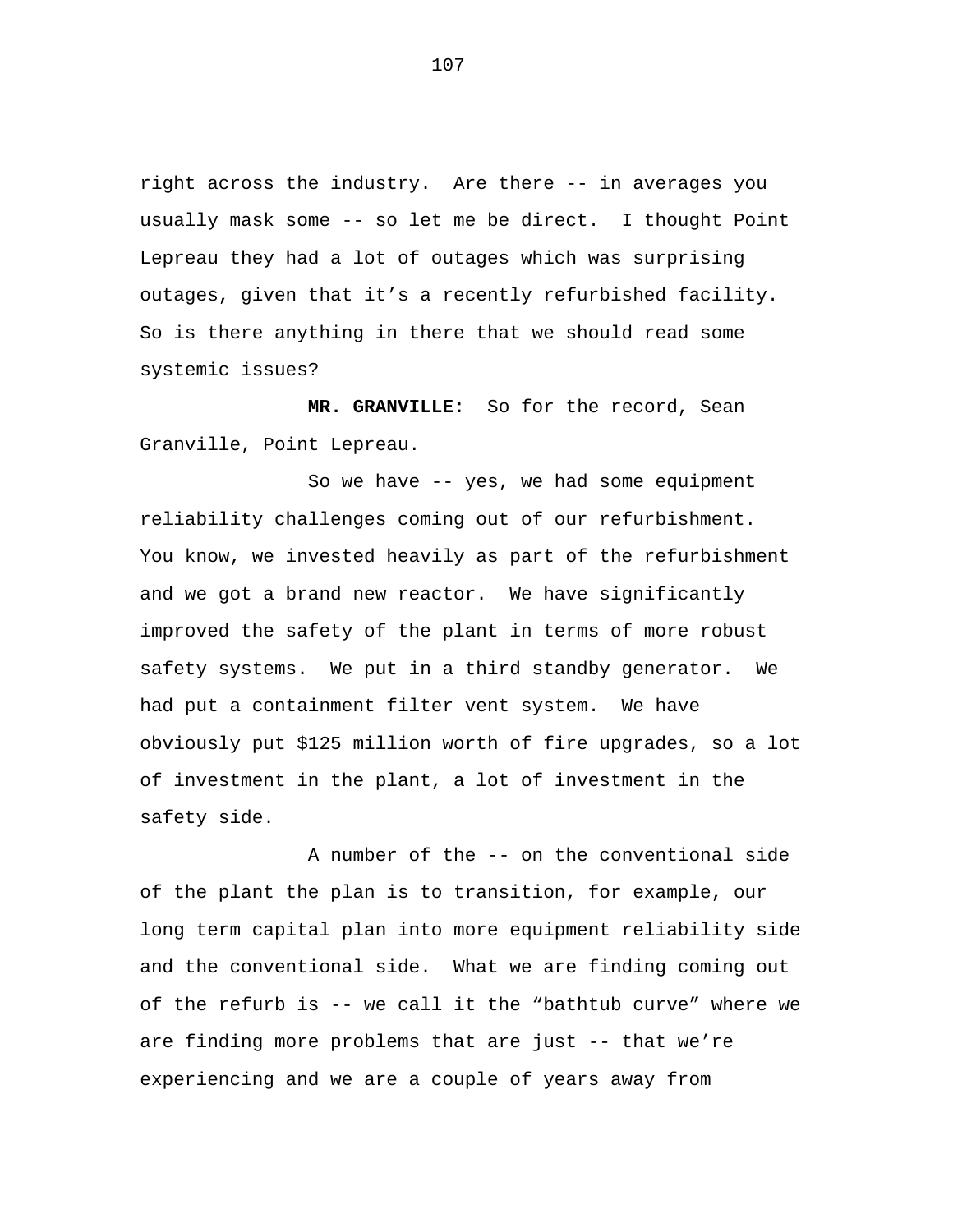right across the industry. Are there -- in averages you usually mask some -- so let me be direct. I thought Point Lepreau they had a lot of outages which was surprising outages, given that it’s a recently refurbished facility. So is there anything in there that we should read some systemic issues?

**MR. GRANVILLE:** So for the record, Sean Granville, Point Lepreau.

So we have -- yes, we had some equipment reliability challenges coming out of our refurbishment. You know, we invested heavily as part of the refurbishment and we got a brand new reactor. We have significantly improved the safety of the plant in terms of more robust safety systems. We put in a third standby generator. We had put a containment filter vent system. We have obviously put $125 million worth of fire upgrades, so a lot of investment in the plant, a lot of investment in the safety side.

A number of the -- on the conventional side of the plant the plan is to transition, for example, our long term capital plan into more equipment reliability side and the conventional side. What we are finding coming out of the refurb is -- we call it the “bathtub curve” where we are finding more problems that are just -- that we’re experiencing and we are a couple of years away from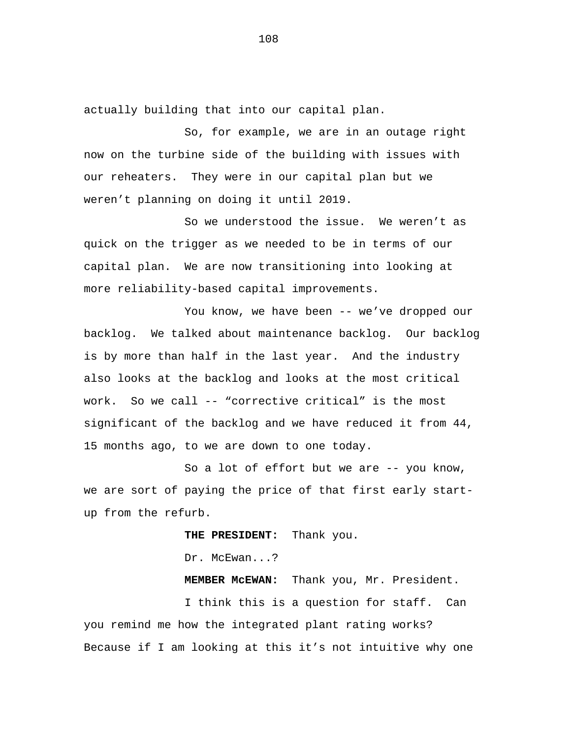actually building that into our capital plan.

So, for example, we are in an outage right now on the turbine side of the building with issues with our reheaters. They were in our capital plan but we weren't planning on doing it until 2019.

So we understood the issue. We weren't as quick on the trigger as we needed to be in terms of our capital plan. We are now transitioning into looking at more reliability-based capital improvements.

You know, we have been -- we've dropped our backlog. We talked about maintenance backlog. Our backlog is by more than half in the last year. And the industry also looks at the backlog and looks at the most critical work. So we call -- "corrective critical" is the most significant of the backlog and we have reduced it from 44, 15 months ago, to we are down to one today.

So a lot of effort but we are -- you know, we are sort of paying the price of that first early start-up from the refurb.

**THE PRESIDENT:** Thank you.

Dr. McEwan...?

**MEMBER McEWAN:** Thank you, Mr. President.

I think this is a question for staff. Can you remind me how the integrated plant rating works? Because if I am looking at this it's not intuitive why one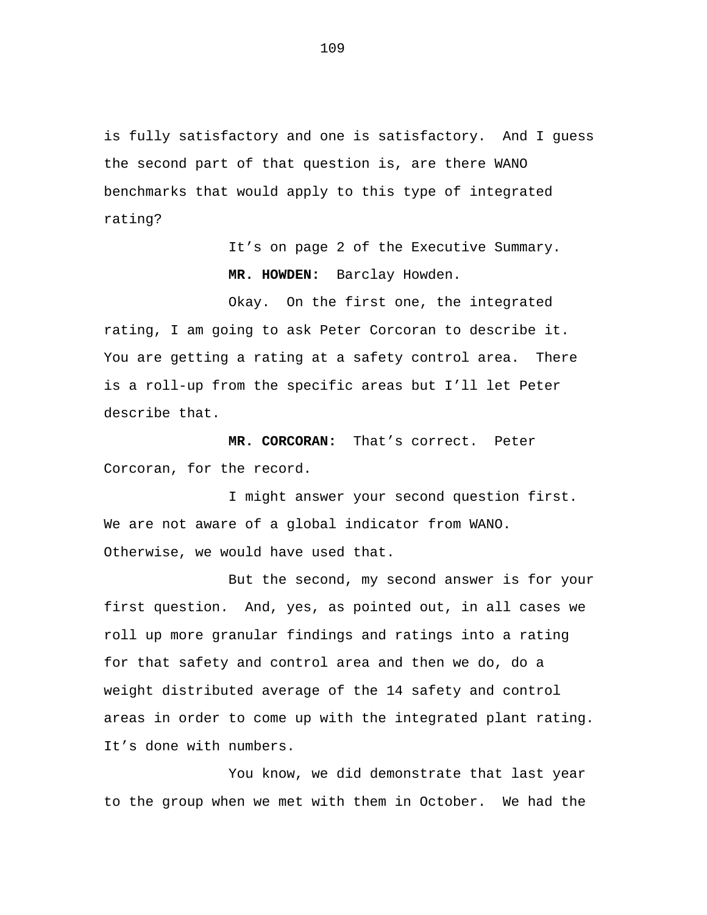is fully satisfactory and one is satisfactory. And I guess the second part of that question is, are there WANO benchmarks that would apply to this type of integrated rating?

It’s on page 2 of the Executive Summary.

**MR. HOWDEN:** Barclay Howden.

Okay. On the first one, the integrated rating, I am going to ask Peter Corcoran to describe it. You are getting a rating at a safety control area. There is a roll-up from the specific areas but I’ll let Peter describe that.

**MR. CORCORAN:** That’s correct. Peter Corcoran, for the record.

I might answer your second question first. We are not aware of a global indicator from WANO. Otherwise, we would have used that.

But the second, my second answer is for your first question. And, yes, as pointed out, in all cases we roll up more granular findings and ratings into a rating for that safety and control area and then we do, do a weight distributed average of the 14 safety and control areas in order to come up with the integrated plant rating. It’s done with numbers.

You know, we did demonstrate that last year to the group when we met with them in October. We had the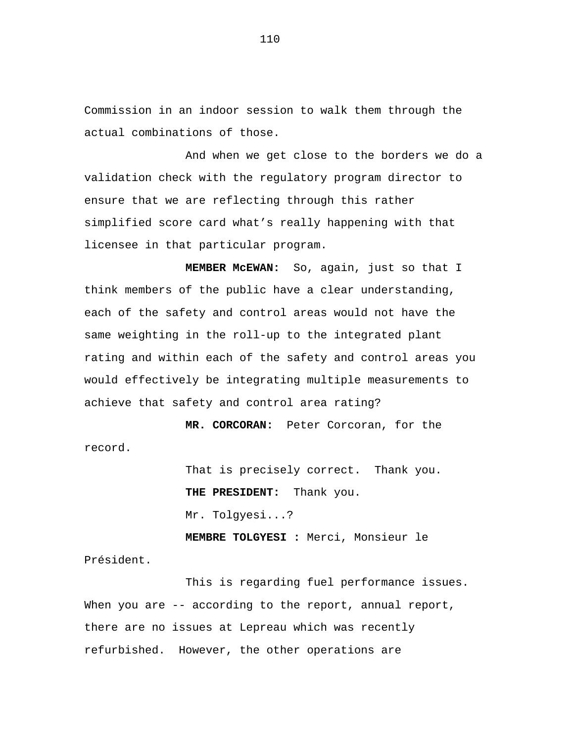Commission in an indoor session to walk them through the actual combinations of those.

And when we get close to the borders we do a validation check with the regulatory program director to ensure that we are reflecting through this rather simplified score card what's really happening with that licensee in that particular program.

**MEMBER McEWAN:** So, again, just so that I think members of the public have a clear understanding, each of the safety and control areas would not have the same weighting in the roll-up to the integrated plant rating and within each of the safety and control areas you would effectively be integrating multiple measurements to achieve that safety and control area rating?

**MR. CORCORAN:** Peter Corcoran, for the record.

That is precisely correct. Thank you.

**THE PRESIDENT:** Thank you.

Mr. Tolgyesi...?

**MEMBRE TOLGYESI :** Merci, Monsieur le Président.

This is regarding fuel performance issues. When you are -- according to the report, annual report, there are no issues at Lepreau which was recently refurbished. However, the other operations are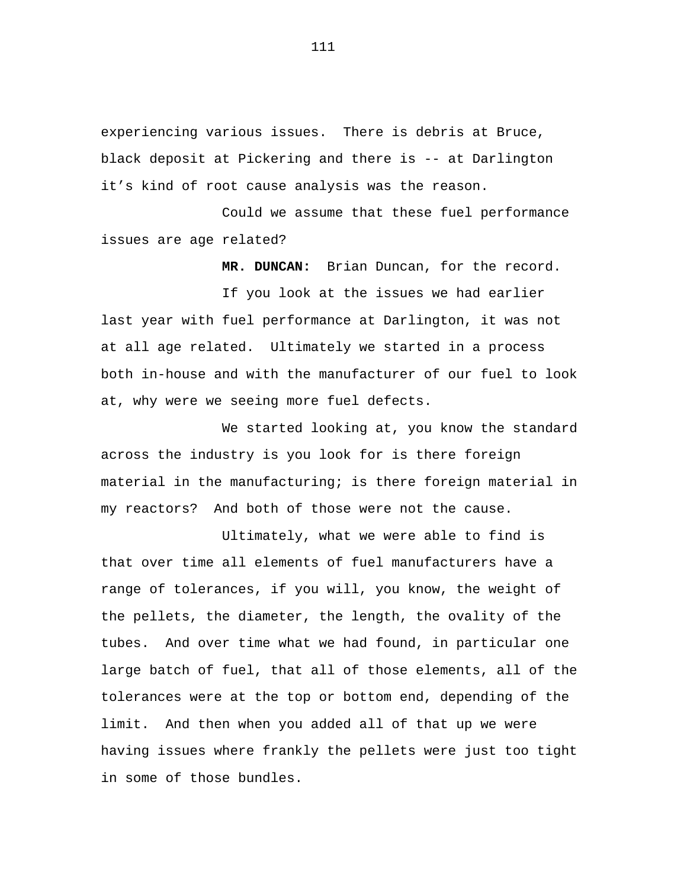experiencing various issues. There is debris at Bruce, black deposit at Pickering and there is -- at Darlington it's kind of root cause analysis was the reason.

Could we assume that these fuel performance issues are age related?

**MR. DUNCAN:** Brian Duncan, for the record.

If you look at the issues we had earlier last year with fuel performance at Darlington, it was not at all age related. Ultimately we started in a process both in-house and with the manufacturer of our fuel to look at, why were we seeing more fuel defects.

We started looking at, you know the standard across the industry is you look for is there foreign material in the manufacturing; is there foreign material in my reactors? And both of those were not the cause.

Ultimately, what we were able to find is that over time all elements of fuel manufacturers have a range of tolerances, if you will, you know, the weight of the pellets, the diameter, the length, the ovality of the tubes. And over time what we had found, in particular one large batch of fuel, that all of those elements, all of the tolerances were at the top or bottom end, depending of the limit. And then when you added all of that up we were having issues where frankly the pellets were just too tight in some of those bundles.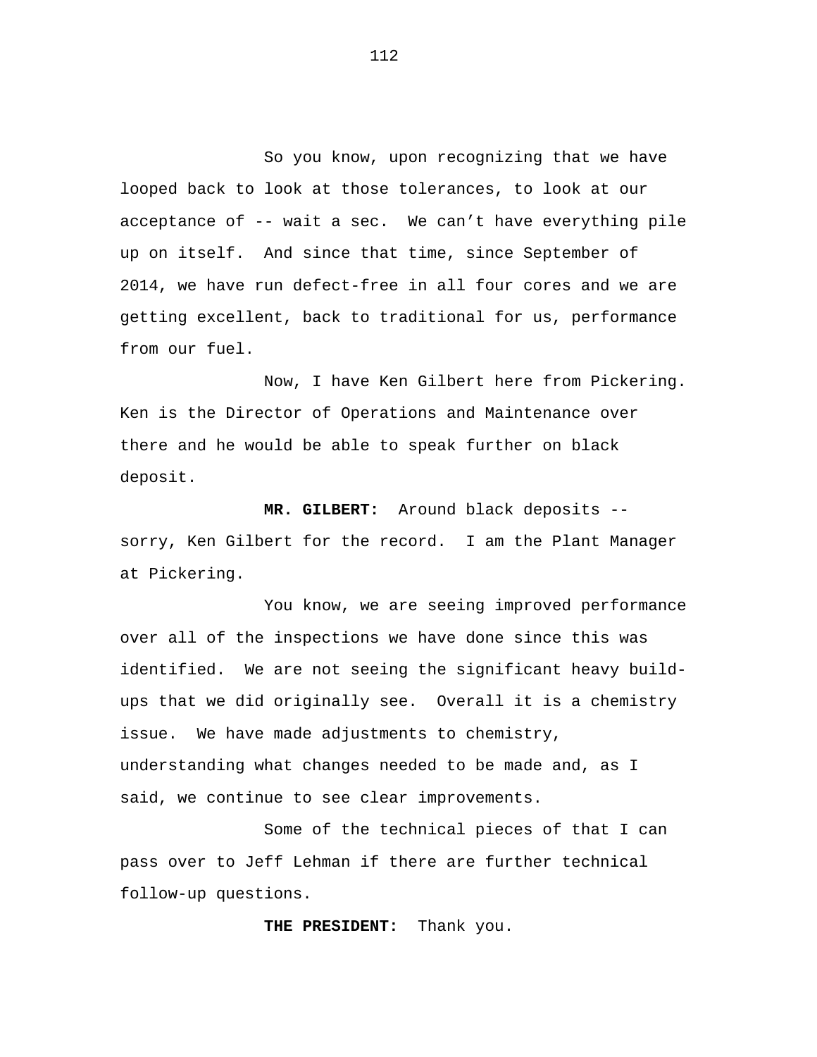So you know, upon recognizing that we have looped back to look at those tolerances, to look at our acceptance of -- wait a sec. We can't have everything pile up on itself. And since that time, since September of 2014, we have run defect-free in all four cores and we are getting excellent, back to traditional for us, performance from our fuel.

Now, I have Ken Gilbert here from Pickering. Ken is the Director of Operations and Maintenance over there and he would be able to speak further on black deposit.

**MR. GILBERT:** Around black deposits -- sorry, Ken Gilbert for the record. I am the Plant Manager at Pickering.

You know, we are seeing improved performance over all of the inspections we have done since this was identified. We are not seeing the significant heavy build-ups that we did originally see. Overall it is a chemistry issue. We have made adjustments to chemistry, understanding what changes needed to be made and, as I said, we continue to see clear improvements.

Some of the technical pieces of that I can pass over to Jeff Lehman if there are further technical follow-up questions.

**THE PRESIDENT:** Thank you.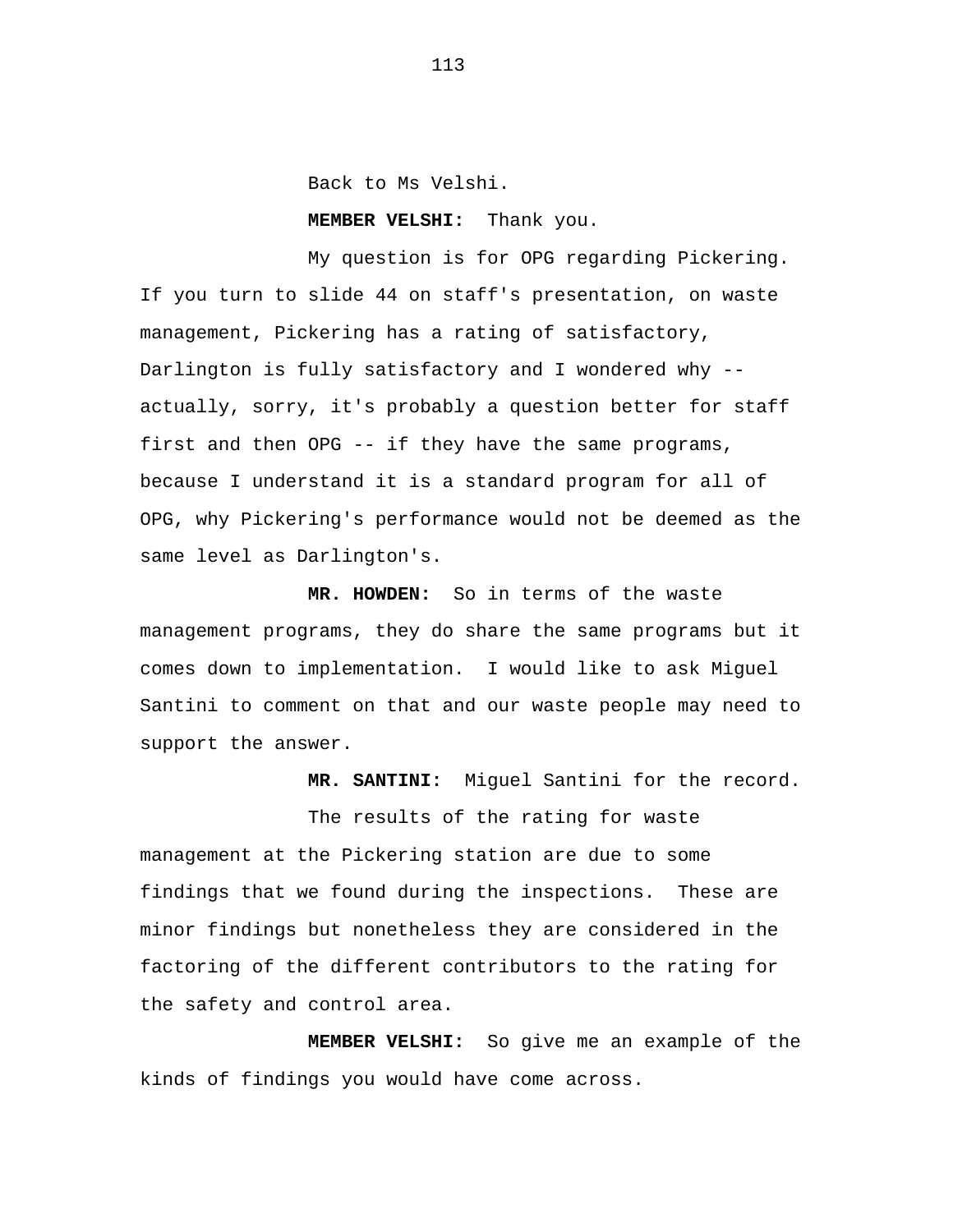Back to Ms Velshi.

**MEMBER VELSHI:** Thank you.

My question is for OPG regarding Pickering. If you turn to slide 44 on staff's presentation, on waste management, Pickering has a rating of satisfactory, Darlington is fully satisfactory and I wondered why -- actually, sorry, it's probably a question better for staff first and then OPG -- if they have the same programs, because I understand it is a standard program for all of OPG, why Pickering's performance would not be deemed as the same level as Darlington's.

**MR. HOWDEN:** So in terms of the waste management programs, they do share the same programs but it comes down to implementation. I would like to ask Miguel Santini to comment on that and our waste people may need to support the answer.

**MR. SANTINI:** Miguel Santini for the record.

The results of the rating for waste management at the Pickering station are due to some findings that we found during the inspections. These are minor findings but nonetheless they are considered in the factoring of the different contributors to the rating for the safety and control area.

**MEMBER VELSHI:** So give me an example of the kinds of findings you would have come across.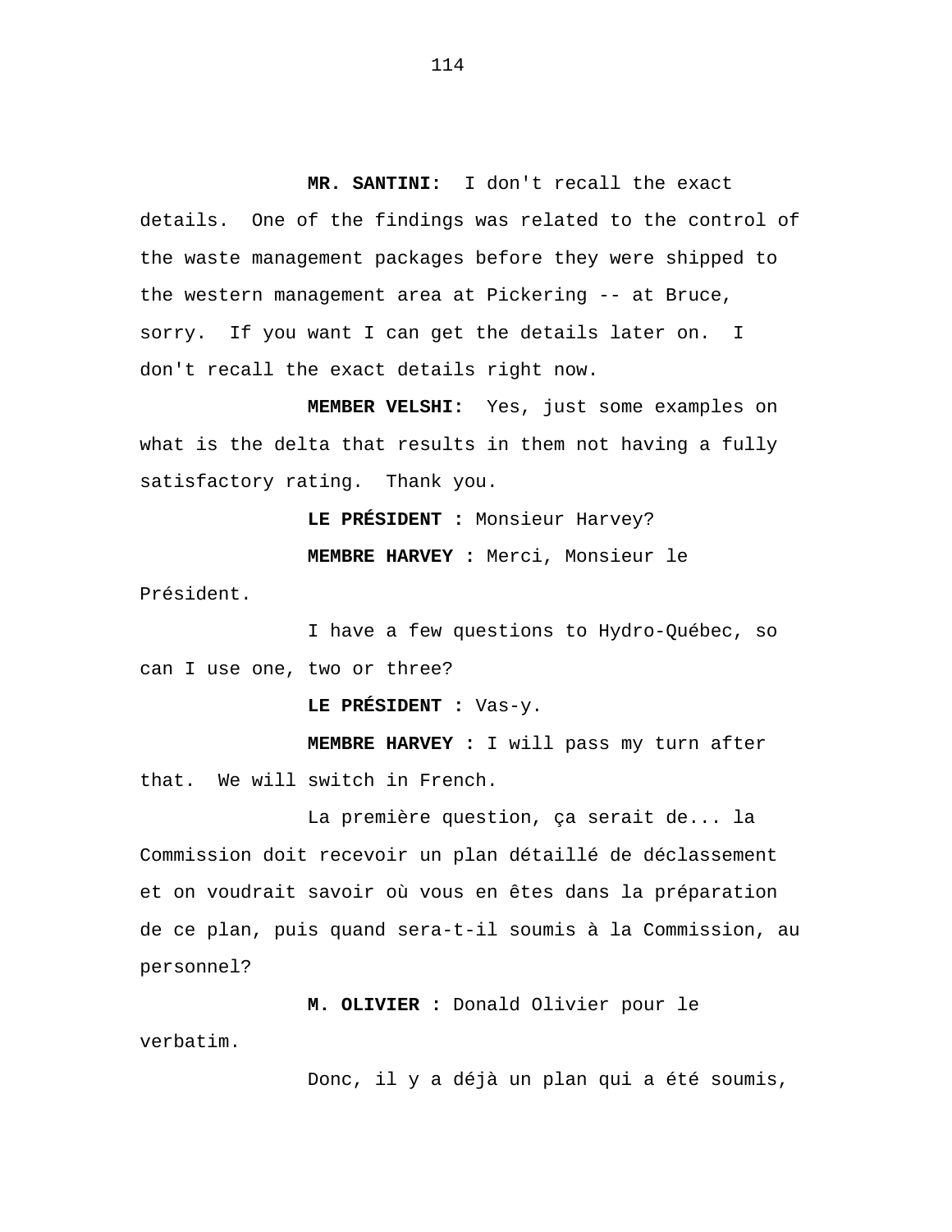**MR. SANTINI:** I don't recall the exact details. One of the findings was related to the control of the waste management packages before they were shipped to the western management area at Pickering -- at Bruce, sorry. If you want I can get the details later on. I don't recall the exact details right now.

**MEMBER VELSHI:** Yes, just some examples on what is the delta that results in them not having a fully satisfactory rating. Thank you.

**LE PRÉSIDENT :** Monsieur Harvey?

**MEMBRE HARVEY :** Merci, Monsieur le Président.

I have a few questions to Hydro-Québec, so can I use one, two or three?

**LE PRÉSIDENT :** Vas-y.

**MEMBRE HARVEY :** I will pass my turn after that. We will switch in French.

La première question, ça serait de... la Commission doit recevoir un plan détaillé de déclassement et on voudrait savoir où vous en êtes dans la préparation de ce plan, puis quand sera-t-il soumis à la Commission, au personnel?

**M. OLIVIER :** Donald Olivier pour le verbatim.

Donc, il y a déjà un plan qui a été soumis,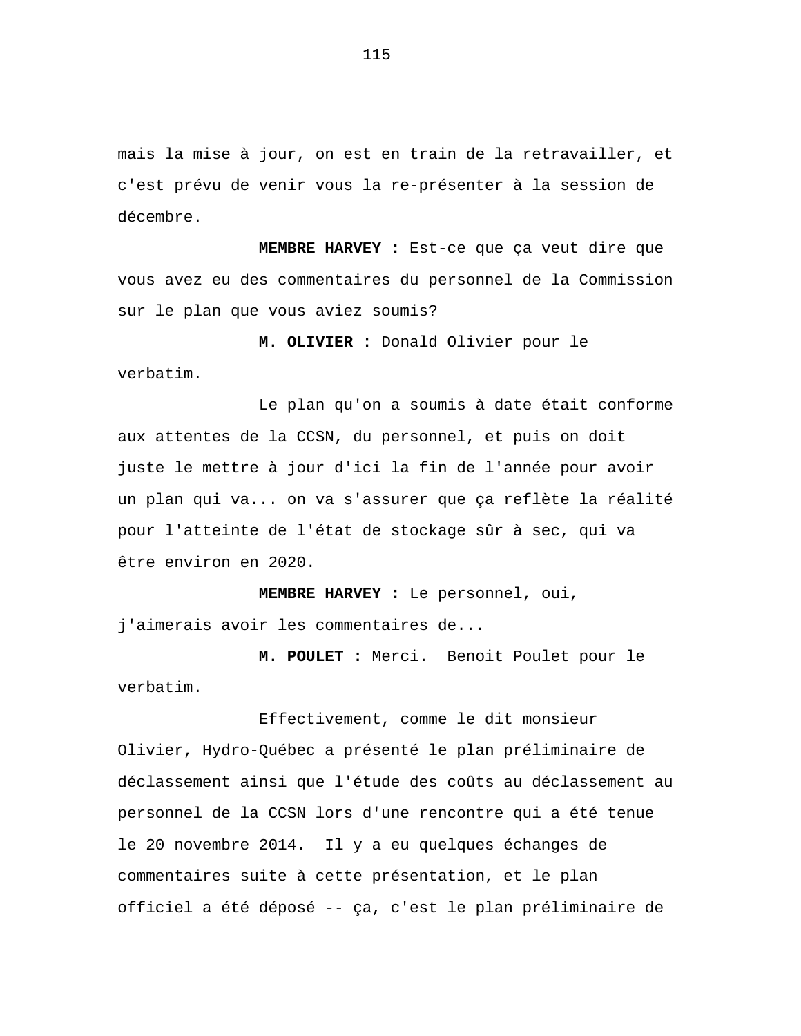mais la mise à jour, on est en train de la retravailler, et c'est prévu de venir vous la re-présenter à la session de décembre.

**MEMBRE HARVEY :** Est-ce que ça veut dire que vous avez eu des commentaires du personnel de la Commission sur le plan que vous aviez soumis?

**M. OLIVIER :** Donald Olivier pour le verbatim.

Le plan qu'on a soumis à date était conforme aux attentes de la CCSN, du personnel, et puis on doit juste le mettre à jour d'ici la fin de l'année pour avoir un plan qui va... on va s'assurer que ça reflète la réalité pour l'atteinte de l'état de stockage sûr à sec, qui va être environ en 2020.

**MEMBRE HARVEY :** Le personnel, oui, j'aimerais avoir les commentaires de...

**M. POULET :** Merci. Benoit Poulet pour le verbatim.

Effectivement, comme le dit monsieur Olivier, Hydro-Québec a présenté le plan préliminaire de déclassement ainsi que l'étude des coûts au déclassement au personnel de la CCSN lors d'une rencontre qui a été tenue le 20 novembre 2014. Il y a eu quelques échanges de commentaires suite à cette présentation, et le plan officiel a été déposé -- ça, c'est le plan préliminaire de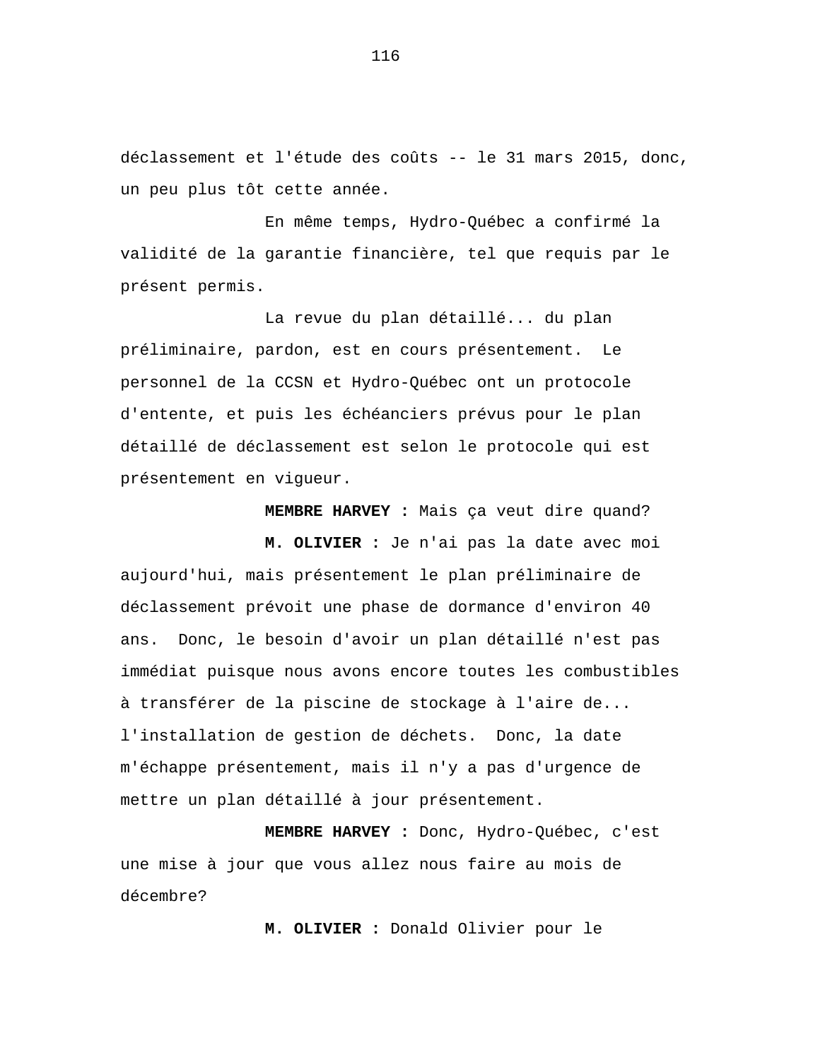déclassement et l'étude des coûts -- le 31 mars 2015, donc, un peu plus tôt cette année.

En même temps, Hydro-Québec a confirmé la validité de la garantie financière, tel que requis par le présent permis.

La revue du plan détaillé... du plan préliminaire, pardon, est en cours présentement. Le personnel de la CCSN et Hydro-Québec ont un protocole d'entente, et puis les échéanciers prévus pour le plan détaillé de déclassement est selon le protocole qui est présentement en vigueur.

**MEMBRE HARVEY :** Mais ça veut dire quand?

**M. OLIVIER :** Je n'ai pas la date avec moi aujourd'hui, mais présentement le plan préliminaire de déclassement prévoit une phase de dormance d'environ 40 ans. Donc, le besoin d'avoir un plan détaillé n'est pas immédiat puisque nous avons encore toutes les combustibles à transférer de la piscine de stockage à l'aire de... l'installation de gestion de déchets. Donc, la date m'échappe présentement, mais il n'y a pas d'urgence de mettre un plan détaillé à jour présentement.

**MEMBRE HARVEY :** Donc, Hydro-Québec, c'est une mise à jour que vous allez nous faire au mois de décembre?

**M. OLIVIER :** Donald Olivier pour le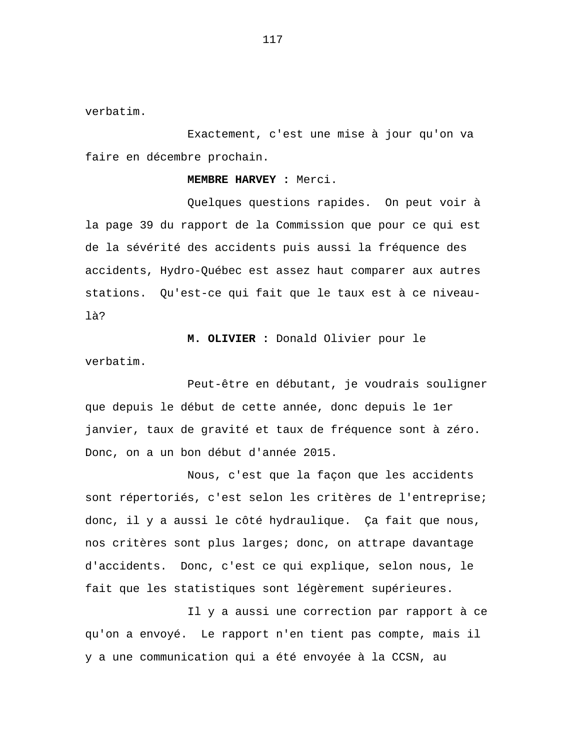verbatim.

Exactement, c'est une mise à jour qu'on va faire en décembre prochain.

**MEMBRE HARVEY :** Merci.

Quelques questions rapides. On peut voir à la page 39 du rapport de la Commission que pour ce qui est de la sévérité des accidents puis aussi la fréquence des accidents, Hydro-Québec est assez haut comparer aux autres stations. Qu'est-ce qui fait que le taux est à ce niveau-là?

**M. OLIVIER :** Donald Olivier pour le verbatim.

Peut-être en débutant, je voudrais souligner que depuis le début de cette année, donc depuis le 1er janvier, taux de gravité et taux de fréquence sont à zéro. Donc, on a un bon début d'année 2015.

Nous, c'est que la façon que les accidents sont répertoriés, c'est selon les critères de l'entreprise; donc, il y a aussi le côté hydraulique. Ça fait que nous, nos critères sont plus larges; donc, on attrape davantage d'accidents. Donc, c'est ce qui explique, selon nous, le fait que les statistiques sont légèrement supérieures.

Il y a aussi une correction par rapport à ce qu'on a envoyé. Le rapport n'en tient pas compte, mais il y a une communication qui a été envoyée à la CCSN, au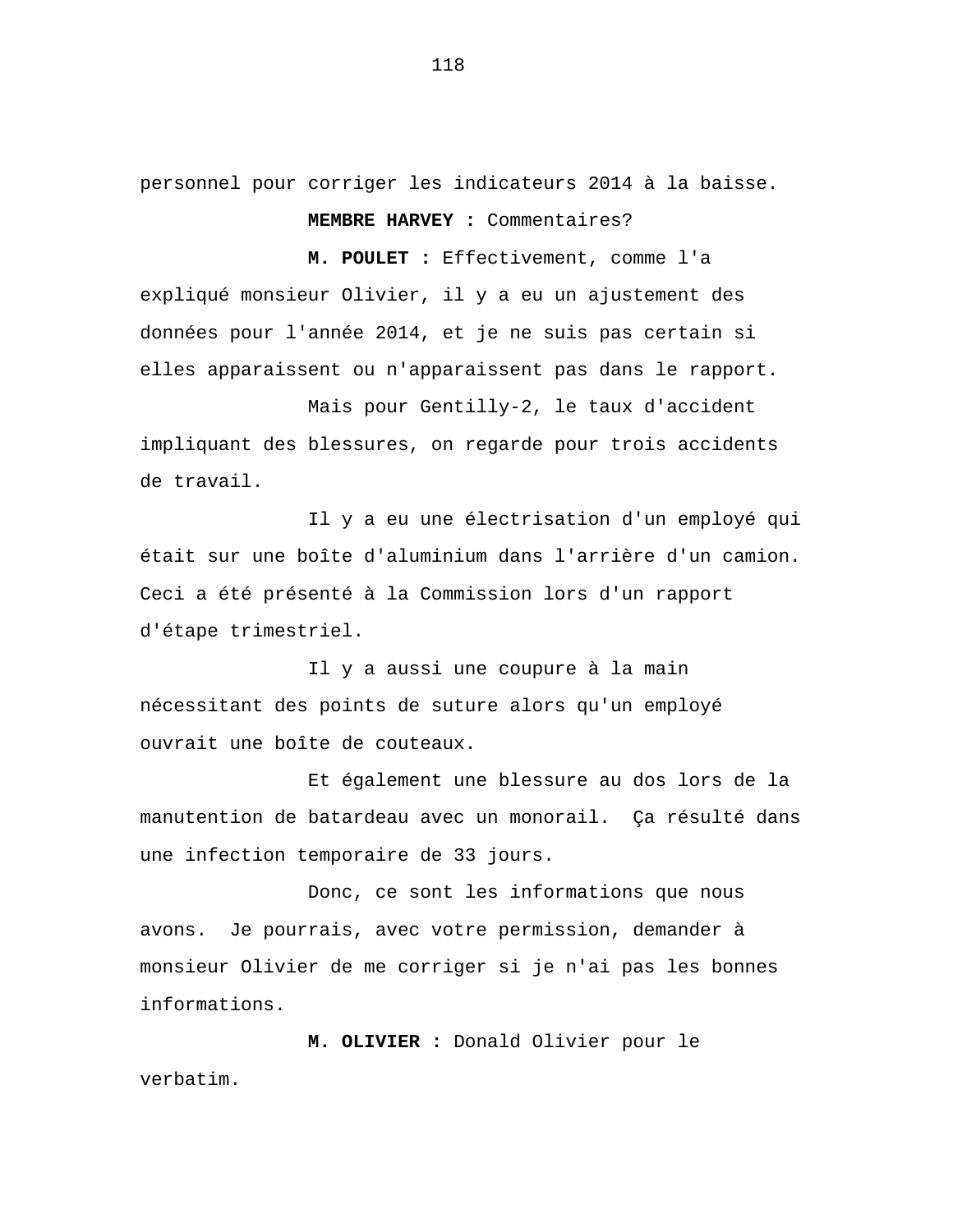personnel pour corriger les indicateurs 2014 à la baisse.

**MEMBRE HARVEY :** Commentaires?

**M. POULET :** Effectivement, comme l'a expliqué monsieur Olivier, il y a eu un ajustement des données pour l'année 2014, et je ne suis pas certain si elles apparaissent ou n'apparaissent pas dans le rapport.

Mais pour Gentilly-2, le taux d'accident impliquant des blessures, on regarde pour trois accidents de travail.

Il y a eu une électrisation d'un employé qui était sur une boîte d'aluminium dans l'arrière d'un camion. Ceci a été présenté à la Commission lors d'un rapport d'étape trimestriel.

Il y a aussi une coupure à la main nécessitant des points de suture alors qu'un employé ouvrait une boîte de couteaux.

Et également une blessure au dos lors de la manutention de batardeau avec un monorail. Ça résulté dans une infection temporaire de 33 jours.

Donc, ce sont les informations que nous avons. Je pourrais, avec votre permission, demander à monsieur Olivier de me corriger si je n'ai pas les bonnes informations.

**M. OLIVIER :** Donald Olivier pour le verbatim.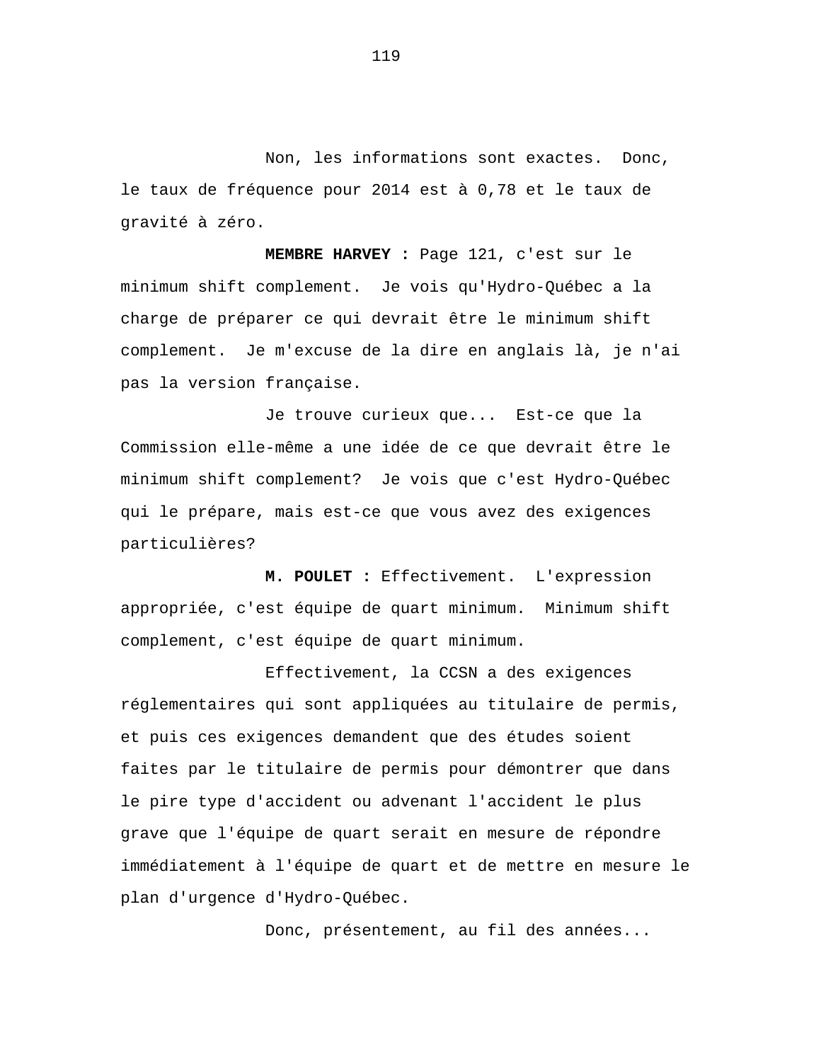Non, les informations sont exactes. Donc, le taux de fréquence pour 2014 est à 0,78 et le taux de gravité à zéro.

**MEMBRE HARVEY :** Page 121, c'est sur le minimum shift complement. Je vois qu'Hydro-Québec a la charge de préparer ce qui devrait être le minimum shift complement. Je m'excuse de la dire en anglais là, je n'ai pas la version française.

Je trouve curieux que... Est-ce que la Commission elle-même a une idée de ce que devrait être le minimum shift complement? Je vois que c'est Hydro-Québec qui le prépare, mais est-ce que vous avez des exigences particulières?

**M. POULET :** Effectivement. L'expression appropriée, c'est équipe de quart minimum. Minimum shift complement, c'est équipe de quart minimum.

Effectivement, la CCSN a des exigences réglementaires qui sont appliquées au titulaire de permis, et puis ces exigences demandent que des études soient faites par le titulaire de permis pour démontrer que dans le pire type d'accident ou advenant l'accident le plus grave que l'équipe de quart serait en mesure de répondre immédiatement à l'équipe de quart et de mettre en mesure le plan d'urgence d'Hydro-Québec.

Donc, présentement, au fil des années...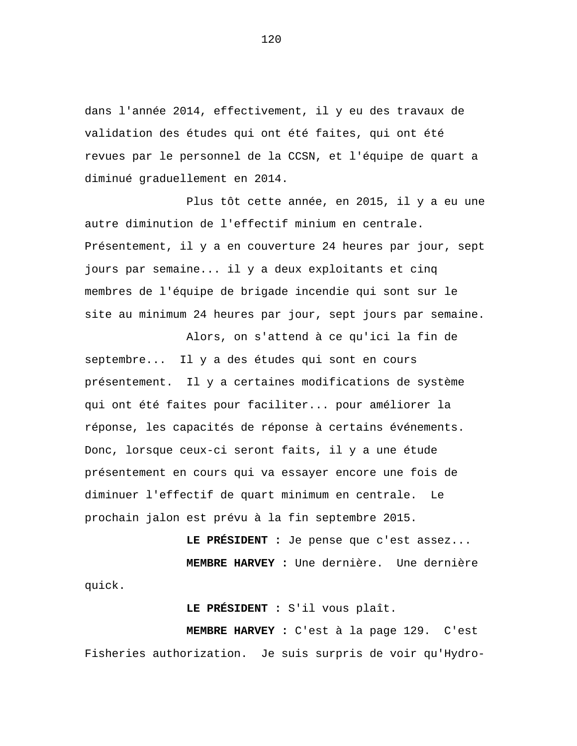dans l'année 2014, effectivement, il y eu des travaux de validation des études qui ont été faites, qui ont été revues par le personnel de la CCSN, et l'équipe de quart a diminué graduellement en 2014.

Plus tôt cette année, en 2015, il y a eu une autre diminution de l'effectif minium en centrale. Présentement, il y a en couverture 24 heures par jour, sept jours par semaine... il y a deux exploitants et cinq membres de l'équipe de brigade incendie qui sont sur le site au minimum 24 heures par jour, sept jours par semaine.

Alors, on s'attend à ce qu'ici la fin de septembre... Il y a des études qui sont en cours présentement. Il y a certaines modifications de système qui ont été faites pour faciliter... pour améliorer la réponse, les capacités de réponse à certains événements. Donc, lorsque ceux-ci seront faits, il y a une étude présentement en cours qui va essayer encore une fois de diminuer l'effectif de quart minimum en centrale. Le prochain jalon est prévu à la fin septembre 2015.

**LE PRÉSIDENT :** Je pense que c'est assez...

**MEMBRE HARVEY :** Une dernière. Une dernière quick.

**LE PRÉSIDENT :** S'il vous plaît.

**MEMBRE HARVEY :** C'est à la page 129. C'est Fisheries authorization. Je suis surpris de voir qu'Hydro-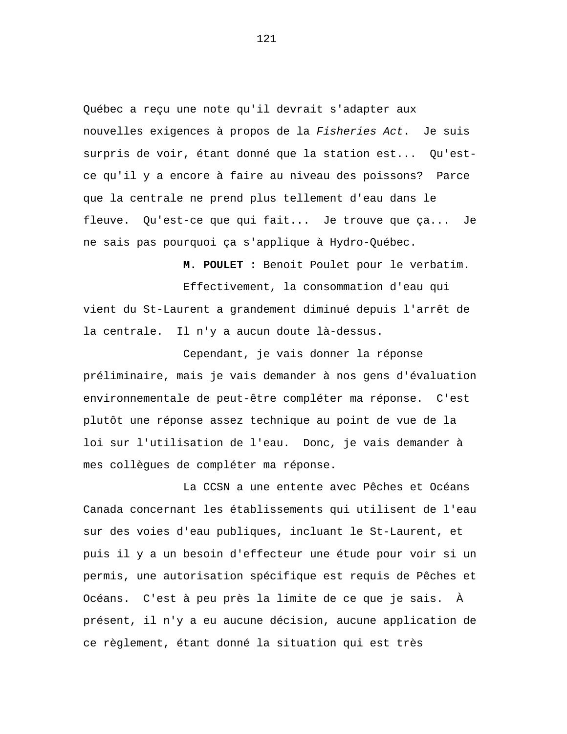Québec a reçu une note qu'il devrait s'adapter aux nouvelles exigences à propos de la *Fisheries Act*. Je suis surpris de voir, étant donné que la station est... Qu'est-ce qu'il y a encore à faire au niveau des poissons? Parce que la centrale ne prend plus tellement d'eau dans le fleuve. Qu'est-ce que qui fait... Je trouve que ça... Je ne sais pas pourquoi ça s'applique à Hydro-Québec.

**M. POULET :** Benoit Poulet pour le verbatim.

Effectivement, la consommation d'eau qui vient du St-Laurent a grandement diminué depuis l'arrêt de la centrale. Il n'y a aucun doute là-dessus.

Cependant, je vais donner la réponse préliminaire, mais je vais demander à nos gens d'évaluation environnementale de peut-être compléter ma réponse. C'est plutôt une réponse assez technique au point de vue de la loi sur l'utilisation de l'eau. Donc, je vais demander à mes collègues de compléter ma réponse.

La CCSN a une entente avec Pêches et Océans Canada concernant les établissements qui utilisent de l'eau sur des voies d'eau publiques, incluant le St-Laurent, et puis il y a un besoin d'effecteur une étude pour voir si un permis, une autorisation spécifique est requis de Pêches et Océans. C'est à peu près la limite de ce que je sais. À présent, il n'y a eu aucune décision, aucune application de ce règlement, étant donné la situation qui est très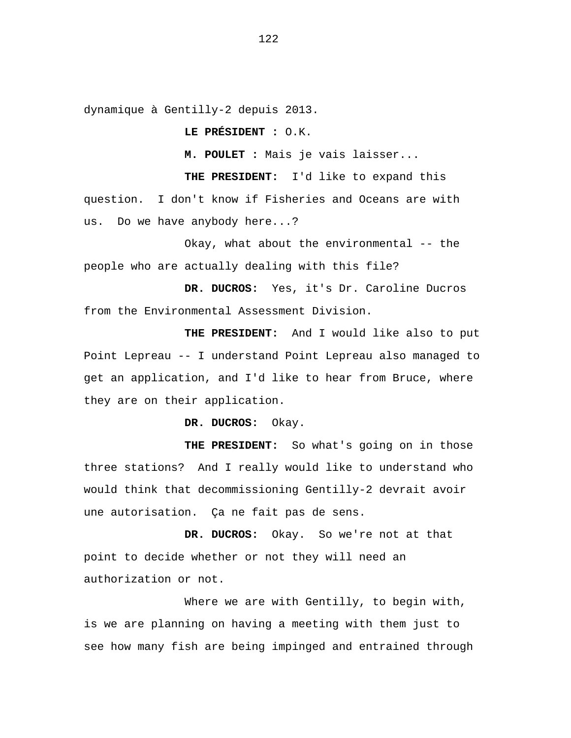dynamique à Gentilly-2 depuis 2013.

**LE PRÉSIDENT :** O.K.

**M. POULET :** Mais je vais laisser...

**THE PRESIDENT:** I'd like to expand this question. I don't know if Fisheries and Oceans are with us. Do we have anybody here...?

Okay, what about the environmental -- the people who are actually dealing with this file?

**DR. DUCROS:** Yes, it's Dr. Caroline Ducros from the Environmental Assessment Division.

**THE PRESIDENT:** And I would like also to put Point Lepreau -- I understand Point Lepreau also managed to get an application, and I'd like to hear from Bruce, where they are on their application.

**DR. DUCROS:** Okay.

**THE PRESIDENT:** So what's going on in those three stations? And I really would like to understand who would think that decommissioning Gentilly-2 devrait avoir une autorisation. Ça ne fait pas de sens.

**DR. DUCROS:** Okay. So we're not at that point to decide whether or not they will need an authorization or not.

Where we are with Gentilly, to begin with, is we are planning on having a meeting with them just to see how many fish are being impinged and entrained through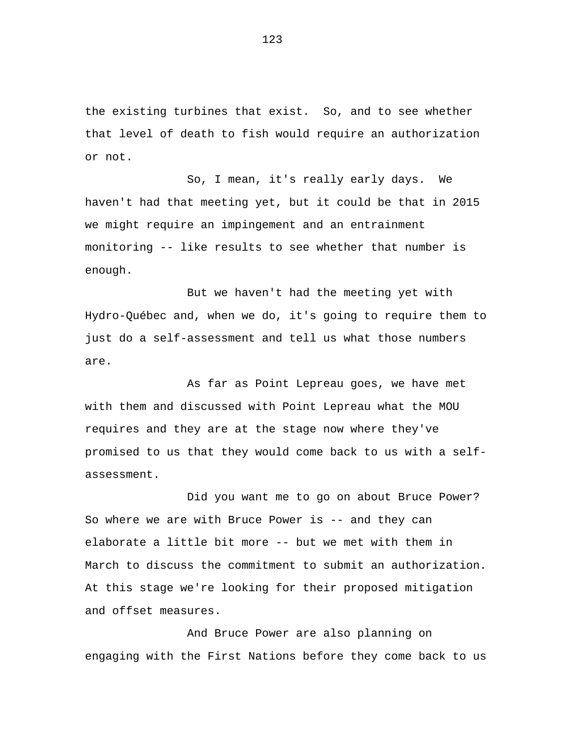the existing turbines that exist. So, and to see whether that level of death to fish would require an authorization or not.

So, I mean, it's really early days. We haven't had that meeting yet, but it could be that in 2015 we might require an impingement and an entrainment monitoring -- like results to see whether that number is enough.

But we haven't had the meeting yet with Hydro-Québec and, when we do, it's going to require them to just do a self-assessment and tell us what those numbers are.

As far as Point Lepreau goes, we have met with them and discussed with Point Lepreau what the MOU requires and they are at the stage now where they've promised to us that they would come back to us with a self-assessment.

Did you want me to go on about Bruce Power? So where we are with Bruce Power is -- and they can elaborate a little bit more -- but we met with them in March to discuss the commitment to submit an authorization. At this stage we're looking for their proposed mitigation and offset measures.

And Bruce Power are also planning on engaging with the First Nations before they come back to us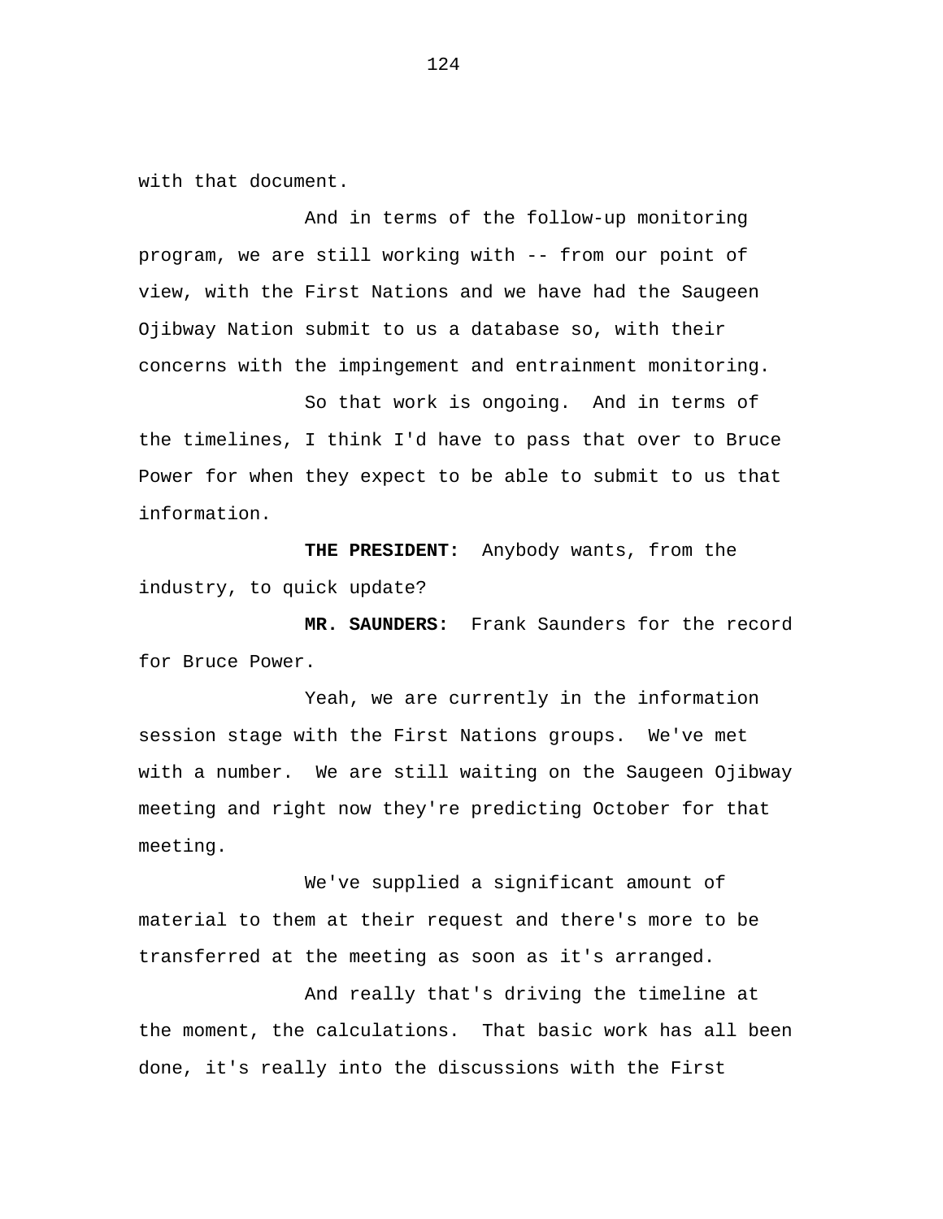with that document.

And in terms of the follow-up monitoring program, we are still working with -- from our point of view, with the First Nations and we have had the Saugeen Ojibway Nation submit to us a database so, with their concerns with the impingement and entrainment monitoring.

So that work is ongoing. And in terms of the timelines, I think I'd have to pass that over to Bruce Power for when they expect to be able to submit to us that information.

**THE PRESIDENT:** Anybody wants, from the industry, to quick update?

**MR. SAUNDERS:** Frank Saunders for the record for Bruce Power.

Yeah, we are currently in the information session stage with the First Nations groups. We've met with a number. We are still waiting on the Saugeen Ojibway meeting and right now they're predicting October for that meeting.

We've supplied a significant amount of material to them at their request and there's more to be transferred at the meeting as soon as it's arranged.

And really that's driving the timeline at the moment, the calculations. That basic work has all been done, it's really into the discussions with the First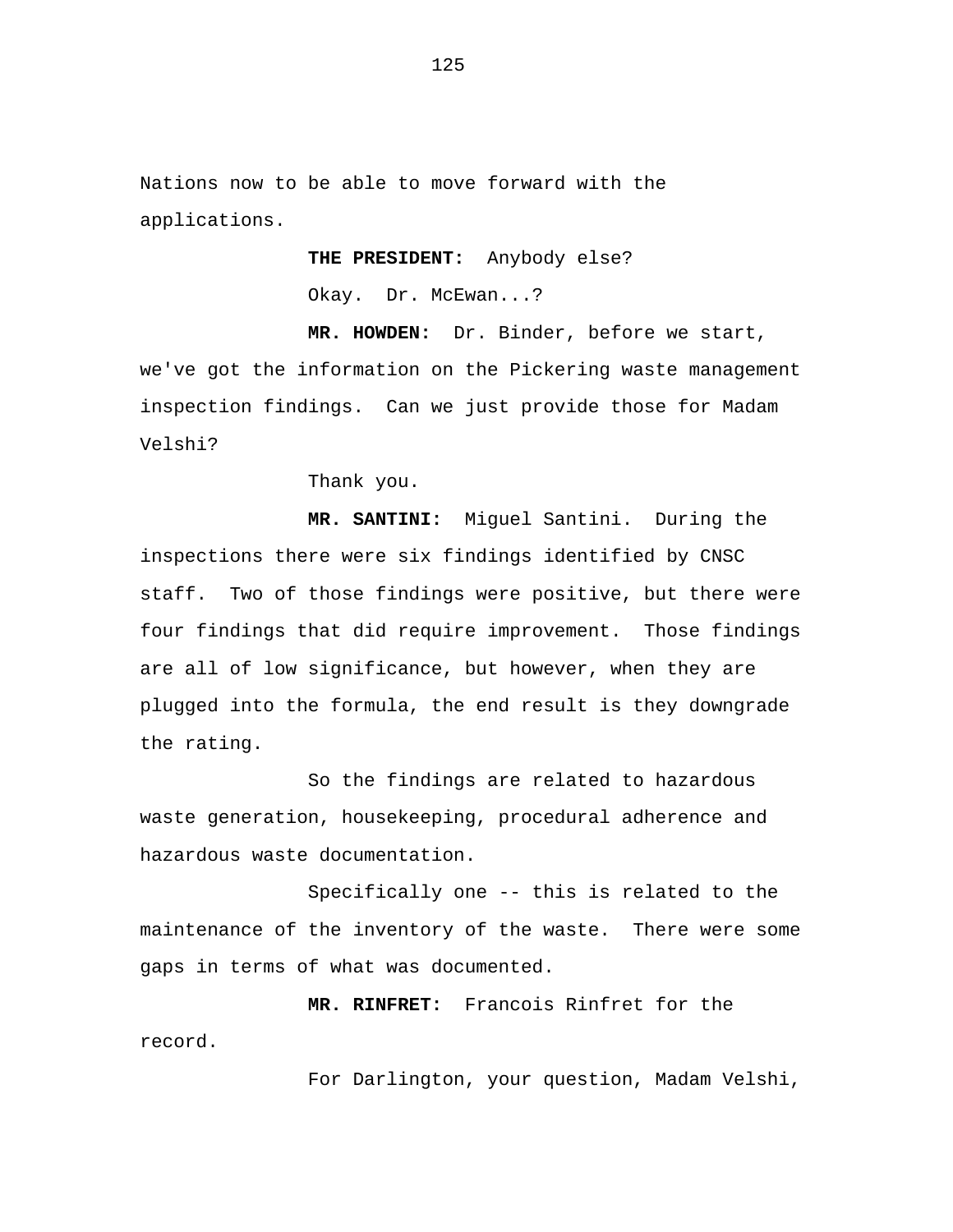Nations now to be able to move forward with the applications.

**THE PRESIDENT:** Anybody else?

Okay. Dr. McEwan...?

**MR. HOWDEN:** Dr. Binder, before we start, we've got the information on the Pickering waste management inspection findings. Can we just provide those for Madam Velshi?

Thank you.

**MR. SANTINI:** Miguel Santini. During the inspections there were six findings identified by CNSC staff. Two of those findings were positive, but there were four findings that did require improvement. Those findings are all of low significance, but however, when they are plugged into the formula, the end result is they downgrade the rating.

So the findings are related to hazardous waste generation, housekeeping, procedural adherence and hazardous waste documentation.

Specifically one -- this is related to the maintenance of the inventory of the waste. There were some gaps in terms of what was documented.

**MR. RINFRET:** Francois Rinfret for the record.

For Darlington, your question, Madam Velshi,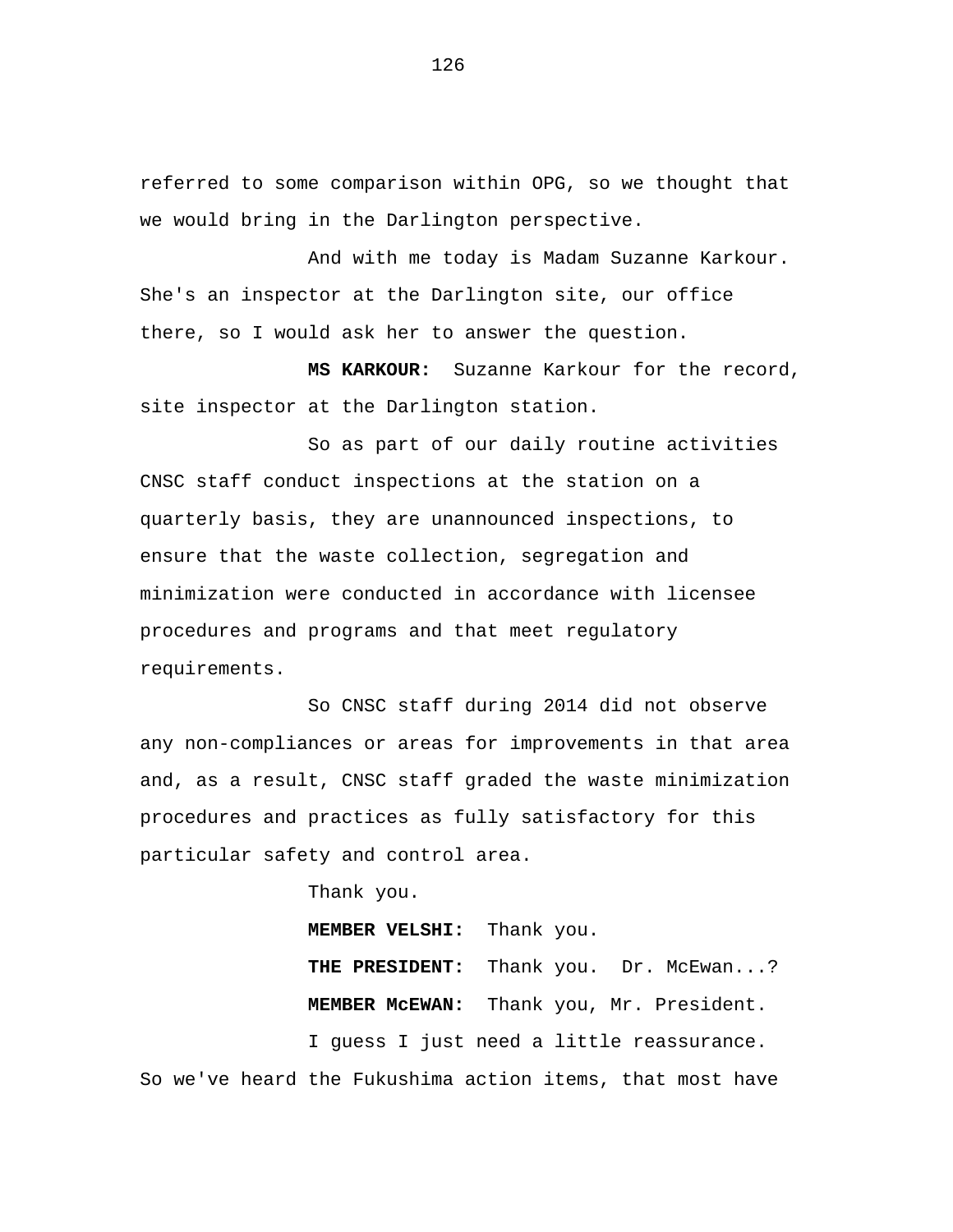referred to some comparison within OPG, so we thought that we would bring in the Darlington perspective.

And with me today is Madam Suzanne Karkour. She's an inspector at the Darlington site, our office there, so I would ask her to answer the question.

**MS KARKOUR:** Suzanne Karkour for the record, site inspector at the Darlington station.

So as part of our daily routine activities CNSC staff conduct inspections at the station on a quarterly basis, they are unannounced inspections, to ensure that the waste collection, segregation and minimization were conducted in accordance with licensee procedures and programs and that meet regulatory requirements.

So CNSC staff during 2014 did not observe any non-compliances or areas for improvements in that area and, as a result, CNSC staff graded the waste minimization procedures and practices as fully satisfactory for this particular safety and control area.

Thank you.

**MEMBER VELSHI:** Thank you.

**THE PRESIDENT:** Thank you. Dr. McEwan...?

**MEMBER McEWAN:** Thank you, Mr. President.

I guess I just need a little reassurance. So we've heard the Fukushima action items, that most have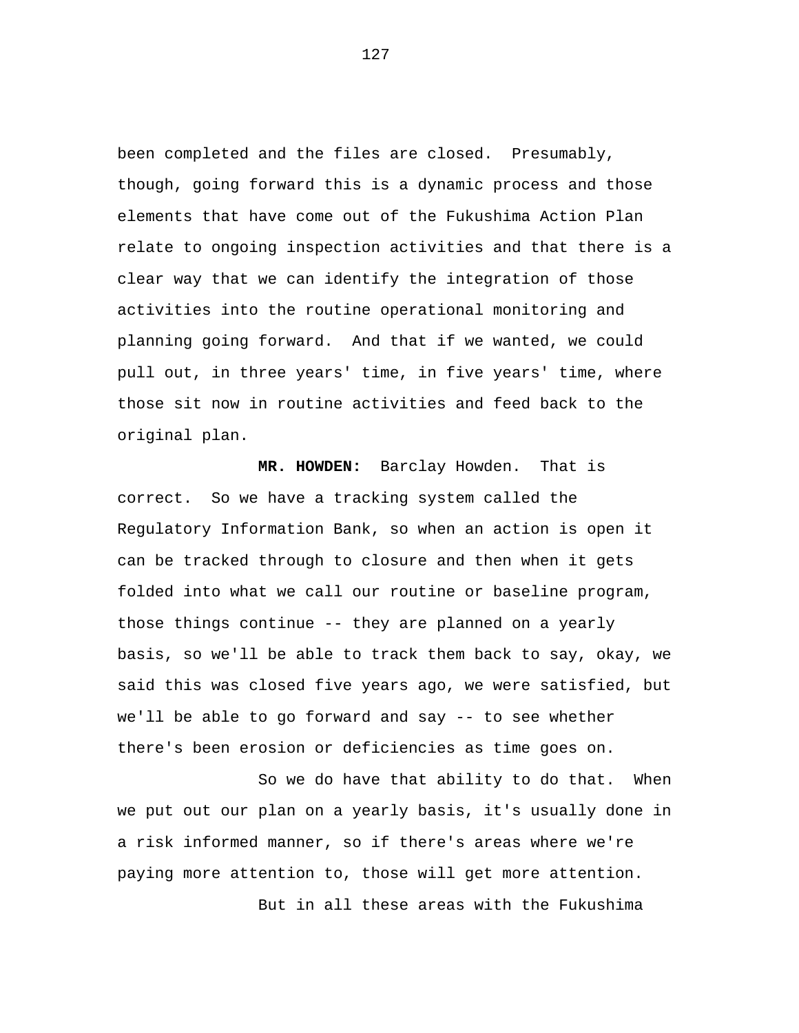been completed and the files are closed. Presumably, though, going forward this is a dynamic process and those elements that have come out of the Fukushima Action Plan relate to ongoing inspection activities and that there is a clear way that we can identify the integration of those activities into the routine operational monitoring and planning going forward. And that if we wanted, we could pull out, in three years' time, in five years' time, where those sit now in routine activities and feed back to the original plan.

**MR. HOWDEN:** Barclay Howden. That is correct. So we have a tracking system called the Regulatory Information Bank, so when an action is open it can be tracked through to closure and then when it gets folded into what we call our routine or baseline program, those things continue -- they are planned on a yearly basis, so we'll be able to track them back to say, okay, we said this was closed five years ago, we were satisfied, but we'll be able to go forward and say -- to see whether there's been erosion or deficiencies as time goes on.

So we do have that ability to do that. When we put out our plan on a yearly basis, it's usually done in a risk informed manner, so if there's areas where we're paying more attention to, those will get more attention.

But in all these areas with the Fukushima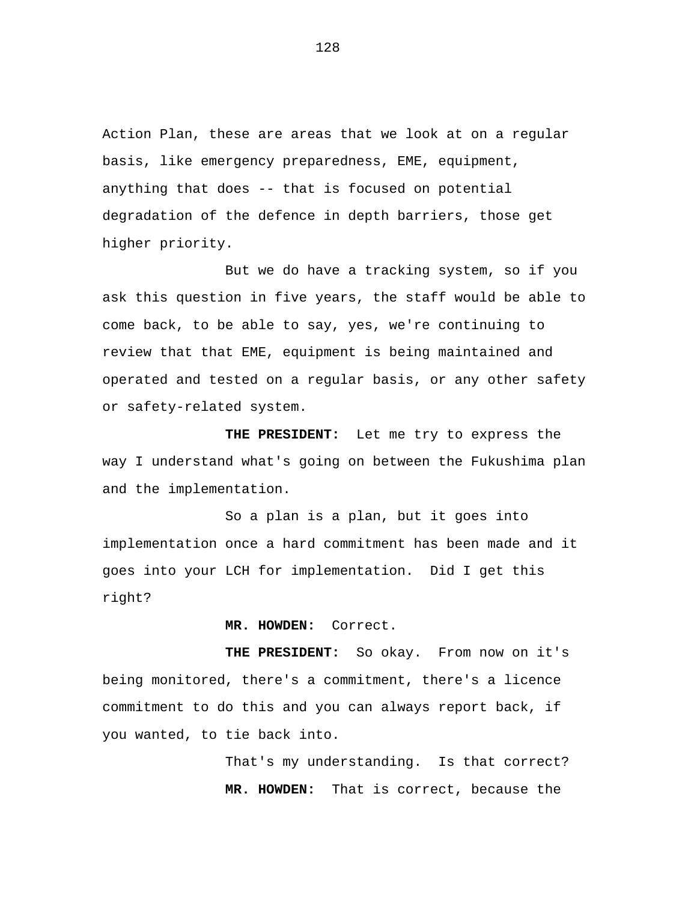Action Plan, these are areas that we look at on a regular basis, like emergency preparedness, EME, equipment, anything that does -- that is focused on potential degradation of the defence in depth barriers, those get higher priority.

But we do have a tracking system, so if you ask this question in five years, the staff would be able to come back, to be able to say, yes, we're continuing to review that that EME, equipment is being maintained and operated and tested on a regular basis, or any other safety or safety-related system.

**THE PRESIDENT:** Let me try to express the way I understand what's going on between the Fukushima plan and the implementation.

So a plan is a plan, but it goes into implementation once a hard commitment has been made and it goes into your LCH for implementation. Did I get this right?

**MR. HOWDEN:** Correct.

**THE PRESIDENT:** So okay. From now on it's being monitored, there's a commitment, there's a licence commitment to do this and you can always report back, if you wanted, to tie back into.

That's my understanding. Is that correct?

**MR. HOWDEN:** That is correct, because the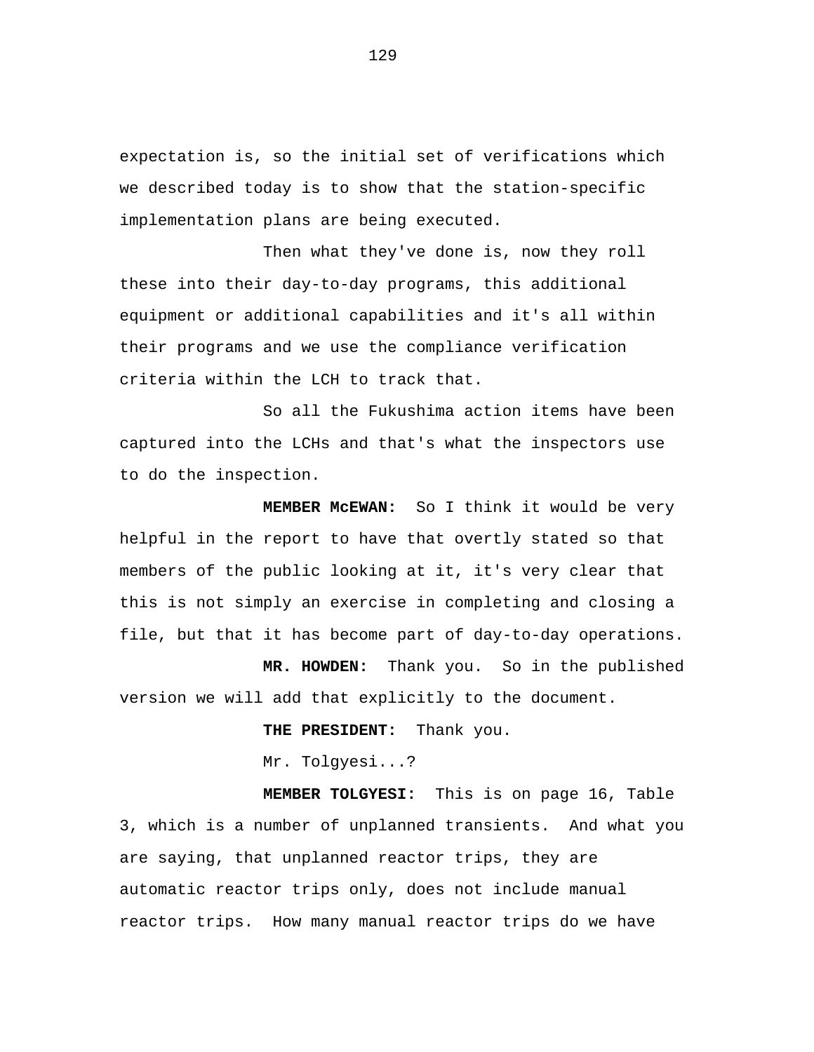expectation is, so the initial set of verifications which we described today is to show that the station-specific implementation plans are being executed.

Then what they've done is, now they roll these into their day-to-day programs, this additional equipment or additional capabilities and it's all within their programs and we use the compliance verification criteria within the LCH to track that.

So all the Fukushima action items have been captured into the LCHs and that's what the inspectors use to do the inspection.

**MEMBER McEWAN:** So I think it would be very helpful in the report to have that overtly stated so that members of the public looking at it, it's very clear that this is not simply an exercise in completing and closing a file, but that it has become part of day-to-day operations.

**MR. HOWDEN:** Thank you. So in the published version we will add that explicitly to the document.

**THE PRESIDENT:** Thank you.

Mr. Tolgyesi...?

**MEMBER TOLGYESI:** This is on page 16, Table 3, which is a number of unplanned transients. And what you are saying, that unplanned reactor trips, they are automatic reactor trips only, does not include manual reactor trips. How many manual reactor trips do we have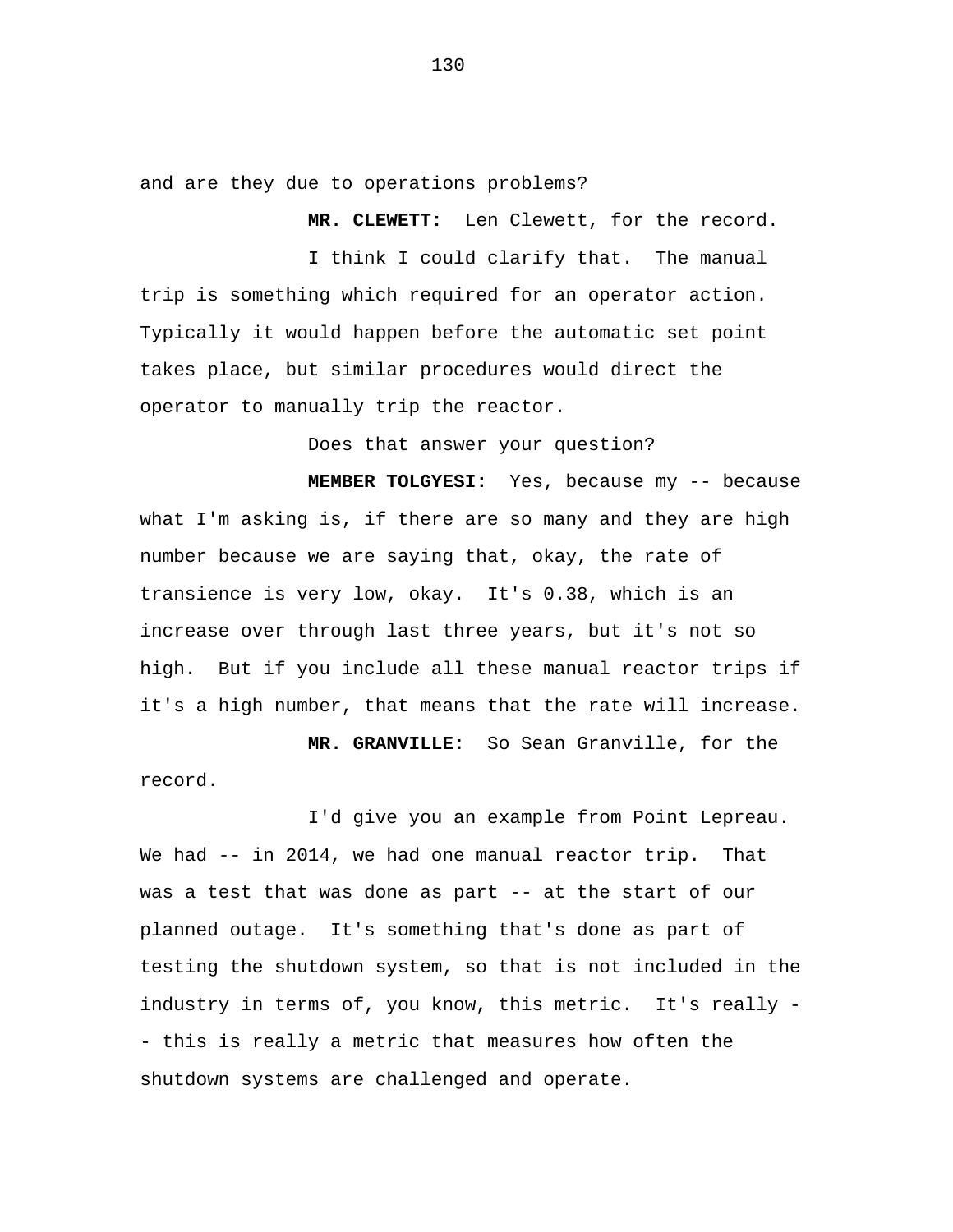and are they due to operations problems?

**MR. CLEWETT:** Len Clewett, for the record.

I think I could clarify that. The manual trip is something which required for an operator action. Typically it would happen before the automatic set point takes place, but similar procedures would direct the operator to manually trip the reactor.

Does that answer your question?

**MEMBER TOLGYESI:** Yes, because my -- because what I'm asking is, if there are so many and they are high number because we are saying that, okay, the rate of transience is very low, okay. It's 0.38, which is an increase over through last three years, but it's not so high. But if you include all these manual reactor trips if it's a high number, that means that the rate will increase.

**MR. GRANVILLE:** So Sean Granville, for the record.

I'd give you an example from Point Lepreau. We had -- in 2014, we had one manual reactor trip. That was a test that was done as part -- at the start of our planned outage. It's something that's done as part of testing the shutdown system, so that is not included in the industry in terms of, you know, this metric. It's really -- this is really a metric that measures how often the shutdown systems are challenged and operate.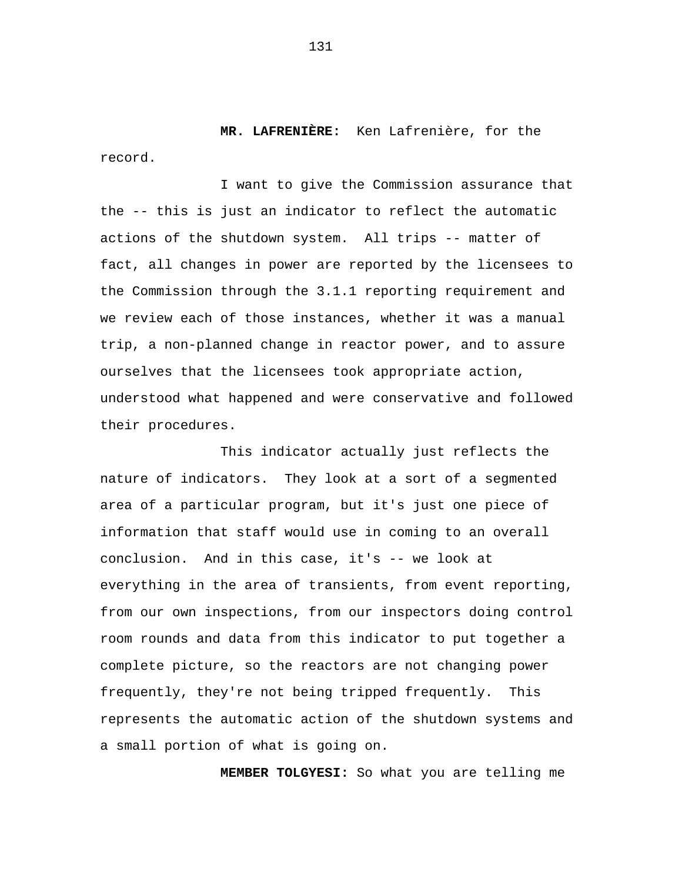**MR. LAFRENIÈRE:** Ken Lafrenière, for the record.

I want to give the Commission assurance that the -- this is just an indicator to reflect the automatic actions of the shutdown system. All trips -- matter of fact, all changes in power are reported by the licensees to the Commission through the 3.1.1 reporting requirement and we review each of those instances, whether it was a manual trip, a non-planned change in reactor power, and to assure ourselves that the licensees took appropriate action, understood what happened and were conservative and followed their procedures.

This indicator actually just reflects the nature of indicators. They look at a sort of a segmented area of a particular program, but it's just one piece of information that staff would use in coming to an overall conclusion. And in this case, it's -- we look at everything in the area of transients, from event reporting, from our own inspections, from our inspectors doing control room rounds and data from this indicator to put together a complete picture, so the reactors are not changing power frequently, they're not being tripped frequently. This represents the automatic action of the shutdown systems and a small portion of what is going on.

**MEMBER TOLGYESI:** So what you are telling me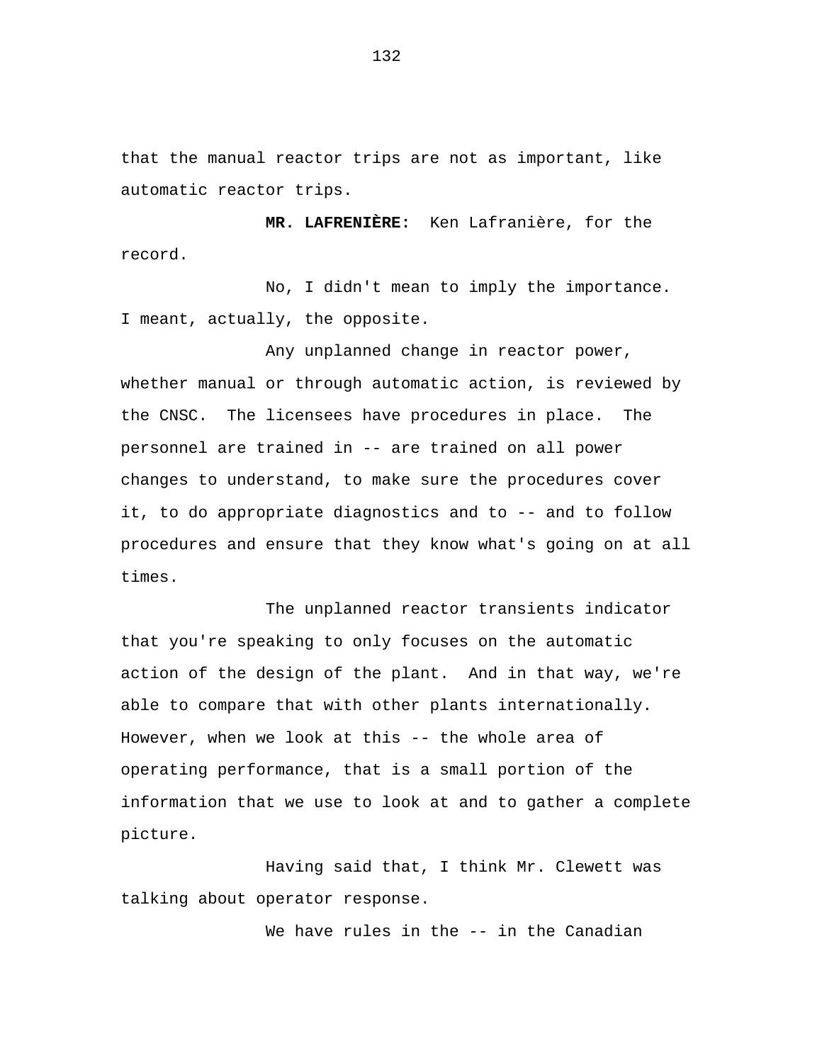that the manual reactor trips are not as important, like automatic reactor trips.

**MR. LAFRENIÈRE:** Ken Lafranière, for the record.

No, I didn't mean to imply the importance. I meant, actually, the opposite.

Any unplanned change in reactor power, whether manual or through automatic action, is reviewed by the CNSC. The licensees have procedures in place. The personnel are trained in -- are trained on all power changes to understand, to make sure the procedures cover it, to do appropriate diagnostics and to -- and to follow procedures and ensure that they know what's going on at all times.

The unplanned reactor transients indicator that you're speaking to only focuses on the automatic action of the design of the plant. And in that way, we're able to compare that with other plants internationally. However, when we look at this -- the whole area of operating performance, that is a small portion of the information that we use to look at and to gather a complete picture.

Having said that, I think Mr. Clewett was talking about operator response.

We have rules in the -- in the Canadian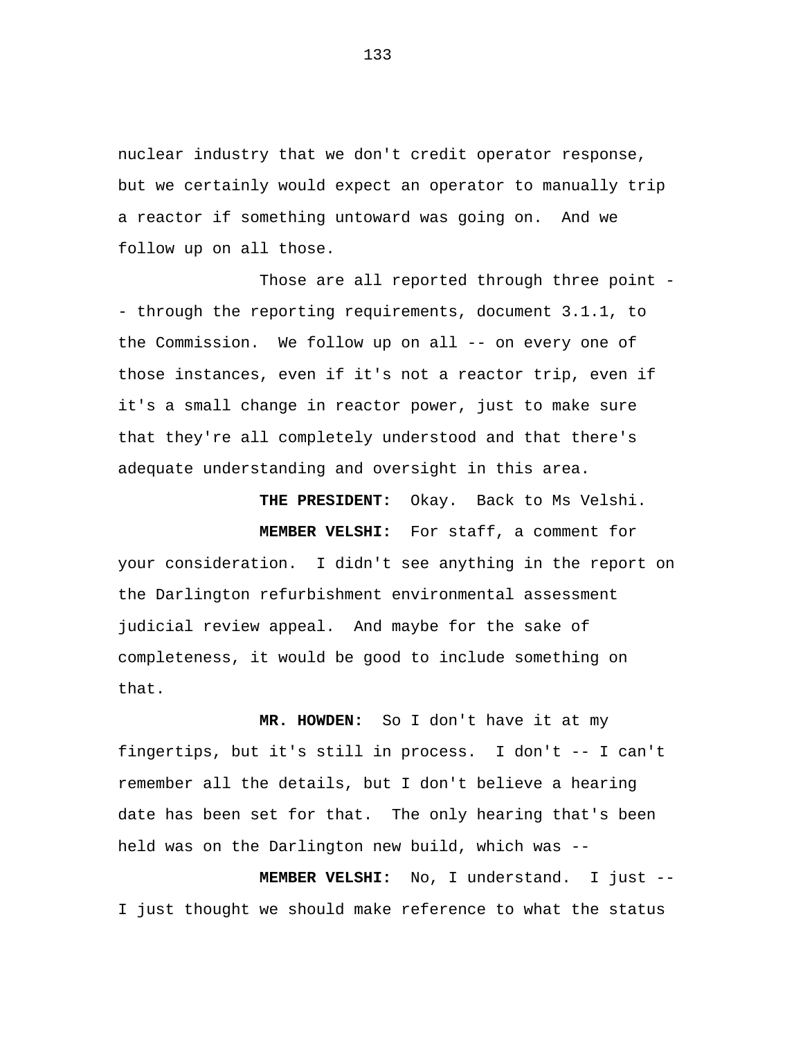nuclear industry that we don't credit operator response, but we certainly would expect an operator to manually trip a reactor if something untoward was going on. And we follow up on all those.

Those are all reported through three point -- through the reporting requirements, document 3.1.1, to the Commission. We follow up on all -- on every one of those instances, even if it's not a reactor trip, even if it's a small change in reactor power, just to make sure that they're all completely understood and that there's adequate understanding and oversight in this area.

**THE PRESIDENT:** Okay. Back to Ms Velshi.

**MEMBER VELSHI:** For staff, a comment for your consideration. I didn't see anything in the report on the Darlington refurbishment environmental assessment judicial review appeal. And maybe for the sake of completeness, it would be good to include something on that.

**MR. HOWDEN:** So I don't have it at my fingertips, but it's still in process. I don't -- I can't remember all the details, but I don't believe a hearing date has been set for that. The only hearing that's been held was on the Darlington new build, which was --

**MEMBER VELSHI:** No, I understand. I just -- I just thought we should make reference to what the status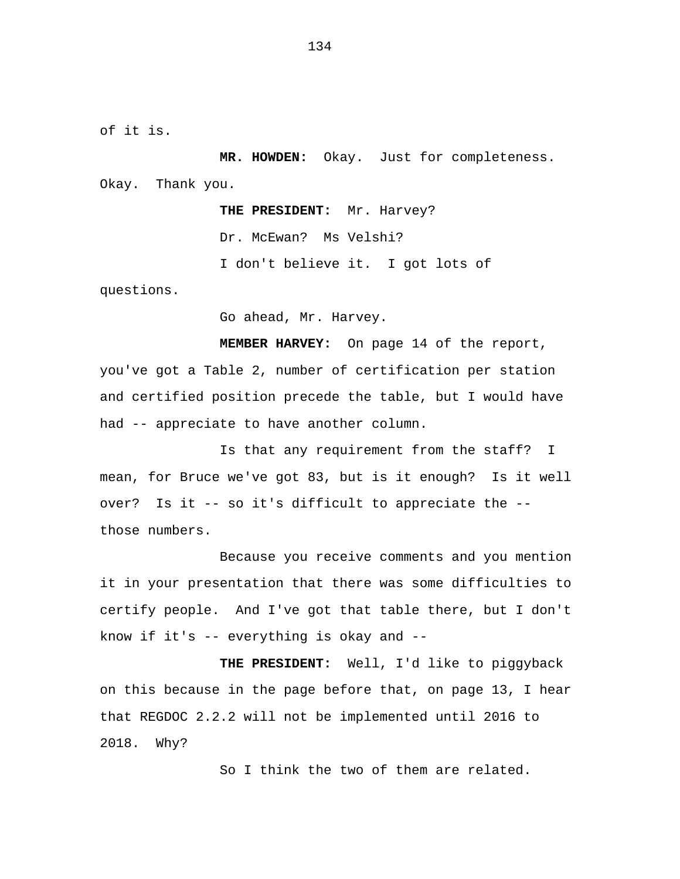of it is.

**MR. HOWDEN:** Okay. Just for completeness. Okay. Thank you.

**THE PRESIDENT:** Mr. Harvey?

Dr. McEwan? Ms Velshi?

I don't believe it. I got lots of questions.

Go ahead, Mr. Harvey.

**MEMBER HARVEY:** On page 14 of the report, you've got a Table 2, number of certification per station and certified position precede the table, but I would have had -- appreciate to have another column.

Is that any requirement from the staff? I mean, for Bruce we've got 83, but is it enough? Is it well over? Is it -- so it's difficult to appreciate the -- those numbers.

Because you receive comments and you mention it in your presentation that there was some difficulties to certify people. And I've got that table there, but I don't know if it's -- everything is okay and --

**THE PRESIDENT:** Well, I'd like to piggyback on this because in the page before that, on page 13, I hear that REGDOC 2.2.2 will not be implemented until 2016 to 2018. Why?

So I think the two of them are related.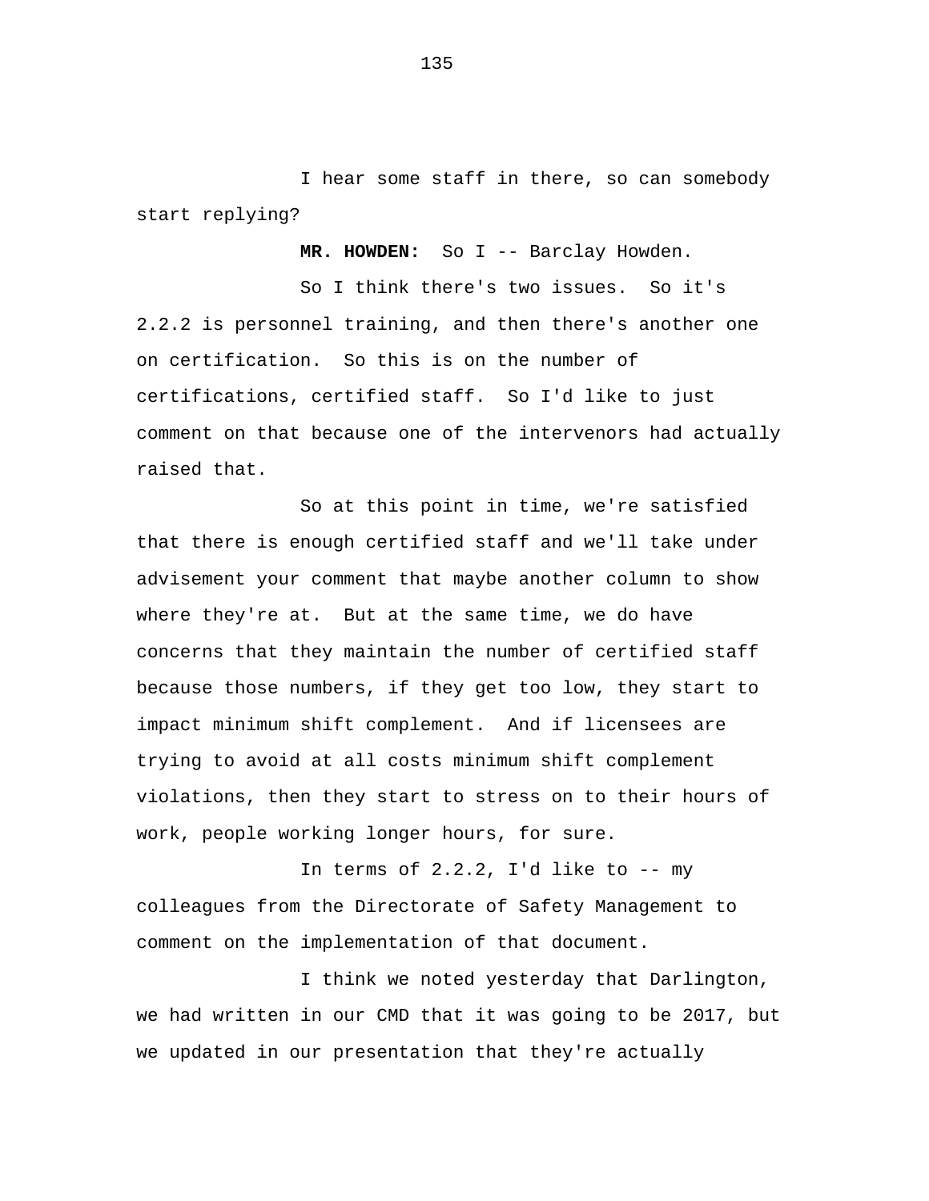I hear some staff in there, so can somebody start replying?

**MR. HOWDEN:** So I -- Barclay Howden.

So I think there's two issues. So it's 2.2.2 is personnel training, and then there's another one on certification. So this is on the number of certifications, certified staff. So I'd like to just comment on that because one of the intervenors had actually raised that.

So at this point in time, we're satisfied that there is enough certified staff and we'll take under advisement your comment that maybe another column to show where they're at. But at the same time, we do have concerns that they maintain the number of certified staff because those numbers, if they get too low, they start to impact minimum shift complement. And if licensees are trying to avoid at all costs minimum shift complement violations, then they start to stress on to their hours of work, people working longer hours, for sure.

In terms of 2.2.2, I'd like to -- my colleagues from the Directorate of Safety Management to comment on the implementation of that document.

I think we noted yesterday that Darlington, we had written in our CMD that it was going to be 2017, but we updated in our presentation that they're actually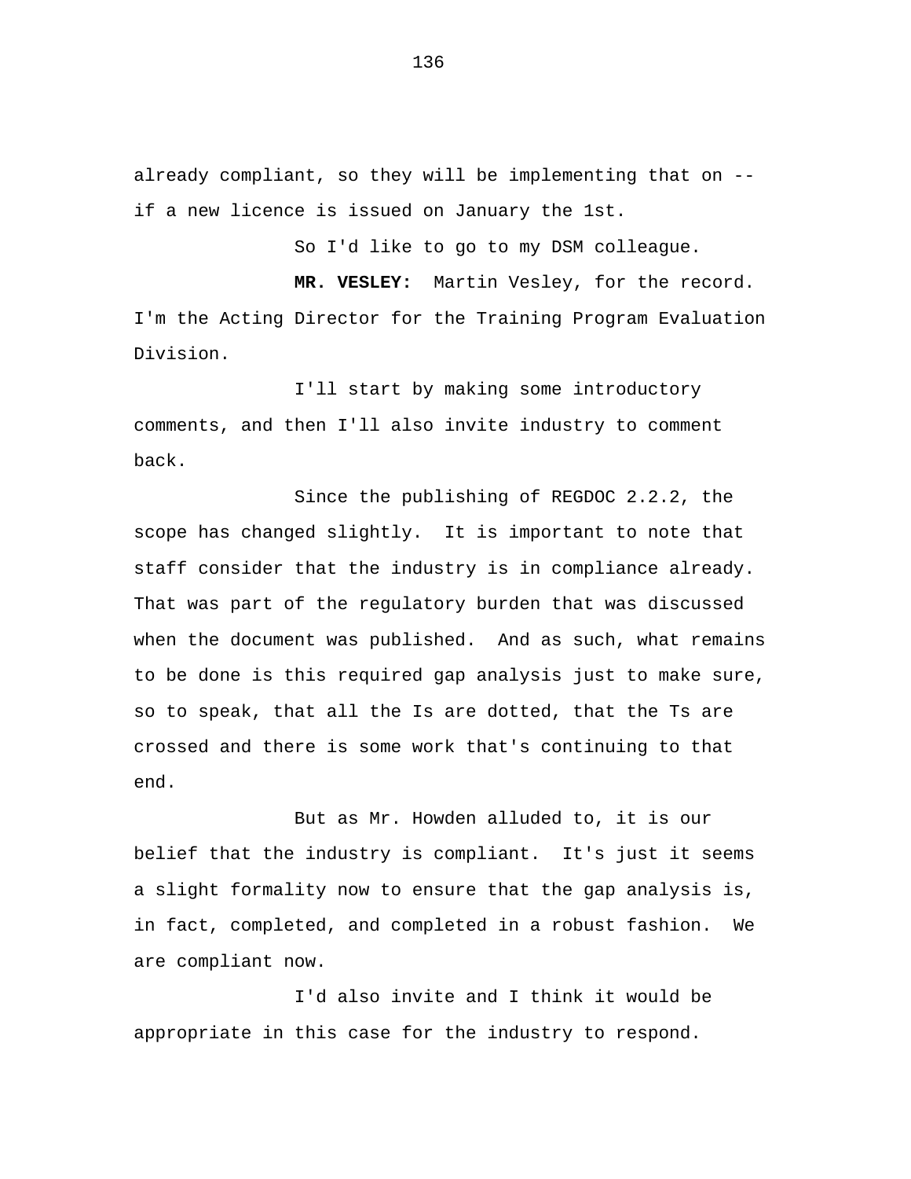already compliant, so they will be implementing that on -- if a new licence is issued on January the 1st.

So I'd like to go to my DSM colleague.

**MR. VESLEY:** Martin Vesley, for the record. I'm the Acting Director for the Training Program Evaluation Division.

I'll start by making some introductory comments, and then I'll also invite industry to comment back.

Since the publishing of REGDOC 2.2.2, the scope has changed slightly. It is important to note that staff consider that the industry is in compliance already. That was part of the regulatory burden that was discussed when the document was published. And as such, what remains to be done is this required gap analysis just to make sure, so to speak, that all the Is are dotted, that the Ts are crossed and there is some work that's continuing to that end.

But as Mr. Howden alluded to, it is our belief that the industry is compliant. It's just it seems a slight formality now to ensure that the gap analysis is, in fact, completed, and completed in a robust fashion. We are compliant now.

I'd also invite and I think it would be appropriate in this case for the industry to respond.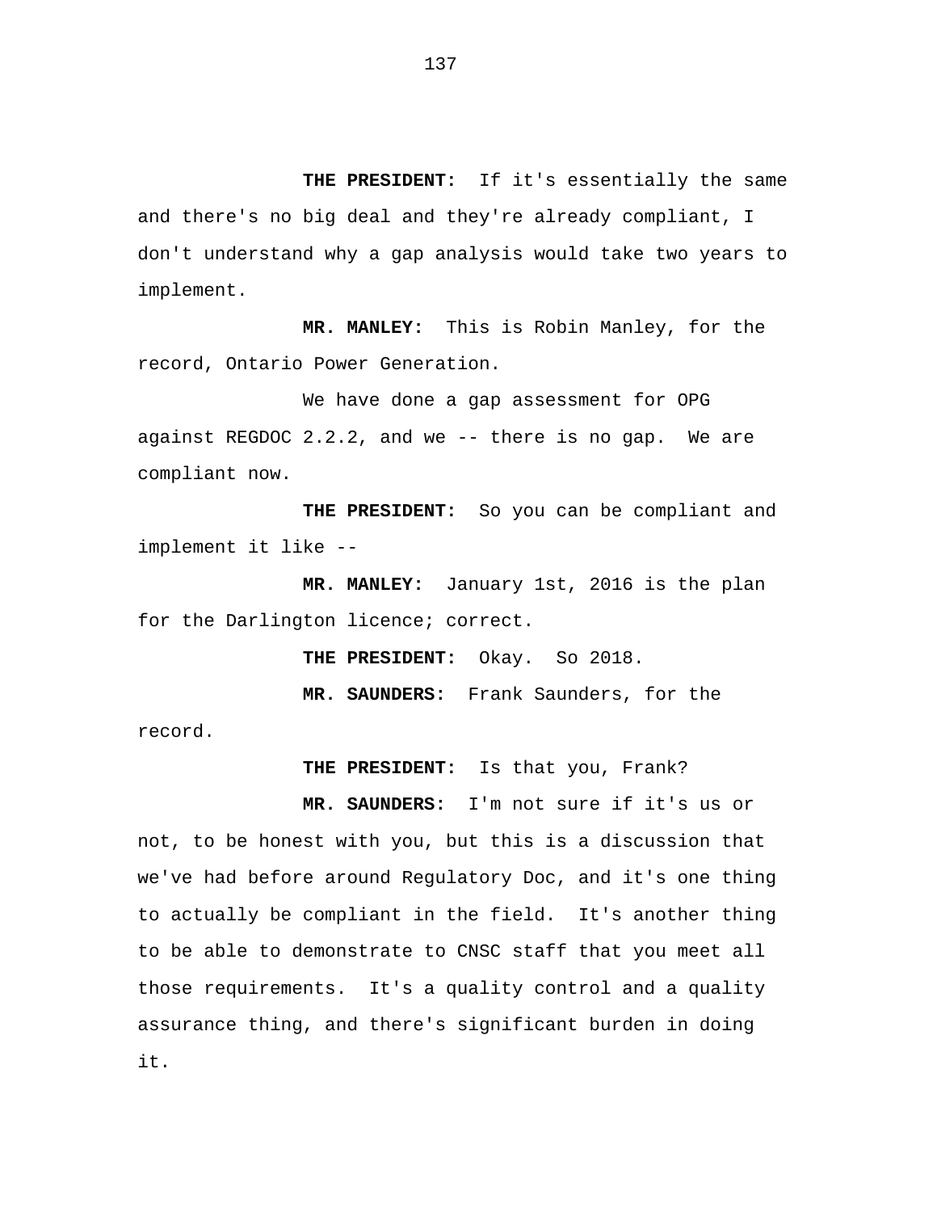**THE PRESIDENT:** If it's essentially the same and there's no big deal and they're already compliant, I don't understand why a gap analysis would take two years to implement.

**MR. MANLEY:** This is Robin Manley, for the record, Ontario Power Generation.

We have done a gap assessment for OPG against REGDOC 2.2.2, and we -- there is no gap. We are compliant now.

**THE PRESIDENT:** So you can be compliant and implement it like --

**MR. MANLEY:** January 1st, 2016 is the plan for the Darlington licence; correct.

**THE PRESIDENT:** Okay. So 2018.

**MR. SAUNDERS:** Frank Saunders, for the record.

**THE PRESIDENT:** Is that you, Frank?

**MR. SAUNDERS:** I'm not sure if it's us or not, to be honest with you, but this is a discussion that we've had before around Regulatory Doc, and it's one thing to actually be compliant in the field. It's another thing to be able to demonstrate to CNSC staff that you meet all those requirements. It's a quality control and a quality assurance thing, and there's significant burden in doing it.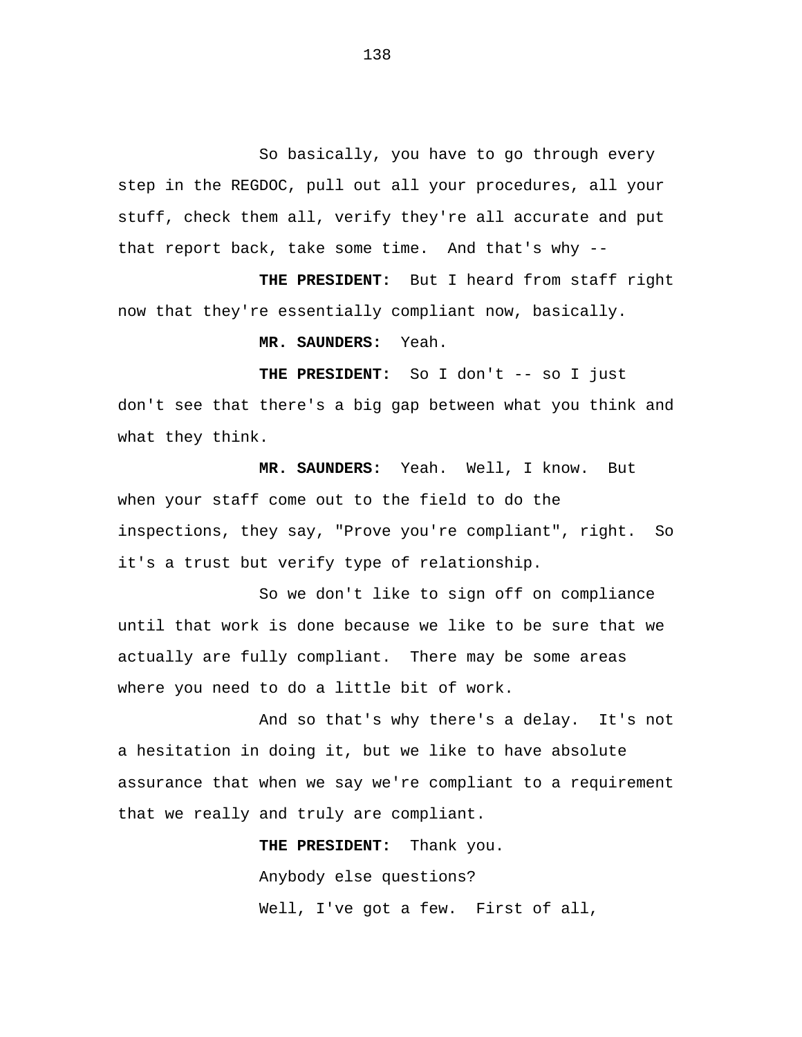So basically, you have to go through every step in the REGDOC, pull out all your procedures, all your stuff, check them all, verify they're all accurate and put that report back, take some time. And that's why --

**THE PRESIDENT:** But I heard from staff right now that they're essentially compliant now, basically.

**MR. SAUNDERS:** Yeah.

**THE PRESIDENT:** So I don't -- so I just don't see that there's a big gap between what you think and what they think.

**MR. SAUNDERS:** Yeah. Well, I know. But when your staff come out to the field to do the inspections, they say, "Prove you're compliant", right. So it's a trust but verify type of relationship.

So we don't like to sign off on compliance until that work is done because we like to be sure that we actually are fully compliant. There may be some areas where you need to do a little bit of work.

And so that's why there's a delay. It's not a hesitation in doing it, but we like to have absolute assurance that when we say we're compliant to a requirement that we really and truly are compliant.

**THE PRESIDENT:** Thank you.

Anybody else questions?

Well, I've got a few. First of all,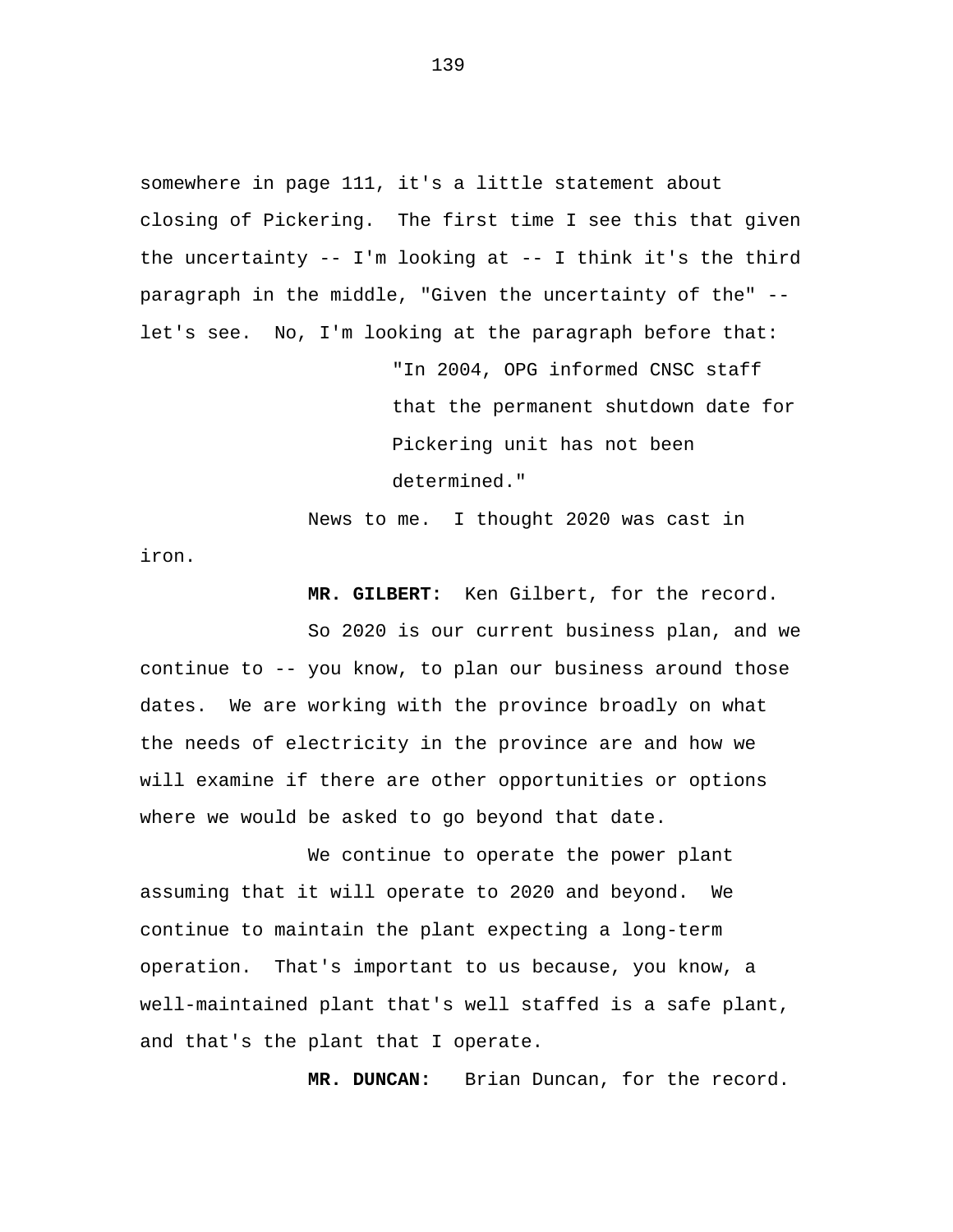somewhere in page 111, it's a little statement about closing of Pickering. The first time I see this that given the uncertainty -- I'm looking at -- I think it's the third paragraph in the middle, "Given the uncertainty of the" -- let's see. No, I'm looking at the paragraph before that:

> "In 2004, OPG informed CNSC staff that the permanent shutdown date for Pickering unit has not been determined."

News to me. I thought 2020 was cast in iron.

**MR. GILBERT:** Ken Gilbert, for the record.

So 2020 is our current business plan, and we continue to -- you know, to plan our business around those dates. We are working with the province broadly on what the needs of electricity in the province are and how we will examine if there are other opportunities or options where we would be asked to go beyond that date.

We continue to operate the power plant assuming that it will operate to 2020 and beyond. We continue to maintain the plant expecting a long-term operation. That's important to us because, you know, a well-maintained plant that's well staffed is a safe plant, and that's the plant that I operate.

**MR. DUNCAN:** Brian Duncan, for the record.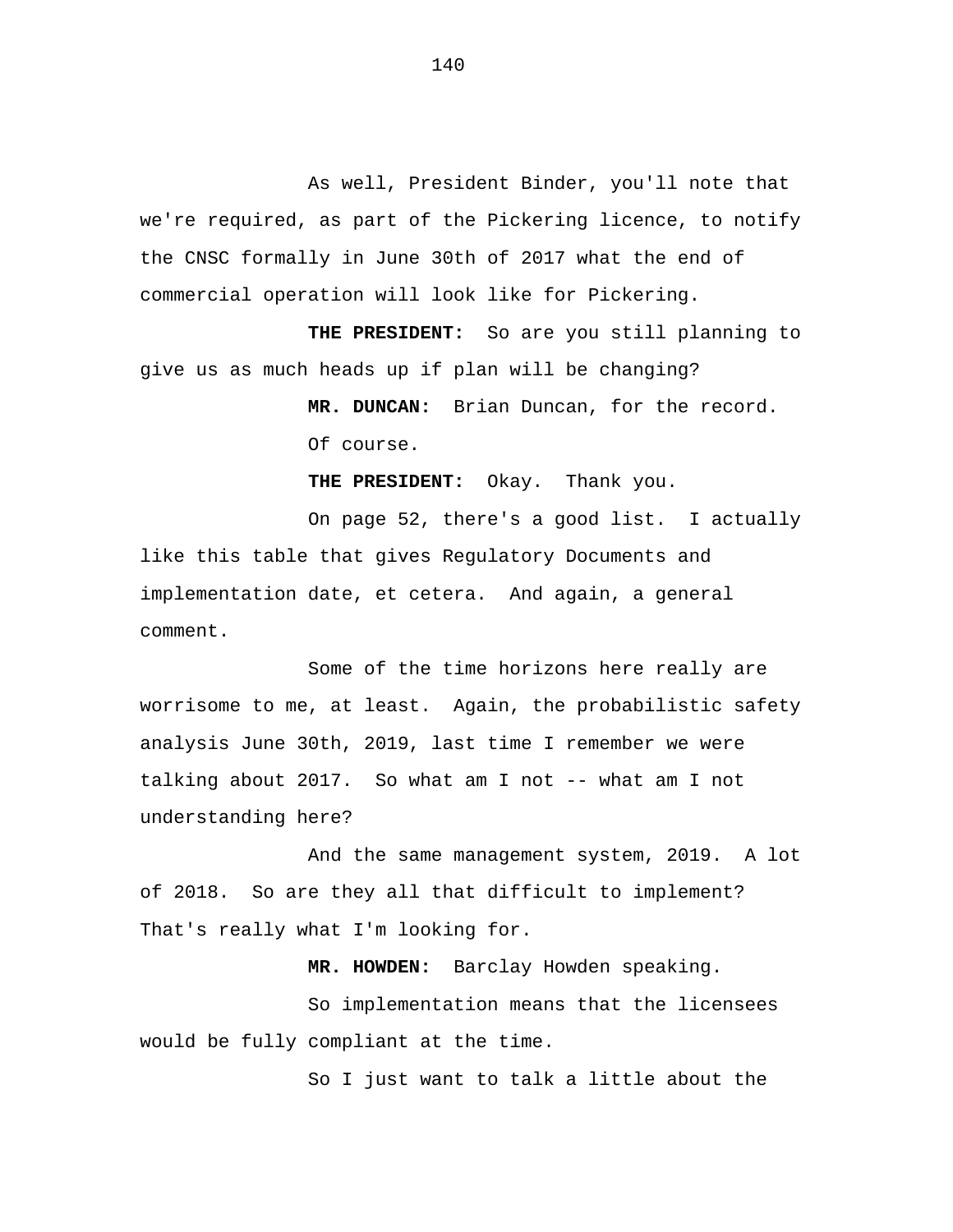As well, President Binder, you'll note that we're required, as part of the Pickering licence, to notify the CNSC formally in June 30th of 2017 what the end of commercial operation will look like for Pickering.

**THE PRESIDENT:** So are you still planning to give us as much heads up if plan will be changing?

**MR. DUNCAN:** Brian Duncan, for the record.

Of course.

**THE PRESIDENT:** Okay. Thank you.

On page 52, there's a good list. I actually like this table that gives Regulatory Documents and implementation date, et cetera. And again, a general comment.

Some of the time horizons here really are worrisome to me, at least. Again, the probabilistic safety analysis June 30th, 2019, last time I remember we were talking about 2017. So what am I not -- what am I not understanding here?

And the same management system, 2019. A lot of 2018. So are they all that difficult to implement? That's really what I'm looking for.

**MR. HOWDEN:** Barclay Howden speaking.

So implementation means that the licensees would be fully compliant at the time.

So I just want to talk a little about the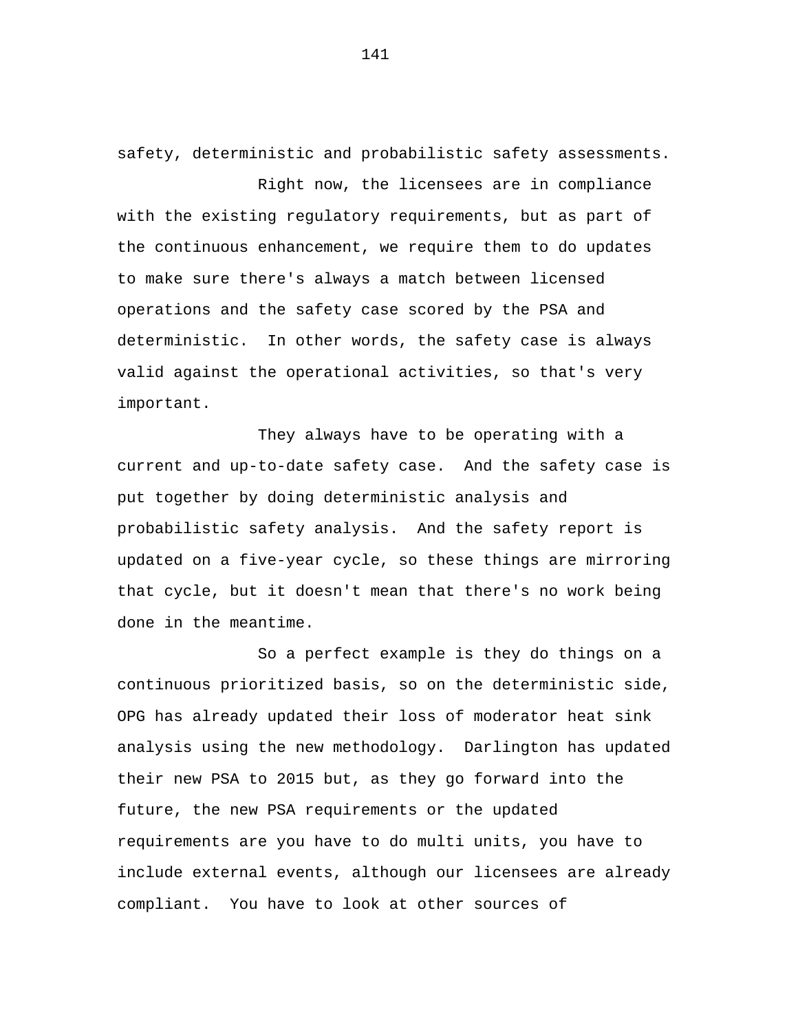safety, deterministic and probabilistic safety assessments.

Right now, the licensees are in compliance with the existing regulatory requirements, but as part of the continuous enhancement, we require them to do updates to make sure there's always a match between licensed operations and the safety case scored by the PSA and deterministic.  In other words, the safety case is always valid against the operational activities, so that's very important.

They always have to be operating with a current and up-to-date safety case.  And the safety case is put together by doing deterministic analysis and probabilistic safety analysis.  And the safety report is updated on a five-year cycle, so these things are mirroring that cycle, but it doesn't mean that there's no work being done in the meantime.

So a perfect example is they do things on a continuous prioritized basis, so on the deterministic side, OPG has already updated their loss of moderator heat sink analysis using the new methodology.  Darlington has updated their new PSA to 2015 but, as they go forward into the future, the new PSA requirements or the updated requirements are you have to do multi units, you have to include external events, although our licensees are already compliant.  You have to look at other sources of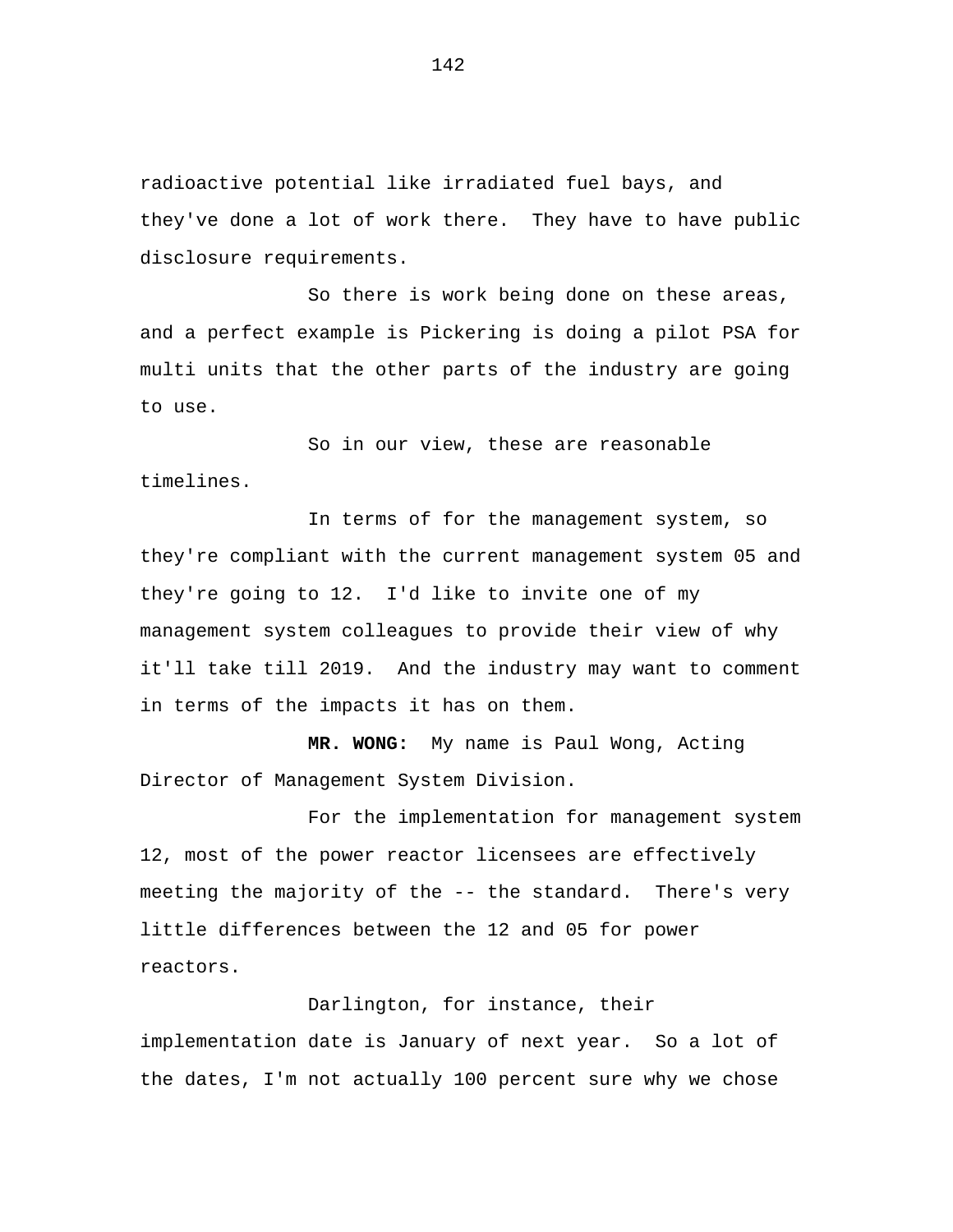radioactive potential like irradiated fuel bays, and they've done a lot of work there. They have to have public disclosure requirements.

So there is work being done on these areas, and a perfect example is Pickering is doing a pilot PSA for multi units that the other parts of the industry are going to use.

So in our view, these are reasonable timelines.

In terms of for the management system, so they're compliant with the current management system 05 and they're going to 12. I'd like to invite one of my management system colleagues to provide their view of why it'll take till 2019. And the industry may want to comment in terms of the impacts it has on them.

**MR. WONG:** My name is Paul Wong, Acting Director of Management System Division.

For the implementation for management system 12, most of the power reactor licensees are effectively meeting the majority of the -- the standard. There's very little differences between the 12 and 05 for power reactors.

Darlington, for instance, their implementation date is January of next year. So a lot of the dates, I'm not actually 100 percent sure why we chose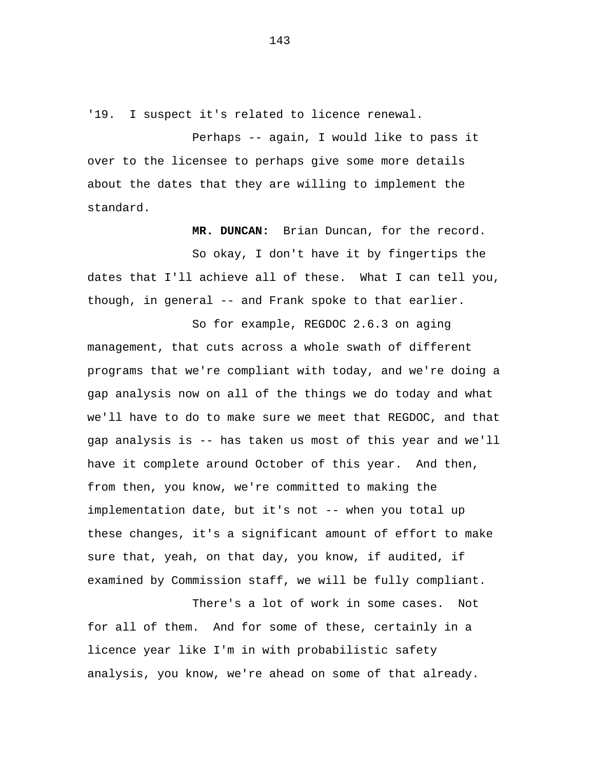'19. I suspect it's related to licence renewal.

Perhaps -- again, I would like to pass it over to the licensee to perhaps give some more details about the dates that they are willing to implement the standard.

**MR. DUNCAN:** Brian Duncan, for the record.

So okay, I don't have it by fingertips the dates that I'll achieve all of these. What I can tell you, though, in general -- and Frank spoke to that earlier.

So for example, REGDOC 2.6.3 on aging management, that cuts across a whole swath of different programs that we're compliant with today, and we're doing a gap analysis now on all of the things we do today and what we'll have to do to make sure we meet that REGDOC, and that gap analysis is -- has taken us most of this year and we'll have it complete around October of this year. And then, from then, you know, we're committed to making the implementation date, but it's not -- when you total up these changes, it's a significant amount of effort to make sure that, yeah, on that day, you know, if audited, if examined by Commission staff, we will be fully compliant.

There's a lot of work in some cases. Not for all of them. And for some of these, certainly in a licence year like I'm in with probabilistic safety analysis, you know, we're ahead on some of that already.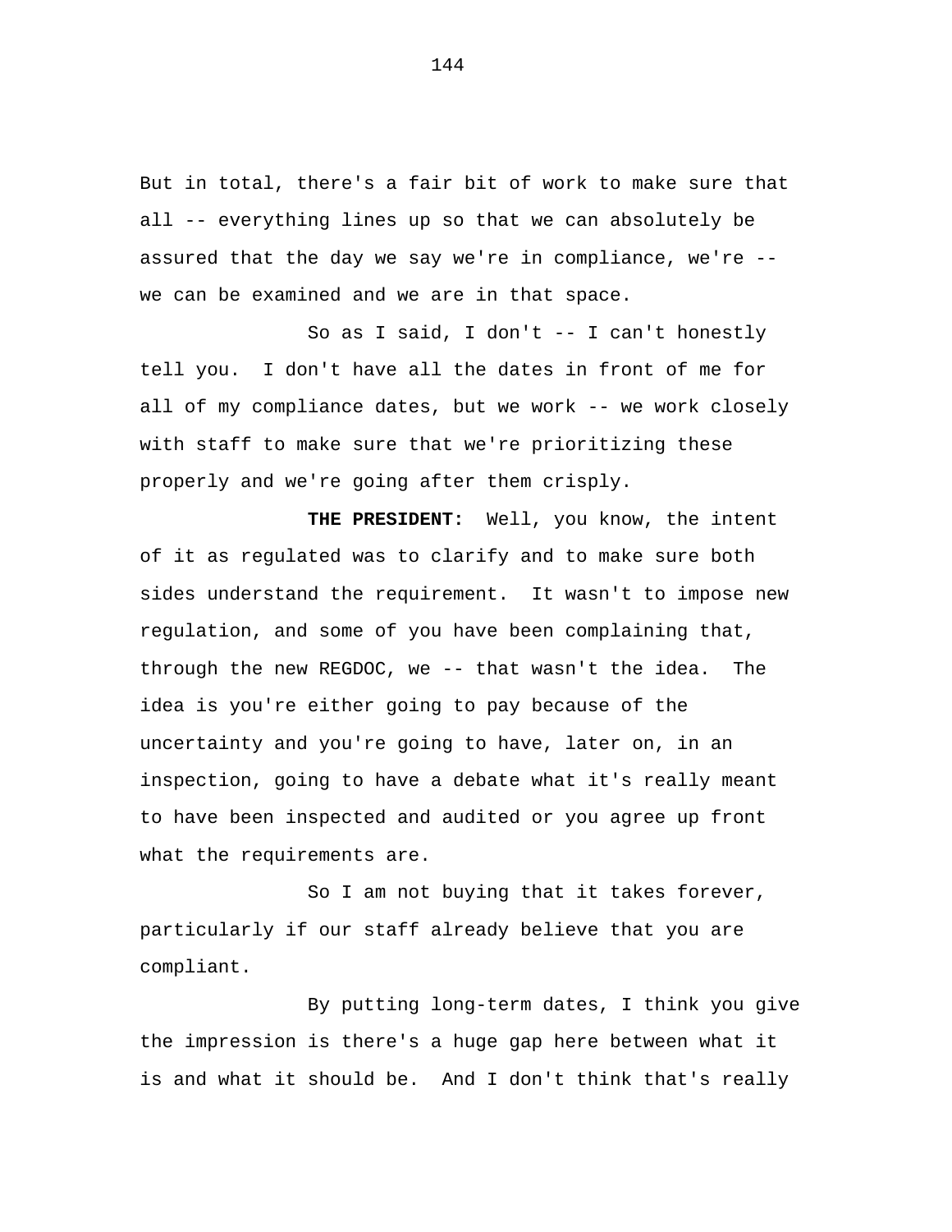But in total, there's a fair bit of work to make sure that all -- everything lines up so that we can absolutely be assured that the day we say we're in compliance, we're -- we can be examined and we are in that space.

So as I said, I don't -- I can't honestly tell you. I don't have all the dates in front of me for all of my compliance dates, but we work -- we work closely with staff to make sure that we're prioritizing these properly and we're going after them crisply.

**THE PRESIDENT:** Well, you know, the intent of it as regulated was to clarify and to make sure both sides understand the requirement. It wasn't to impose new regulation, and some of you have been complaining that, through the new REGDOC, we -- that wasn't the idea. The idea is you're either going to pay because of the uncertainty and you're going to have, later on, in an inspection, going to have a debate what it's really meant to have been inspected and audited or you agree up front what the requirements are.

So I am not buying that it takes forever, particularly if our staff already believe that you are compliant.

By putting long-term dates, I think you give the impression is there's a huge gap here between what it is and what it should be. And I don't think that's really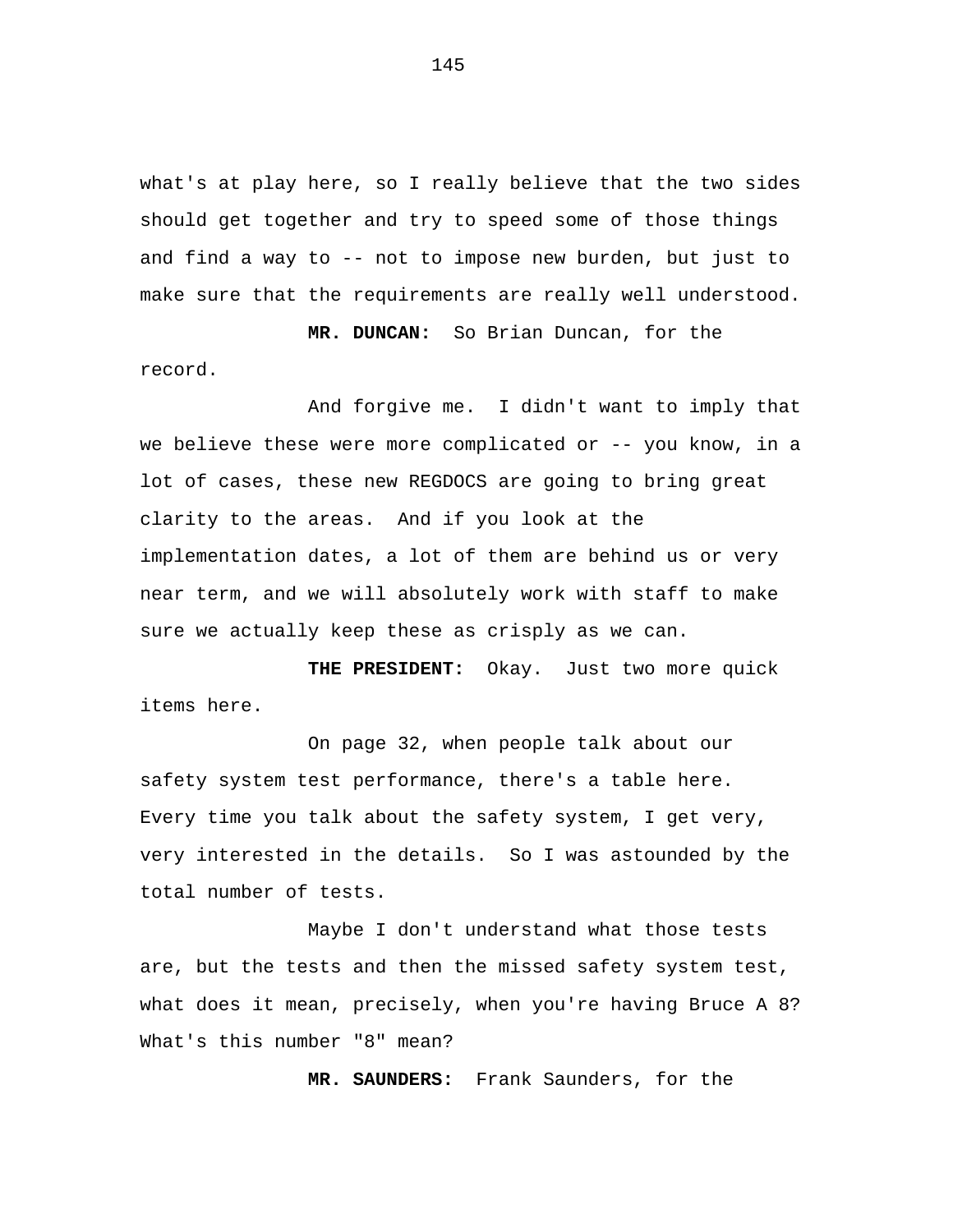what's at play here, so I really believe that the two sides should get together and try to speed some of those things and find a way to -- not to impose new burden, but just to make sure that the requirements are really well understood.

**MR. DUNCAN:** So Brian Duncan, for the record.

And forgive me. I didn't want to imply that we believe these were more complicated or -- you know, in a lot of cases, these new REGDOCS are going to bring great clarity to the areas. And if you look at the implementation dates, a lot of them are behind us or very near term, and we will absolutely work with staff to make sure we actually keep these as crisply as we can.

**THE PRESIDENT:** Okay. Just two more quick items here.

On page 32, when people talk about our safety system test performance, there's a table here. Every time you talk about the safety system, I get very, very interested in the details. So I was astounded by the total number of tests.

Maybe I don't understand what those tests are, but the tests and then the missed safety system test, what does it mean, precisely, when you're having Bruce A 8? What's this number "8" mean?

**MR. SAUNDERS:** Frank Saunders, for the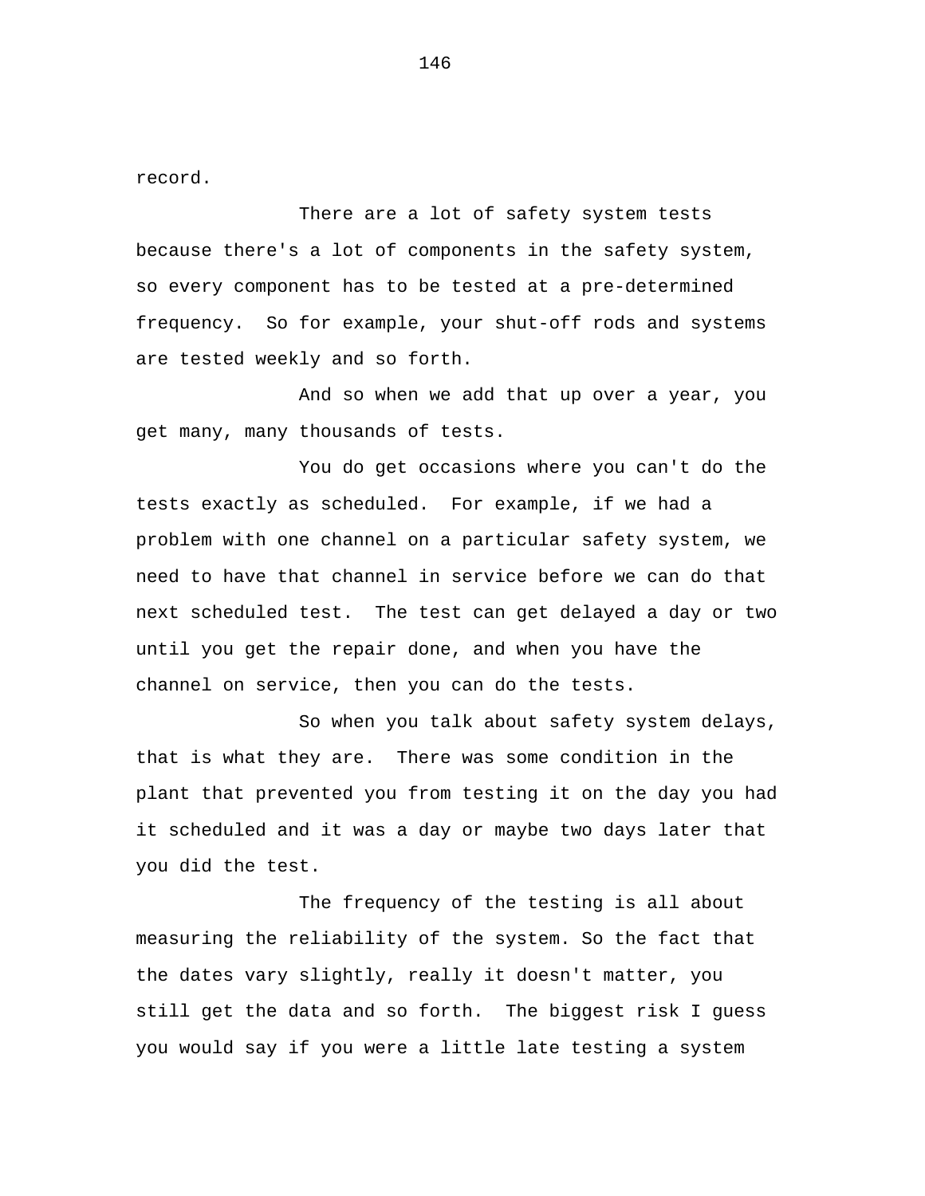record.

There are a lot of safety system tests because there's a lot of components in the safety system, so every component has to be tested at a pre-determined frequency. So for example, your shut-off rods and systems are tested weekly and so forth.

And so when we add that up over a year, you get many, many thousands of tests.

You do get occasions where you can't do the tests exactly as scheduled. For example, if we had a problem with one channel on a particular safety system, we need to have that channel in service before we can do that next scheduled test. The test can get delayed a day or two until you get the repair done, and when you have the channel on service, then you can do the tests.

So when you talk about safety system delays, that is what they are. There was some condition in the plant that prevented you from testing it on the day you had it scheduled and it was a day or maybe two days later that you did the test.

The frequency of the testing is all about measuring the reliability of the system. So the fact that the dates vary slightly, really it doesn't matter, you still get the data and so forth. The biggest risk I guess you would say if you were a little late testing a system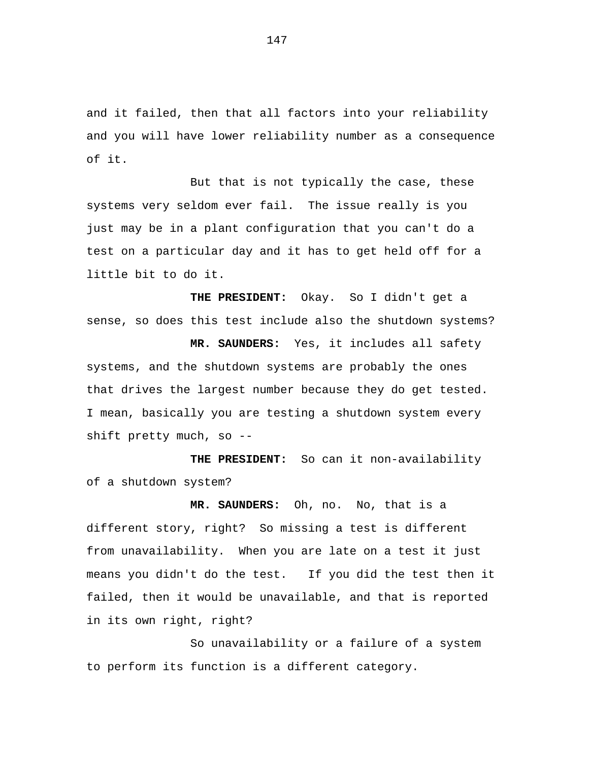and it failed, then that all factors into your reliability and you will have lower reliability number as a consequence of it.

But that is not typically the case, these systems very seldom ever fail. The issue really is you just may be in a plant configuration that you can't do a test on a particular day and it has to get held off for a little bit to do it.

**THE PRESIDENT:** Okay. So I didn't get a sense, so does this test include also the shutdown systems?

**MR. SAUNDERS:** Yes, it includes all safety systems, and the shutdown systems are probably the ones that drives the largest number because they do get tested. I mean, basically you are testing a shutdown system every shift pretty much, so --

**THE PRESIDENT:** So can it non-availability of a shutdown system?

**MR. SAUNDERS:** Oh, no. No, that is a different story, right? So missing a test is different from unavailability. When you are late on a test it just means you didn't do the test. If you did the test then it failed, then it would be unavailable, and that is reported in its own right, right?

So unavailability or a failure of a system to perform its function is a different category.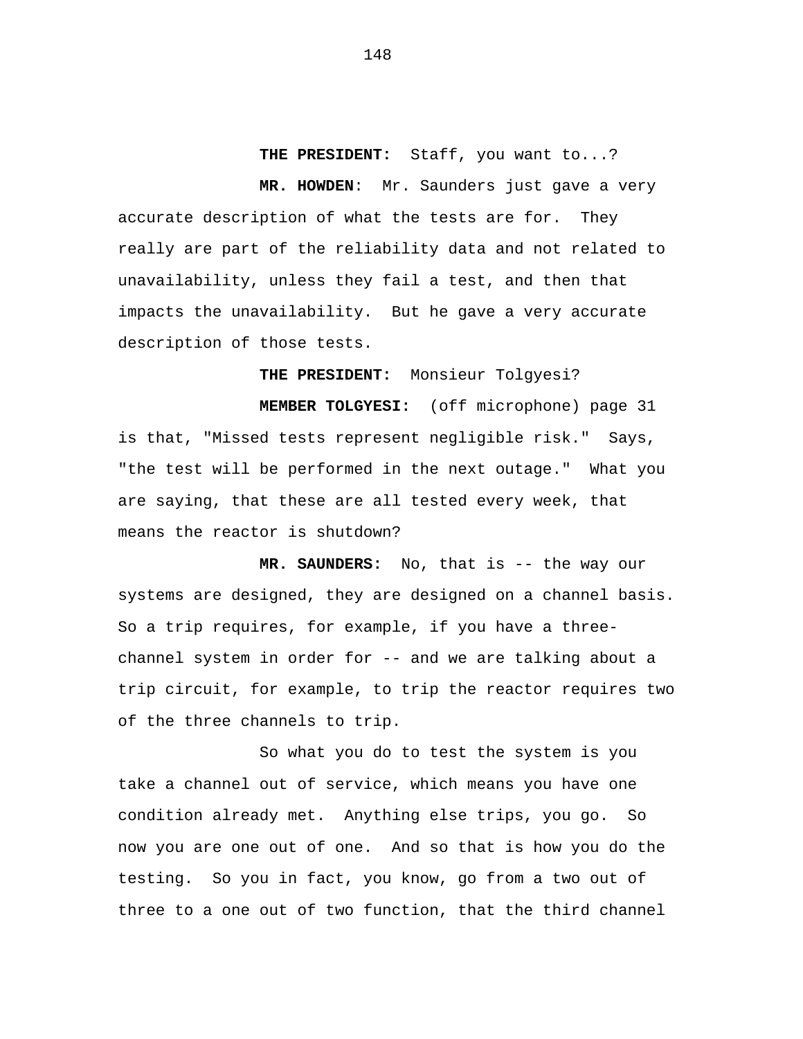**THE PRESIDENT:** Staff, you want to...?

**MR. HOWDEN**: Mr. Saunders just gave a very accurate description of what the tests are for. They really are part of the reliability data and not related to unavailability, unless they fail a test, and then that impacts the unavailability. But he gave a very accurate description of those tests.

**THE PRESIDENT:** Monsieur Tolgyesi?

**MEMBER TOLGYESI:** (off microphone) page 31 is that, "Missed tests represent negligible risk." Says, "the test will be performed in the next outage." What you are saying, that these are all tested every week, that means the reactor is shutdown?

**MR. SAUNDERS:** No, that is -- the way our systems are designed, they are designed on a channel basis. So a trip requires, for example, if you have a three-channel system in order for -- and we are talking about a trip circuit, for example, to trip the reactor requires two of the three channels to trip.

So what you do to test the system is you take a channel out of service, which means you have one condition already met. Anything else trips, you go. So now you are one out of one. And so that is how you do the testing. So you in fact, you know, go from a two out of three to a one out of two function, that the third channel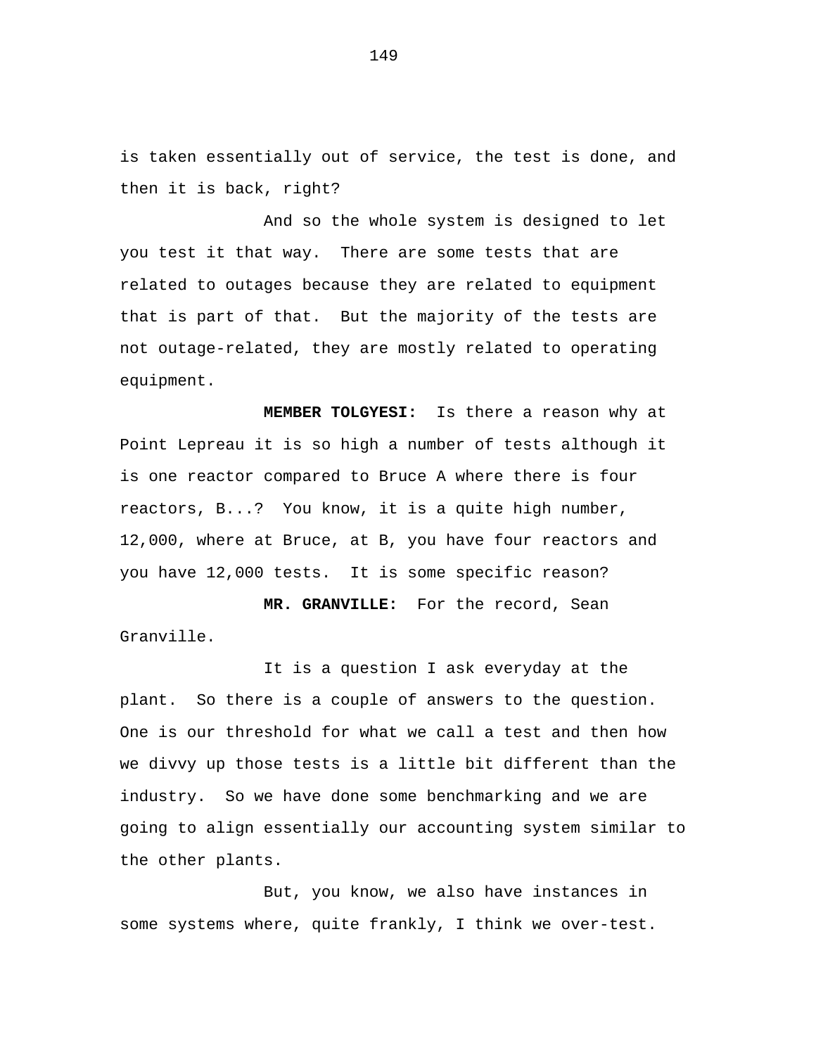is taken essentially out of service, the test is done, and then it is back, right?

And so the whole system is designed to let you test it that way. There are some tests that are related to outages because they are related to equipment that is part of that. But the majority of the tests are not outage-related, they are mostly related to operating equipment.

**MEMBER TOLGYESI:** Is there a reason why at Point Lepreau it is so high a number of tests although it is one reactor compared to Bruce A where there is four reactors, B...? You know, it is a quite high number, 12,000, where at Bruce, at B, you have four reactors and you have 12,000 tests. It is some specific reason?

**MR. GRANVILLE:** For the record, Sean Granville.

It is a question I ask everyday at the plant. So there is a couple of answers to the question. One is our threshold for what we call a test and then how we divvy up those tests is a little bit different than the industry. So we have done some benchmarking and we are going to align essentially our accounting system similar to the other plants.

But, you know, we also have instances in some systems where, quite frankly, I think we over-test.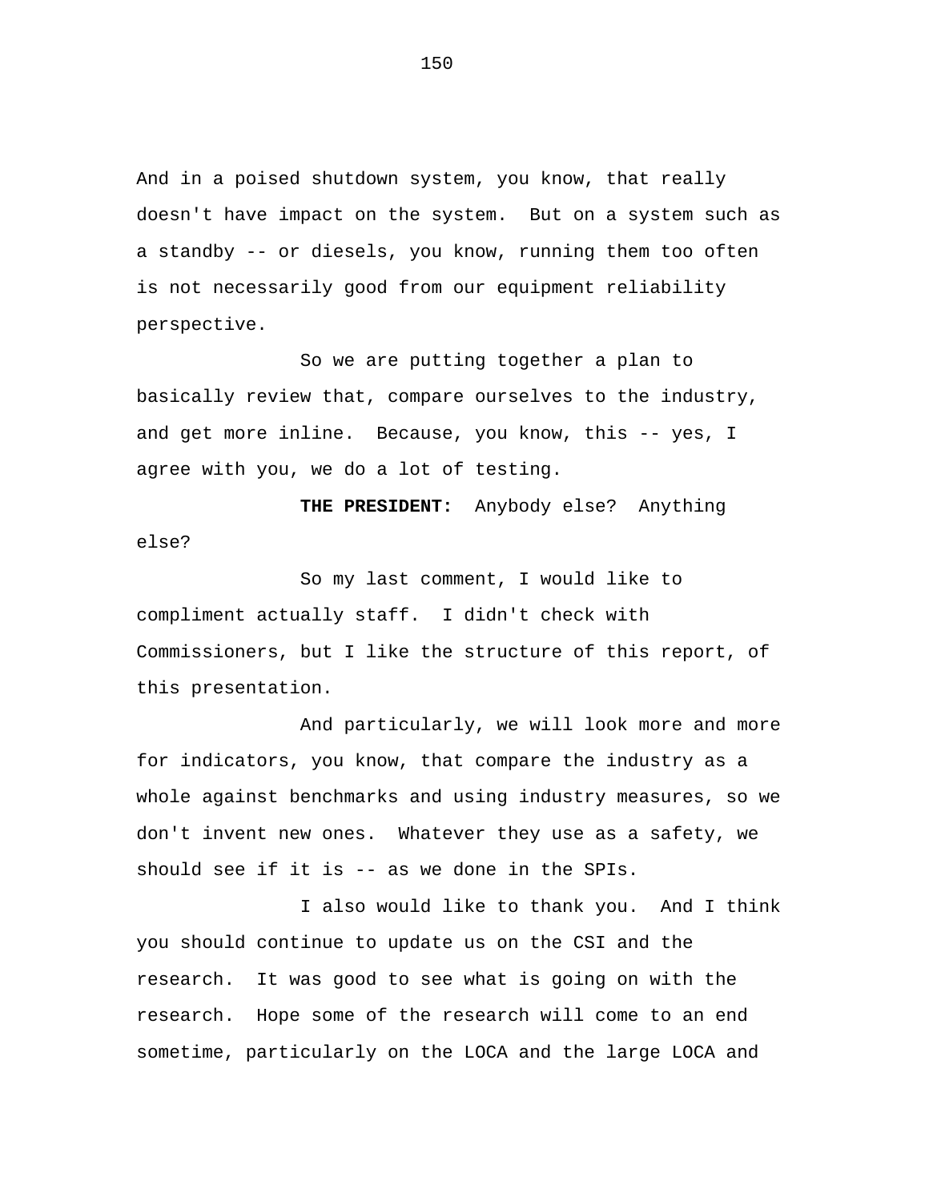And in a poised shutdown system, you know, that really doesn't have impact on the system. But on a system such as a standby -- or diesels, you know, running them too often is not necessarily good from our equipment reliability perspective.

So we are putting together a plan to basically review that, compare ourselves to the industry, and get more inline. Because, you know, this -- yes, I agree with you, we do a lot of testing.

**THE PRESIDENT:** Anybody else? Anything else?

So my last comment, I would like to compliment actually staff. I didn't check with Commissioners, but I like the structure of this report, of this presentation.

And particularly, we will look more and more for indicators, you know, that compare the industry as a whole against benchmarks and using industry measures, so we don't invent new ones. Whatever they use as a safety, we should see if it is -- as we done in the SPIs.

I also would like to thank you. And I think you should continue to update us on the CSI and the research. It was good to see what is going on with the research. Hope some of the research will come to an end sometime, particularly on the LOCA and the large LOCA and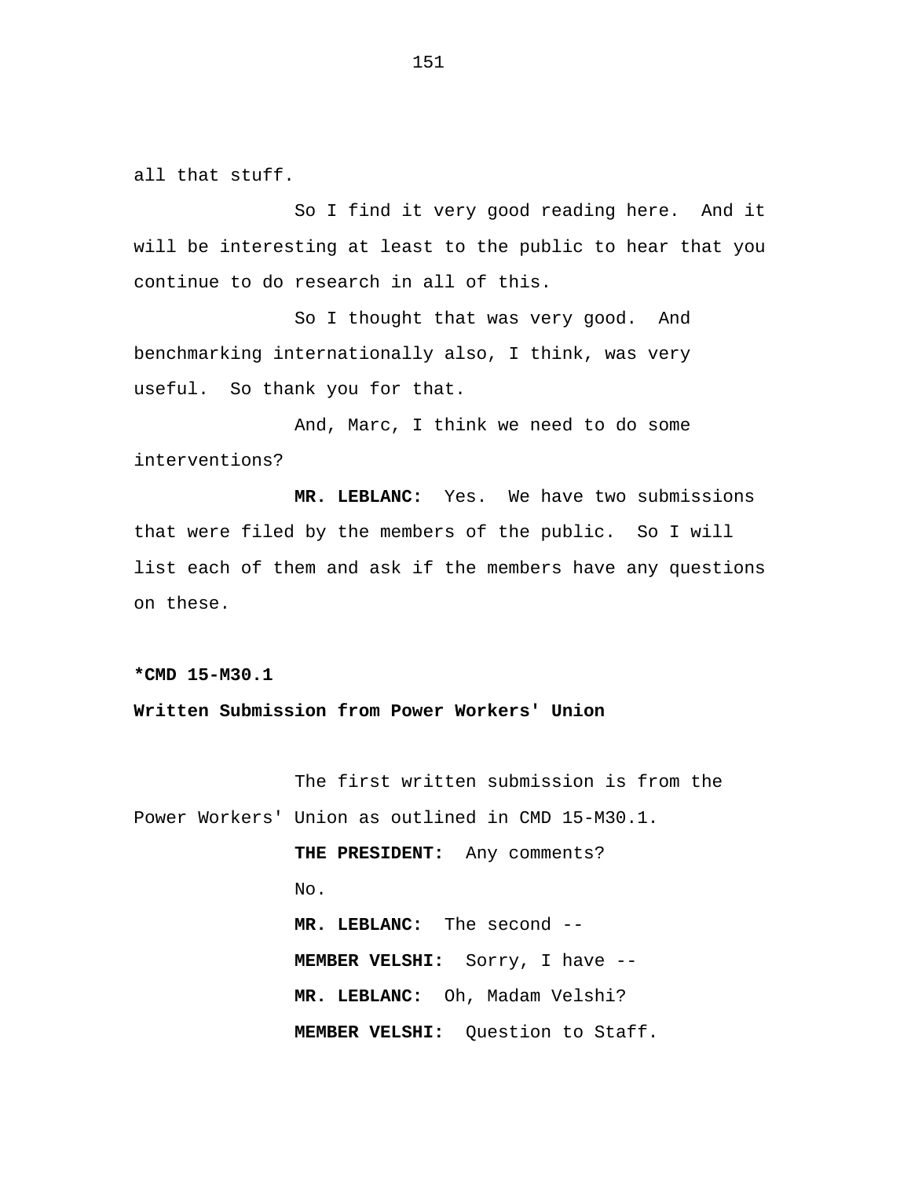all that stuff.

So I find it very good reading here. And it will be interesting at least to the public to hear that you continue to do research in all of this.

So I thought that was very good. And benchmarking internationally also, I think, was very useful. So thank you for that.

And, Marc, I think we need to do some interventions?

**MR. LEBLANC:** Yes. We have two submissions that were filed by the members of the public. So I will list each of them and ask if the members have any questions on these.

**\*CMD 15-M30.1**

**Written Submission from Power Workers' Union**

The first written submission is from the Power Workers' Union as outlined in CMD 15-M30.1.

**THE PRESIDENT:** Any comments?

No.

**MR. LEBLANC:** The second --

**MEMBER VELSHI:** Sorry, I have --

**MR. LEBLANC:** Oh, Madam Velshi?

**MEMBER VELSHI:** Question to Staff.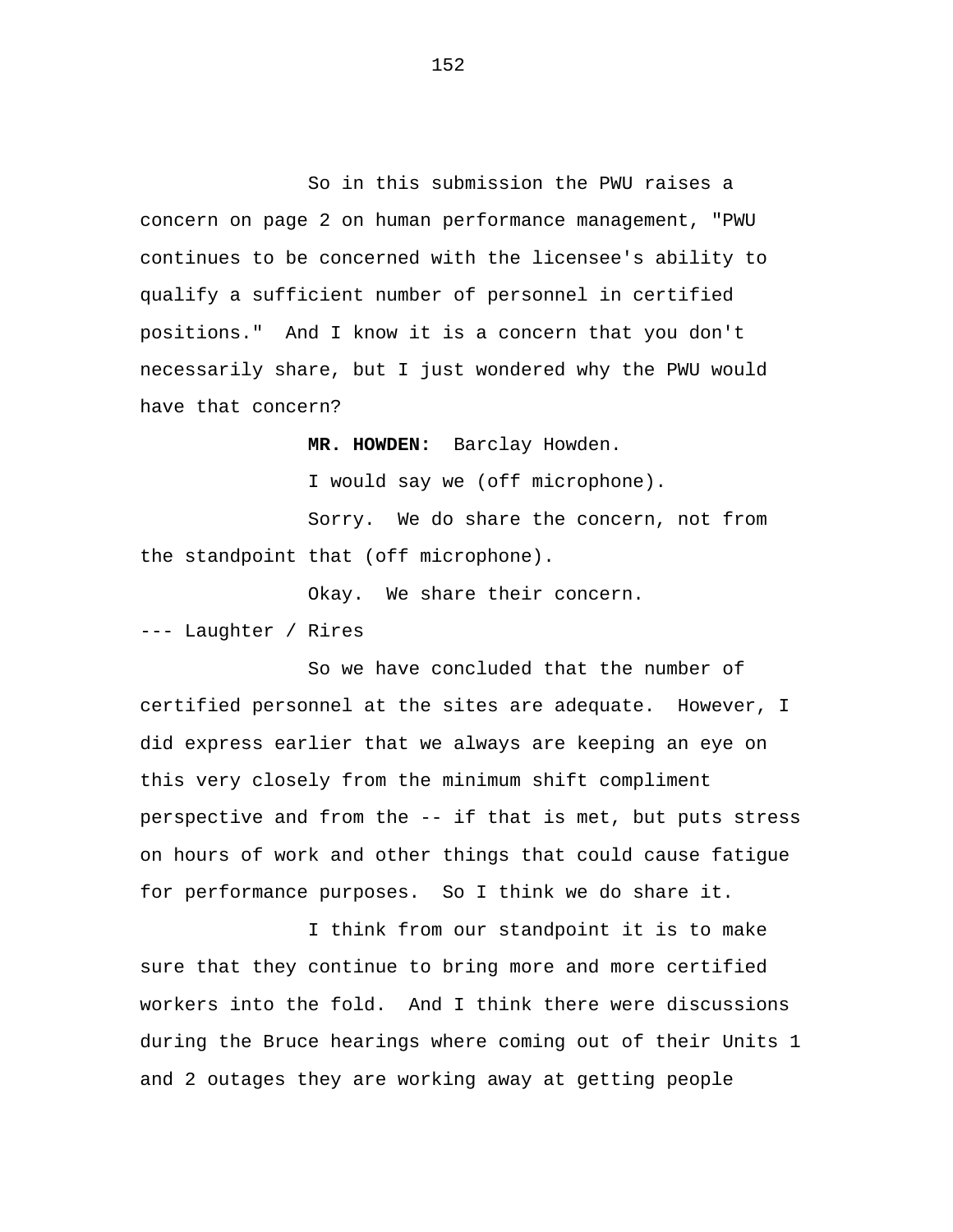So in this submission the PWU raises a concern on page 2 on human performance management, "PWU continues to be concerned with the licensee's ability to qualify a sufficient number of personnel in certified positions." And I know it is a concern that you don't necessarily share, but I just wondered why the PWU would have that concern?

**MR. HOWDEN:** Barclay Howden.

I would say we (off microphone).

Sorry. We do share the concern, not from the standpoint that (off microphone).

Okay. We share their concern.

--- Laughter / Rires

So we have concluded that the number of certified personnel at the sites are adequate. However, I did express earlier that we always are keeping an eye on this very closely from the minimum shift compliment perspective and from the -- if that is met, but puts stress on hours of work and other things that could cause fatigue for performance purposes. So I think we do share it.

I think from our standpoint it is to make sure that they continue to bring more and more certified workers into the fold. And I think there were discussions during the Bruce hearings where coming out of their Units 1 and 2 outages they are working away at getting people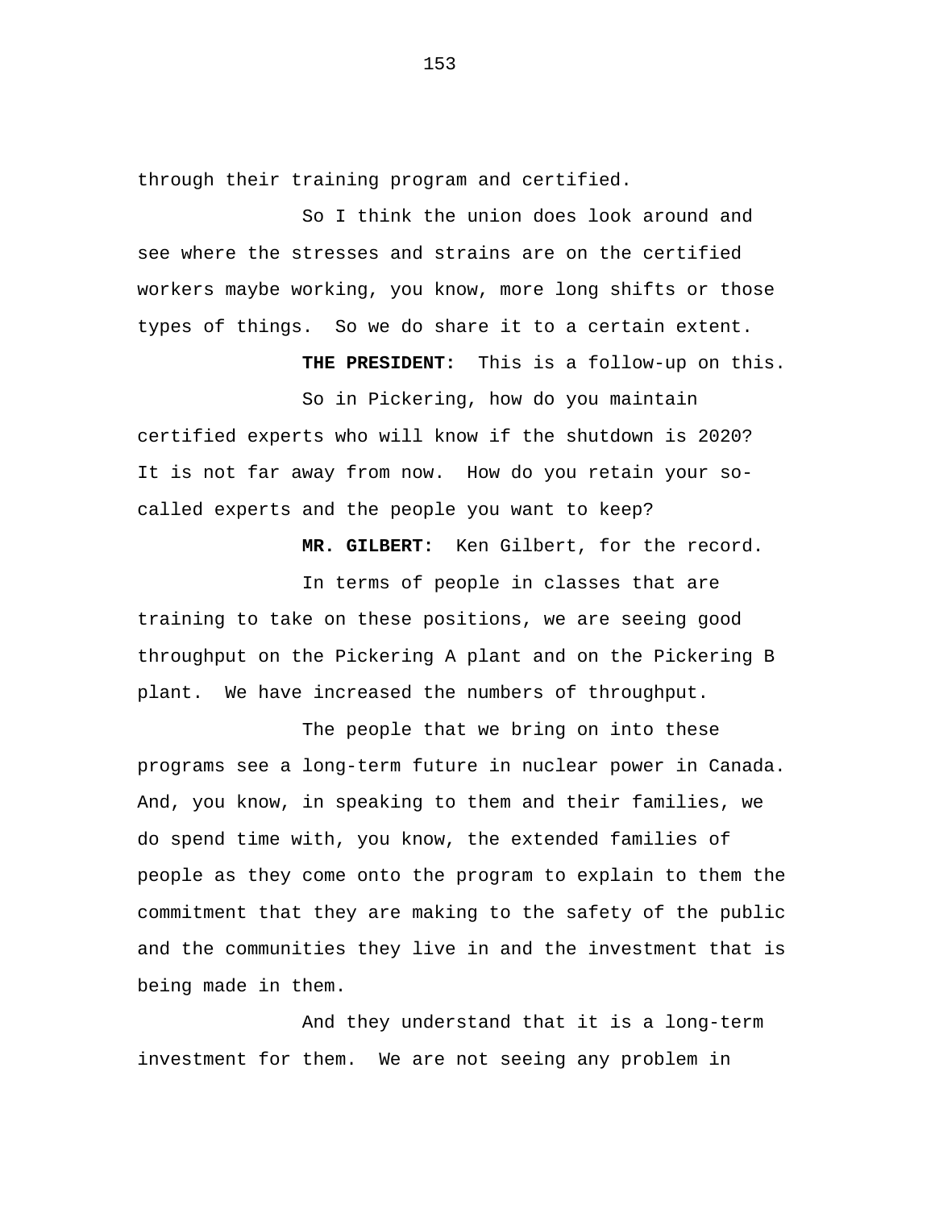through their training program and certified.

So I think the union does look around and see where the stresses and strains are on the certified workers maybe working, you know, more long shifts or those types of things. So we do share it to a certain extent.

**THE PRESIDENT:** This is a follow-up on this.

So in Pickering, how do you maintain certified experts who will know if the shutdown is 2020? It is not far away from now. How do you retain your so-called experts and the people you want to keep?

**MR. GILBERT:** Ken Gilbert, for the record.

In terms of people in classes that are training to take on these positions, we are seeing good throughput on the Pickering A plant and on the Pickering B plant. We have increased the numbers of throughput.

The people that we bring on into these programs see a long-term future in nuclear power in Canada. And, you know, in speaking to them and their families, we do spend time with, you know, the extended families of people as they come onto the program to explain to them the commitment that they are making to the safety of the public and the communities they live in and the investment that is being made in them.

And they understand that it is a long-term investment for them. We are not seeing any problem in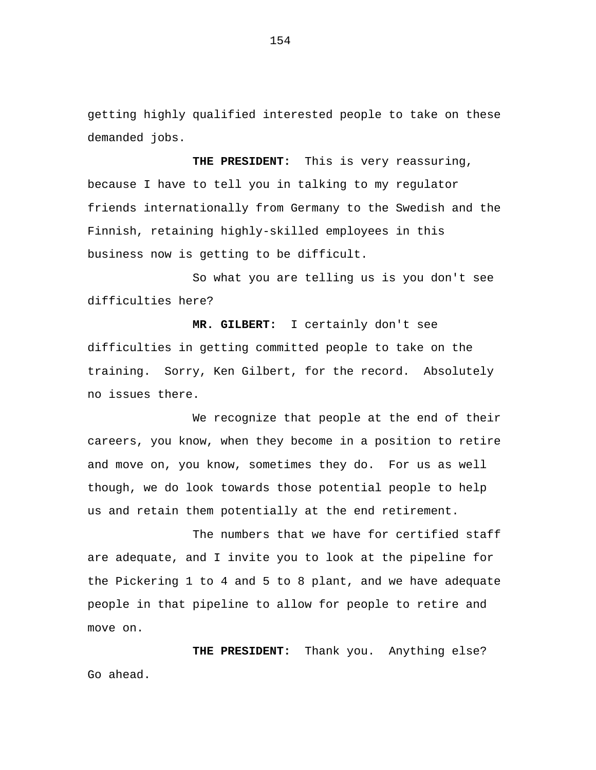getting highly qualified interested people to take on these demanded jobs.

**THE PRESIDENT:** This is very reassuring, because I have to tell you in talking to my regulator friends internationally from Germany to the Swedish and the Finnish, retaining highly-skilled employees in this business now is getting to be difficult.

So what you are telling us is you don't see difficulties here?

**MR. GILBERT:** I certainly don't see difficulties in getting committed people to take on the training. Sorry, Ken Gilbert, for the record. Absolutely no issues there.

We recognize that people at the end of their careers, you know, when they become in a position to retire and move on, you know, sometimes they do. For us as well though, we do look towards those potential people to help us and retain them potentially at the end retirement.

The numbers that we have for certified staff are adequate, and I invite you to look at the pipeline for the Pickering 1 to 4 and 5 to 8 plant, and we have adequate people in that pipeline to allow for people to retire and move on.

**THE PRESIDENT:** Thank you. Anything else? Go ahead.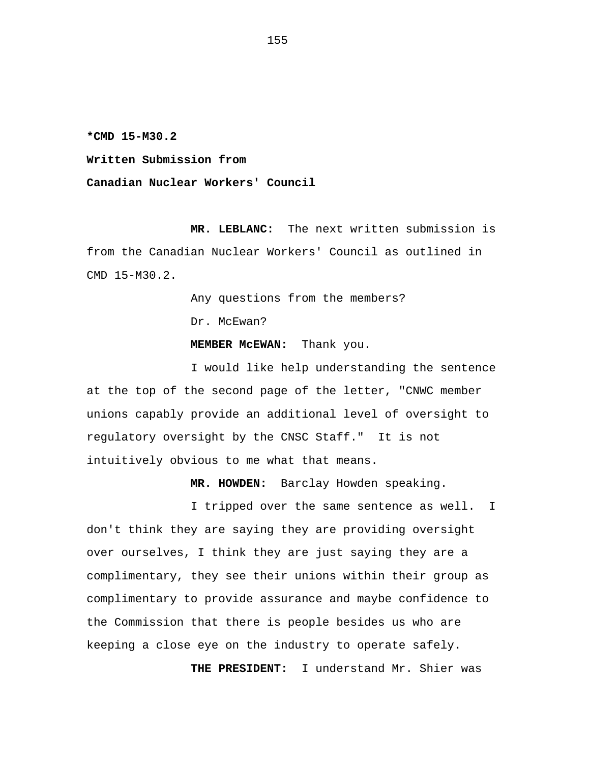**\*CMD 15-M30.2**

**Written Submission from**

**Canadian Nuclear Workers' Council**

**MR. LEBLANC:** The next written submission is from the Canadian Nuclear Workers' Council as outlined in CMD 15-M30.2.

Any questions from the members?

Dr. McEwan?

**MEMBER McEWAN:** Thank you.

I would like help understanding the sentence at the top of the second page of the letter, "CNWC member unions capably provide an additional level of oversight to regulatory oversight by the CNSC Staff." It is not intuitively obvious to me what that means.

**MR. HOWDEN:** Barclay Howden speaking.

I tripped over the same sentence as well. I don't think they are saying they are providing oversight over ourselves, I think they are just saying they are a complimentary, they see their unions within their group as complimentary to provide assurance and maybe confidence to the Commission that there is people besides us who are keeping a close eye on the industry to operate safely.

**THE PRESIDENT:** I understand Mr. Shier was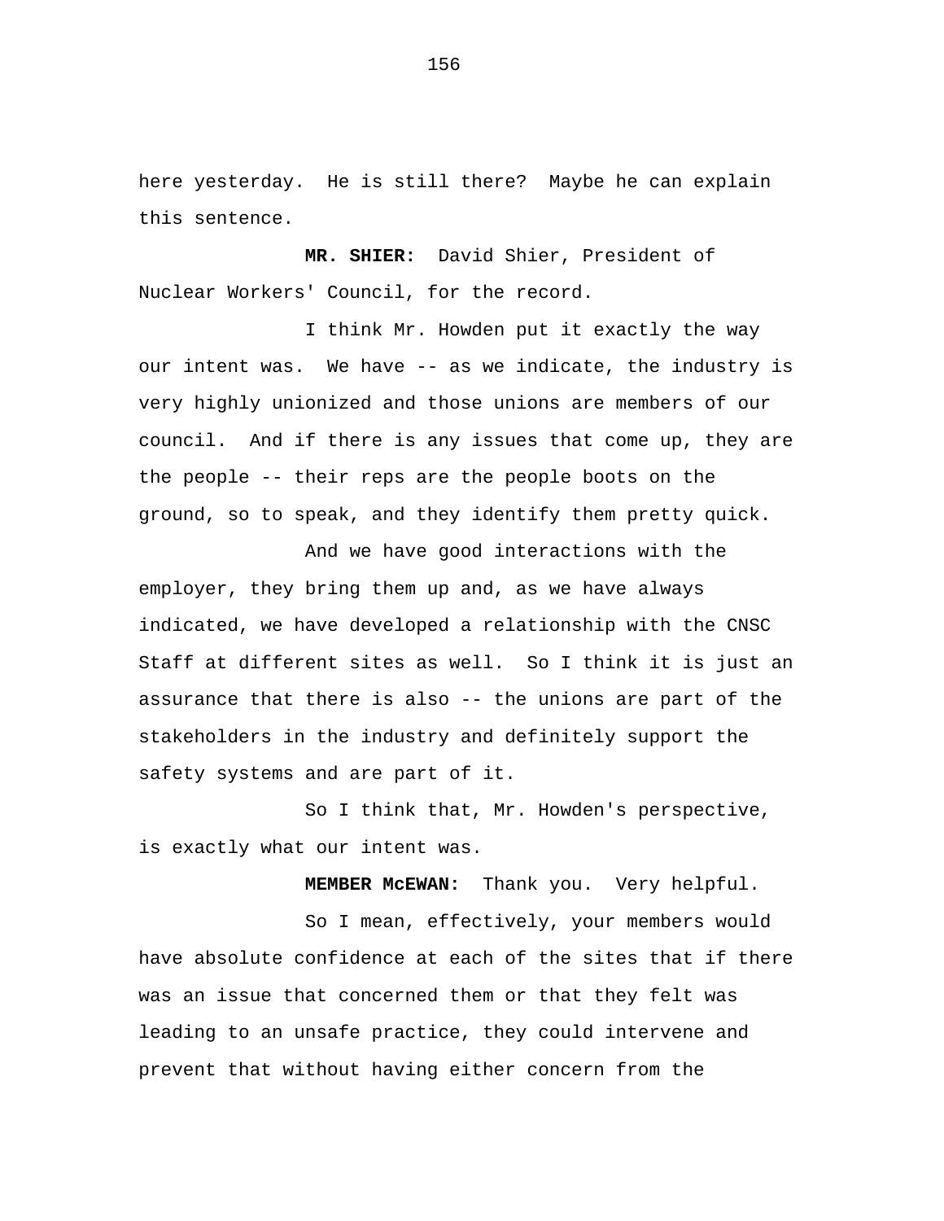here yesterday.  He is still there?  Maybe he can explain this sentence.

**MR. SHIER:**  David Shier, President of Nuclear Workers' Council, for the record.

I think Mr. Howden put it exactly the way our intent was.  We have -- as we indicate, the industry is very highly unionized and those unions are members of our council.  And if there is any issues that come up, they are the people -- their reps are the people boots on the ground, so to speak, and they identify them pretty quick.

And we have good interactions with the employer, they bring them up and, as we have always indicated, we have developed a relationship with the CNSC Staff at different sites as well.  So I think it is just an assurance that there is also -- the unions are part of the stakeholders in the industry and definitely support the safety systems and are part of it.

So I think that, Mr. Howden's perspective, is exactly what our intent was.

**MEMBER McEWAN:**  Thank you.  Very helpful.

So I mean, effectively, your members would have absolute confidence at each of the sites that if there was an issue that concerned them or that they felt was leading to an unsafe practice, they could intervene and prevent that without having either concern from the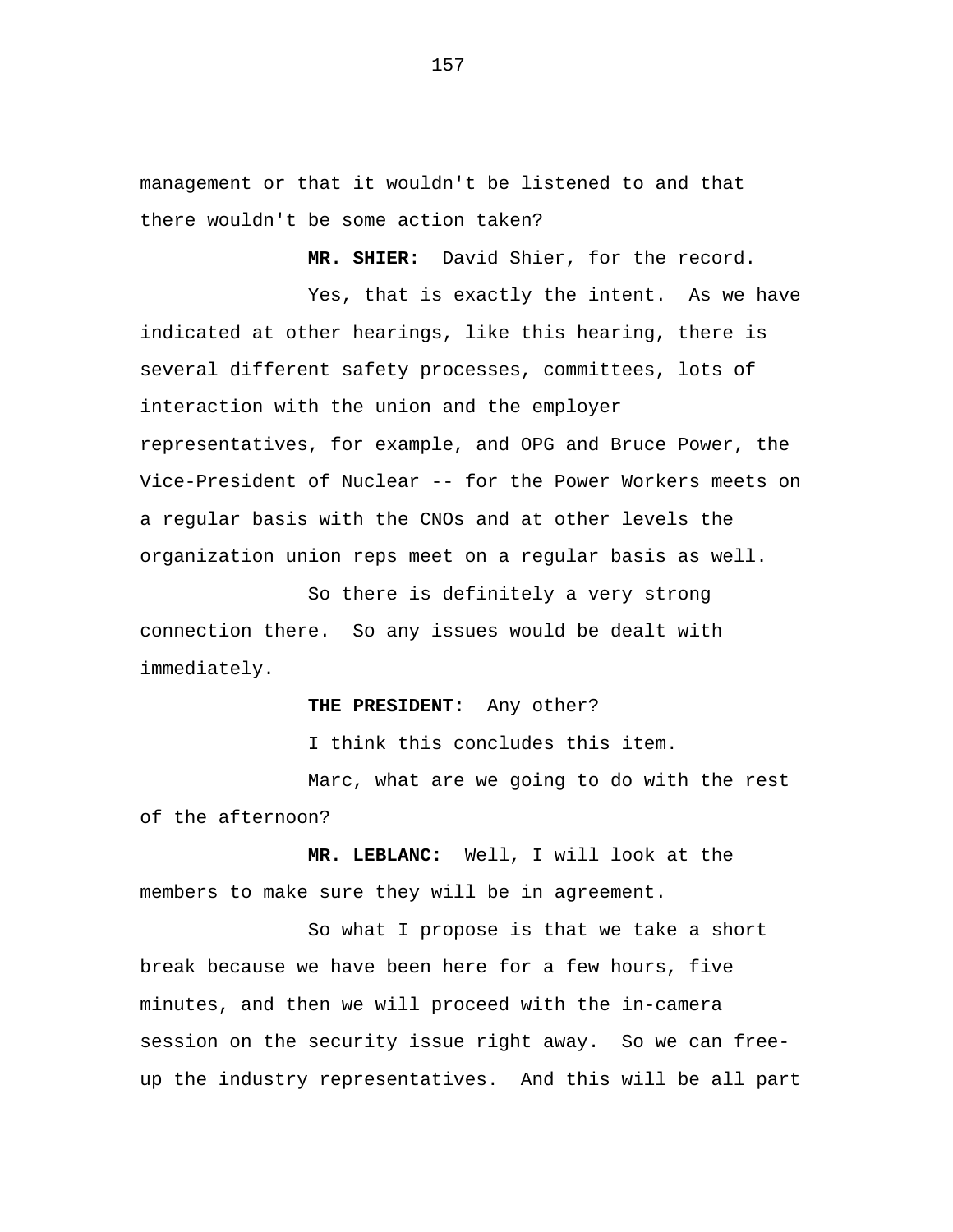management or that it wouldn't be listened to and that there wouldn't be some action taken?

**MR. SHIER:** David Shier, for the record.

Yes, that is exactly the intent. As we have indicated at other hearings, like this hearing, there is several different safety processes, committees, lots of interaction with the union and the employer representatives, for example, and OPG and Bruce Power, the Vice-President of Nuclear -- for the Power Workers meets on a regular basis with the CNOs and at other levels the organization union reps meet on a regular basis as well.

So there is definitely a very strong connection there. So any issues would be dealt with immediately.

**THE PRESIDENT:** Any other?

I think this concludes this item.

Marc, what are we going to do with the rest of the afternoon?

**MR. LEBLANC:** Well, I will look at the members to make sure they will be in agreement.

So what I propose is that we take a short break because we have been here for a few hours, five minutes, and then we will proceed with the in-camera session on the security issue right away. So we can free-up the industry representatives. And this will be all part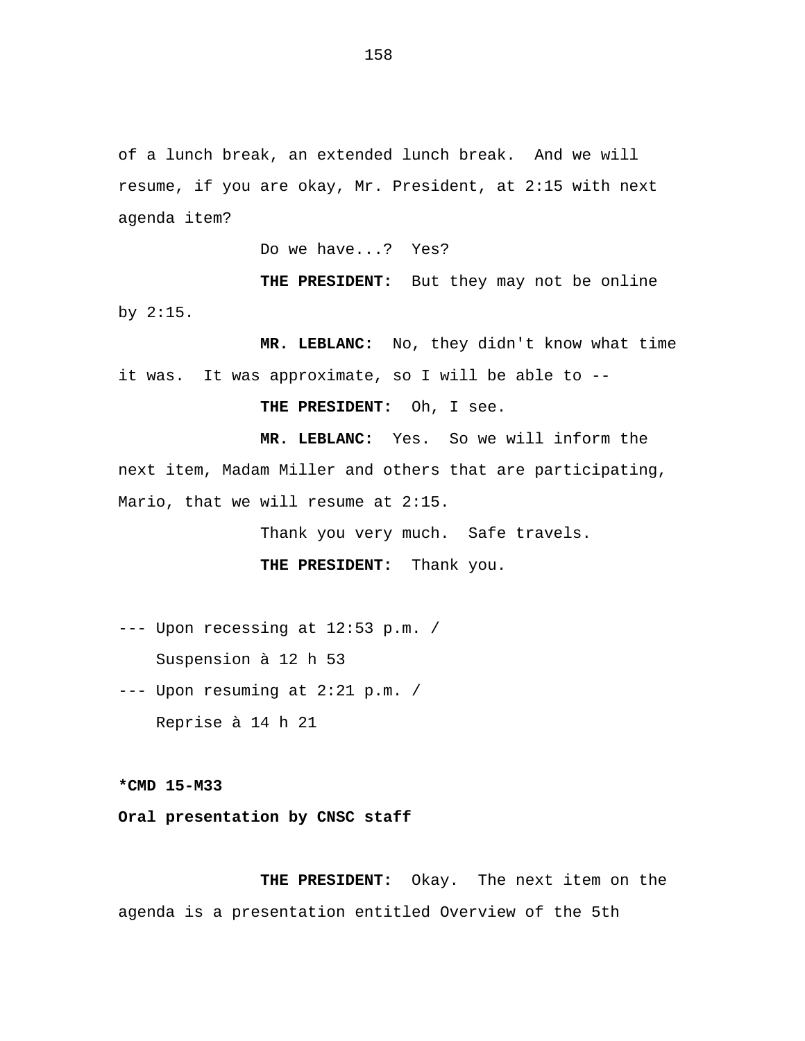of a lunch break, an extended lunch break. And we will resume, if you are okay, Mr. President, at 2:15 with next agenda item?

Do we have...? Yes?

**THE PRESIDENT:** But they may not be online by 2:15.

**MR. LEBLANC:** No, they didn't know what time it was. It was approximate, so I will be able to --

**THE PRESIDENT:** Oh, I see.

**MR. LEBLANC:** Yes. So we will inform the next item, Madam Miller and others that are participating, Mario, that we will resume at 2:15.

Thank you very much. Safe travels.

**THE PRESIDENT:** Thank you.

--- Upon recessing at 12:53 p.m. /
Suspension à 12 h 53

--- Upon resuming at 2:21 p.m. /
Reprise à 14 h 21

**\*CMD 15-M33**

**Oral presentation by CNSC staff**

**THE PRESIDENT:** Okay. The next item on the agenda is a presentation entitled Overview of the 5th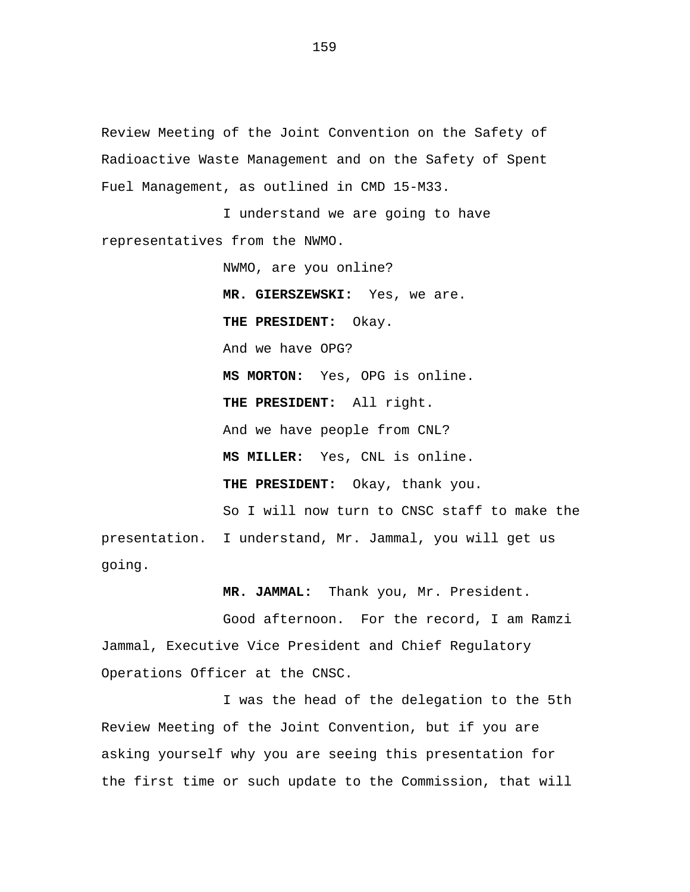Review Meeting of the Joint Convention on the Safety of Radioactive Waste Management and on the Safety of Spent Fuel Management, as outlined in CMD 15-M33.

I understand we are going to have representatives from the NWMO.

NWMO, are you online?

**MR. GIERSZEWSKI:** Yes, we are.

**THE PRESIDENT:** Okay.

And we have OPG?

**MS MORTON:** Yes, OPG is online.

**THE PRESIDENT:** All right.

And we have people from CNL?

**MS MILLER:** Yes, CNL is online.

**THE PRESIDENT:** Okay, thank you.

So I will now turn to CNSC staff to make the presentation. I understand, Mr. Jammal, you will get us going.

**MR. JAMMAL:** Thank you, Mr. President.

Good afternoon. For the record, I am Ramzi Jammal, Executive Vice President and Chief Regulatory Operations Officer at the CNSC.

I was the head of the delegation to the 5th Review Meeting of the Joint Convention, but if you are asking yourself why you are seeing this presentation for the first time or such update to the Commission, that will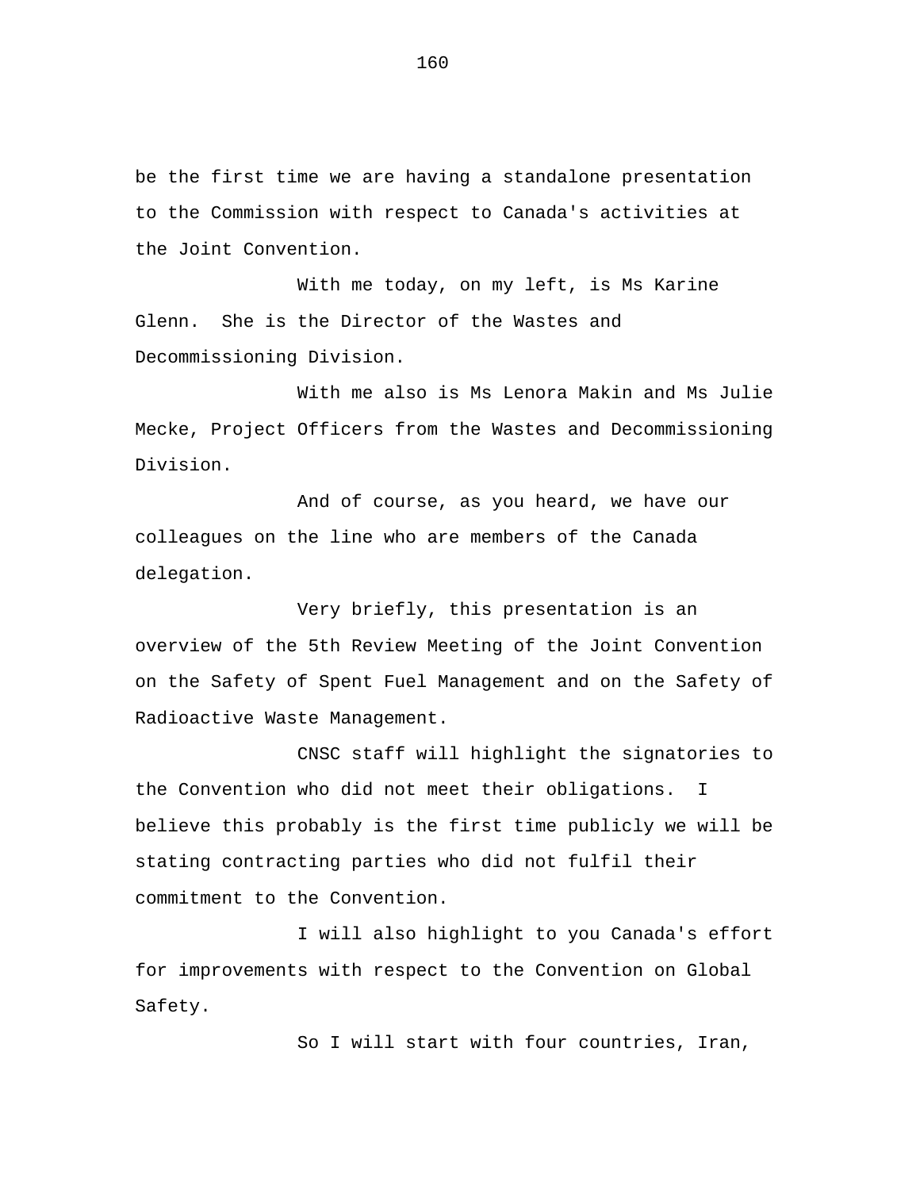be the first time we are having a standalone presentation to the Commission with respect to Canada's activities at the Joint Convention.

With me today, on my left, is Ms Karine Glenn. She is the Director of the Wastes and Decommissioning Division.

With me also is Ms Lenora Makin and Ms Julie Mecke, Project Officers from the Wastes and Decommissioning Division.

And of course, as you heard, we have our colleagues on the line who are members of the Canada delegation.

Very briefly, this presentation is an overview of the 5th Review Meeting of the Joint Convention on the Safety of Spent Fuel Management and on the Safety of Radioactive Waste Management.

CNSC staff will highlight the signatories to the Convention who did not meet their obligations. I believe this probably is the first time publicly we will be stating contracting parties who did not fulfil their commitment to the Convention.

I will also highlight to you Canada's effort for improvements with respect to the Convention on Global Safety.

So I will start with four countries, Iran,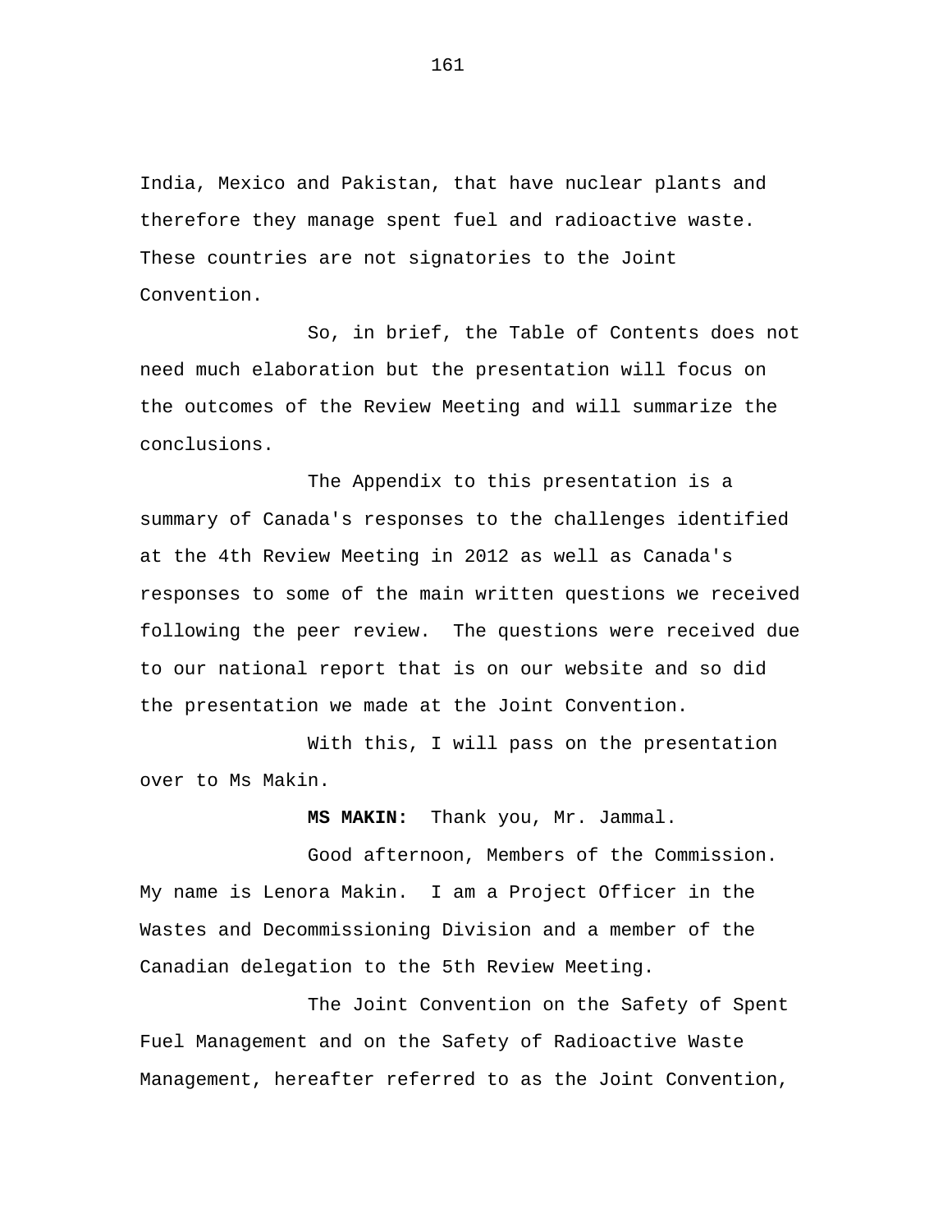India, Mexico and Pakistan, that have nuclear plants and therefore they manage spent fuel and radioactive waste. These countries are not signatories to the Joint Convention.

So, in brief, the Table of Contents does not need much elaboration but the presentation will focus on the outcomes of the Review Meeting and will summarize the conclusions.

The Appendix to this presentation is a summary of Canada's responses to the challenges identified at the 4th Review Meeting in 2012 as well as Canada's responses to some of the main written questions we received following the peer review. The questions were received due to our national report that is on our website and so did the presentation we made at the Joint Convention.

With this, I will pass on the presentation over to Ms Makin.

**MS MAKIN:** Thank you, Mr. Jammal.

Good afternoon, Members of the Commission. My name is Lenora Makin. I am a Project Officer in the Wastes and Decommissioning Division and a member of the Canadian delegation to the 5th Review Meeting.

The Joint Convention on the Safety of Spent Fuel Management and on the Safety of Radioactive Waste Management, hereafter referred to as the Joint Convention,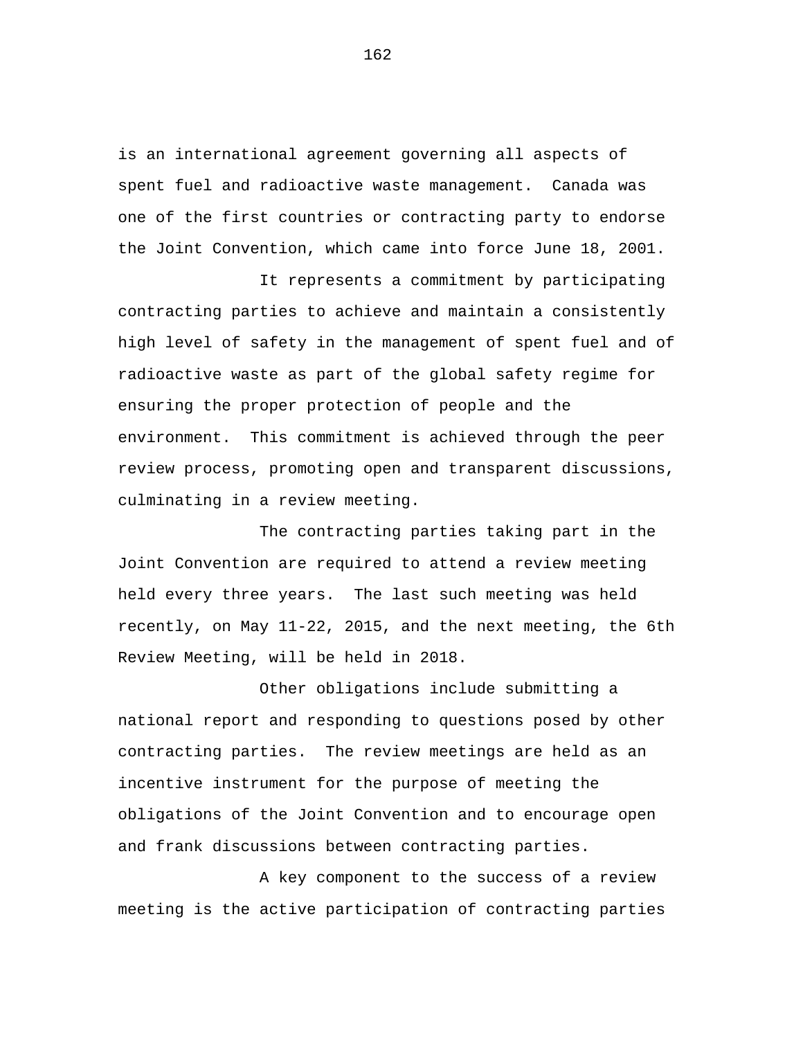is an international agreement governing all aspects of spent fuel and radioactive waste management. Canada was one of the first countries or contracting party to endorse the Joint Convention, which came into force June 18, 2001.

It represents a commitment by participating contracting parties to achieve and maintain a consistently high level of safety in the management of spent fuel and of radioactive waste as part of the global safety regime for ensuring the proper protection of people and the environment. This commitment is achieved through the peer review process, promoting open and transparent discussions, culminating in a review meeting.

The contracting parties taking part in the Joint Convention are required to attend a review meeting held every three years. The last such meeting was held recently, on May 11-22, 2015, and the next meeting, the 6th Review Meeting, will be held in 2018.

Other obligations include submitting a national report and responding to questions posed by other contracting parties. The review meetings are held as an incentive instrument for the purpose of meeting the obligations of the Joint Convention and to encourage open and frank discussions between contracting parties.

A key component to the success of a review meeting is the active participation of contracting parties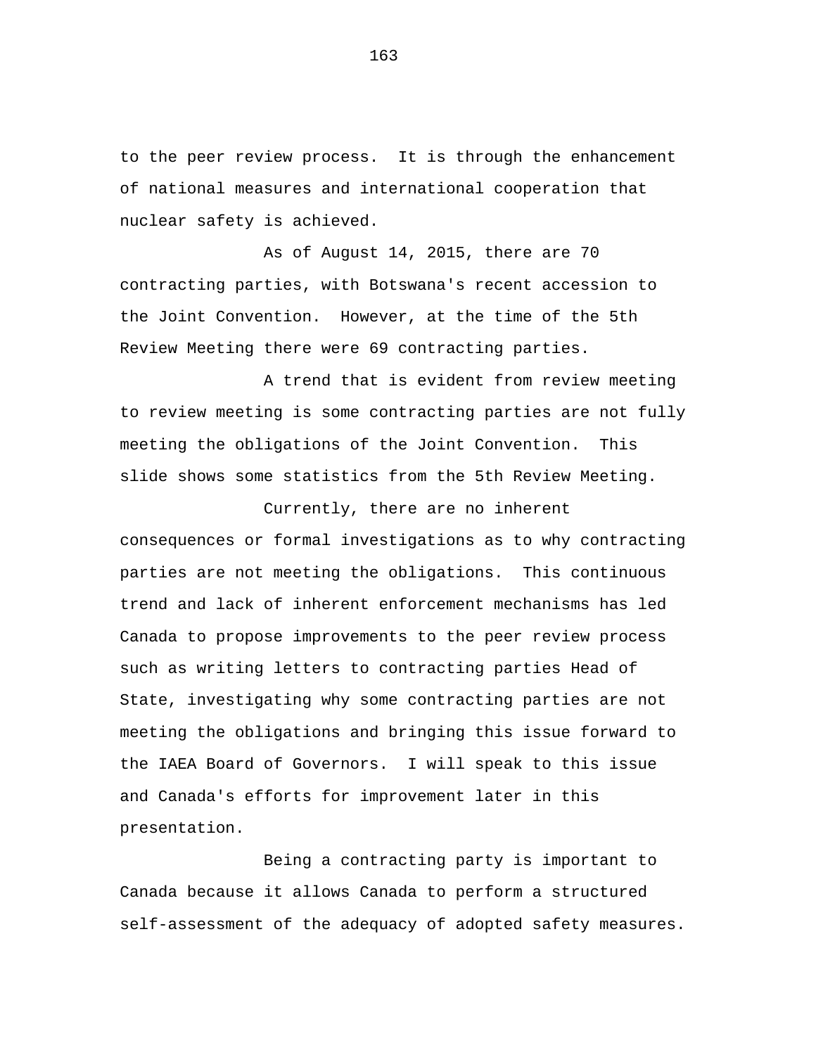to the peer review process. It is through the enhancement of national measures and international cooperation that nuclear safety is achieved.

As of August 14, 2015, there are 70 contracting parties, with Botswana's recent accession to the Joint Convention. However, at the time of the 5th Review Meeting there were 69 contracting parties.

A trend that is evident from review meeting to review meeting is some contracting parties are not fully meeting the obligations of the Joint Convention. This slide shows some statistics from the 5th Review Meeting.

Currently, there are no inherent consequences or formal investigations as to why contracting parties are not meeting the obligations. This continuous trend and lack of inherent enforcement mechanisms has led Canada to propose improvements to the peer review process such as writing letters to contracting parties Head of State, investigating why some contracting parties are not meeting the obligations and bringing this issue forward to the IAEA Board of Governors. I will speak to this issue and Canada's efforts for improvement later in this presentation.

Being a contracting party is important to Canada because it allows Canada to perform a structured self-assessment of the adequacy of adopted safety measures.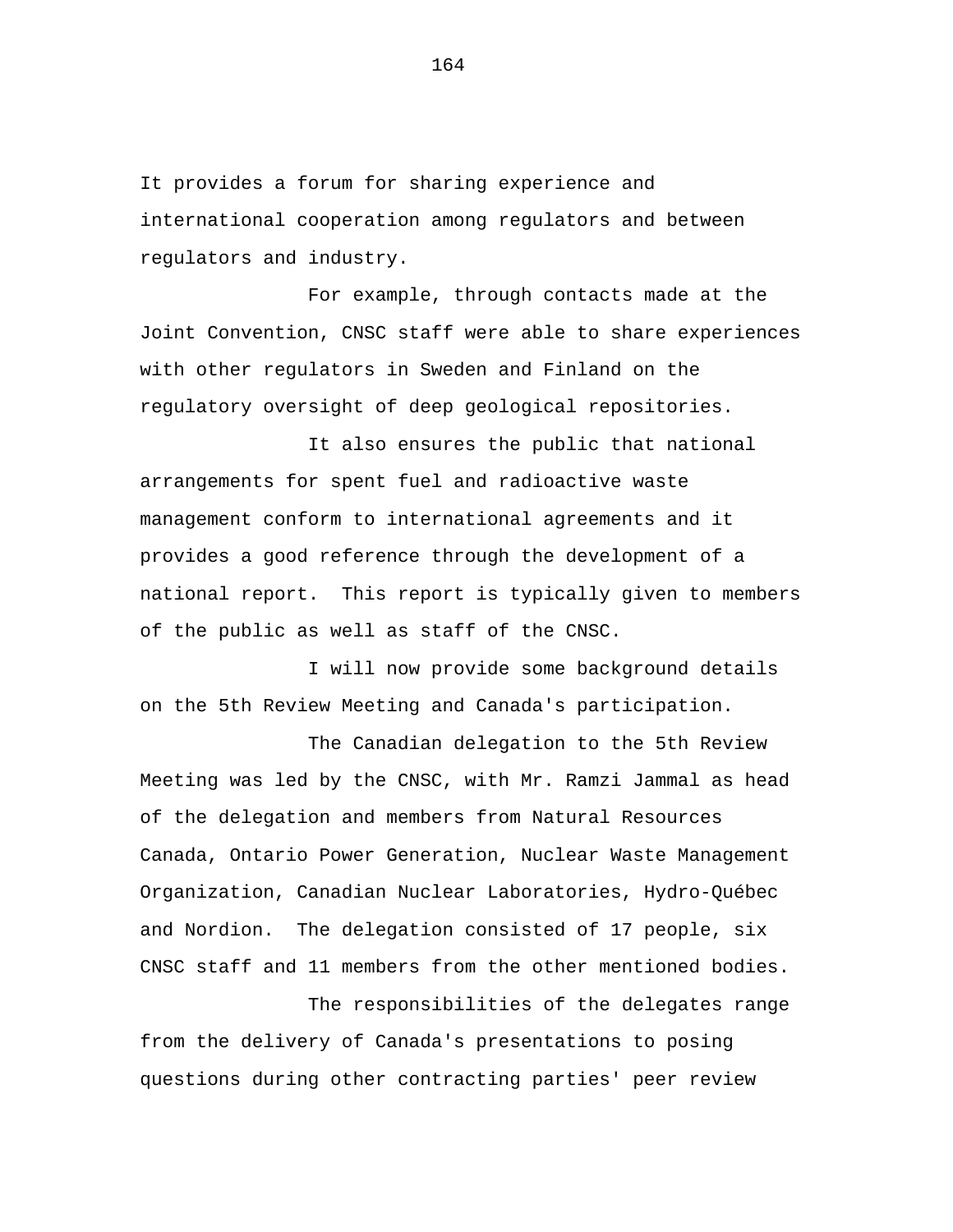It provides a forum for sharing experience and international cooperation among regulators and between regulators and industry.

For example, through contacts made at the Joint Convention, CNSC staff were able to share experiences with other regulators in Sweden and Finland on the regulatory oversight of deep geological repositories.

It also ensures the public that national arrangements for spent fuel and radioactive waste management conform to international agreements and it provides a good reference through the development of a national report. This report is typically given to members of the public as well as staff of the CNSC.

I will now provide some background details on the 5th Review Meeting and Canada's participation.

The Canadian delegation to the 5th Review Meeting was led by the CNSC, with Mr. Ramzi Jammal as head of the delegation and members from Natural Resources Canada, Ontario Power Generation, Nuclear Waste Management Organization, Canadian Nuclear Laboratories, Hydro-Québec and Nordion. The delegation consisted of 17 people, six CNSC staff and 11 members from the other mentioned bodies.

The responsibilities of the delegates range from the delivery of Canada's presentations to posing questions during other contracting parties' peer review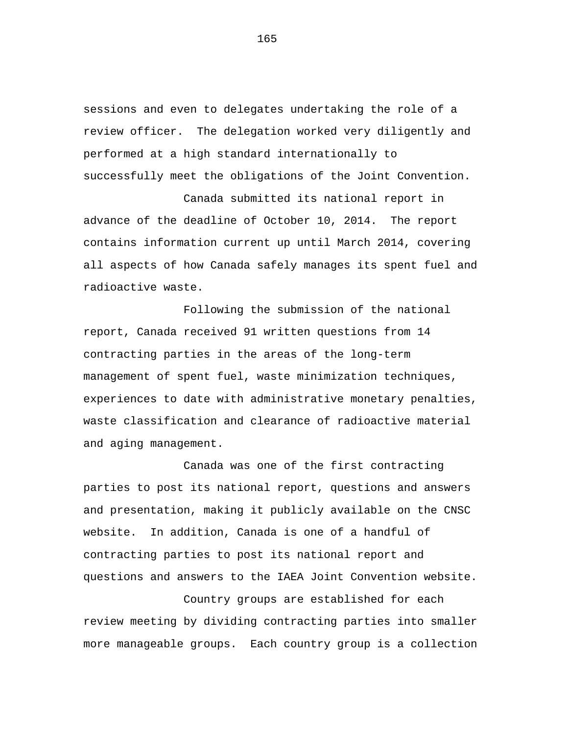sessions and even to delegates undertaking the role of a review officer. The delegation worked very diligently and performed at a high standard internationally to successfully meet the obligations of the Joint Convention.

Canada submitted its national report in advance of the deadline of October 10, 2014. The report contains information current up until March 2014, covering all aspects of how Canada safely manages its spent fuel and radioactive waste.

Following the submission of the national report, Canada received 91 written questions from 14 contracting parties in the areas of the long-term management of spent fuel, waste minimization techniques, experiences to date with administrative monetary penalties, waste classification and clearance of radioactive material and aging management.

Canada was one of the first contracting parties to post its national report, questions and answers and presentation, making it publicly available on the CNSC website. In addition, Canada is one of a handful of contracting parties to post its national report and questions and answers to the IAEA Joint Convention website.

Country groups are established for each review meeting by dividing contracting parties into smaller more manageable groups. Each country group is a collection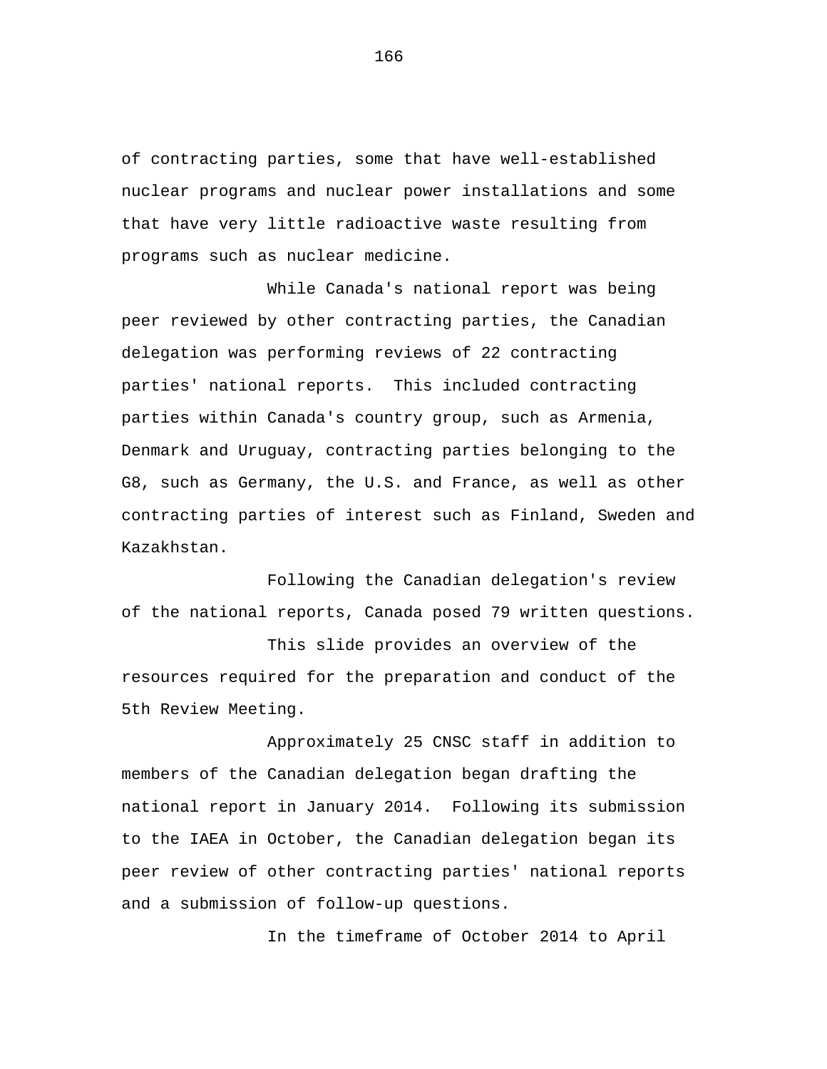of contracting parties, some that have well-established nuclear programs and nuclear power installations and some that have very little radioactive waste resulting from programs such as nuclear medicine.

While Canada's national report was being peer reviewed by other contracting parties, the Canadian delegation was performing reviews of 22 contracting parties' national reports. This included contracting parties within Canada's country group, such as Armenia, Denmark and Uruguay, contracting parties belonging to the G8, such as Germany, the U.S. and France, as well as other contracting parties of interest such as Finland, Sweden and Kazakhstan.

Following the Canadian delegation's review of the national reports, Canada posed 79 written questions.

This slide provides an overview of the resources required for the preparation and conduct of the 5th Review Meeting.

Approximately 25 CNSC staff in addition to members of the Canadian delegation began drafting the national report in January 2014. Following its submission to the IAEA in October, the Canadian delegation began its peer review of other contracting parties' national reports and a submission of follow-up questions.

In the timeframe of October 2014 to April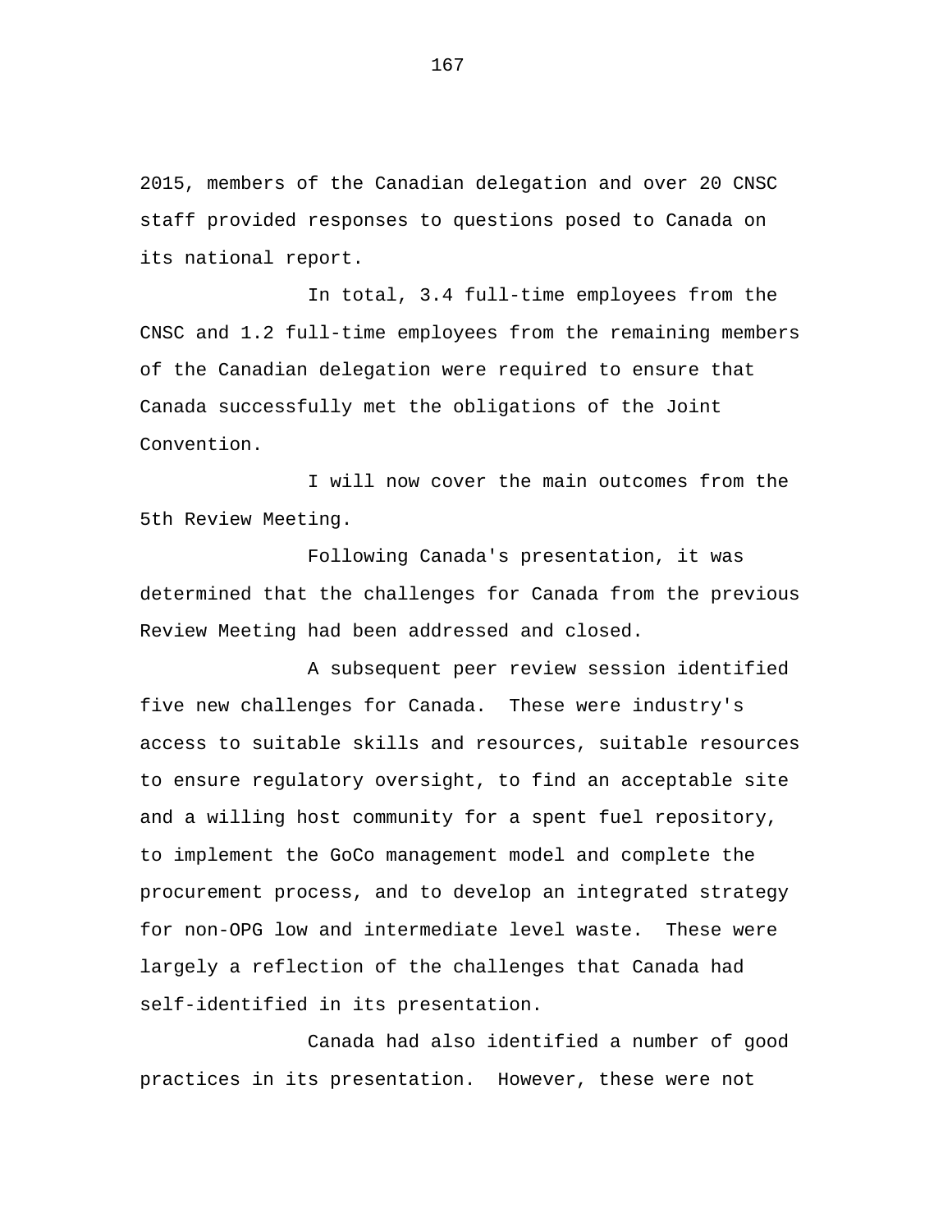2015, members of the Canadian delegation and over 20 CNSC staff provided responses to questions posed to Canada on its national report.

In total, 3.4 full-time employees from the CNSC and 1.2 full-time employees from the remaining members of the Canadian delegation were required to ensure that Canada successfully met the obligations of the Joint Convention.

I will now cover the main outcomes from the 5th Review Meeting.

Following Canada's presentation, it was determined that the challenges for Canada from the previous Review Meeting had been addressed and closed.

A subsequent peer review session identified five new challenges for Canada. These were industry's access to suitable skills and resources, suitable resources to ensure regulatory oversight, to find an acceptable site and a willing host community for a spent fuel repository, to implement the GoCo management model and complete the procurement process, and to develop an integrated strategy for non-OPG low and intermediate level waste. These were largely a reflection of the challenges that Canada had self-identified in its presentation.

Canada had also identified a number of good practices in its presentation. However, these were not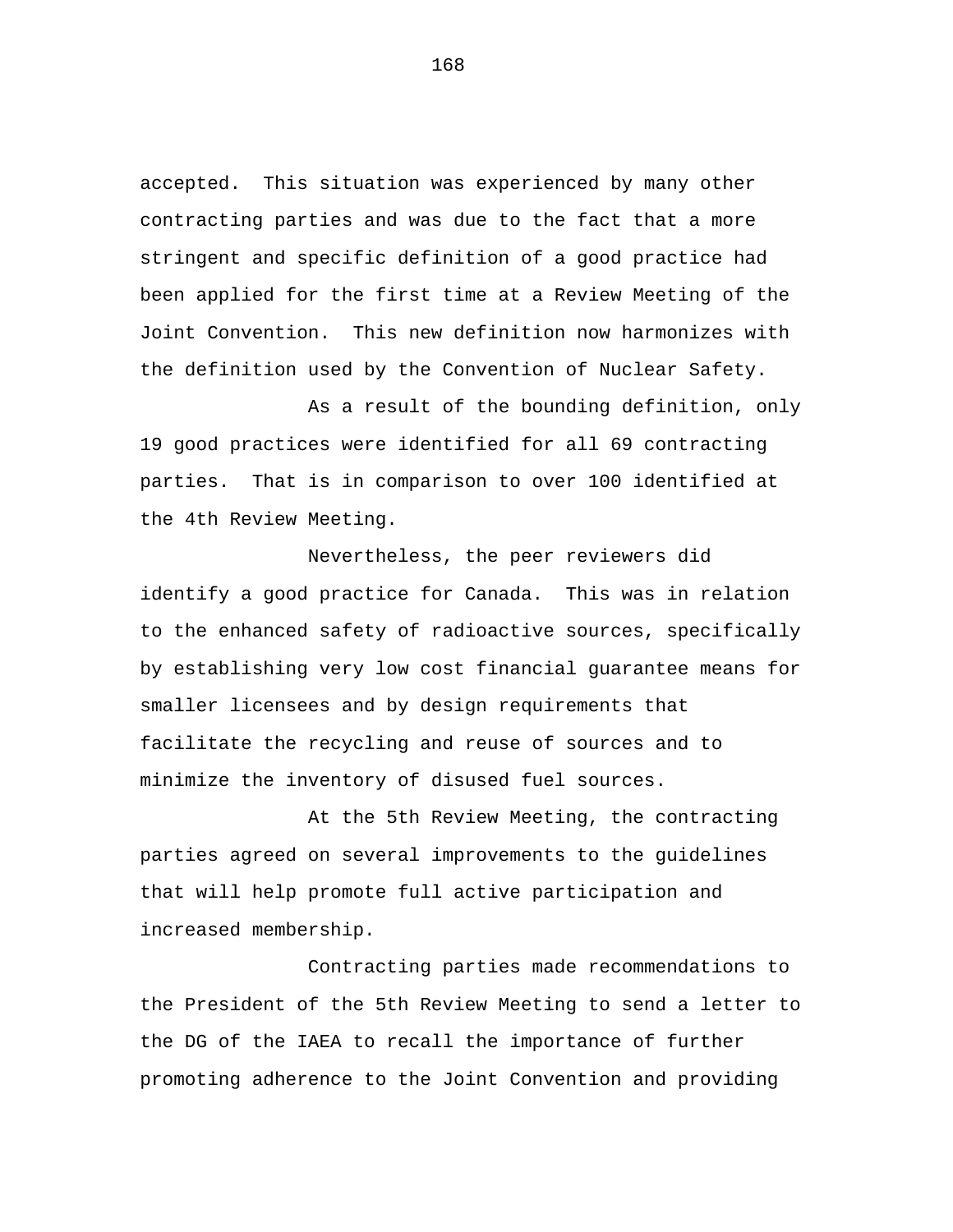accepted. This situation was experienced by many other contracting parties and was due to the fact that a more stringent and specific definition of a good practice had been applied for the first time at a Review Meeting of the Joint Convention. This new definition now harmonizes with the definition used by the Convention of Nuclear Safety.

As a result of the bounding definition, only 19 good practices were identified for all 69 contracting parties. That is in comparison to over 100 identified at the 4th Review Meeting.

Nevertheless, the peer reviewers did identify a good practice for Canada. This was in relation to the enhanced safety of radioactive sources, specifically by establishing very low cost financial guarantee means for smaller licensees and by design requirements that facilitate the recycling and reuse of sources and to minimize the inventory of disused fuel sources.

At the 5th Review Meeting, the contracting parties agreed on several improvements to the guidelines that will help promote full active participation and increased membership.

Contracting parties made recommendations to the President of the 5th Review Meeting to send a letter to the DG of the IAEA to recall the importance of further promoting adherence to the Joint Convention and providing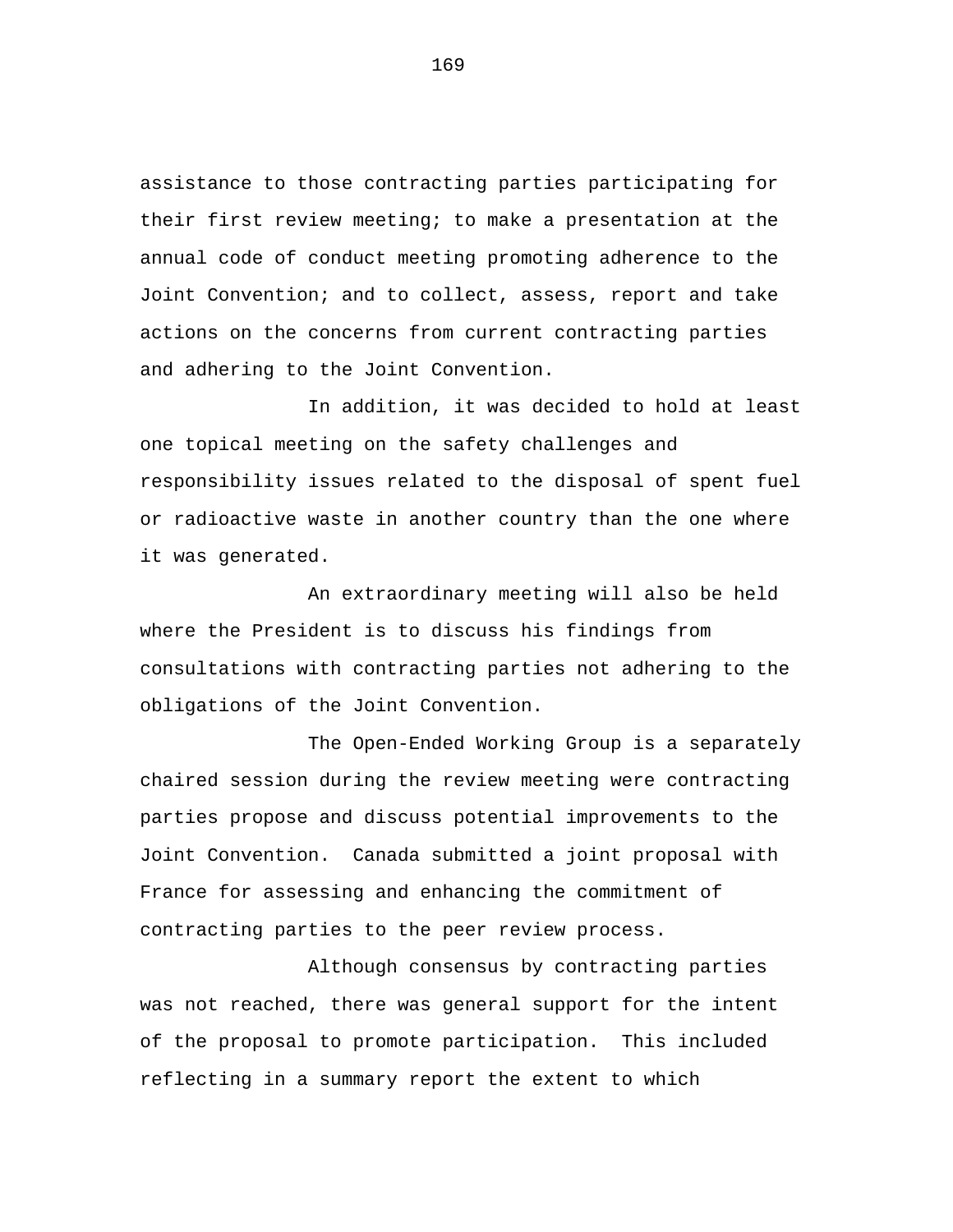assistance to those contracting parties participating for their first review meeting; to make a presentation at the annual code of conduct meeting promoting adherence to the Joint Convention; and to collect, assess, report and take actions on the concerns from current contracting parties and adhering to the Joint Convention.

In addition, it was decided to hold at least one topical meeting on the safety challenges and responsibility issues related to the disposal of spent fuel or radioactive waste in another country than the one where it was generated.

An extraordinary meeting will also be held where the President is to discuss his findings from consultations with contracting parties not adhering to the obligations of the Joint Convention.

The Open-Ended Working Group is a separately chaired session during the review meeting were contracting parties propose and discuss potential improvements to the Joint Convention. Canada submitted a joint proposal with France for assessing and enhancing the commitment of contracting parties to the peer review process.

Although consensus by contracting parties was not reached, there was general support for the intent of the proposal to promote participation. This included reflecting in a summary report the extent to which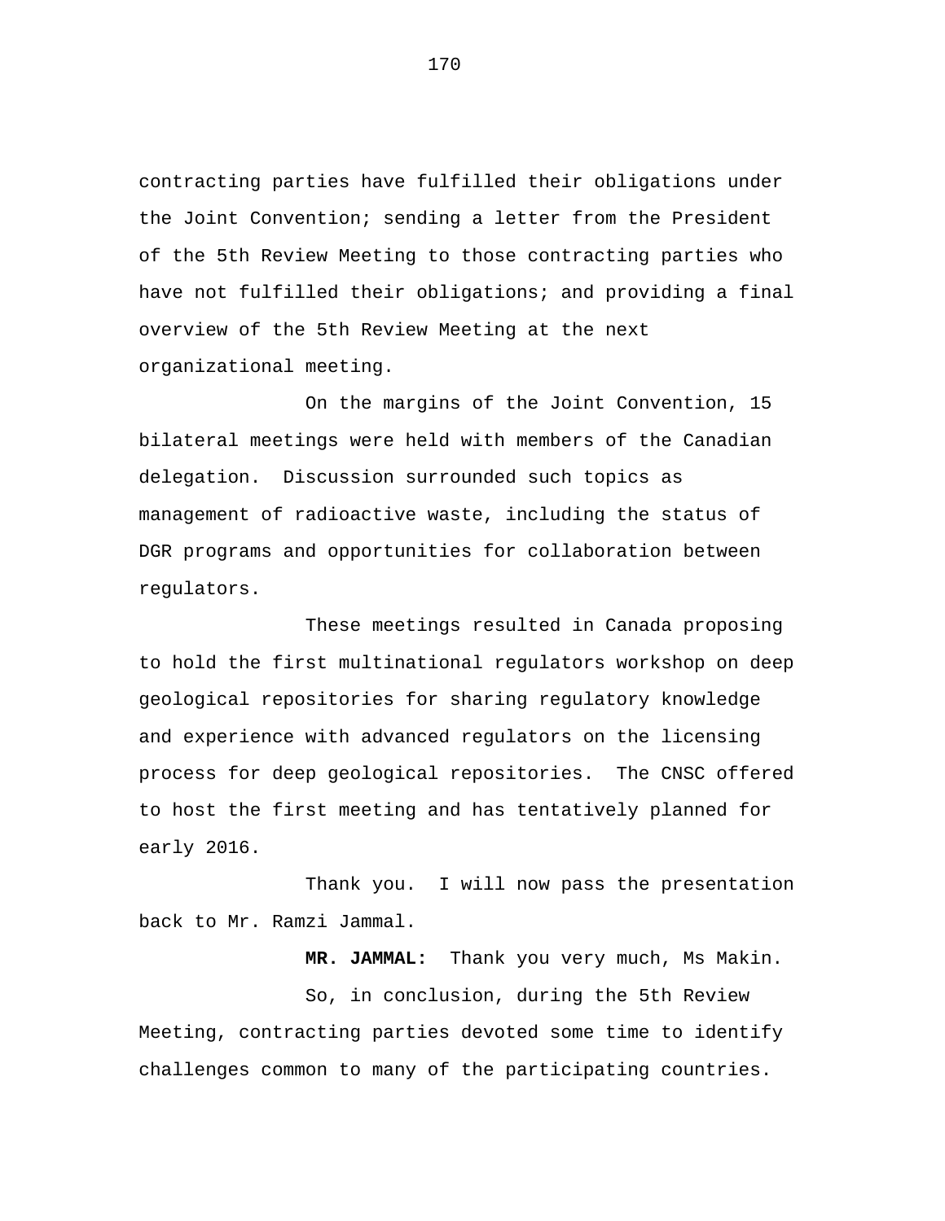contracting parties have fulfilled their obligations under the Joint Convention; sending a letter from the President of the 5th Review Meeting to those contracting parties who have not fulfilled their obligations; and providing a final overview of the 5th Review Meeting at the next organizational meeting.

On the margins of the Joint Convention, 15 bilateral meetings were held with members of the Canadian delegation. Discussion surrounded such topics as management of radioactive waste, including the status of DGR programs and opportunities for collaboration between regulators.

These meetings resulted in Canada proposing to hold the first multinational regulators workshop on deep geological repositories for sharing regulatory knowledge and experience with advanced regulators on the licensing process for deep geological repositories. The CNSC offered to host the first meeting and has tentatively planned for early 2016.

Thank you. I will now pass the presentation back to Mr. Ramzi Jammal.

**MR. JAMMAL:** Thank you very much, Ms Makin.

So, in conclusion, during the 5th Review Meeting, contracting parties devoted some time to identify challenges common to many of the participating countries.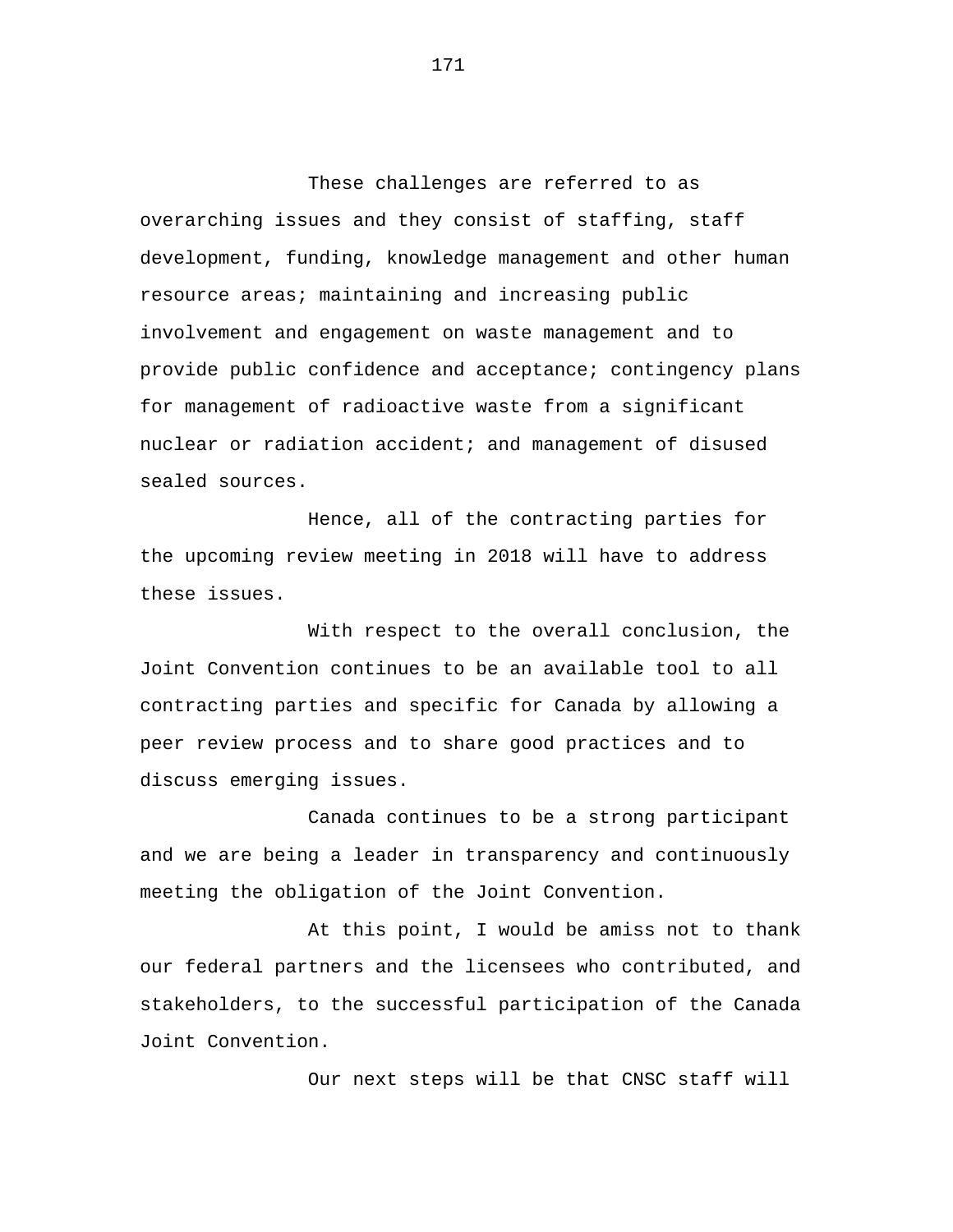These challenges are referred to as overarching issues and they consist of staffing, staff development, funding, knowledge management and other human resource areas; maintaining and increasing public involvement and engagement on waste management and to provide public confidence and acceptance; contingency plans for management of radioactive waste from a significant nuclear or radiation accident; and management of disused sealed sources.

Hence, all of the contracting parties for the upcoming review meeting in 2018 will have to address these issues.

With respect to the overall conclusion, the Joint Convention continues to be an available tool to all contracting parties and specific for Canada by allowing a peer review process and to share good practices and to discuss emerging issues.

Canada continues to be a strong participant and we are being a leader in transparency and continuously meeting the obligation of the Joint Convention.

At this point, I would be amiss not to thank our federal partners and the licensees who contributed, and stakeholders, to the successful participation of the Canada Joint Convention.

Our next steps will be that CNSC staff will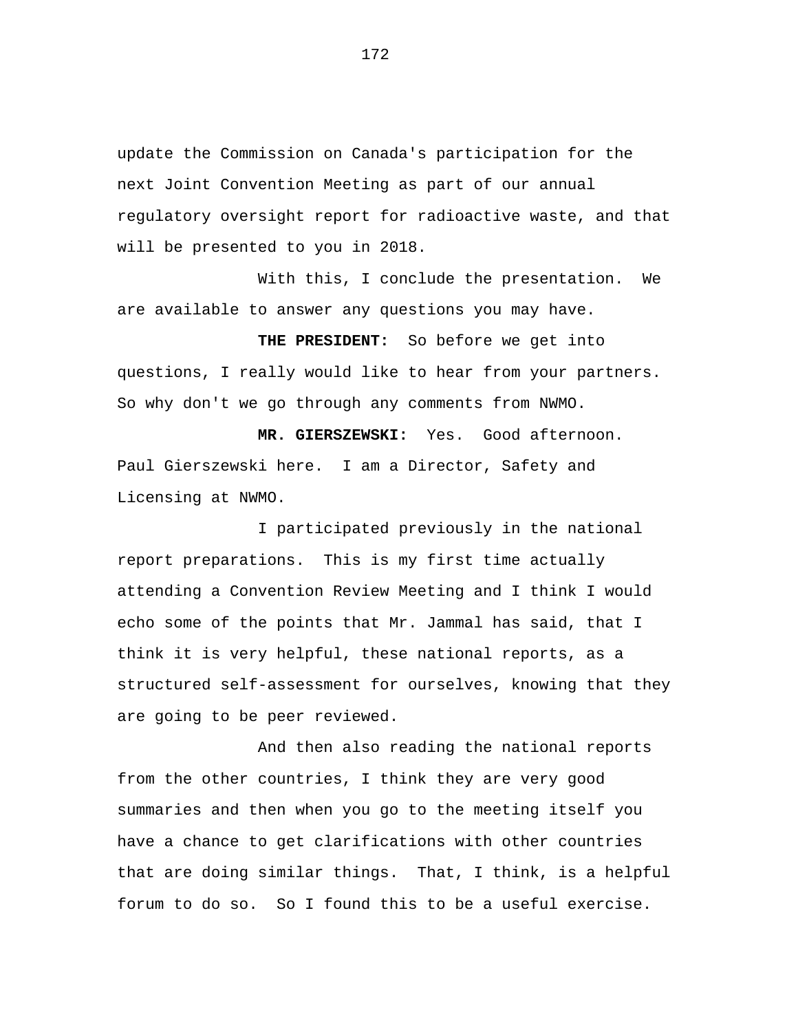update the Commission on Canada's participation for the next Joint Convention Meeting as part of our annual regulatory oversight report for radioactive waste, and that will be presented to you in 2018.

With this, I conclude the presentation. We are available to answer any questions you may have.

**THE PRESIDENT:** So before we get into questions, I really would like to hear from your partners. So why don't we go through any comments from NWMO.

**MR. GIERSZEWSKI:** Yes. Good afternoon. Paul Gierszewski here. I am a Director, Safety and Licensing at NWMO.

I participated previously in the national report preparations. This is my first time actually attending a Convention Review Meeting and I think I would echo some of the points that Mr. Jammal has said, that I think it is very helpful, these national reports, as a structured self-assessment for ourselves, knowing that they are going to be peer reviewed.

And then also reading the national reports from the other countries, I think they are very good summaries and then when you go to the meeting itself you have a chance to get clarifications with other countries that are doing similar things. That, I think, is a helpful forum to do so. So I found this to be a useful exercise.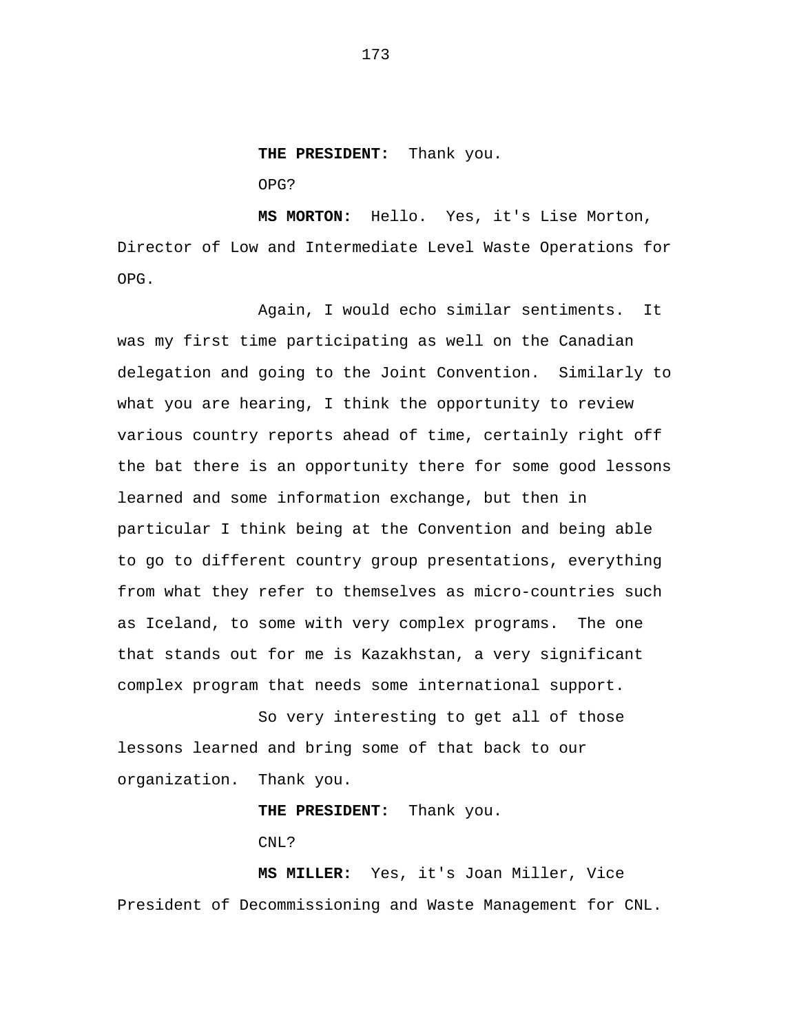**THE PRESIDENT:** Thank you.

OPG?

**MS MORTON:** Hello. Yes, it's Lise Morton, Director of Low and Intermediate Level Waste Operations for OPG.

Again, I would echo similar sentiments. It was my first time participating as well on the Canadian delegation and going to the Joint Convention. Similarly to what you are hearing, I think the opportunity to review various country reports ahead of time, certainly right off the bat there is an opportunity there for some good lessons learned and some information exchange, but then in particular I think being at the Convention and being able to go to different country group presentations, everything from what they refer to themselves as micro-countries such as Iceland, to some with very complex programs. The one that stands out for me is Kazakhstan, a very significant complex program that needs some international support.

So very interesting to get all of those lessons learned and bring some of that back to our organization. Thank you.

**THE PRESIDENT:** Thank you.

CNL?

**MS MILLER:** Yes, it's Joan Miller, Vice President of Decommissioning and Waste Management for CNL.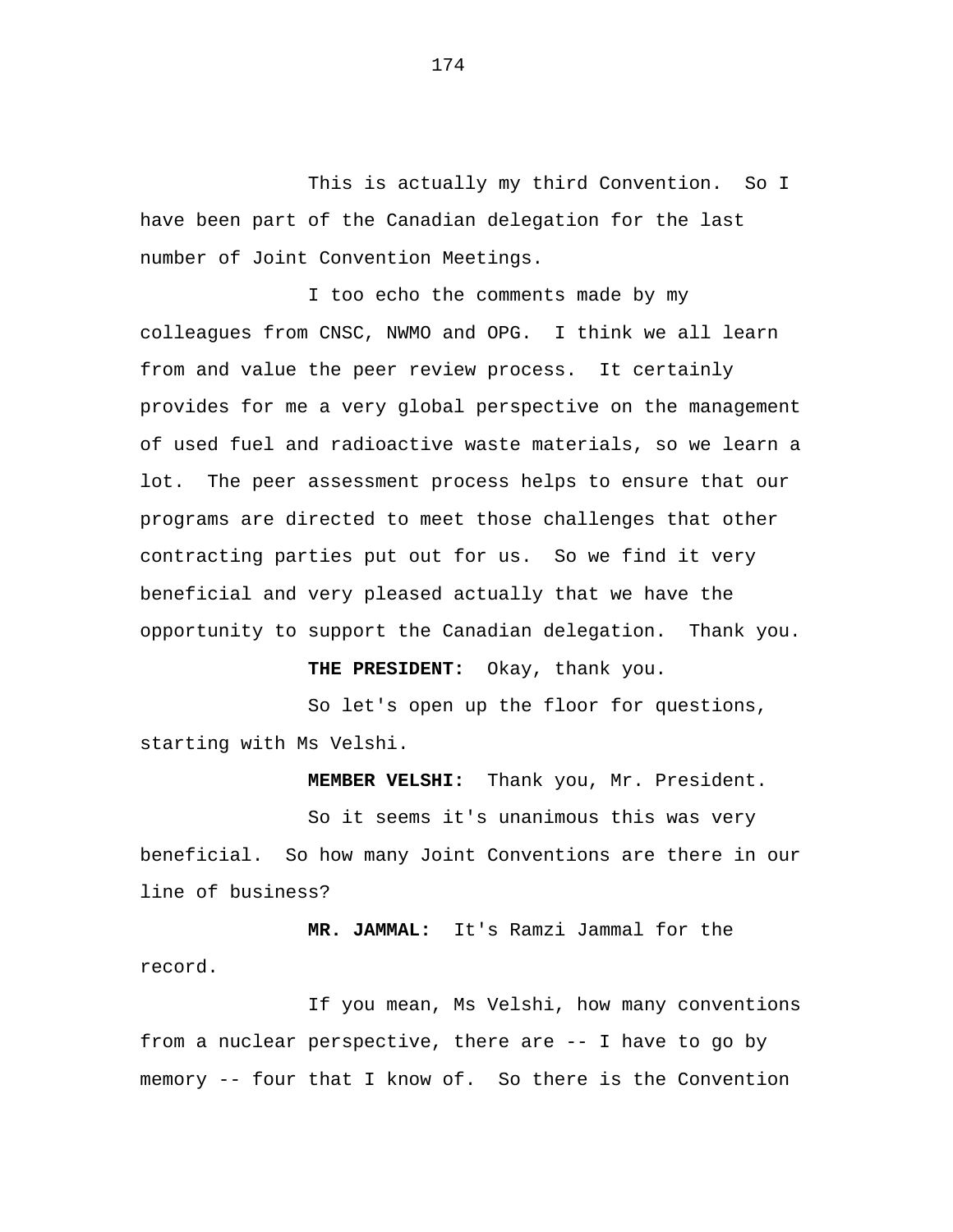This is actually my third Convention. So I have been part of the Canadian delegation for the last number of Joint Convention Meetings.

I too echo the comments made by my colleagues from CNSC, NWMO and OPG. I think we all learn from and value the peer review process. It certainly provides for me a very global perspective on the management of used fuel and radioactive waste materials, so we learn a lot. The peer assessment process helps to ensure that our programs are directed to meet those challenges that other contracting parties put out for us. So we find it very beneficial and very pleased actually that we have the opportunity to support the Canadian delegation. Thank you.

**THE PRESIDENT:** Okay, thank you.

So let's open up the floor for questions, starting with Ms Velshi.

**MEMBER VELSHI:** Thank you, Mr. President.

So it seems it's unanimous this was very beneficial. So how many Joint Conventions are there in our line of business?

**MR. JAMMAL:** It's Ramzi Jammal for the record.

If you mean, Ms Velshi, how many conventions from a nuclear perspective, there are -- I have to go by memory -- four that I know of. So there is the Convention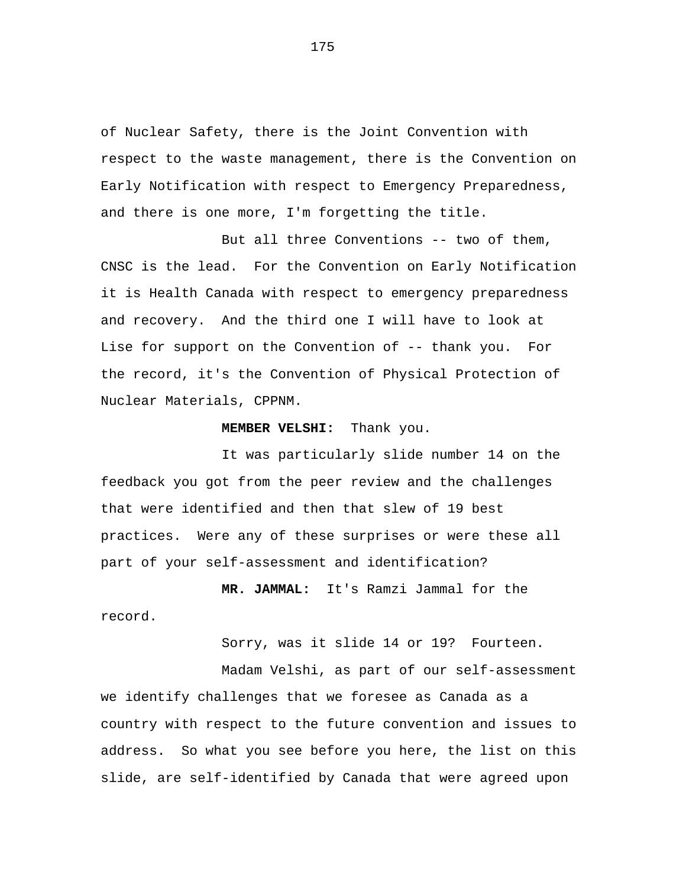of Nuclear Safety, there is the Joint Convention with respect to the waste management, there is the Convention on Early Notification with respect to Emergency Preparedness, and there is one more, I'm forgetting the title.

But all three Conventions -- two of them, CNSC is the lead. For the Convention on Early Notification it is Health Canada with respect to emergency preparedness and recovery. And the third one I will have to look at Lise for support on the Convention of -- thank you. For the record, it's the Convention of Physical Protection of Nuclear Materials, CPPNM.

**MEMBER VELSHI:** Thank you.

It was particularly slide number 14 on the feedback you got from the peer review and the challenges that were identified and then that slew of 19 best practices. Were any of these surprises or were these all part of your self-assessment and identification?

**MR. JAMMAL:** It's Ramzi Jammal for the record.

Sorry, was it slide 14 or 19? Fourteen.

Madam Velshi, as part of our self-assessment we identify challenges that we foresee as Canada as a country with respect to the future convention and issues to address. So what you see before you here, the list on this slide, are self-identified by Canada that were agreed upon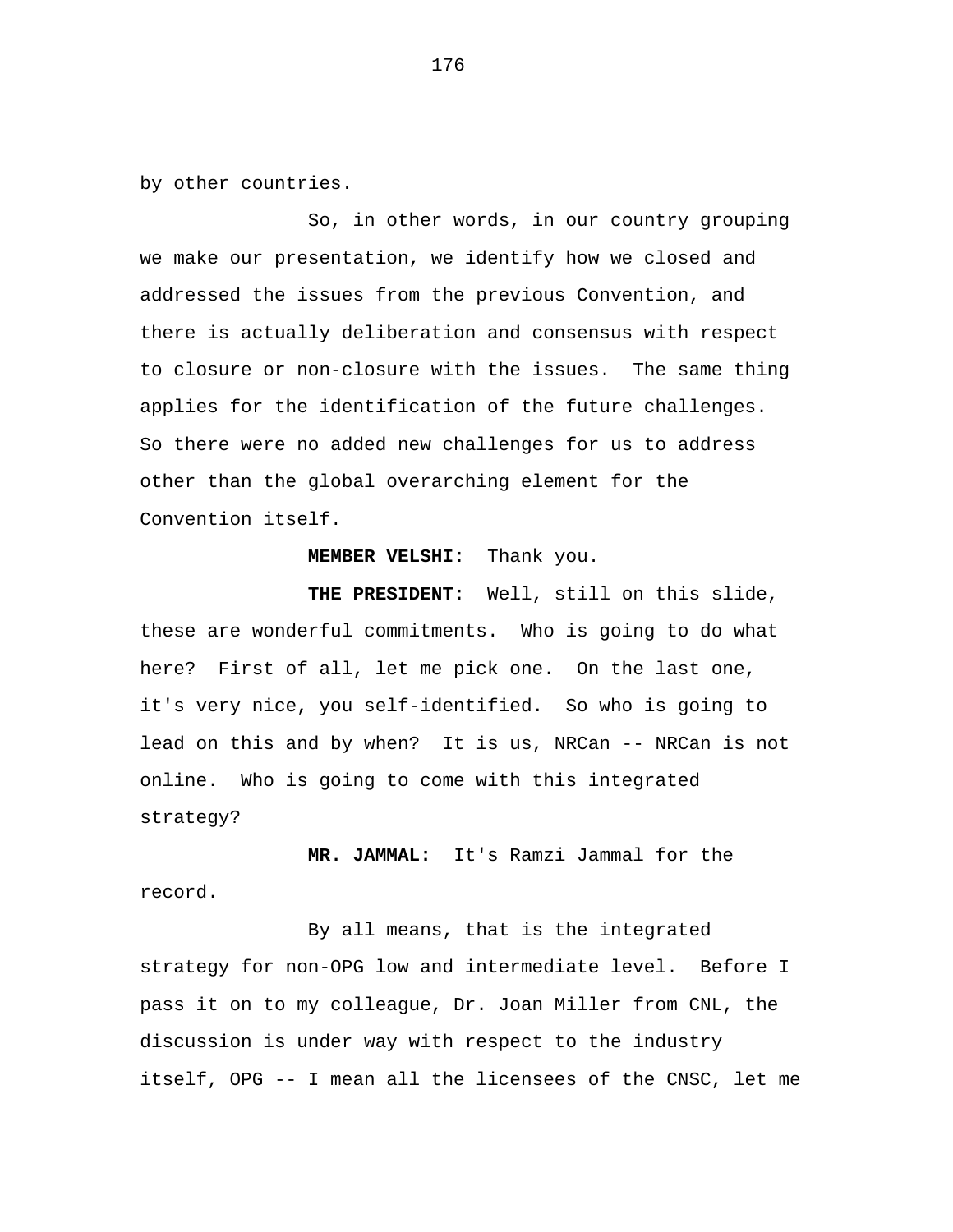by other countries.

So, in other words, in our country grouping we make our presentation, we identify how we closed and addressed the issues from the previous Convention, and there is actually deliberation and consensus with respect to closure or non-closure with the issues. The same thing applies for the identification of the future challenges. So there were no added new challenges for us to address other than the global overarching element for the Convention itself.

**MEMBER VELSHI:** Thank you.

**THE PRESIDENT:** Well, still on this slide, these are wonderful commitments. Who is going to do what here? First of all, let me pick one. On the last one, it's very nice, you self-identified. So who is going to lead on this and by when? It is us, NRCan -- NRCan is not online. Who is going to come with this integrated strategy?

**MR. JAMMAL:** It's Ramzi Jammal for the record.

By all means, that is the integrated strategy for non-OPG low and intermediate level. Before I pass it on to my colleague, Dr. Joan Miller from CNL, the discussion is under way with respect to the industry itself, OPG -- I mean all the licensees of the CNSC, let me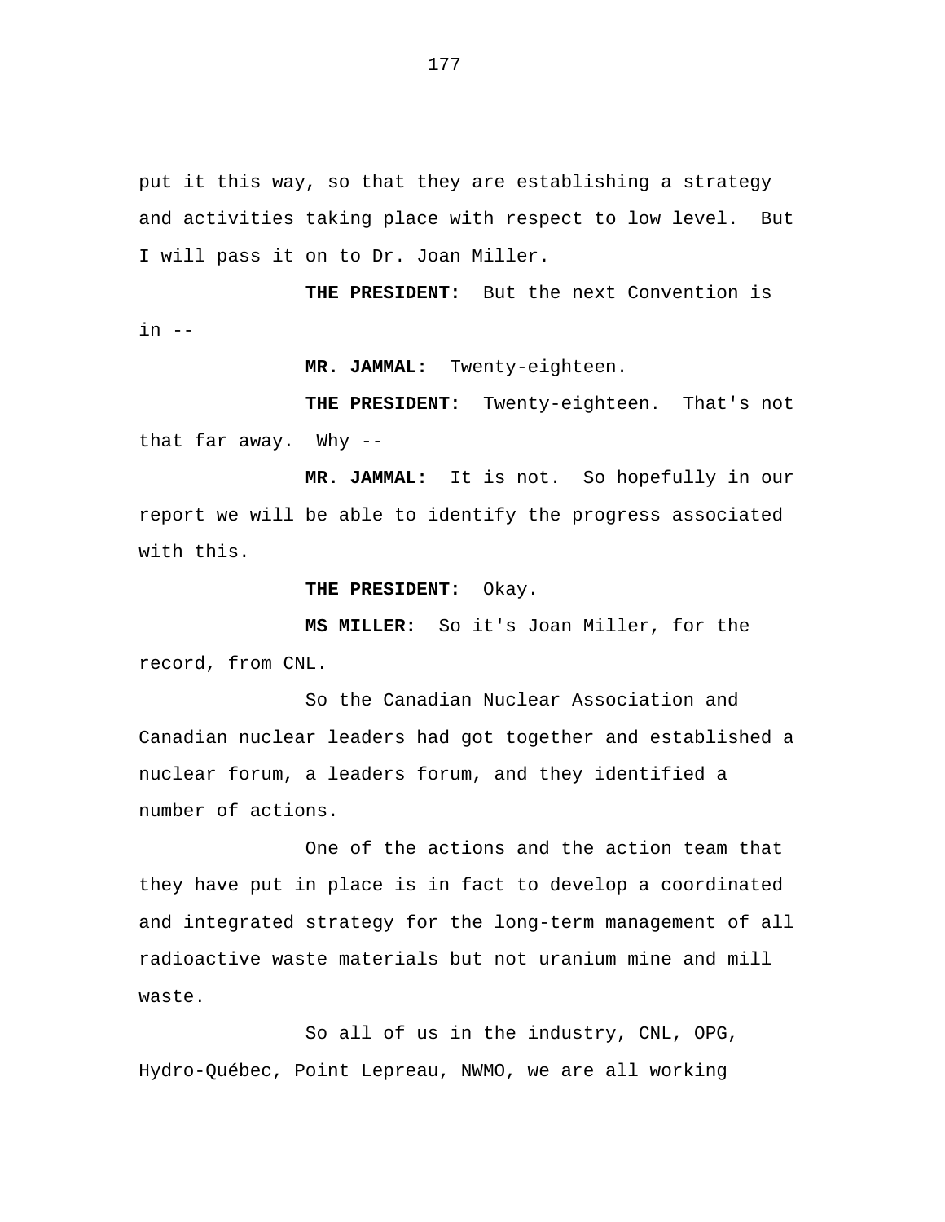put it this way, so that they are establishing a strategy and activities taking place with respect to low level. But I will pass it on to Dr. Joan Miller.

**THE PRESIDENT:** But the next Convention is in --

**MR. JAMMAL:** Twenty-eighteen.

**THE PRESIDENT:** Twenty-eighteen. That's not that far away. Why --

**MR. JAMMAL:** It is not. So hopefully in our report we will be able to identify the progress associated with this.

**THE PRESIDENT:** Okay.

**MS MILLER:** So it's Joan Miller, for the record, from CNL.

So the Canadian Nuclear Association and Canadian nuclear leaders had got together and established a nuclear forum, a leaders forum, and they identified a number of actions.

One of the actions and the action team that they have put in place is in fact to develop a coordinated and integrated strategy for the long-term management of all radioactive waste materials but not uranium mine and mill waste.

So all of us in the industry, CNL, OPG, Hydro-Québec, Point Lepreau, NWMO, we are all working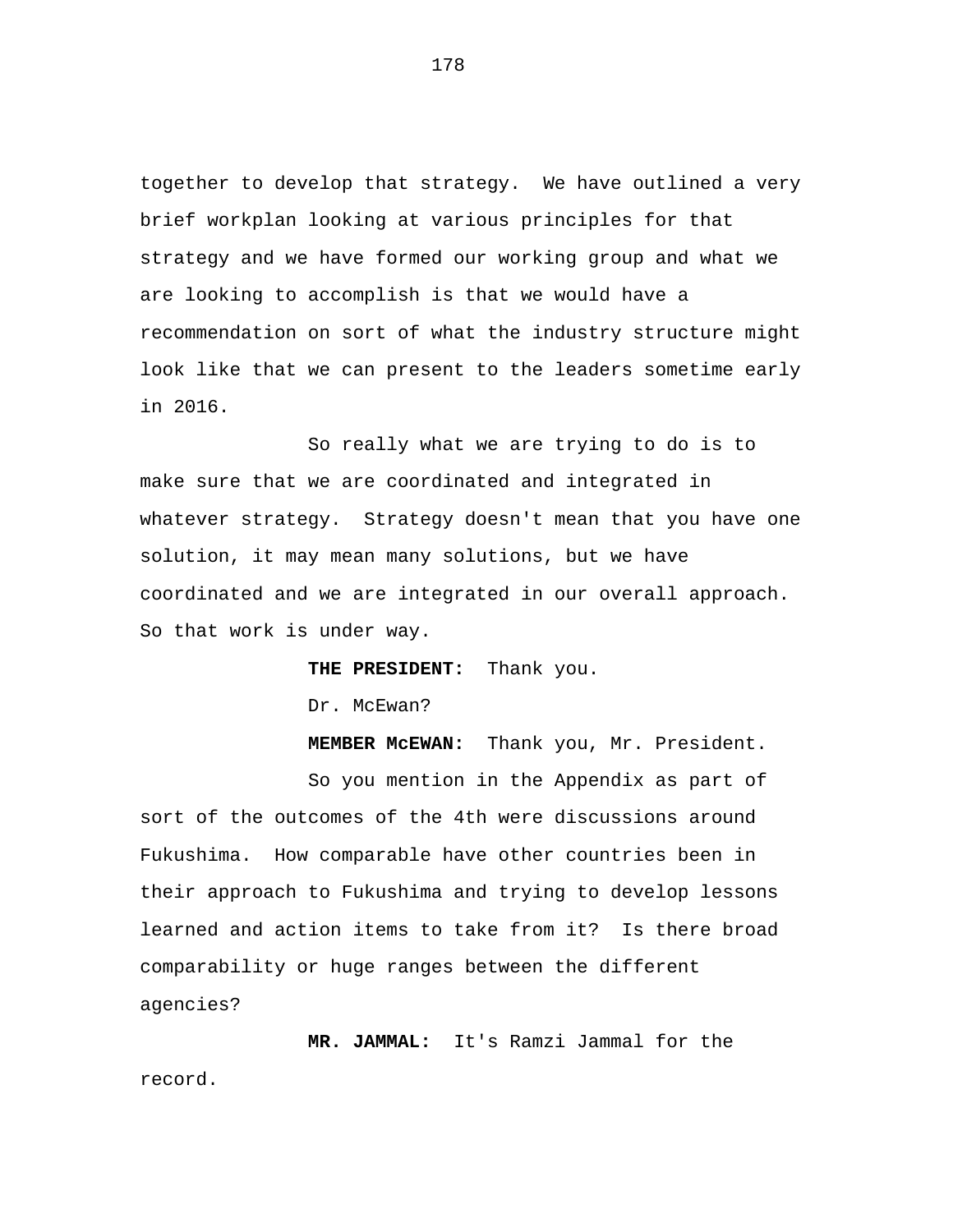together to develop that strategy. We have outlined a very brief workplan looking at various principles for that strategy and we have formed our working group and what we are looking to accomplish is that we would have a recommendation on sort of what the industry structure might look like that we can present to the leaders sometime early in 2016.

So really what we are trying to do is to make sure that we are coordinated and integrated in whatever strategy. Strategy doesn't mean that you have one solution, it may mean many solutions, but we have coordinated and we are integrated in our overall approach. So that work is under way.

**THE PRESIDENT:** Thank you.

Dr. McEwan?

**MEMBER McEWAN:** Thank you, Mr. President.

So you mention in the Appendix as part of sort of the outcomes of the 4th were discussions around Fukushima. How comparable have other countries been in their approach to Fukushima and trying to develop lessons learned and action items to take from it? Is there broad comparability or huge ranges between the different agencies?

**MR. JAMMAL:** It's Ramzi Jammal for the record.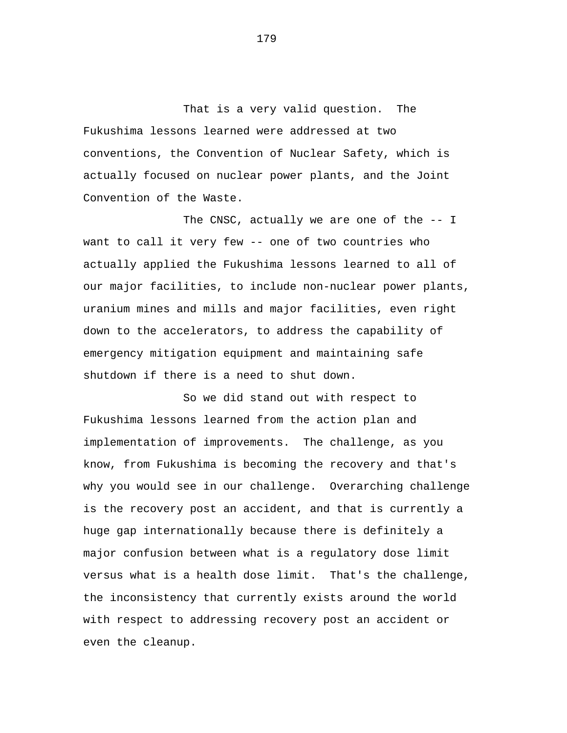That is a very valid question. The Fukushima lessons learned were addressed at two conventions, the Convention of Nuclear Safety, which is actually focused on nuclear power plants, and the Joint Convention of the Waste.

The CNSC, actually we are one of the -- I want to call it very few -- one of two countries who actually applied the Fukushima lessons learned to all of our major facilities, to include non-nuclear power plants, uranium mines and mills and major facilities, even right down to the accelerators, to address the capability of emergency mitigation equipment and maintaining safe shutdown if there is a need to shut down.

So we did stand out with respect to Fukushima lessons learned from the action plan and implementation of improvements. The challenge, as you know, from Fukushima is becoming the recovery and that's why you would see in our challenge. Overarching challenge is the recovery post an accident, and that is currently a huge gap internationally because there is definitely a major confusion between what is a regulatory dose limit versus what is a health dose limit. That's the challenge, the inconsistency that currently exists around the world with respect to addressing recovery post an accident or even the cleanup.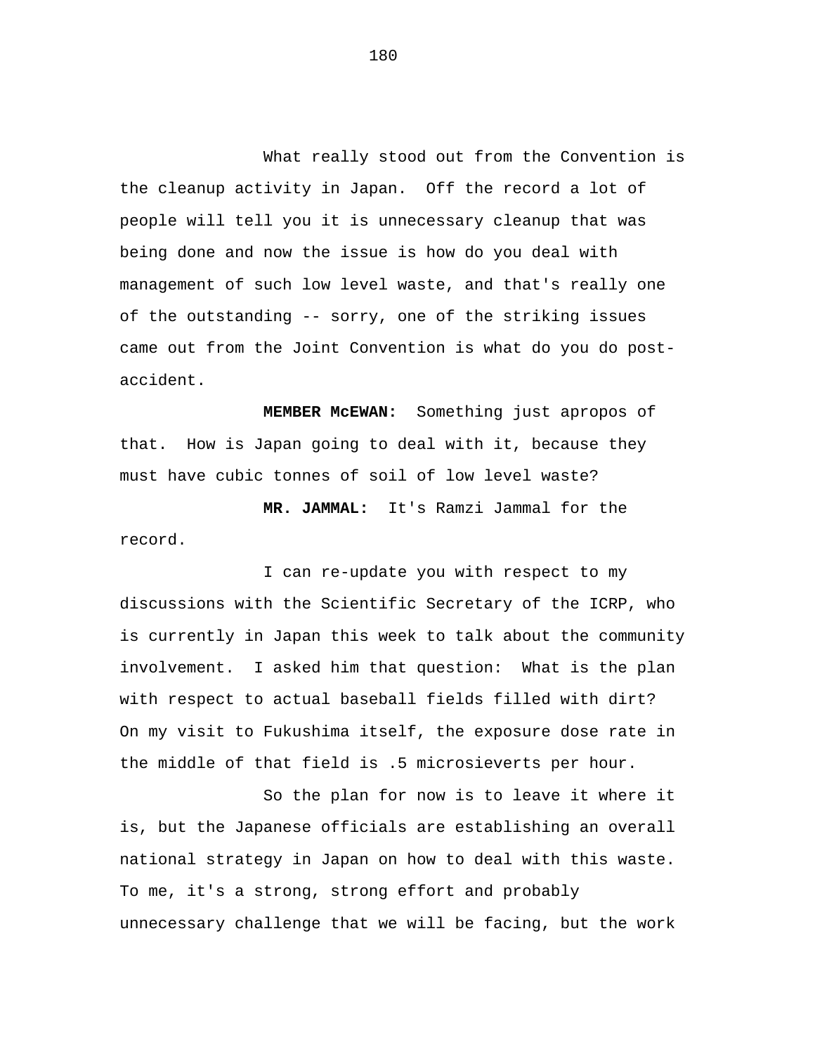What really stood out from the Convention is the cleanup activity in Japan. Off the record a lot of people will tell you it is unnecessary cleanup that was being done and now the issue is how do you deal with management of such low level waste, and that's really one of the outstanding -- sorry, one of the striking issues came out from the Joint Convention is what do you do post-accident.

**MEMBER McEWAN:** Something just apropos of that. How is Japan going to deal with it, because they must have cubic tonnes of soil of low level waste?

**MR. JAMMAL:** It's Ramzi Jammal for the record.

I can re-update you with respect to my discussions with the Scientific Secretary of the ICRP, who is currently in Japan this week to talk about the community involvement. I asked him that question: What is the plan with respect to actual baseball fields filled with dirt? On my visit to Fukushima itself, the exposure dose rate in the middle of that field is .5 microsieverts per hour.

So the plan for now is to leave it where it is, but the Japanese officials are establishing an overall national strategy in Japan on how to deal with this waste. To me, it's a strong, strong effort and probably unnecessary challenge that we will be facing, but the work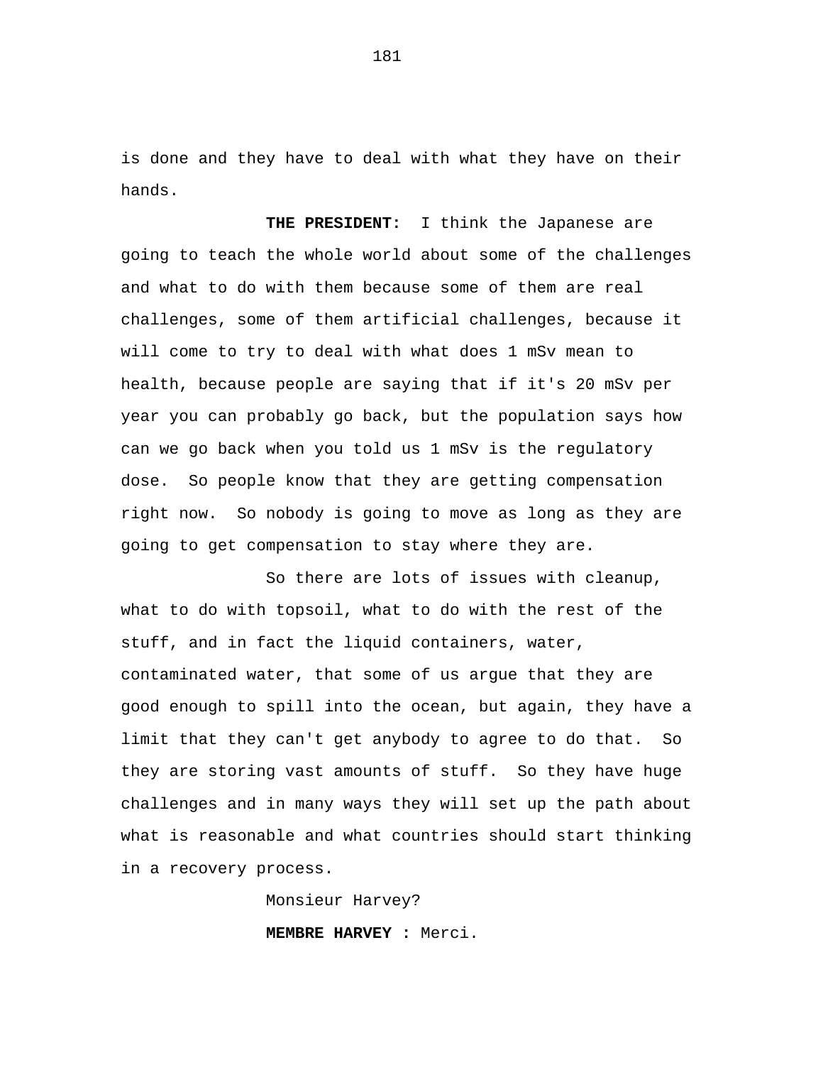is done and they have to deal with what they have on their hands.

**THE PRESIDENT:** I think the Japanese are going to teach the whole world about some of the challenges and what to do with them because some of them are real challenges, some of them artificial challenges, because it will come to try to deal with what does 1 mSv mean to health, because people are saying that if it's 20 mSv per year you can probably go back, but the population says how can we go back when you told us 1 mSv is the regulatory dose. So people know that they are getting compensation right now. So nobody is going to move as long as they are going to get compensation to stay where they are.

So there are lots of issues with cleanup, what to do with topsoil, what to do with the rest of the stuff, and in fact the liquid containers, water, contaminated water, that some of us argue that they are good enough to spill into the ocean, but again, they have a limit that they can't get anybody to agree to do that. So they are storing vast amounts of stuff. So they have huge challenges and in many ways they will set up the path about what is reasonable and what countries should start thinking in a recovery process.

Monsieur Harvey?

**MEMBRE HARVEY :** Merci.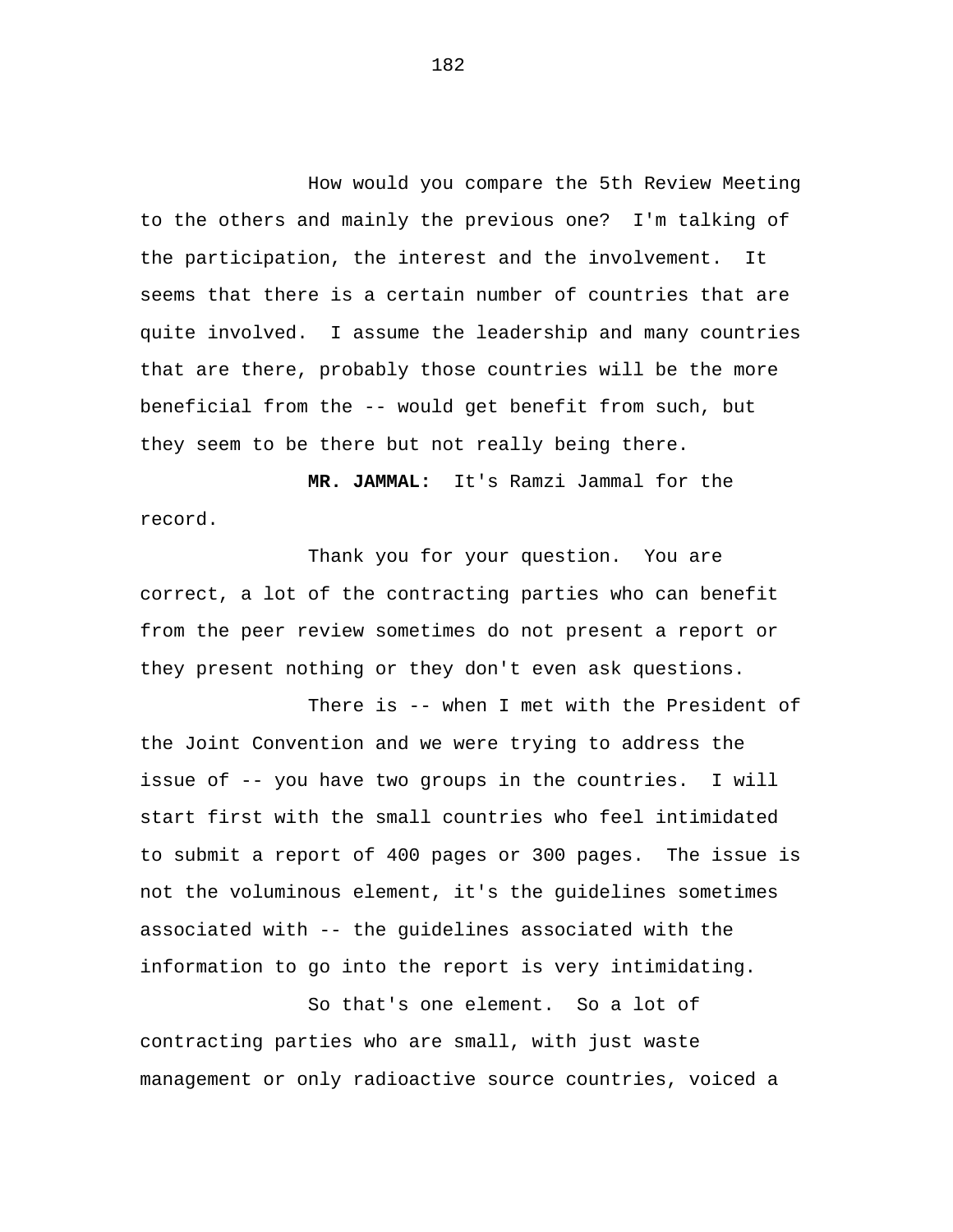How would you compare the 5th Review Meeting to the others and mainly the previous one? I'm talking of the participation, the interest and the involvement. It seems that there is a certain number of countries that are quite involved. I assume the leadership and many countries that are there, probably those countries will be the more beneficial from the -- would get benefit from such, but they seem to be there but not really being there.

**MR. JAMMAL:** It's Ramzi Jammal for the record.

Thank you for your question. You are correct, a lot of the contracting parties who can benefit from the peer review sometimes do not present a report or they present nothing or they don't even ask questions.

There is -- when I met with the President of the Joint Convention and we were trying to address the issue of -- you have two groups in the countries. I will start first with the small countries who feel intimidated to submit a report of 400 pages or 300 pages. The issue is not the voluminous element, it's the guidelines sometimes associated with -- the guidelines associated with the information to go into the report is very intimidating.

So that's one element. So a lot of contracting parties who are small, with just waste management or only radioactive source countries, voiced a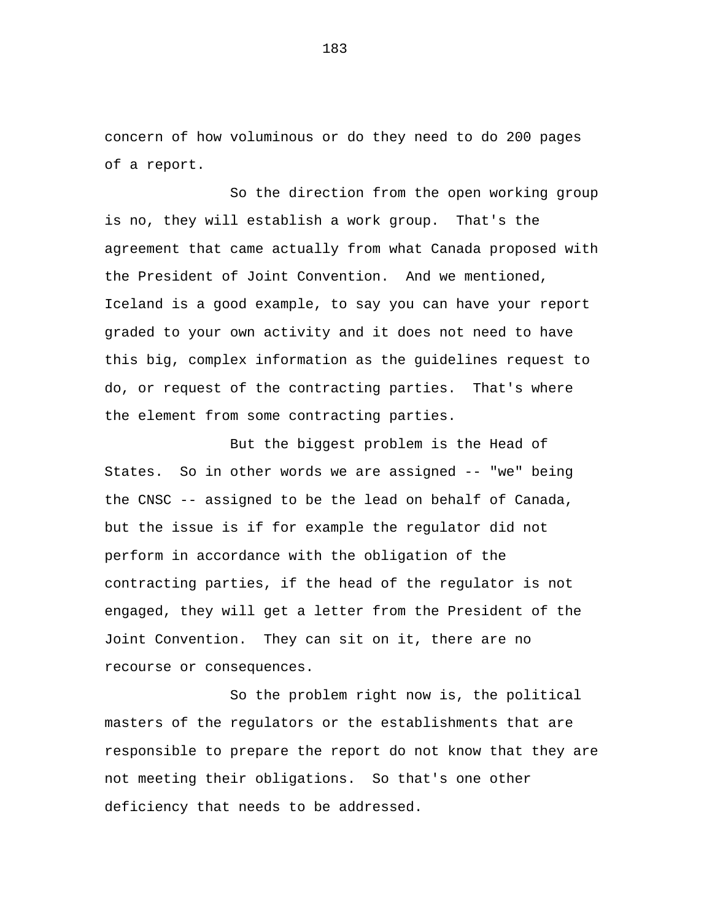concern of how voluminous or do they need to do 200 pages of a report.

So the direction from the open working group is no, they will establish a work group. That's the agreement that came actually from what Canada proposed with the President of Joint Convention. And we mentioned, Iceland is a good example, to say you can have your report graded to your own activity and it does not need to have this big, complex information as the guidelines request to do, or request of the contracting parties. That's where the element from some contracting parties.

But the biggest problem is the Head of States. So in other words we are assigned -- "we" being the CNSC -- assigned to be the lead on behalf of Canada, but the issue is if for example the regulator did not perform in accordance with the obligation of the contracting parties, if the head of the regulator is not engaged, they will get a letter from the President of the Joint Convention. They can sit on it, there are no recourse or consequences.

So the problem right now is, the political masters of the regulators or the establishments that are responsible to prepare the report do not know that they are not meeting their obligations. So that's one other deficiency that needs to be addressed.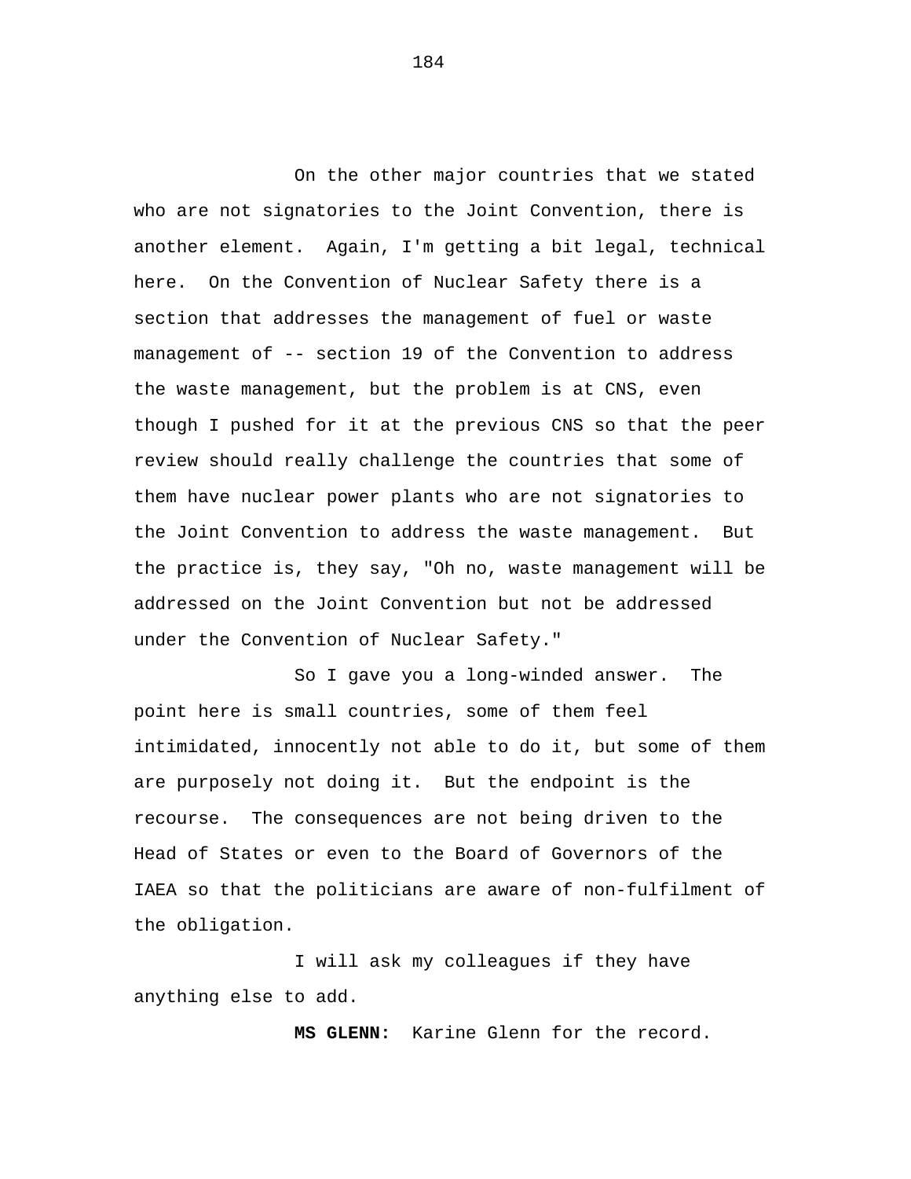On the other major countries that we stated who are not signatories to the Joint Convention, there is another element. Again, I'm getting a bit legal, technical here. On the Convention of Nuclear Safety there is a section that addresses the management of fuel or waste management of -- section 19 of the Convention to address the waste management, but the problem is at CNS, even though I pushed for it at the previous CNS so that the peer review should really challenge the countries that some of them have nuclear power plants who are not signatories to the Joint Convention to address the waste management. But the practice is, they say, "Oh no, waste management will be addressed on the Joint Convention but not be addressed under the Convention of Nuclear Safety."

So I gave you a long-winded answer. The point here is small countries, some of them feel intimidated, innocently not able to do it, but some of them are purposely not doing it. But the endpoint is the recourse. The consequences are not being driven to the Head of States or even to the Board of Governors of the IAEA so that the politicians are aware of non-fulfilment of the obligation.

I will ask my colleagues if they have anything else to add.

**MS GLENN:** Karine Glenn for the record.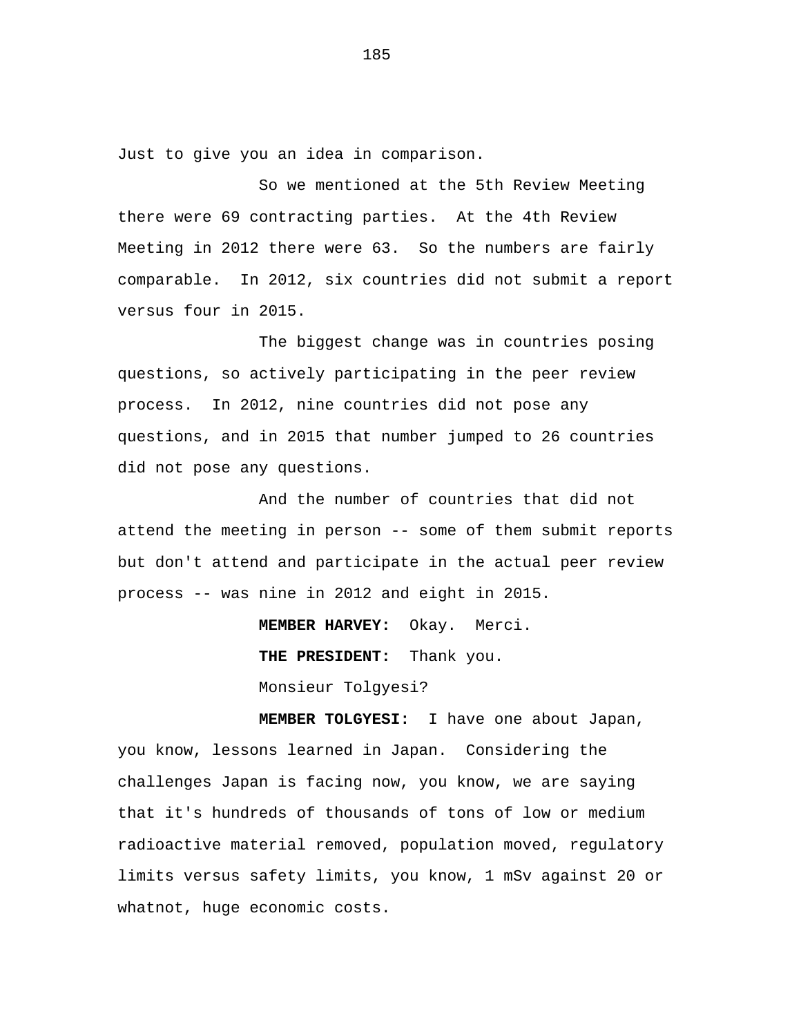Just to give you an idea in comparison.

So we mentioned at the 5th Review Meeting there were 69 contracting parties. At the 4th Review Meeting in 2012 there were 63. So the numbers are fairly comparable. In 2012, six countries did not submit a report versus four in 2015.

The biggest change was in countries posing questions, so actively participating in the peer review process. In 2012, nine countries did not pose any questions, and in 2015 that number jumped to 26 countries did not pose any questions.

And the number of countries that did not attend the meeting in person -- some of them submit reports but don't attend and participate in the actual peer review process -- was nine in 2012 and eight in 2015.

**MEMBER HARVEY:** Okay. Merci.

**THE PRESIDENT:** Thank you.

Monsieur Tolgyesi?

**MEMBER TOLGYESI:** I have one about Japan, you know, lessons learned in Japan. Considering the challenges Japan is facing now, you know, we are saying that it's hundreds of thousands of tons of low or medium radioactive material removed, population moved, regulatory limits versus safety limits, you know, 1 mSv against 20 or whatnot, huge economic costs.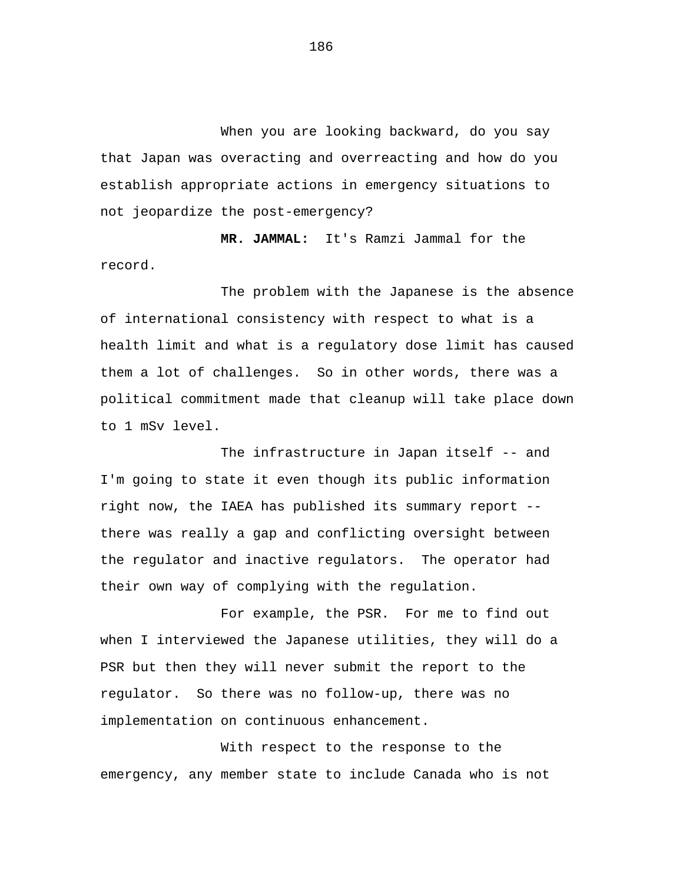When you are looking backward, do you say that Japan was overacting and overreacting and how do you establish appropriate actions in emergency situations to not jeopardize the post-emergency?

**MR. JAMMAL:** It's Ramzi Jammal for the record.

The problem with the Japanese is the absence of international consistency with respect to what is a health limit and what is a regulatory dose limit has caused them a lot of challenges. So in other words, there was a political commitment made that cleanup will take place down to 1 mSv level.

The infrastructure in Japan itself -- and I'm going to state it even though its public information right now, the IAEA has published its summary report -- there was really a gap and conflicting oversight between the regulator and inactive regulators. The operator had their own way of complying with the regulation.

For example, the PSR. For me to find out when I interviewed the Japanese utilities, they will do a PSR but then they will never submit the report to the regulator. So there was no follow-up, there was no implementation on continuous enhancement.

With respect to the response to the emergency, any member state to include Canada who is not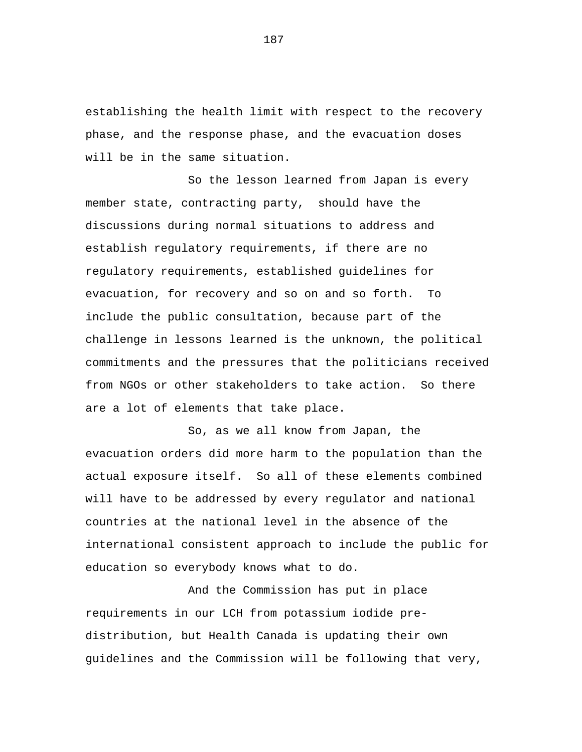establishing the health limit with respect to the recovery phase, and the response phase, and the evacuation doses will be in the same situation.

So the lesson learned from Japan is every member state, contracting party,  should have the discussions during normal situations to address and establish regulatory requirements, if there are no regulatory requirements, established guidelines for evacuation, for recovery and so on and so forth.  To include the public consultation, because part of the challenge in lessons learned is the unknown, the political commitments and the pressures that the politicians received from NGOs or other stakeholders to take action.  So there are a lot of elements that take place.

So, as we all know from Japan, the evacuation orders did more harm to the population than the actual exposure itself.  So all of these elements combined will have to be addressed by every regulator and national countries at the national level in the absence of the international consistent approach to include the public for education so everybody knows what to do.

And the Commission has put in place requirements in our LCH from potassium iodide pre-distribution, but Health Canada is updating their own guidelines and the Commission will be following that very,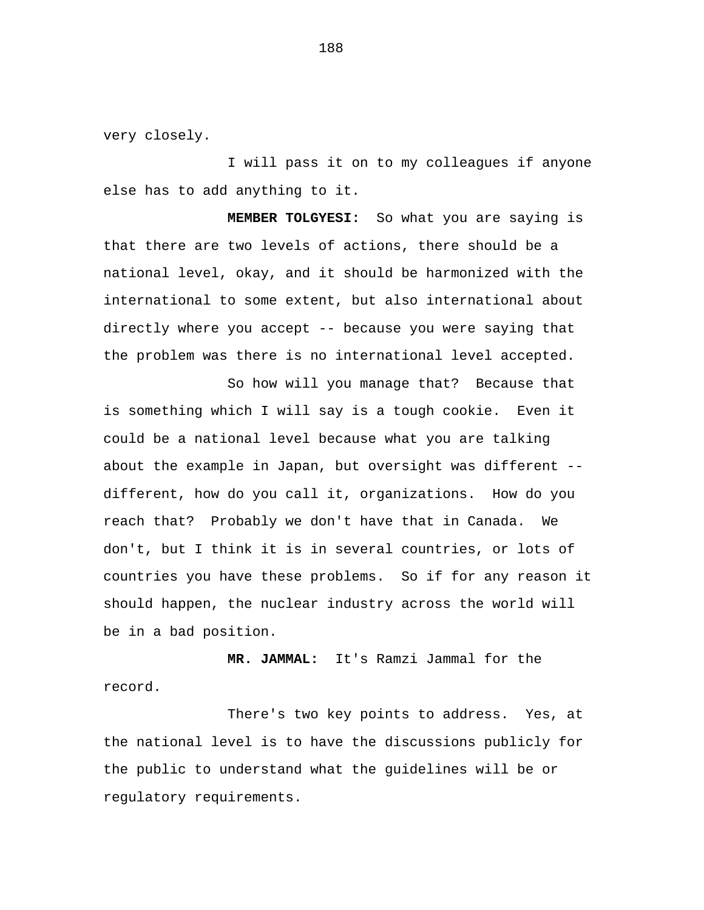very closely.

I will pass it on to my colleagues if anyone else has to add anything to it.

**MEMBER TOLGYESI:** So what you are saying is that there are two levels of actions, there should be a national level, okay, and it should be harmonized with the international to some extent, but also international about directly where you accept -- because you were saying that the problem was there is no international level accepted.

So how will you manage that? Because that is something which I will say is a tough cookie. Even it could be a national level because what you are talking about the example in Japan, but oversight was different -- different, how do you call it, organizations. How do you reach that? Probably we don't have that in Canada. We don't, but I think it is in several countries, or lots of countries you have these problems. So if for any reason it should happen, the nuclear industry across the world will be in a bad position.

**MR. JAMMAL:** It's Ramzi Jammal for the record.

There's two key points to address. Yes, at the national level is to have the discussions publicly for the public to understand what the guidelines will be or regulatory requirements.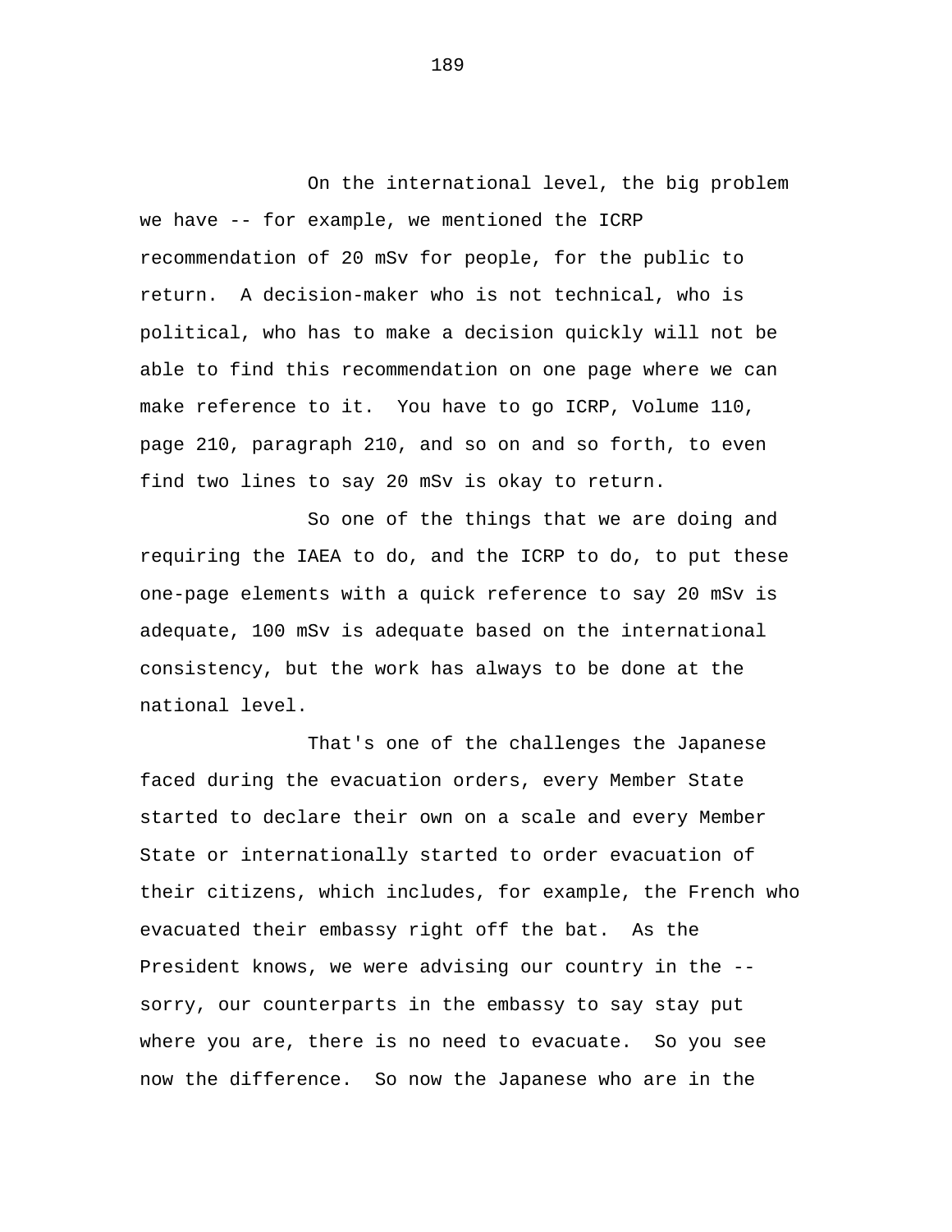On the international level, the big problem we have -- for example, we mentioned the ICRP recommendation of 20 mSv for people, for the public to return. A decision-maker who is not technical, who is political, who has to make a decision quickly will not be able to find this recommendation on one page where we can make reference to it. You have to go ICRP, Volume 110, page 210, paragraph 210, and so on and so forth, to even find two lines to say 20 mSv is okay to return.

So one of the things that we are doing and requiring the IAEA to do, and the ICRP to do, to put these one-page elements with a quick reference to say 20 mSv is adequate, 100 mSv is adequate based on the international consistency, but the work has always to be done at the national level.

That's one of the challenges the Japanese faced during the evacuation orders, every Member State started to declare their own on a scale and every Member State or internationally started to order evacuation of their citizens, which includes, for example, the French who evacuated their embassy right off the bat. As the President knows, we were advising our country in the -- sorry, our counterparts in the embassy to say stay put where you are, there is no need to evacuate. So you see now the difference. So now the Japanese who are in the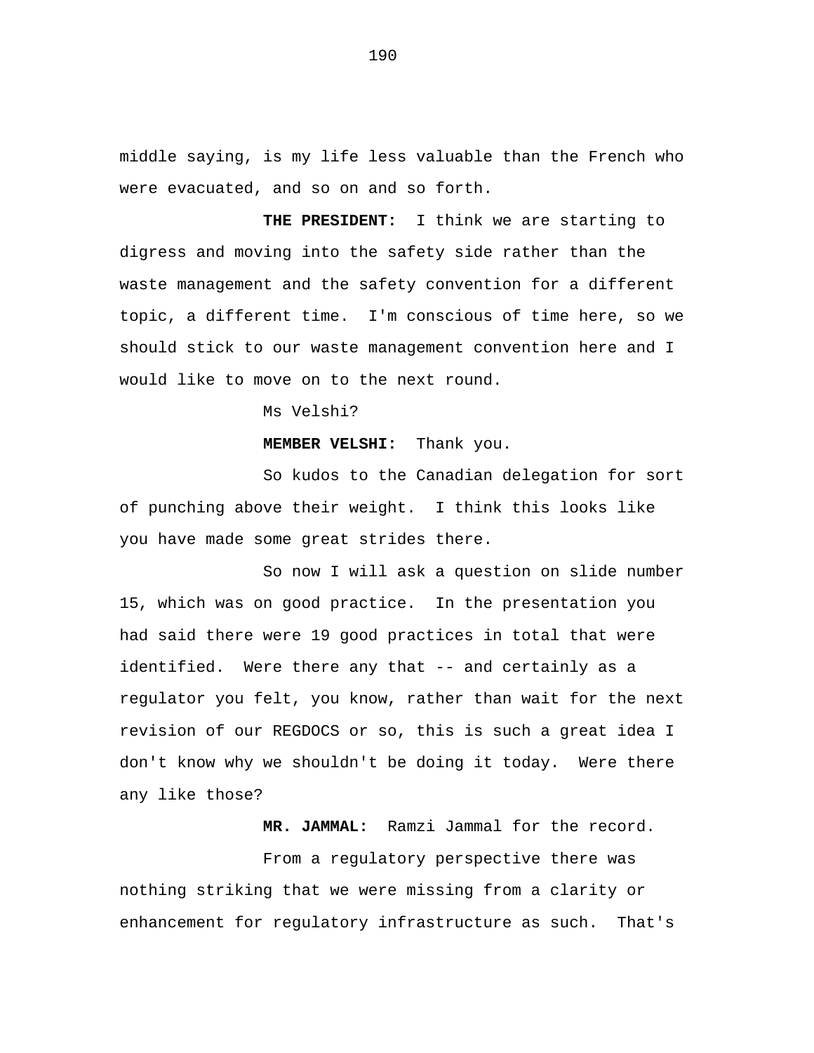middle saying, is my life less valuable than the French who were evacuated, and so on and so forth.

**THE PRESIDENT:** I think we are starting to digress and moving into the safety side rather than the waste management and the safety convention for a different topic, a different time. I'm conscious of time here, so we should stick to our waste management convention here and I would like to move on to the next round.

Ms Velshi?

**MEMBER VELSHI:** Thank you.

So kudos to the Canadian delegation for sort of punching above their weight. I think this looks like you have made some great strides there.

So now I will ask a question on slide number 15, which was on good practice. In the presentation you had said there were 19 good practices in total that were identified. Were there any that -- and certainly as a regulator you felt, you know, rather than wait for the next revision of our REGDOCS or so, this is such a great idea I don't know why we shouldn't be doing it today. Were there any like those?

**MR. JAMMAL:** Ramzi Jammal for the record.

From a regulatory perspective there was nothing striking that we were missing from a clarity or enhancement for regulatory infrastructure as such. That's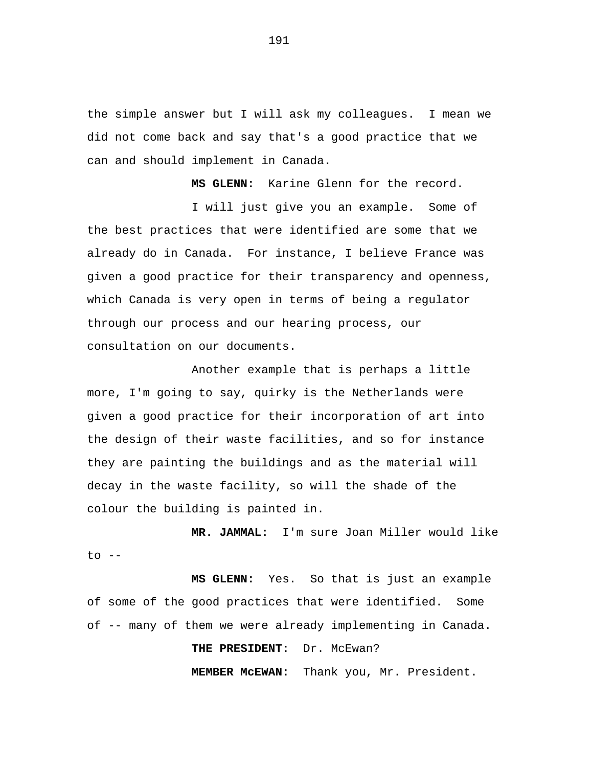the simple answer but I will ask my colleagues.  I mean we did not come back and say that's a good practice that we can and should implement in Canada.

**MS GLENN:**  Karine Glenn for the record.

I will just give you an example.  Some of the best practices that were identified are some that we already do in Canada.  For instance, I believe France was given a good practice for their transparency and openness, which Canada is very open in terms of being a regulator through our process and our hearing process, our consultation on our documents.

Another example that is perhaps a little more, I'm going to say, quirky is the Netherlands were given a good practice for their incorporation of art into the design of their waste facilities, and so for instance they are painting the buildings and as the material will decay in the waste facility, so will the shade of the colour the building is painted in.

**MR. JAMMAL:**  I'm sure Joan Miller would like to --

**MS GLENN:**  Yes.  So that is just an example of some of the good practices that were identified.  Some of -- many of them we were already implementing in Canada.

**THE PRESIDENT:**  Dr. McEwan?

**MEMBER McEWAN:**  Thank you, Mr. President.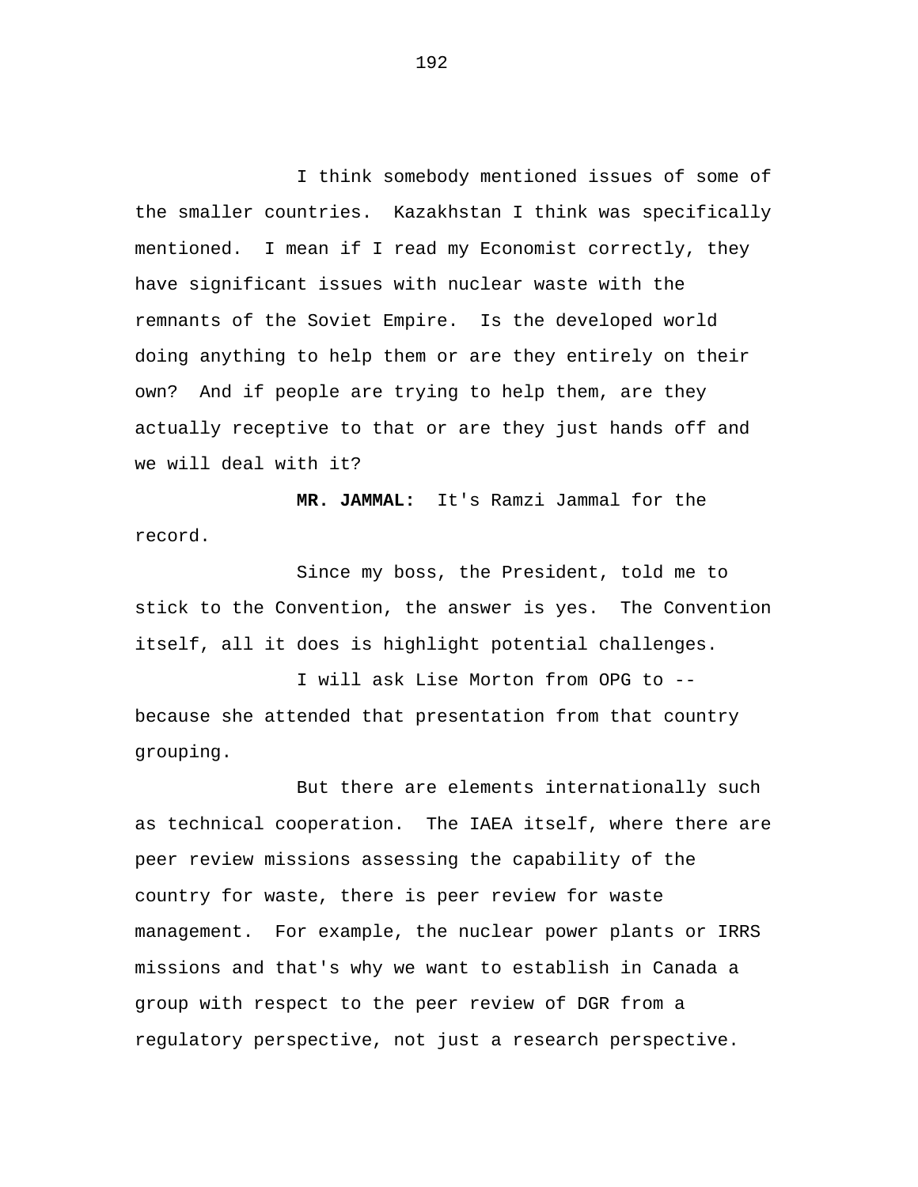I think somebody mentioned issues of some of the smaller countries. Kazakhstan I think was specifically mentioned. I mean if I read my Economist correctly, they have significant issues with nuclear waste with the remnants of the Soviet Empire. Is the developed world doing anything to help them or are they entirely on their own? And if people are trying to help them, are they actually receptive to that or are they just hands off and we will deal with it?

**MR. JAMMAL:** It's Ramzi Jammal for the record.

Since my boss, the President, told me to stick to the Convention, the answer is yes. The Convention itself, all it does is highlight potential challenges.

I will ask Lise Morton from OPG to -- because she attended that presentation from that country grouping.

But there are elements internationally such as technical cooperation. The IAEA itself, where there are peer review missions assessing the capability of the country for waste, there is peer review for waste management. For example, the nuclear power plants or IRRS missions and that's why we want to establish in Canada a group with respect to the peer review of DGR from a regulatory perspective, not just a research perspective.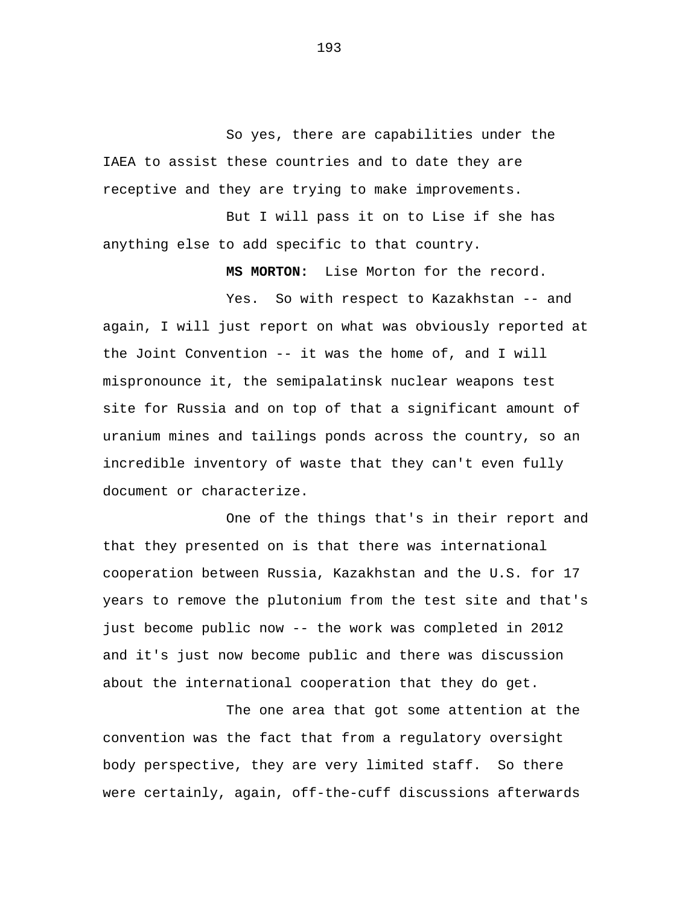So yes, there are capabilities under the IAEA to assist these countries and to date they are receptive and they are trying to make improvements.

But I will pass it on to Lise if she has anything else to add specific to that country.

**MS MORTON:** Lise Morton for the record.

Yes. So with respect to Kazakhstan -- and again, I will just report on what was obviously reported at the Joint Convention -- it was the home of, and I will mispronounce it, the semipalatinsk nuclear weapons test site for Russia and on top of that a significant amount of uranium mines and tailings ponds across the country, so an incredible inventory of waste that they can't even fully document or characterize.

One of the things that's in their report and that they presented on is that there was international cooperation between Russia, Kazakhstan and the U.S. for 17 years to remove the plutonium from the test site and that's just become public now -- the work was completed in 2012 and it's just now become public and there was discussion about the international cooperation that they do get.

The one area that got some attention at the convention was the fact that from a regulatory oversight body perspective, they are very limited staff. So there were certainly, again, off-the-cuff discussions afterwards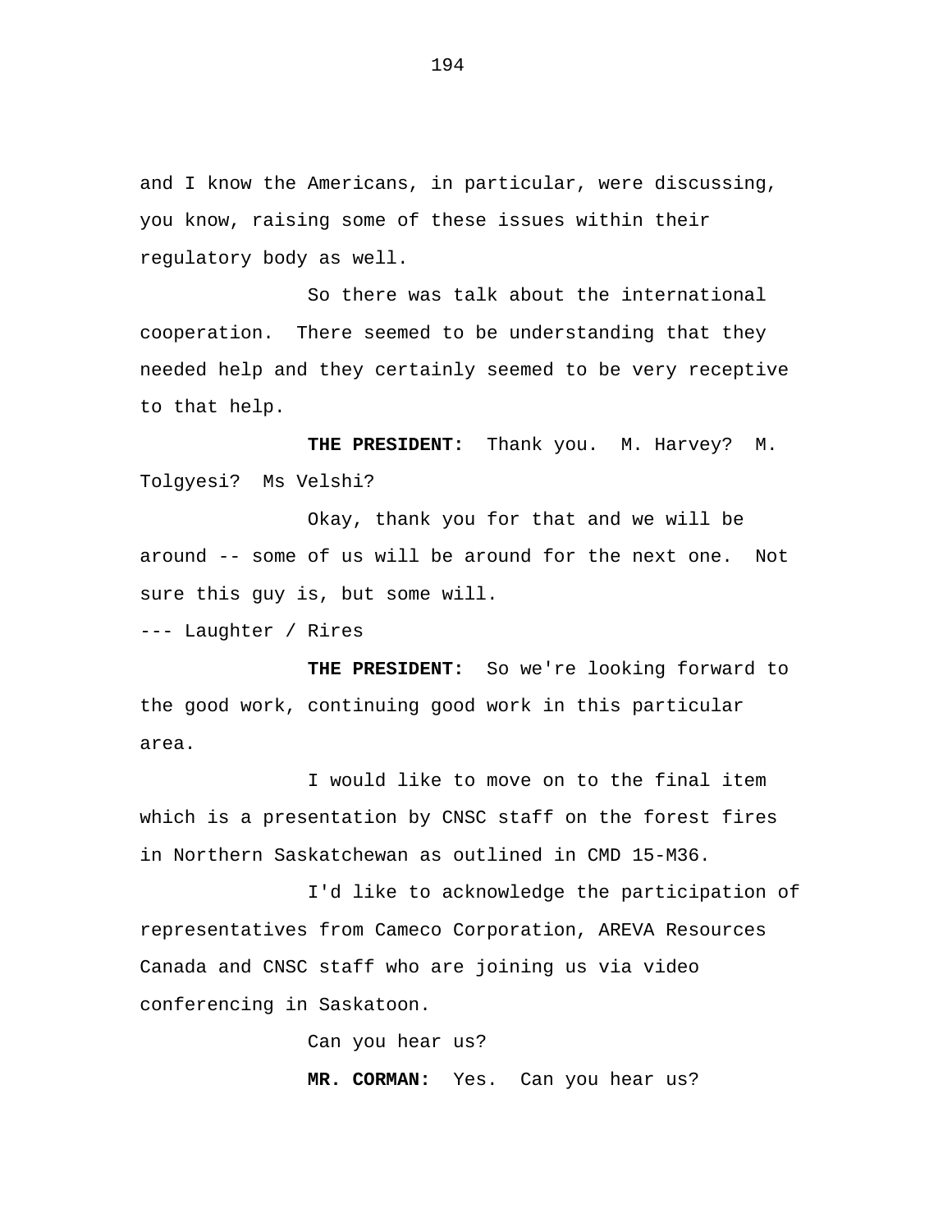and I know the Americans, in particular, were discussing, you know, raising some of these issues within their regulatory body as well.

So there was talk about the international cooperation. There seemed to be understanding that they needed help and they certainly seemed to be very receptive to that help.

**THE PRESIDENT:** Thank you. M. Harvey? M. Tolgyesi? Ms Velshi?

Okay, thank you for that and we will be around -- some of us will be around for the next one. Not sure this guy is, but some will.

--- Laughter / Rires

**THE PRESIDENT:** So we're looking forward to the good work, continuing good work in this particular area.

I would like to move on to the final item which is a presentation by CNSC staff on the forest fires in Northern Saskatchewan as outlined in CMD 15-M36.

I'd like to acknowledge the participation of representatives from Cameco Corporation, AREVA Resources Canada and CNSC staff who are joining us via video conferencing in Saskatoon.

Can you hear us?

**MR. CORMAN:** Yes. Can you hear us?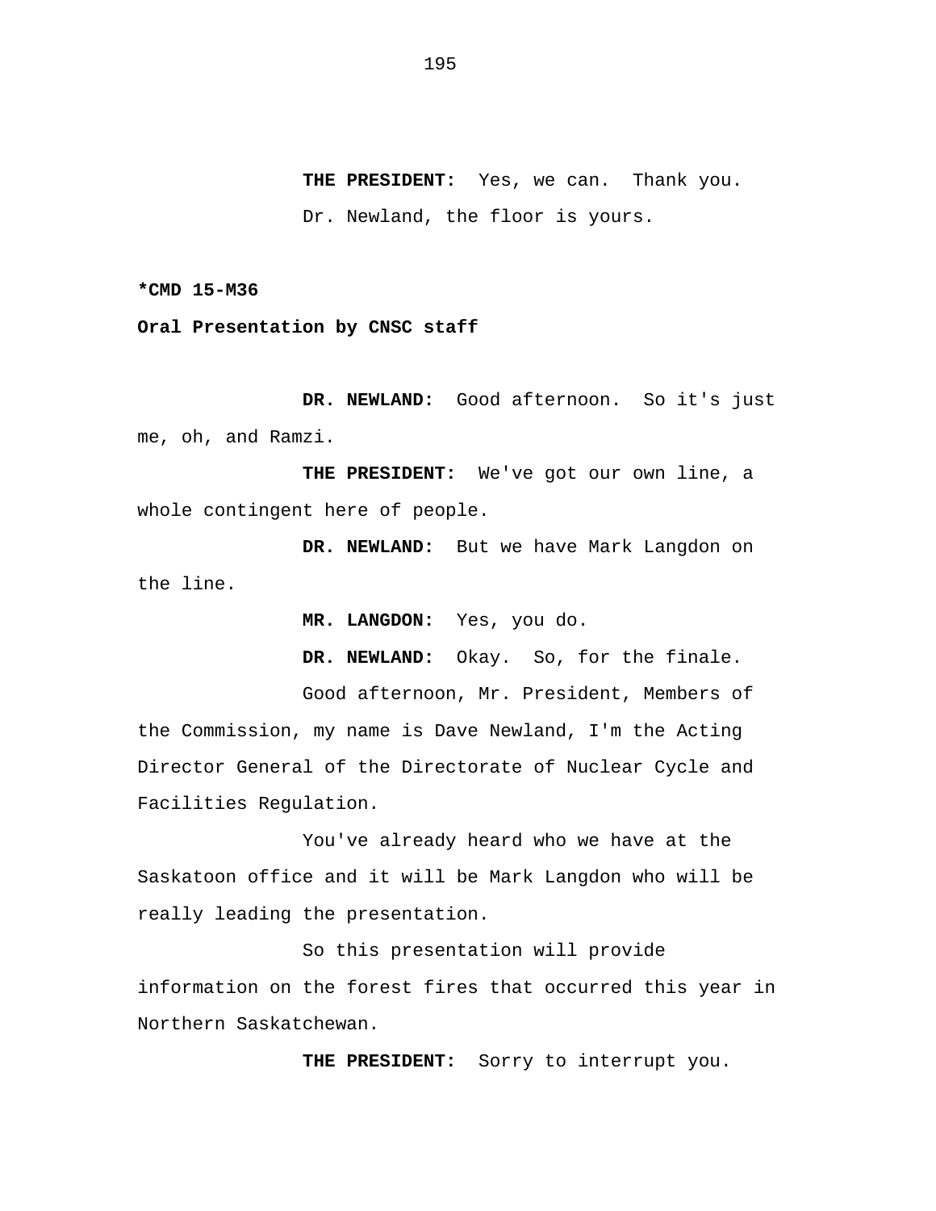**THE PRESIDENT:** Yes, we can. Thank you. Dr. Newland, the floor is yours.

**\*CMD 15-M36**

**Oral Presentation by CNSC staff**

**DR. NEWLAND:** Good afternoon. So it's just me, oh, and Ramzi.

**THE PRESIDENT:** We've got our own line, a whole contingent here of people.

**DR. NEWLAND:** But we have Mark Langdon on the line.

**MR. LANGDON:** Yes, you do.

**DR. NEWLAND:** Okay. So, for the finale.

Good afternoon, Mr. President, Members of the Commission, my name is Dave Newland, I'm the Acting Director General of the Directorate of Nuclear Cycle and Facilities Regulation.

You've already heard who we have at the Saskatoon office and it will be Mark Langdon who will be really leading the presentation.

So this presentation will provide information on the forest fires that occurred this year in Northern Saskatchewan.

**THE PRESIDENT:** Sorry to interrupt you.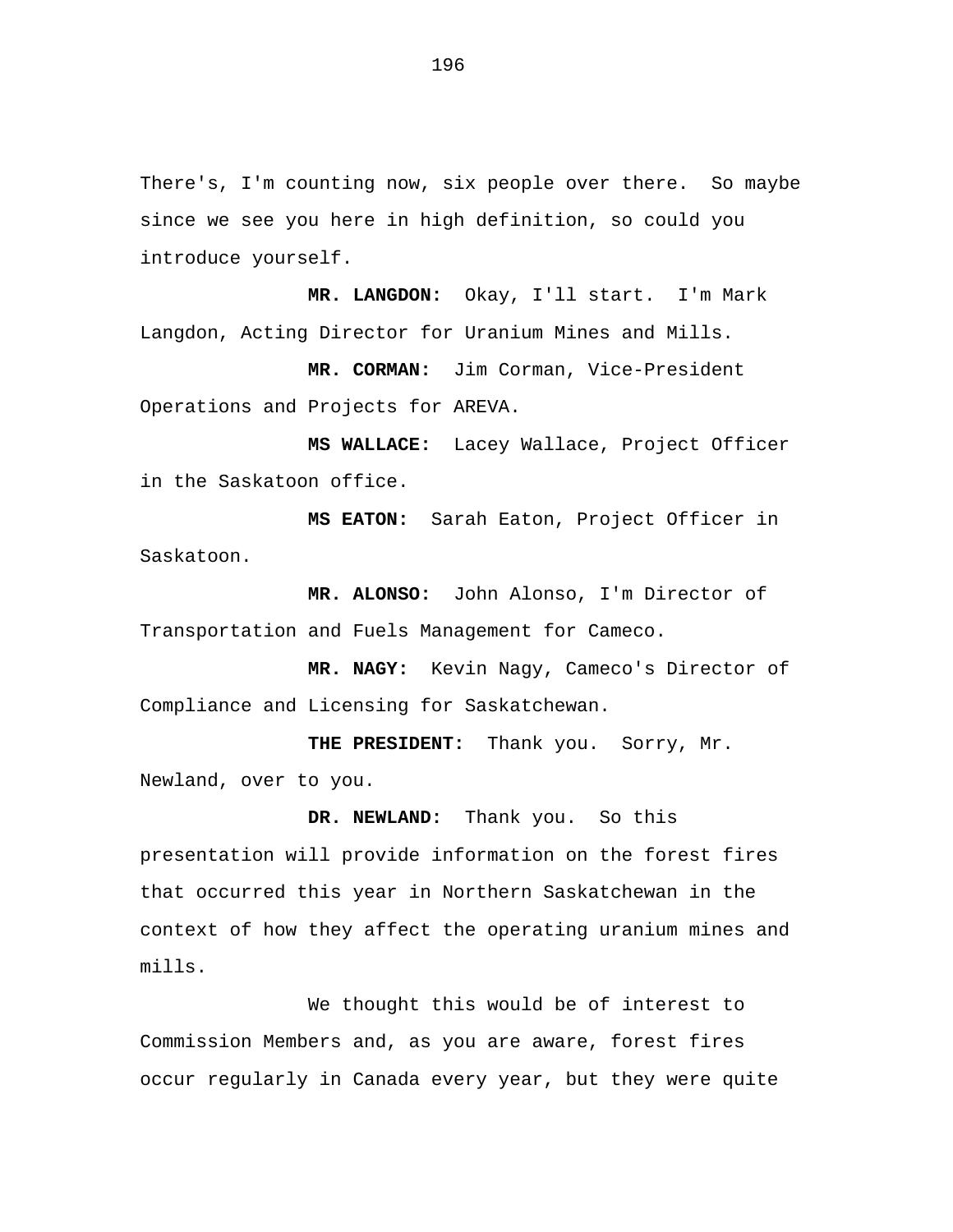There's, I'm counting now, six people over there. So maybe since we see you here in high definition, so could you introduce yourself.

**MR. LANGDON:** Okay, I'll start. I'm Mark Langdon, Acting Director for Uranium Mines and Mills.

**MR. CORMAN:** Jim Corman, Vice-President Operations and Projects for AREVA.

**MS WALLACE:** Lacey Wallace, Project Officer in the Saskatoon office.

**MS EATON:** Sarah Eaton, Project Officer in Saskatoon.

**MR. ALONSO:** John Alonso, I'm Director of Transportation and Fuels Management for Cameco.

**MR. NAGY:** Kevin Nagy, Cameco's Director of Compliance and Licensing for Saskatchewan.

**THE PRESIDENT:** Thank you. Sorry, Mr. Newland, over to you.

**DR. NEWLAND:** Thank you. So this presentation will provide information on the forest fires that occurred this year in Northern Saskatchewan in the context of how they affect the operating uranium mines and mills.

We thought this would be of interest to Commission Members and, as you are aware, forest fires occur regularly in Canada every year, but they were quite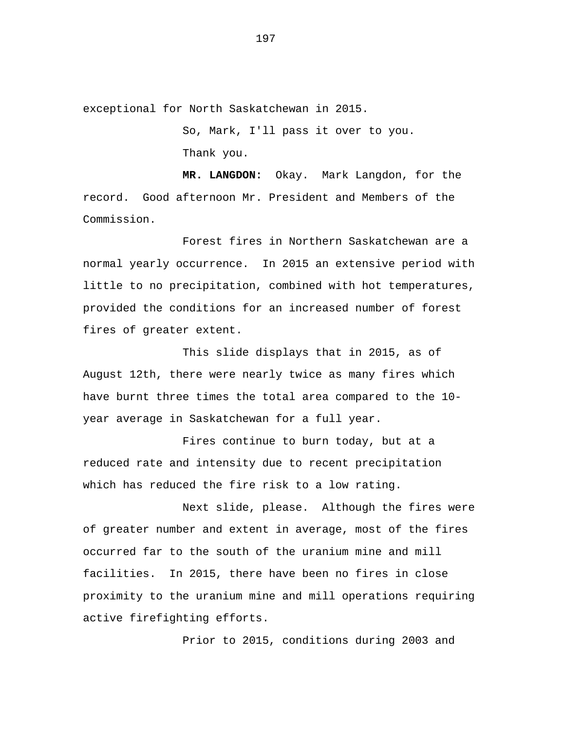exceptional for North Saskatchewan in 2015.

So, Mark, I'll pass it over to you.

Thank you.

**MR. LANGDON:** Okay. Mark Langdon, for the record. Good afternoon Mr. President and Members of the Commission.

Forest fires in Northern Saskatchewan are a normal yearly occurrence. In 2015 an extensive period with little to no precipitation, combined with hot temperatures, provided the conditions for an increased number of forest fires of greater extent.

This slide displays that in 2015, as of August 12th, there were nearly twice as many fires which have burnt three times the total area compared to the 10-year average in Saskatchewan for a full year.

Fires continue to burn today, but at a reduced rate and intensity due to recent precipitation which has reduced the fire risk to a low rating.

Next slide, please. Although the fires were of greater number and extent in average, most of the fires occurred far to the south of the uranium mine and mill facilities. In 2015, there have been no fires in close proximity to the uranium mine and mill operations requiring active firefighting efforts.

Prior to 2015, conditions during 2003 and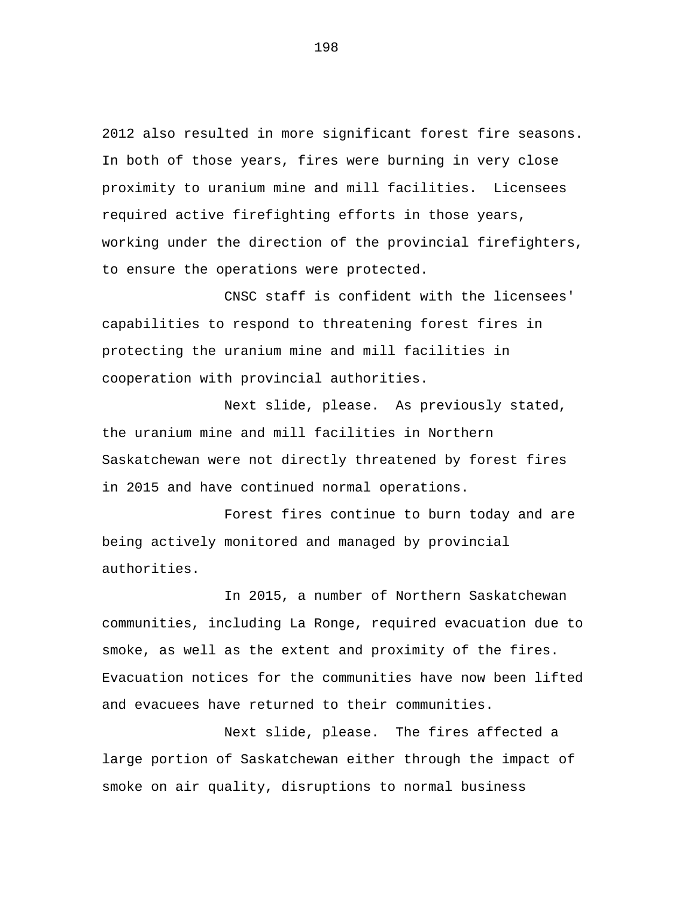2012 also resulted in more significant forest fire seasons. In both of those years, fires were burning in very close proximity to uranium mine and mill facilities. Licensees required active firefighting efforts in those years, working under the direction of the provincial firefighters, to ensure the operations were protected.

CNSC staff is confident with the licensees' capabilities to respond to threatening forest fires in protecting the uranium mine and mill facilities in cooperation with provincial authorities.

Next slide, please. As previously stated, the uranium mine and mill facilities in Northern Saskatchewan were not directly threatened by forest fires in 2015 and have continued normal operations.

Forest fires continue to burn today and are being actively monitored and managed by provincial authorities.

In 2015, a number of Northern Saskatchewan communities, including La Ronge, required evacuation due to smoke, as well as the extent and proximity of the fires. Evacuation notices for the communities have now been lifted and evacuees have returned to their communities.

Next slide, please. The fires affected a large portion of Saskatchewan either through the impact of smoke on air quality, disruptions to normal business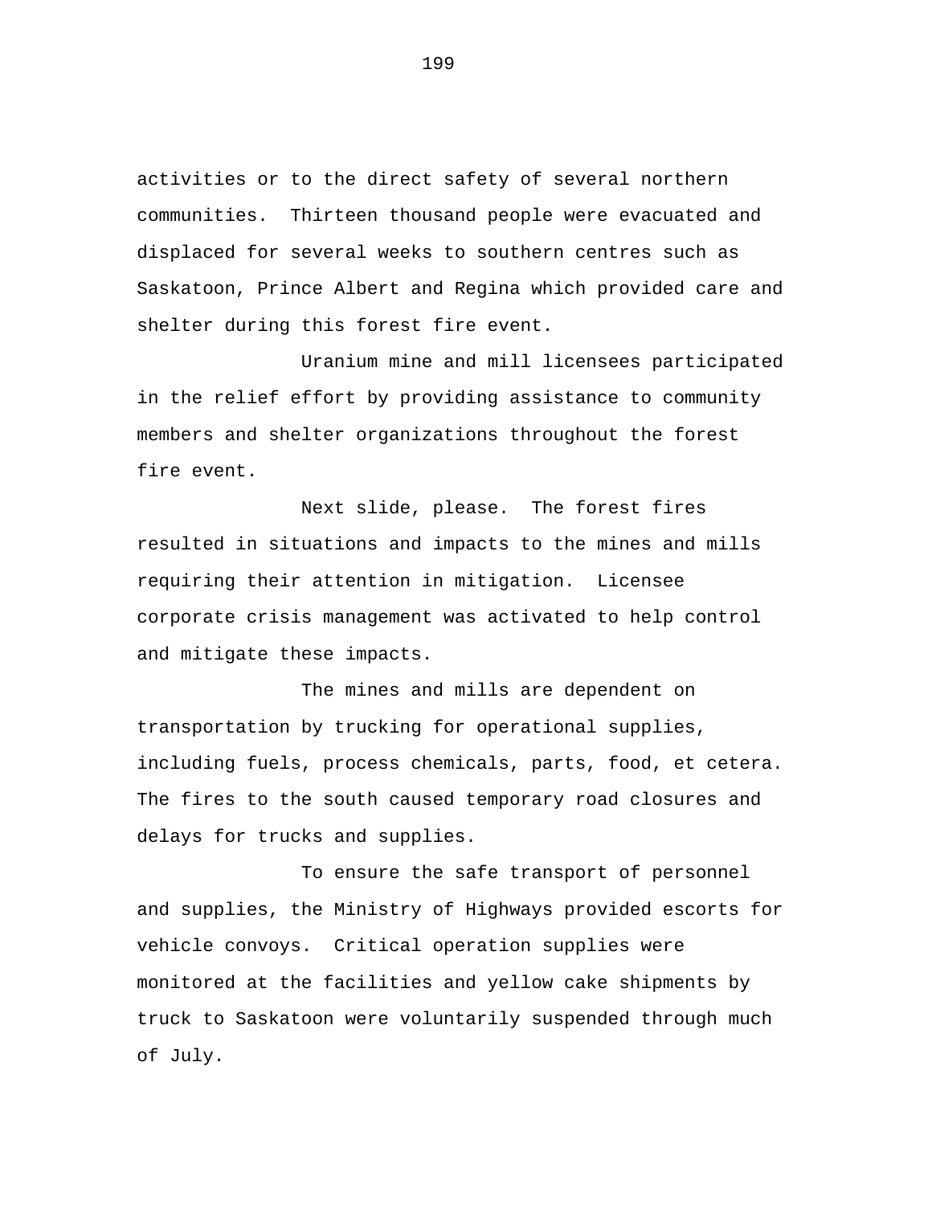activities or to the direct safety of several northern communities. Thirteen thousand people were evacuated and displaced for several weeks to southern centres such as Saskatoon, Prince Albert and Regina which provided care and shelter during this forest fire event.

Uranium mine and mill licensees participated in the relief effort by providing assistance to community members and shelter organizations throughout the forest fire event.

Next slide, please. The forest fires resulted in situations and impacts to the mines and mills requiring their attention in mitigation. Licensee corporate crisis management was activated to help control and mitigate these impacts.

The mines and mills are dependent on transportation by trucking for operational supplies, including fuels, process chemicals, parts, food, et cetera. The fires to the south caused temporary road closures and delays for trucks and supplies.

To ensure the safe transport of personnel and supplies, the Ministry of Highways provided escorts for vehicle convoys. Critical operation supplies were monitored at the facilities and yellow cake shipments by truck to Saskatoon were voluntarily suspended through much of July.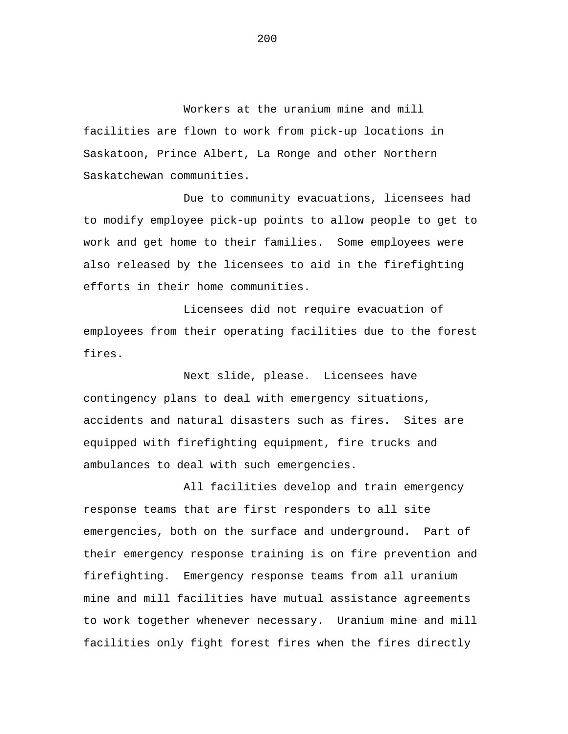Workers at the uranium mine and mill facilities are flown to work from pick-up locations in Saskatoon, Prince Albert, La Ronge and other Northern Saskatchewan communities.

Due to community evacuations, licensees had to modify employee pick-up points to allow people to get to work and get home to their families. Some employees were also released by the licensees to aid in the firefighting efforts in their home communities.

Licensees did not require evacuation of employees from their operating facilities due to the forest fires.

Next slide, please. Licensees have contingency plans to deal with emergency situations, accidents and natural disasters such as fires. Sites are equipped with firefighting equipment, fire trucks and ambulances to deal with such emergencies.

All facilities develop and train emergency response teams that are first responders to all site emergencies, both on the surface and underground. Part of their emergency response training is on fire prevention and firefighting. Emergency response teams from all uranium mine and mill facilities have mutual assistance agreements to work together whenever necessary. Uranium mine and mill facilities only fight forest fires when the fires directly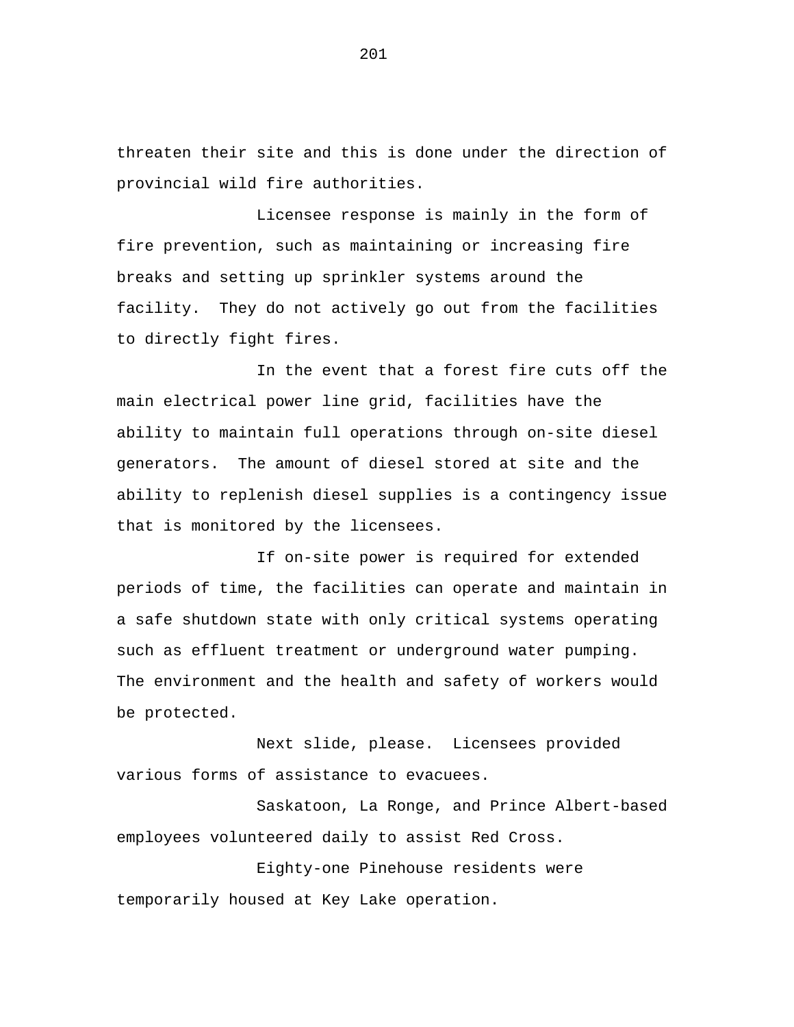threaten their site and this is done under the direction of provincial wild fire authorities.

Licensee response is mainly in the form of fire prevention, such as maintaining or increasing fire breaks and setting up sprinkler systems around the facility. They do not actively go out from the facilities to directly fight fires.

In the event that a forest fire cuts off the main electrical power line grid, facilities have the ability to maintain full operations through on-site diesel generators. The amount of diesel stored at site and the ability to replenish diesel supplies is a contingency issue that is monitored by the licensees.

If on-site power is required for extended periods of time, the facilities can operate and maintain in a safe shutdown state with only critical systems operating such as effluent treatment or underground water pumping. The environment and the health and safety of workers would be protected.

Next slide, please. Licensees provided various forms of assistance to evacuees.

Saskatoon, La Ronge, and Prince Albert-based employees volunteered daily to assist Red Cross.

Eighty-one Pinehouse residents were temporarily housed at Key Lake operation.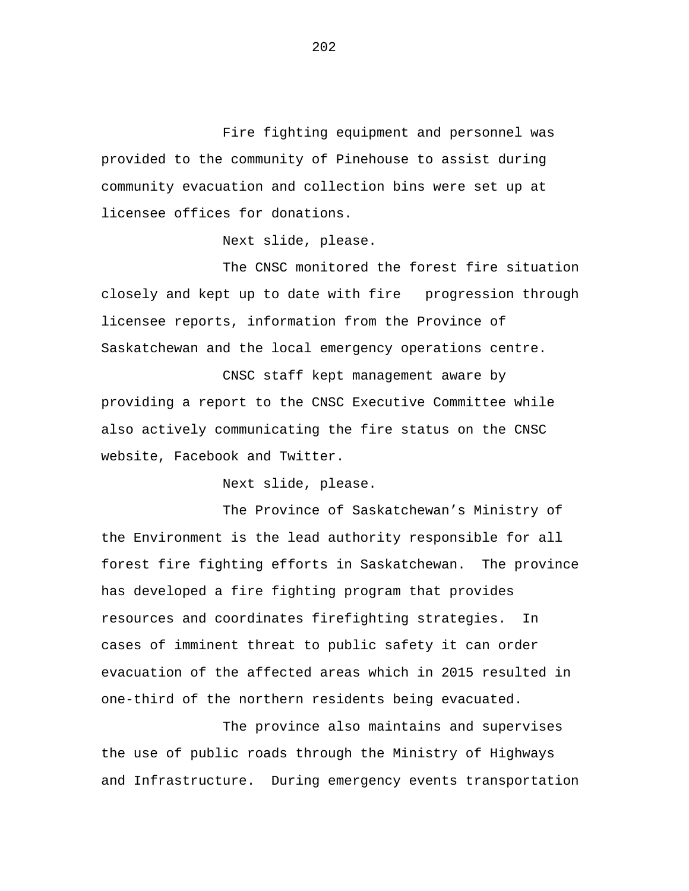Fire fighting equipment and personnel was provided to the community of Pinehouse to assist during community evacuation and collection bins were set up at licensee offices for donations.

Next slide, please.

The CNSC monitored the forest fire situation closely and kept up to date with fire progression through licensee reports, information from the Province of Saskatchewan and the local emergency operations centre.

CNSC staff kept management aware by providing a report to the CNSC Executive Committee while also actively communicating the fire status on the CNSC website, Facebook and Twitter.

Next slide, please.

The Province of Saskatchewan's Ministry of the Environment is the lead authority responsible for all forest fire fighting efforts in Saskatchewan. The province has developed a fire fighting program that provides resources and coordinates firefighting strategies. In cases of imminent threat to public safety it can order evacuation of the affected areas which in 2015 resulted in one-third of the northern residents being evacuated.

The province also maintains and supervises the use of public roads through the Ministry of Highways and Infrastructure. During emergency events transportation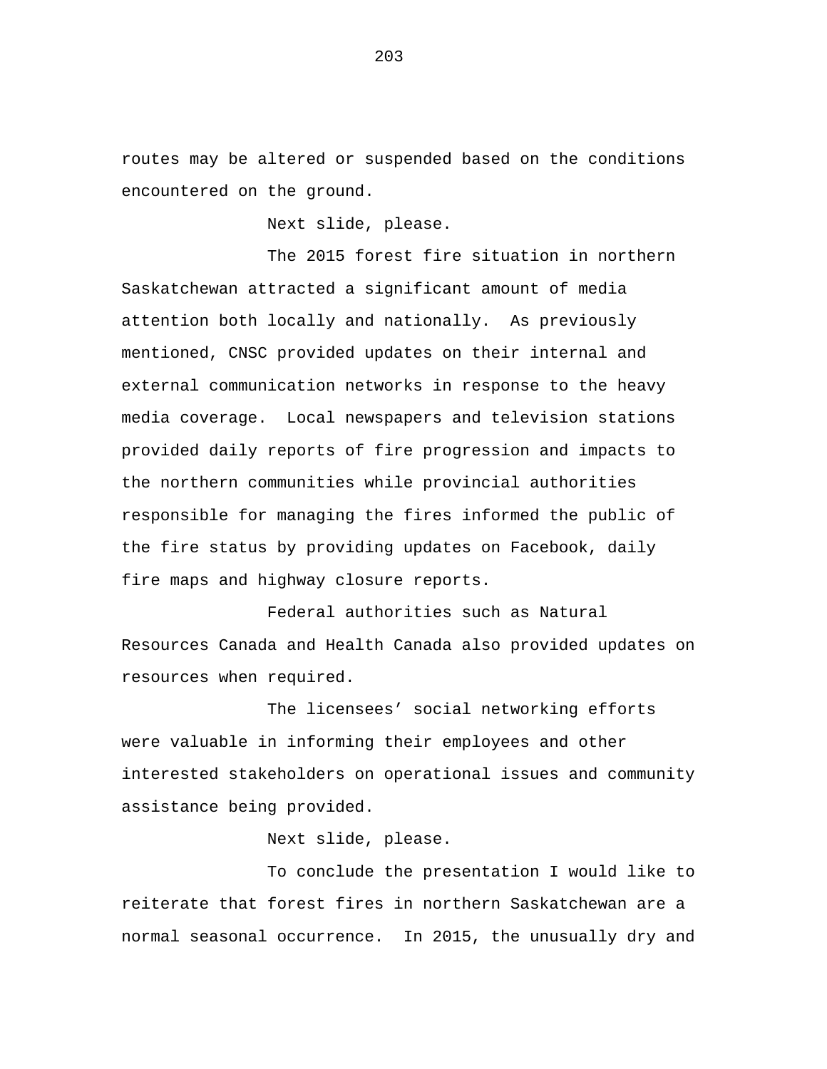routes may be altered or suspended based on the conditions encountered on the ground.

Next slide, please.

The 2015 forest fire situation in northern Saskatchewan attracted a significant amount of media attention both locally and nationally. As previously mentioned, CNSC provided updates on their internal and external communication networks in response to the heavy media coverage. Local newspapers and television stations provided daily reports of fire progression and impacts to the northern communities while provincial authorities responsible for managing the fires informed the public of the fire status by providing updates on Facebook, daily fire maps and highway closure reports.

Federal authorities such as Natural Resources Canada and Health Canada also provided updates on resources when required.

The licensees' social networking efforts were valuable in informing their employees and other interested stakeholders on operational issues and community assistance being provided.

Next slide, please.

To conclude the presentation I would like to reiterate that forest fires in northern Saskatchewan are a normal seasonal occurrence. In 2015, the unusually dry and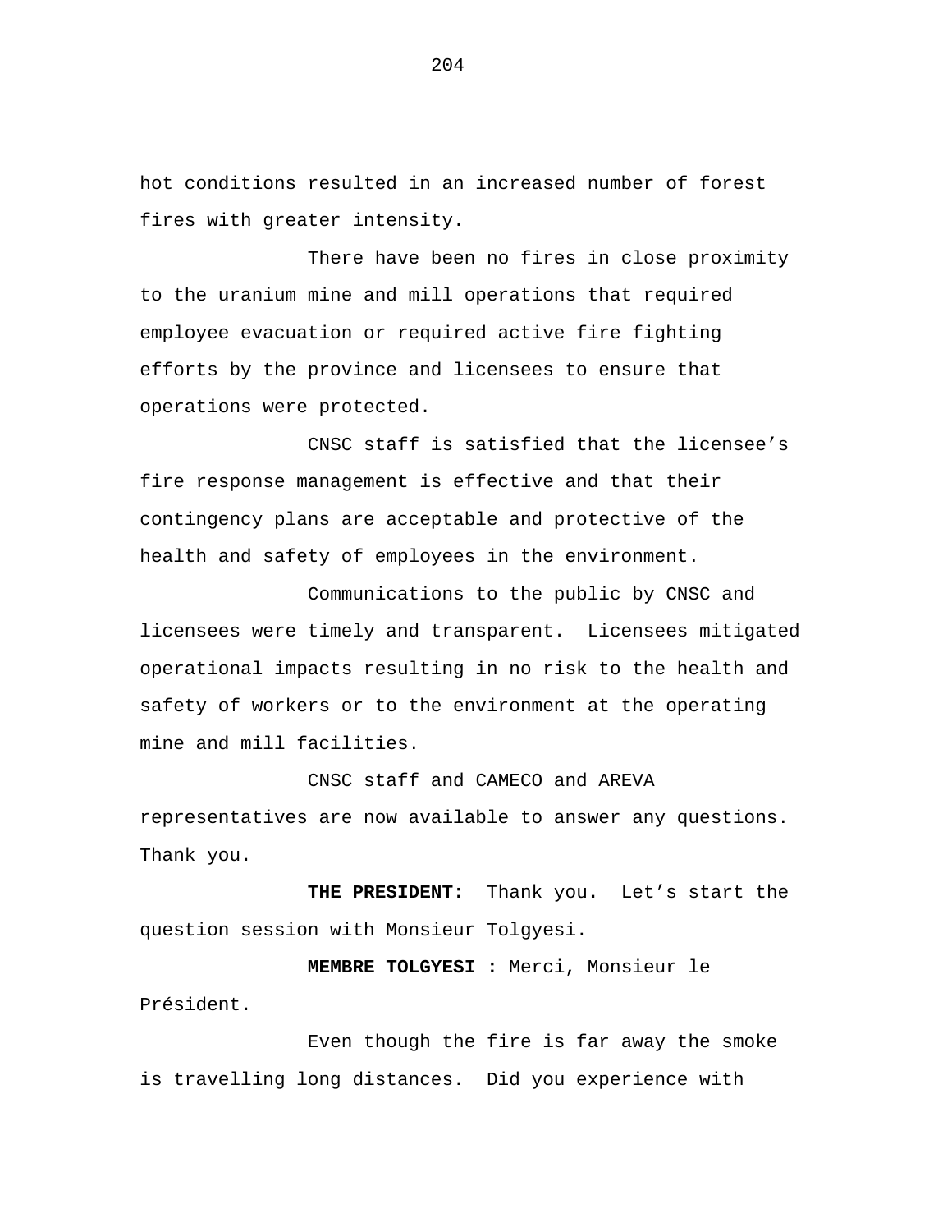hot conditions resulted in an increased number of forest fires with greater intensity.

There have been no fires in close proximity to the uranium mine and mill operations that required employee evacuation or required active fire fighting efforts by the province and licensees to ensure that operations were protected.

CNSC staff is satisfied that the licensee's fire response management is effective and that their contingency plans are acceptable and protective of the health and safety of employees in the environment.

Communications to the public by CNSC and licensees were timely and transparent. Licensees mitigated operational impacts resulting in no risk to the health and safety of workers or to the environment at the operating mine and mill facilities.

CNSC staff and CAMECO and AREVA representatives are now available to answer any questions. Thank you.

**THE PRESIDENT:** Thank you. Let's start the question session with Monsieur Tolgyesi.

**MEMBRE TOLGYESI :** Merci, Monsieur le Président.

Even though the fire is far away the smoke is travelling long distances. Did you experience with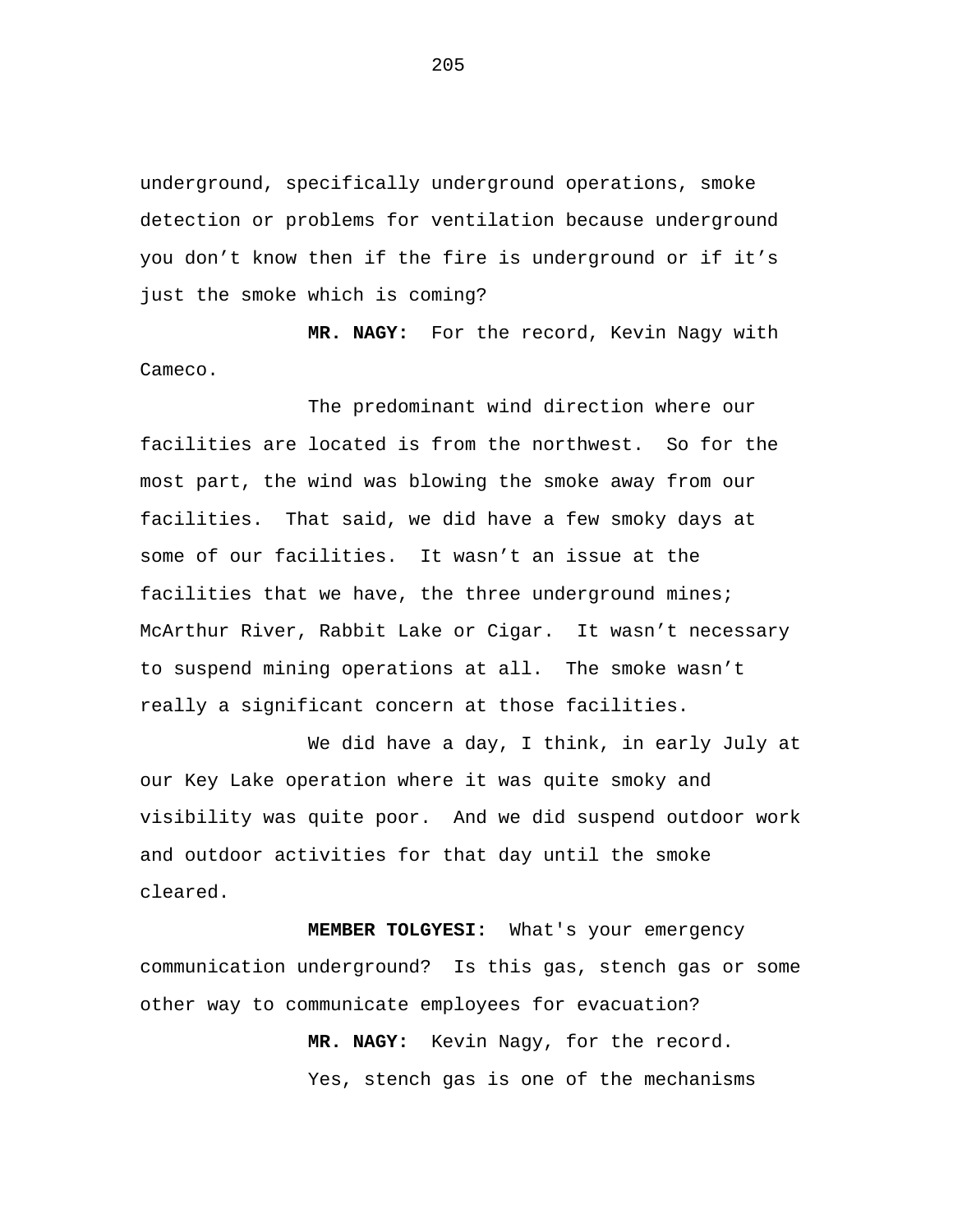underground, specifically underground operations, smoke detection or problems for ventilation because underground you don't know then if the fire is underground or if it's just the smoke which is coming?

**MR. NAGY:** For the record, Kevin Nagy with Cameco.

The predominant wind direction where our facilities are located is from the northwest. So for the most part, the wind was blowing the smoke away from our facilities. That said, we did have a few smoky days at some of our facilities. It wasn't an issue at the facilities that we have, the three underground mines; McArthur River, Rabbit Lake or Cigar. It wasn't necessary to suspend mining operations at all. The smoke wasn't really a significant concern at those facilities.

We did have a day, I think, in early July at our Key Lake operation where it was quite smoky and visibility was quite poor. And we did suspend outdoor work and outdoor activities for that day until the smoke cleared.

**MEMBER TOLGYESI:** What's your emergency communication underground? Is this gas, stench gas or some other way to communicate employees for evacuation?

**MR. NAGY:** Kevin Nagy, for the record.

Yes, stench gas is one of the mechanisms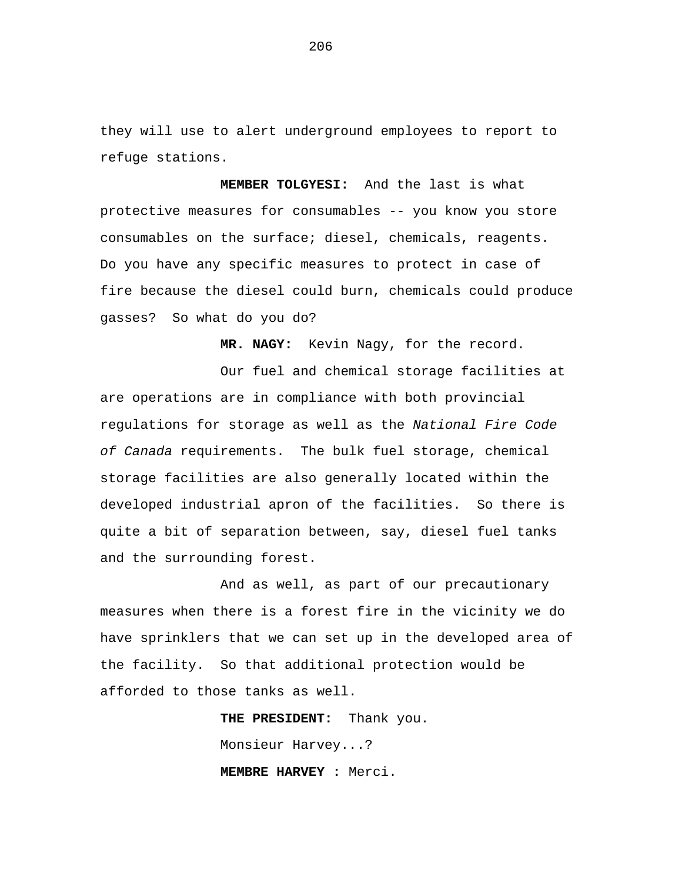they will use to alert underground employees to report to refuge stations.

**MEMBER TOLGYESI:** And the last is what protective measures for consumables -- you know you store consumables on the surface; diesel, chemicals, reagents. Do you have any specific measures to protect in case of fire because the diesel could burn, chemicals could produce gasses? So what do you do?

**MR. NAGY:** Kevin Nagy, for the record.

Our fuel and chemical storage facilities at are operations are in compliance with both provincial regulations for storage as well as the *National Fire Code of Canada* requirements. The bulk fuel storage, chemical storage facilities are also generally located within the developed industrial apron of the facilities. So there is quite a bit of separation between, say, diesel fuel tanks and the surrounding forest.

And as well, as part of our precautionary measures when there is a forest fire in the vicinity we do have sprinklers that we can set up in the developed area of the facility. So that additional protection would be afforded to those tanks as well.

**THE PRESIDENT:** Thank you.

Monsieur Harvey...?

**MEMBRE HARVEY :** Merci.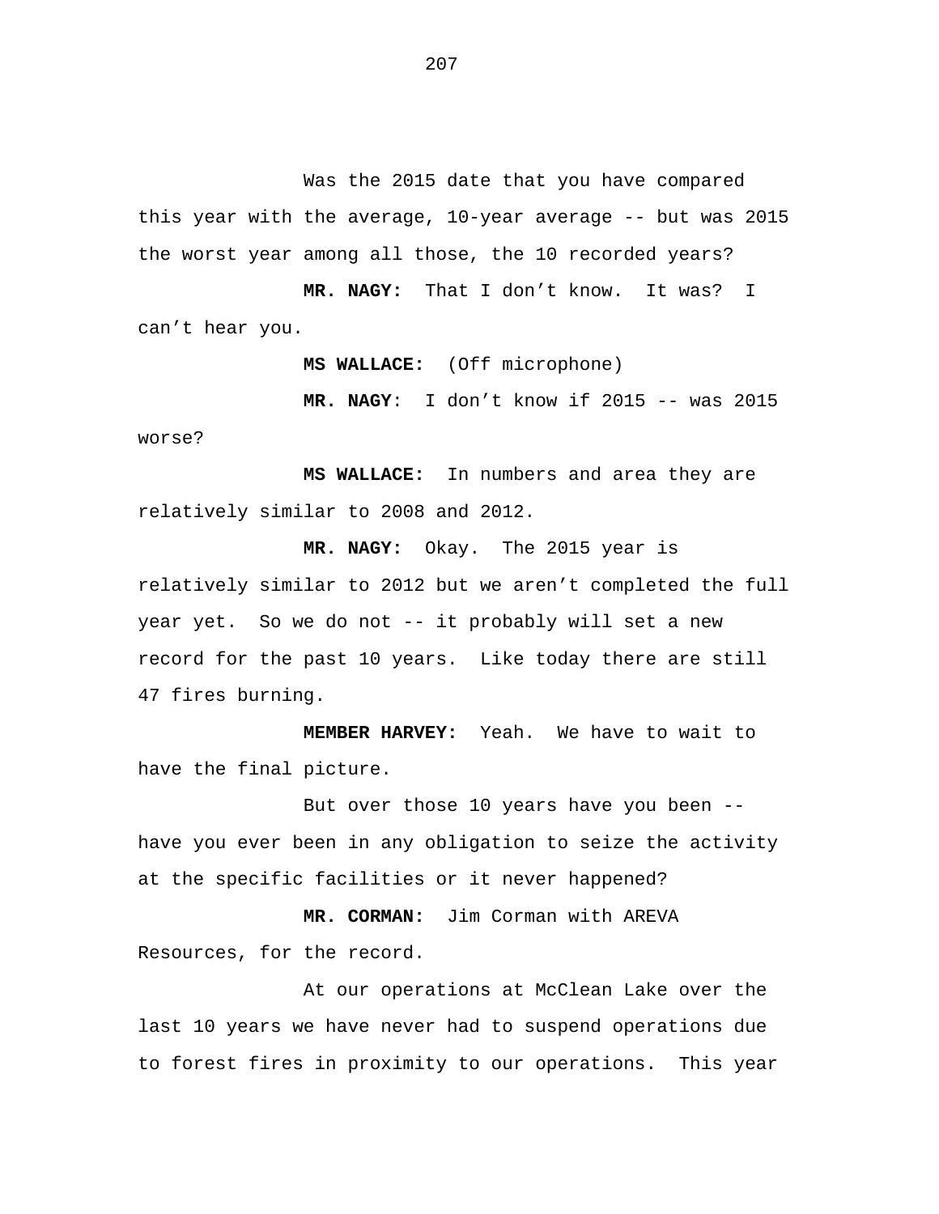Was the 2015 date that you have compared this year with the average, 10-year average -- but was 2015 the worst year among all those, the 10 recorded years?

**MR. NAGY:** That I don't know. It was? I can't hear you.

**MS WALLACE:** (Off microphone)

**MR. NAGY**: I don't know if 2015 -- was 2015 worse?

**MS WALLACE:** In numbers and area they are relatively similar to 2008 and 2012.

**MR. NAGY:** Okay. The 2015 year is relatively similar to 2012 but we aren't completed the full year yet. So we do not -- it probably will set a new record for the past 10 years. Like today there are still 47 fires burning.

**MEMBER HARVEY:** Yeah. We have to wait to have the final picture.

But over those 10 years have you been -- have you ever been in any obligation to seize the activity at the specific facilities or it never happened?

**MR. CORMAN:** Jim Corman with AREVA Resources, for the record.

At our operations at McClean Lake over the last 10 years we have never had to suspend operations due to forest fires in proximity to our operations. This year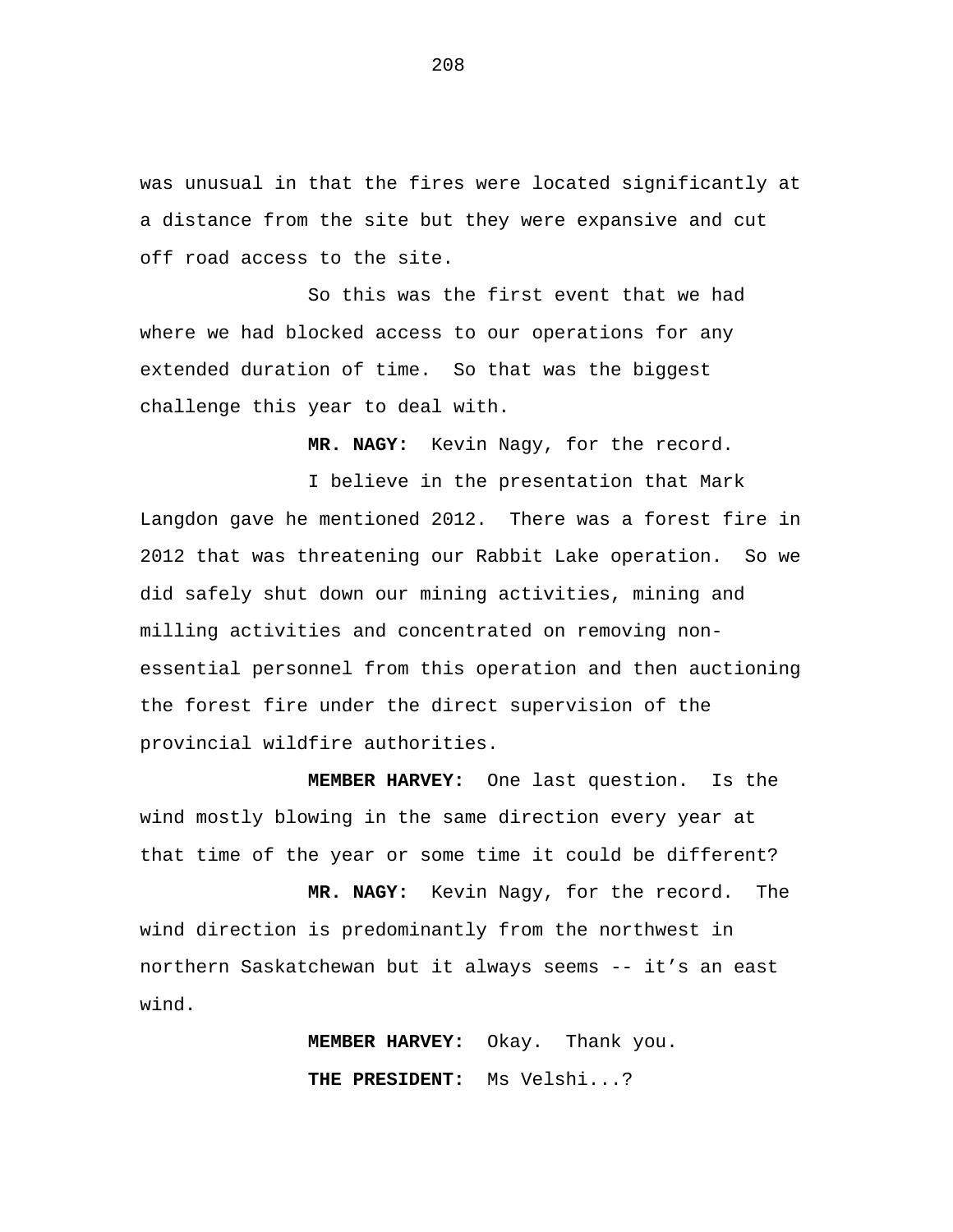was unusual in that the fires were located significantly at a distance from the site but they were expansive and cut off road access to the site.

So this was the first event that we had where we had blocked access to our operations for any extended duration of time. So that was the biggest challenge this year to deal with.

**MR. NAGY:** Kevin Nagy, for the record.

I believe in the presentation that Mark Langdon gave he mentioned 2012. There was a forest fire in 2012 that was threatening our Rabbit Lake operation. So we did safely shut down our mining activities, mining and milling activities and concentrated on removing non-essential personnel from this operation and then auctioning the forest fire under the direct supervision of the provincial wildfire authorities.

**MEMBER HARVEY:** One last question. Is the wind mostly blowing in the same direction every year at that time of the year or some time it could be different?

**MR. NAGY:** Kevin Nagy, for the record. The wind direction is predominantly from the northwest in northern Saskatchewan but it always seems -- it's an east wind.

**MEMBER HARVEY:** Okay. Thank you.

**THE PRESIDENT:** Ms Velshi...?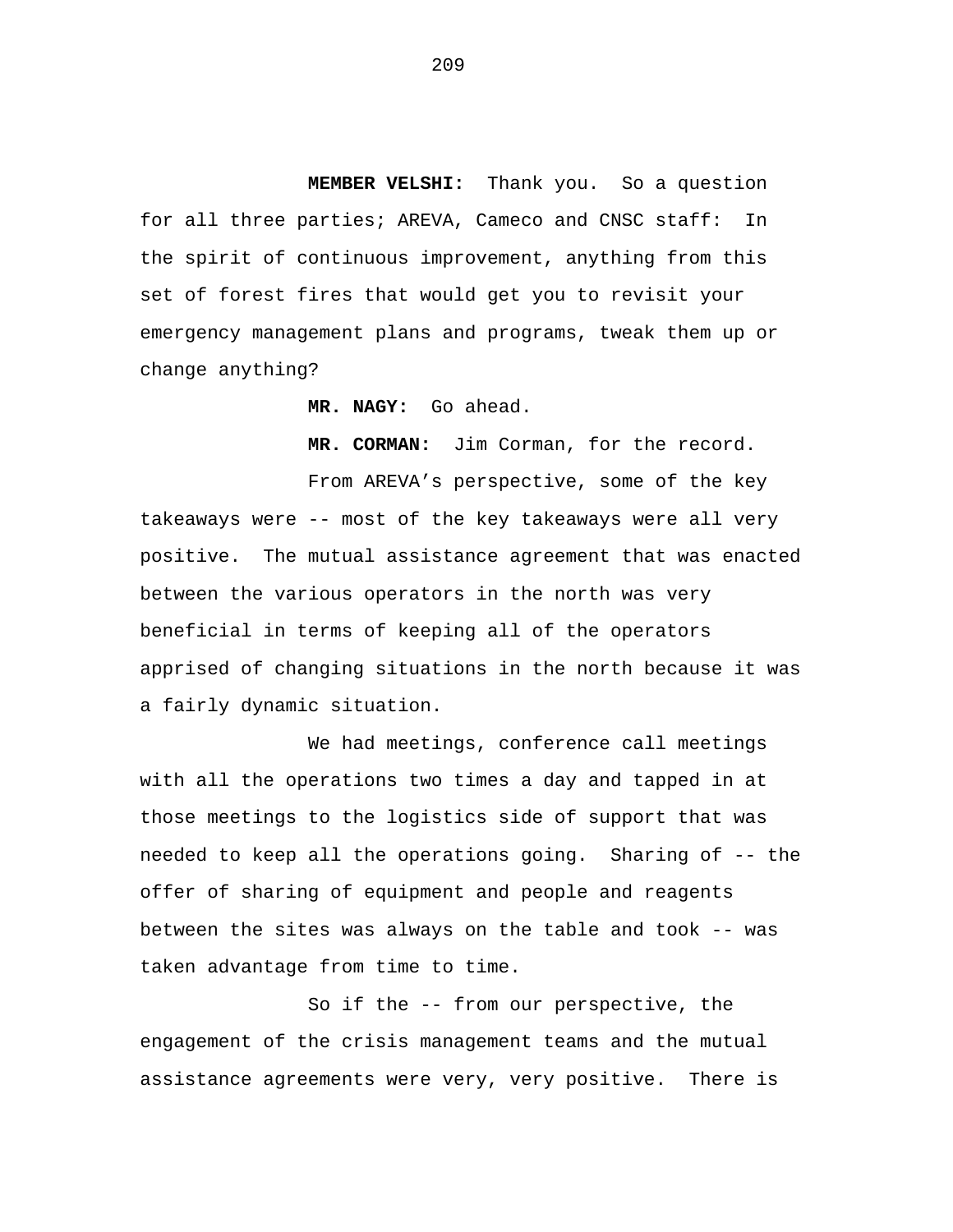**MEMBER VELSHI:** Thank you. So a question for all three parties; AREVA, Cameco and CNSC staff: In the spirit of continuous improvement, anything from this set of forest fires that would get you to revisit your emergency management plans and programs, tweak them up or change anything?

**MR. NAGY:** Go ahead.

**MR. CORMAN:** Jim Corman, for the record.

From AREVA's perspective, some of the key takeaways were -- most of the key takeaways were all very positive. The mutual assistance agreement that was enacted between the various operators in the north was very beneficial in terms of keeping all of the operators apprised of changing situations in the north because it was a fairly dynamic situation.

We had meetings, conference call meetings with all the operations two times a day and tapped in at those meetings to the logistics side of support that was needed to keep all the operations going. Sharing of -- the offer of sharing of equipment and people and reagents between the sites was always on the table and took -- was taken advantage from time to time.

So if the -- from our perspective, the engagement of the crisis management teams and the mutual assistance agreements were very, very positive. There is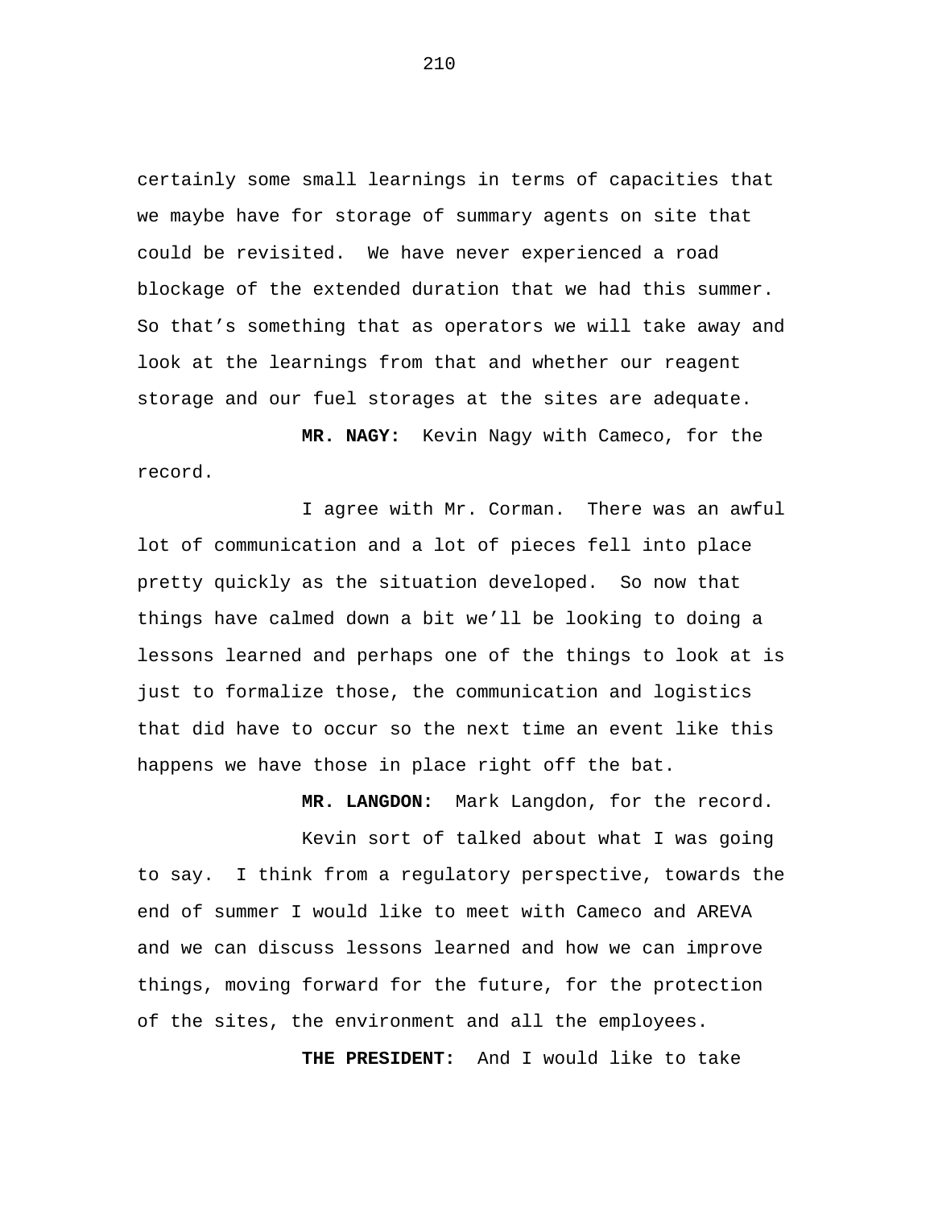certainly some small learnings in terms of capacities that we maybe have for storage of summary agents on site that could be revisited. We have never experienced a road blockage of the extended duration that we had this summer. So that's something that as operators we will take away and look at the learnings from that and whether our reagent storage and our fuel storages at the sites are adequate.

**MR. NAGY:** Kevin Nagy with Cameco, for the record.

I agree with Mr. Corman. There was an awful lot of communication and a lot of pieces fell into place pretty quickly as the situation developed. So now that things have calmed down a bit we'll be looking to doing a lessons learned and perhaps one of the things to look at is just to formalize those, the communication and logistics that did have to occur so the next time an event like this happens we have those in place right off the bat.

**MR. LANGDON:** Mark Langdon, for the record.

Kevin sort of talked about what I was going to say. I think from a regulatory perspective, towards the end of summer I would like to meet with Cameco and AREVA and we can discuss lessons learned and how we can improve things, moving forward for the future, for the protection of the sites, the environment and all the employees.

**THE PRESIDENT:** And I would like to take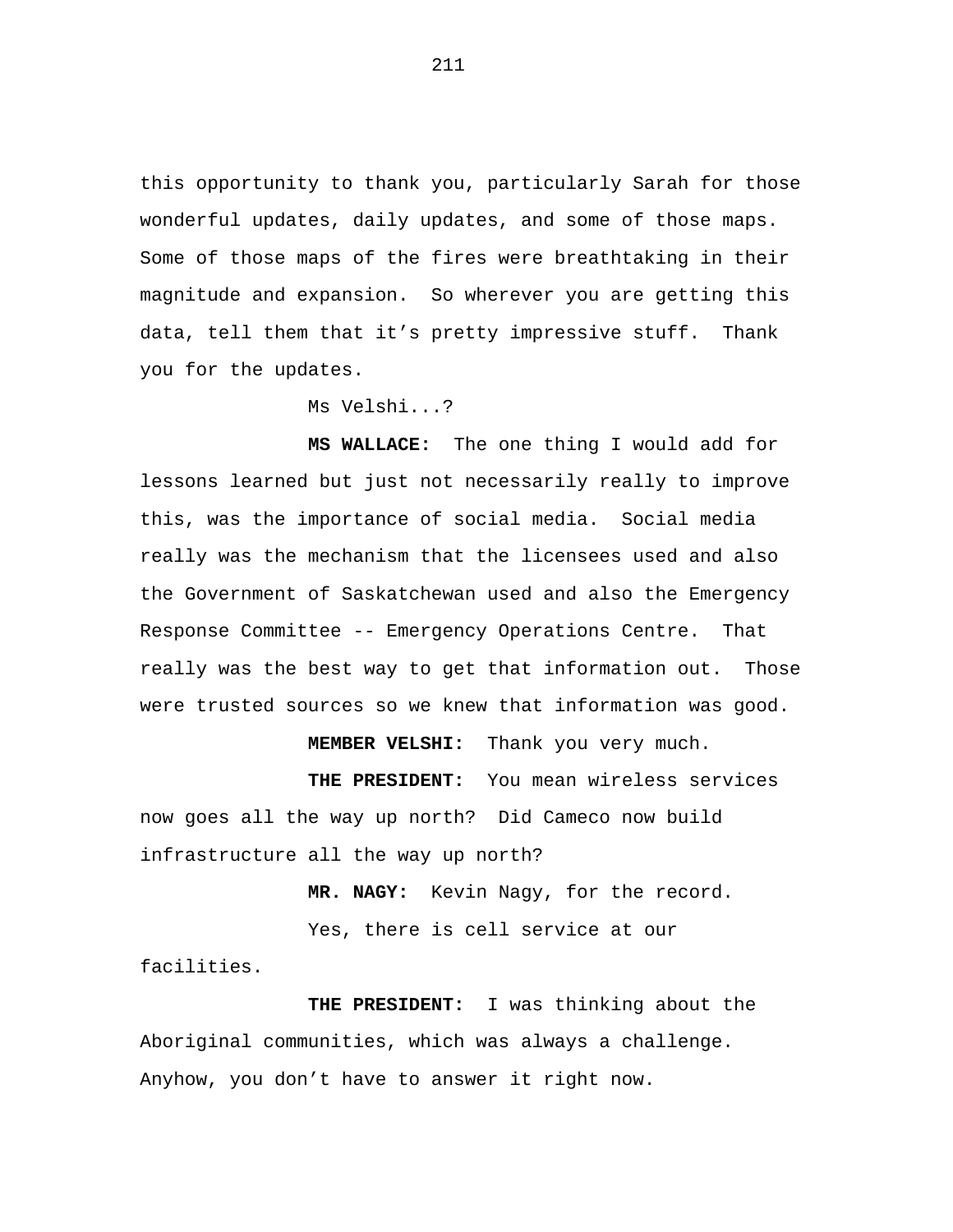this opportunity to thank you, particularly Sarah for those wonderful updates, daily updates, and some of those maps. Some of those maps of the fires were breathtaking in their magnitude and expansion. So wherever you are getting this data, tell them that it's pretty impressive stuff. Thank you for the updates.

Ms Velshi...?

**MS WALLACE:** The one thing I would add for lessons learned but just not necessarily really to improve this, was the importance of social media. Social media really was the mechanism that the licensees used and also the Government of Saskatchewan used and also the Emergency Response Committee -- Emergency Operations Centre. That really was the best way to get that information out. Those were trusted sources so we knew that information was good.

**MEMBER VELSHI:** Thank you very much.

**THE PRESIDENT:** You mean wireless services now goes all the way up north? Did Cameco now build infrastructure all the way up north?

**MR. NAGY:** Kevin Nagy, for the record.

Yes, there is cell service at our facilities.

**THE PRESIDENT:** I was thinking about the Aboriginal communities, which was always a challenge. Anyhow, you don't have to answer it right now.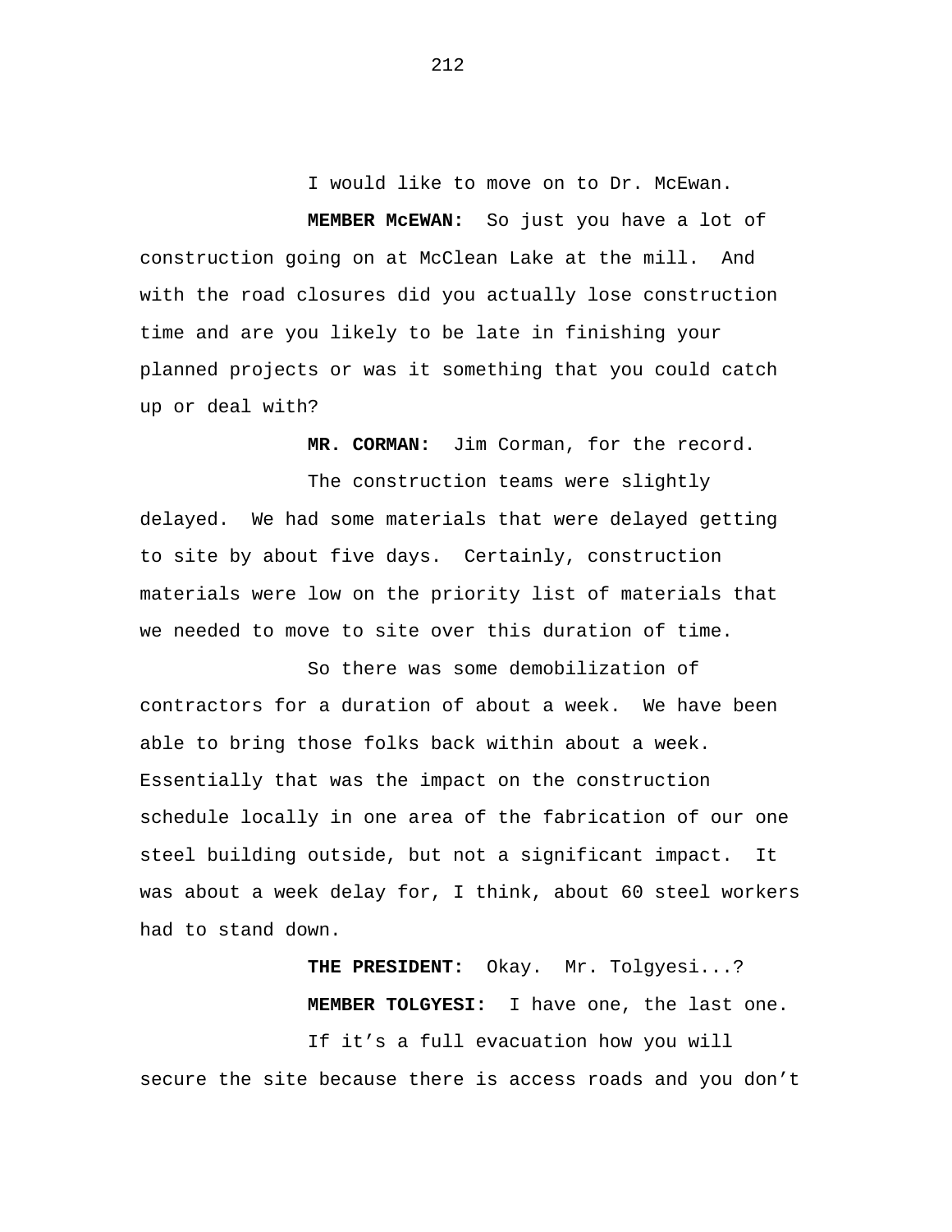I would like to move on to Dr. McEwan.

**MEMBER McEWAN:** So just you have a lot of construction going on at McClean Lake at the mill. And with the road closures did you actually lose construction time and are you likely to be late in finishing your planned projects or was it something that you could catch up or deal with?

**MR. CORMAN:** Jim Corman, for the record.

The construction teams were slightly delayed. We had some materials that were delayed getting to site by about five days. Certainly, construction materials were low on the priority list of materials that we needed to move to site over this duration of time.

So there was some demobilization of contractors for a duration of about a week. We have been able to bring those folks back within about a week. Essentially that was the impact on the construction schedule locally in one area of the fabrication of our one steel building outside, but not a significant impact. It was about a week delay for, I think, about 60 steel workers had to stand down.

**THE PRESIDENT:** Okay. Mr. Tolgyesi...?

**MEMBER TOLGYESI:** I have one, the last one.

If it's a full evacuation how you will secure the site because there is access roads and you don't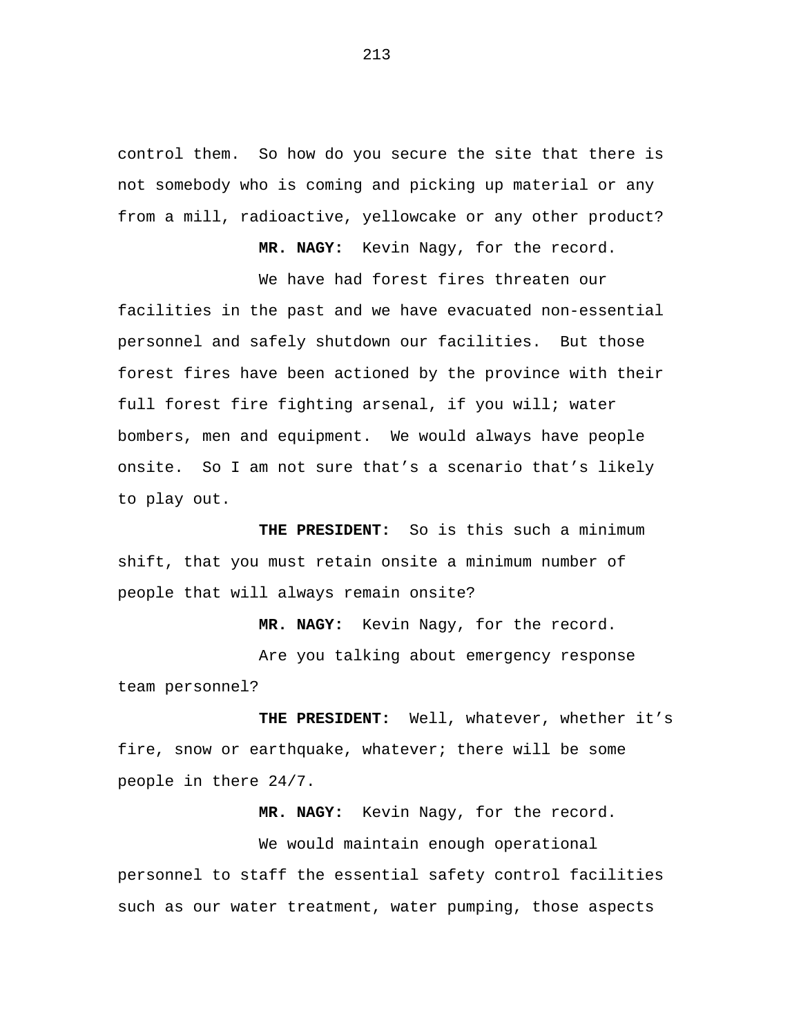control them. So how do you secure the site that there is not somebody who is coming and picking up material or any from a mill, radioactive, yellowcake or any other product?

**MR. NAGY:** Kevin Nagy, for the record.

We have had forest fires threaten our facilities in the past and we have evacuated non-essential personnel and safely shutdown our facilities. But those forest fires have been actioned by the province with their full forest fire fighting arsenal, if you will; water bombers, men and equipment. We would always have people onsite. So I am not sure that's a scenario that's likely to play out.

**THE PRESIDENT:** So is this such a minimum shift, that you must retain onsite a minimum number of people that will always remain onsite?

**MR. NAGY:** Kevin Nagy, for the record.

Are you talking about emergency response team personnel?

**THE PRESIDENT:** Well, whatever, whether it's fire, snow or earthquake, whatever; there will be some people in there 24/7.

**MR. NAGY:** Kevin Nagy, for the record.

We would maintain enough operational personnel to staff the essential safety control facilities such as our water treatment, water pumping, those aspects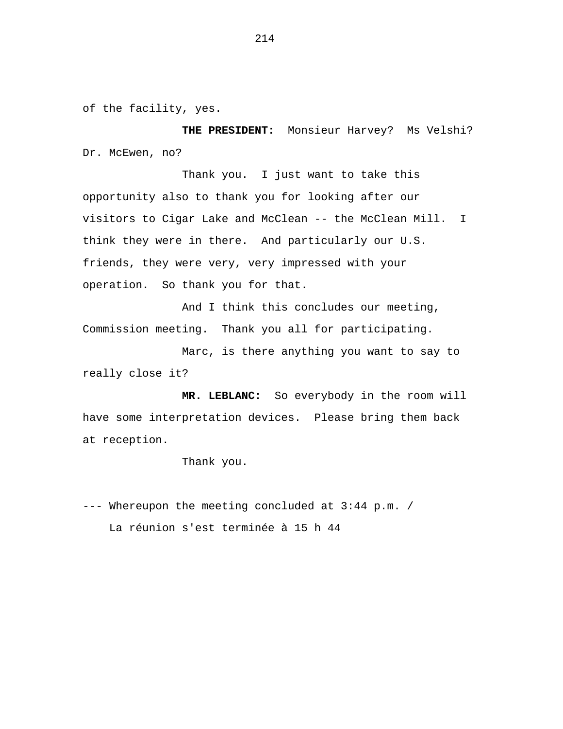of the facility, yes.

**THE PRESIDENT:** Monsieur Harvey? Ms Velshi? Dr. McEwen, no?

Thank you. I just want to take this opportunity also to thank you for looking after our visitors to Cigar Lake and McClean -- the McClean Mill. I think they were in there. And particularly our U.S. friends, they were very, very impressed with your operation. So thank you for that.

And I think this concludes our meeting, Commission meeting. Thank you all for participating.

Marc, is there anything you want to say to really close it?

**MR. LEBLANC:** So everybody in the room will have some interpretation devices. Please bring them back at reception.

Thank you.

--- Whereupon the meeting concluded at 3:44 p.m. / La réunion s'est terminée à 15 h 44